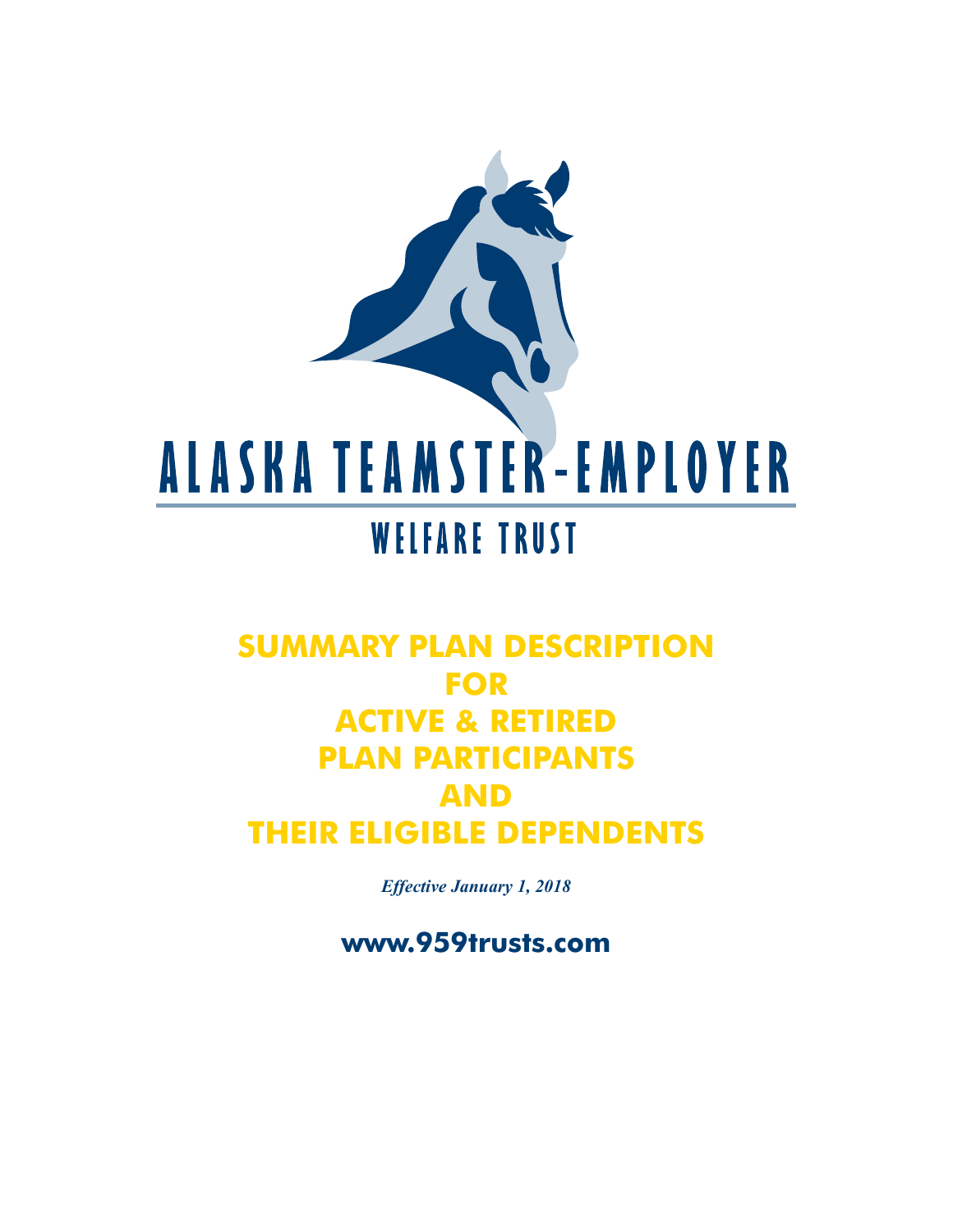# ALASKA TEAMSTER-EMPLOYER

## WELFARE TRUST

# SUMMARY PLAN DESCRIPTION FOR ACTIVE & RETIRED PLAN PARTICIPANTS AND THEIR ELIGIBLE DEPENDENTS

***Effective January 1, 2018***

**www.959trusts.com**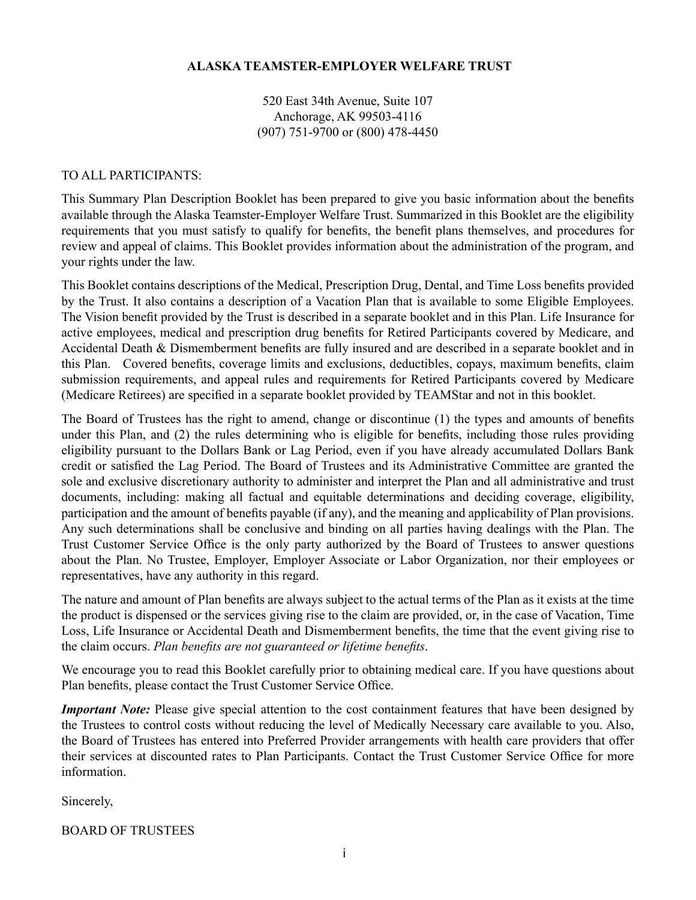**ALASKA TEAMSTER-EMPLOYER WELFARE TRUST**

520 East 34th Avenue, Suite 107
Anchorage, AK 99503-4116
(907) 751-9700 or (800) 478-4450

TO ALL PARTICIPANTS:

This Summary Plan Description Booklet has been prepared to give you basic information about the benefits available through the Alaska Teamster-Employer Welfare Trust. Summarized in this Booklet are the eligibility requirements that you must satisfy to qualify for benefits, the benefit plans themselves, and procedures for review and appeal of claims. This Booklet provides information about the administration of the program, and your rights under the law.

This Booklet contains descriptions of the Medical, Prescription Drug, Dental, and Time Loss benefits provided by the Trust. It also contains a description of a Vacation Plan that is available to some Eligible Employees. The Vision benefit provided by the Trust is described in a separate booklet and in this Plan. Life Insurance for active employees, medical and prescription drug benefits for Retired Participants covered by Medicare, and Accidental Death & Dismemberment benefits are fully insured and are described in a separate booklet and in this Plan. Covered benefits, coverage limits and exclusions, deductibles, copays, maximum benefits, claim submission requirements, and appeal rules and requirements for Retired Participants covered by Medicare (Medicare Retirees) are specified in a separate booklet provided by TEAMStar and not in this booklet.

The Board of Trustees has the right to amend, change or discontinue (1) the types and amounts of benefits under this Plan, and (2) the rules determining who is eligible for benefits, including those rules providing eligibility pursuant to the Dollars Bank or Lag Period, even if you have already accumulated Dollars Bank credit or satisfied the Lag Period. The Board of Trustees and its Administrative Committee are granted the sole and exclusive discretionary authority to administer and interpret the Plan and all administrative and trust documents, including: making all factual and equitable determinations and deciding coverage, eligibility, participation and the amount of benefits payable (if any), and the meaning and applicability of Plan provisions. Any such determinations shall be conclusive and binding on all parties having dealings with the Plan. The Trust Customer Service Office is the only party authorized by the Board of Trustees to answer questions about the Plan. No Trustee, Employer, Employer Associate or Labor Organization, nor their employees or representatives, have any authority in this regard.

The nature and amount of Plan benefits are always subject to the actual terms of the Plan as it exists at the time the product is dispensed or the services giving rise to the claim are provided, or, in the case of Vacation, Time Loss, Life Insurance or Accidental Death and Dismemberment benefits, the time that the event giving rise to the claim occurs. *Plan benefits are not guaranteed or lifetime benefits*.

We encourage you to read this Booklet carefully prior to obtaining medical care. If you have questions about Plan benefits, please contact the Trust Customer Service Office.

***Important Note:*** Please give special attention to the cost containment features that have been designed by the Trustees to control costs without reducing the level of Medically Necessary care available to you. Also, the Board of Trustees has entered into Preferred Provider arrangements with health care providers that offer their services at discounted rates to Plan Participants. Contact the Trust Customer Service Office for more information.

Sincerely,

BOARD OF TRUSTEES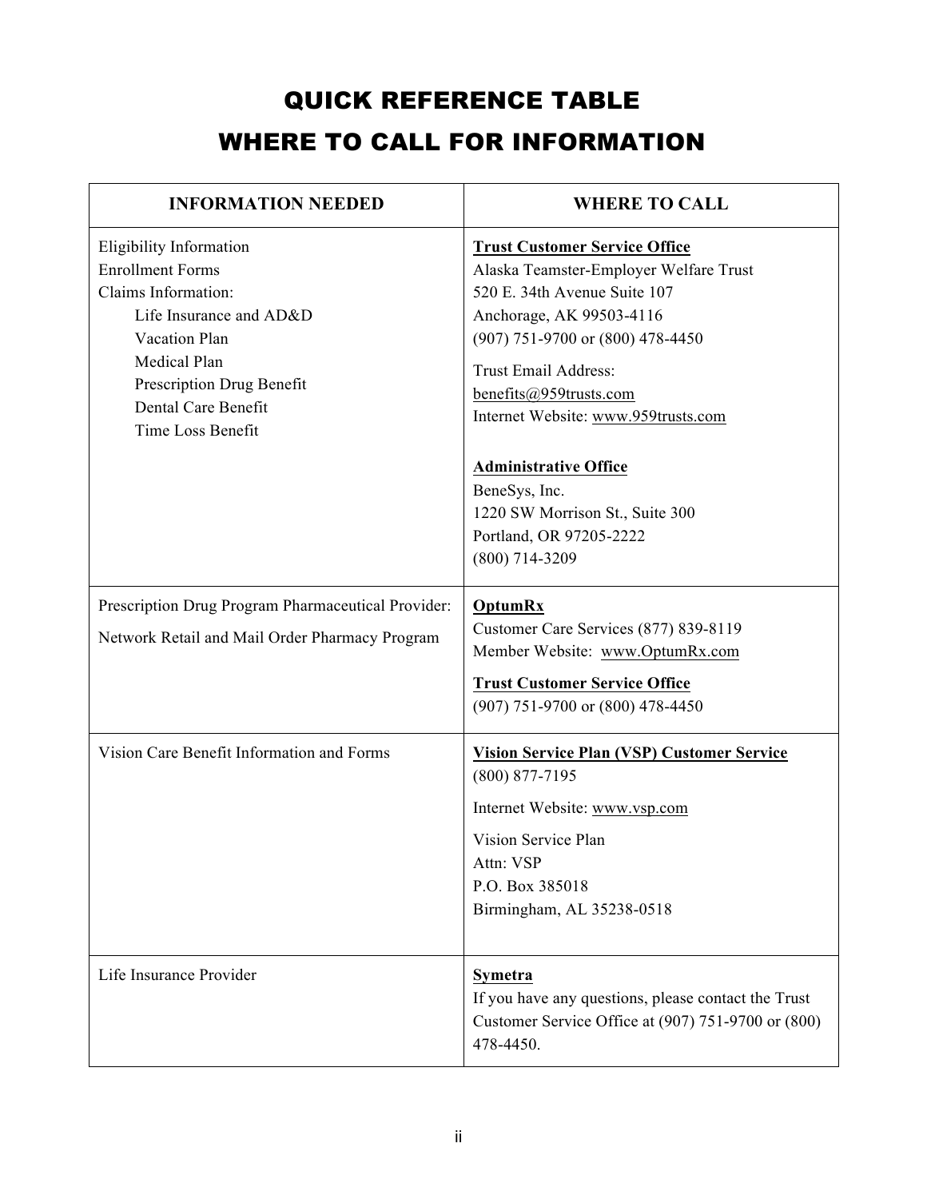# QUICK REFERENCE TABLE

# WHERE TO CALL FOR INFORMATION

| INFORMATION NEEDED | WHERE TO CALL |
| --- | --- |
| Eligibility Information<br>Enrollment Forms<br>Claims Information:<br>Life Insurance and AD&D<br>Vacation Plan<br>Medical Plan<br>Prescription Drug Benefit<br>Dental Care Benefit<br>Time Loss Benefit | **Trust Customer Service Office**<br>Alaska Teamster-Employer Welfare Trust<br>520 E. 34th Avenue Suite 107<br>Anchorage, AK 99503-4116<br>(907) 751-9700 or (800) 478-4450<br>Trust Email Address:<br>benefits@959trusts.com<br>Internet Website: www.959trusts.com<br><br>**Administrative Office**<br>BeneSys, Inc.<br>1220 SW Morrison St., Suite 300<br>Portland, OR 97205-2222<br>(800) 714-3209 |
| Prescription Drug Program Pharmaceutical Provider:<br>Network Retail and Mail Order Pharmacy Program | **OptumRx**<br>Customer Care Services (877) 839-8119<br>Member Website: www.OptumRx.com<br>**Trust Customer Service Office**<br>(907) 751-9700 or (800) 478-4450 |
| Vision Care Benefit Information and Forms | **Vision Service Plan (VSP) Customer Service**<br>(800) 877-7195<br>Internet Website: www.vsp.com<br>Vision Service Plan<br>Attn: VSP<br>P.O. Box 385018<br>Birmingham, AL 35238-0518 |
| Life Insurance Provider | **Symetra**<br>If you have any questions, please contact the Trust Customer Service Office at (907) 751-9700 or (800) 478-4450. |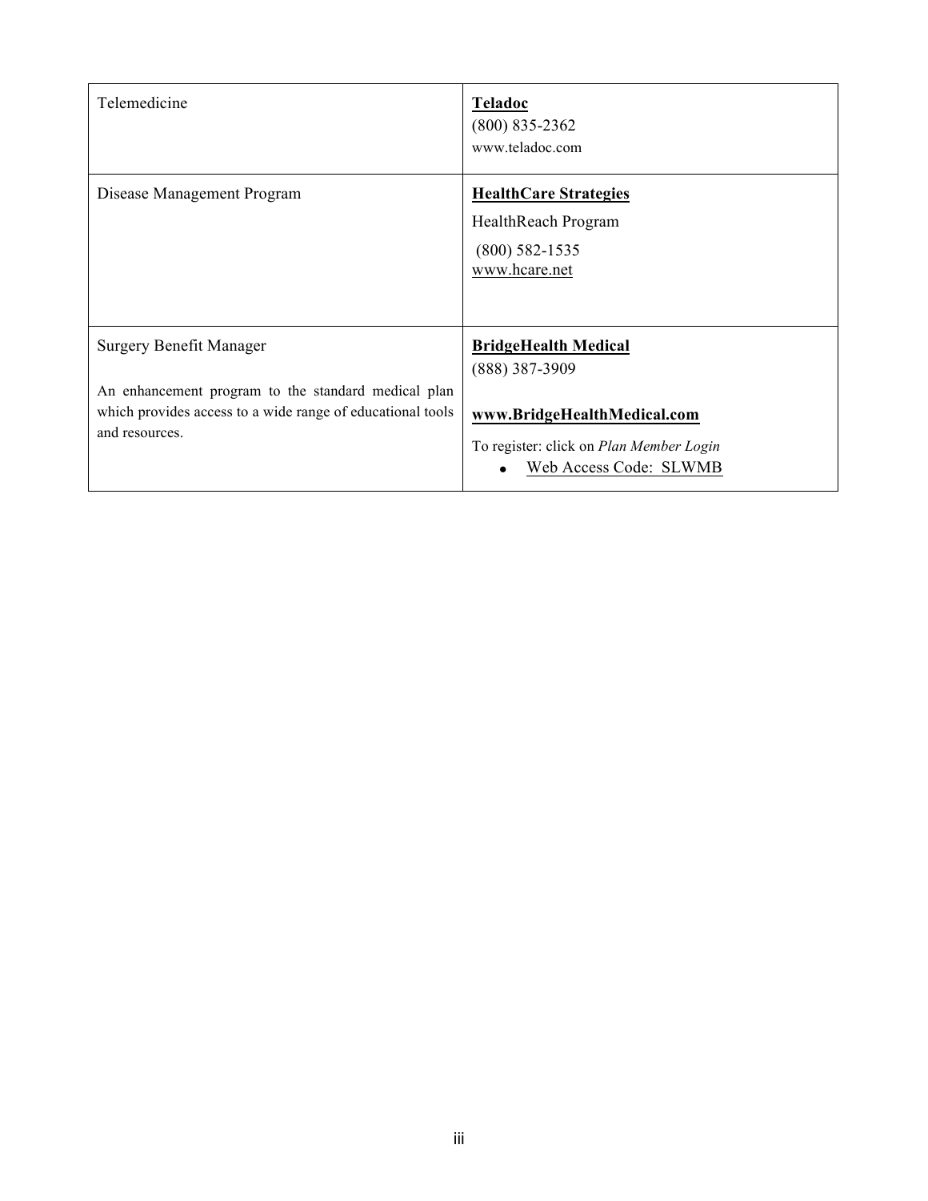| | |
|---|---|
| Telemedicine | **Teladoc**<br>(800) 835-2362<br>www.teladoc.com |
| Disease Management Program | **HealthCare Strategies**<br>HealthReach Program<br>(800) 582-1535<br>www.hcare.net |
| Surgery Benefit Manager<br><br>An enhancement program to the standard medical plan which provides access to a wide range of educational tools and resources. | **BridgeHealth Medical**<br>(888) 387-3909<br><br>**www.BridgeHealthMedical.com**<br><br>To register: click on *Plan Member Login*<br>• Web Access Code: SLWMB |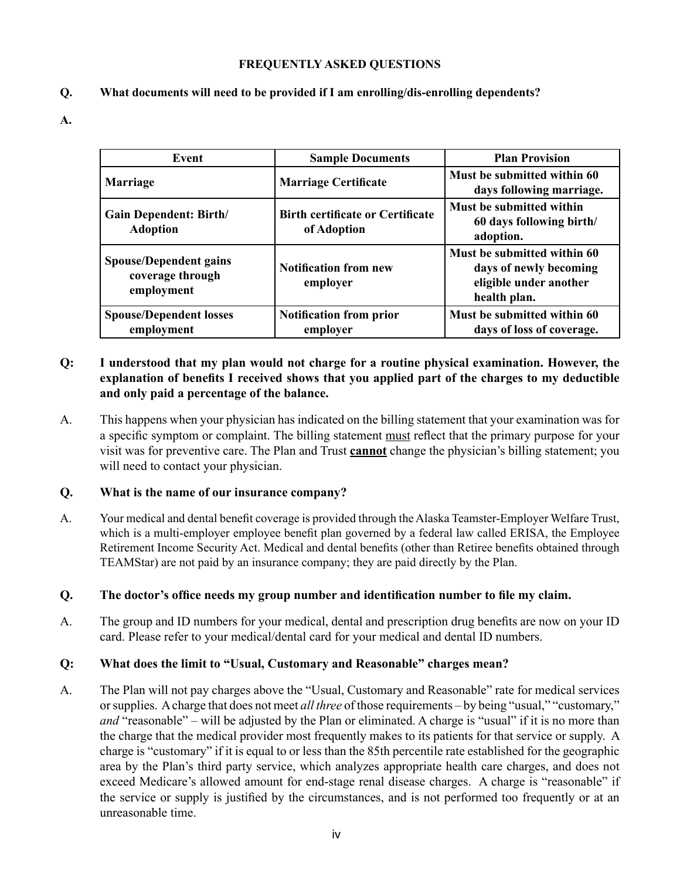## FREQUENTLY ASKED QUESTIONS

**Q. What documents will need to be provided if I am enrolling/dis-enrolling dependents?**

**A.**

| Event | Sample Documents | Plan Provision |
|---|---|---|
| **Marriage** | **Marriage Certificate** | **Must be submitted within 60 days following marriage.** |
| **Gain Dependent: Birth/ Adoption** | **Birth certificate or Certificate of Adoption** | **Must be submitted within 60 days following birth/ adoption.** |
| **Spouse/Dependent gains coverage through employment** | **Notification from new employer** | **Must be submitted within 60 days of newly becoming eligible under another health plan.** |
| **Spouse/Dependent losses employment** | **Notification from prior employer** | **Must be submitted within 60 days of loss of coverage.** |

**Q: I understood that my plan would not charge for a routine physical examination. However, the explanation of benefits I received shows that you applied part of the charges to my deductible and only paid a percentage of the balance.**

A. This happens when your physician has indicated on the billing statement that your examination was for a specific symptom or complaint. The billing statement must reflect that the primary purpose for your visit was for preventive care. The Plan and Trust **cannot** change the physician's billing statement; you will need to contact your physician.

**Q. What is the name of our insurance company?**

A. Your medical and dental benefit coverage is provided through the Alaska Teamster-Employer Welfare Trust, which is a multi-employer employee benefit plan governed by a federal law called ERISA, the Employee Retirement Income Security Act. Medical and dental benefits (other than Retiree benefits obtained through TEAMStar) are not paid by an insurance company; they are paid directly by the Plan.

**Q. The doctor's office needs my group number and identification number to file my claim.**

A. The group and ID numbers for your medical, dental and prescription drug benefits are now on your ID card. Please refer to your medical/dental card for your medical and dental ID numbers.

**Q: What does the limit to "Usual, Customary and Reasonable" charges mean?**

A. The Plan will not pay charges above the "Usual, Customary and Reasonable" rate for medical services or supplies. A charge that does not meet *all three* of those requirements – by being "usual," "customary," *and* "reasonable" – will be adjusted by the Plan or eliminated. A charge is "usual" if it is no more than the charge that the medical provider most frequently makes to its patients for that service or supply. A charge is "customary" if it is equal to or less than the 85th percentile rate established for the geographic area by the Plan's third party service, which analyzes appropriate health care charges, and does not exceed Medicare's allowed amount for end-stage renal disease charges. A charge is "reasonable" if the service or supply is justified by the circumstances, and is not performed too frequently or at an unreasonable time.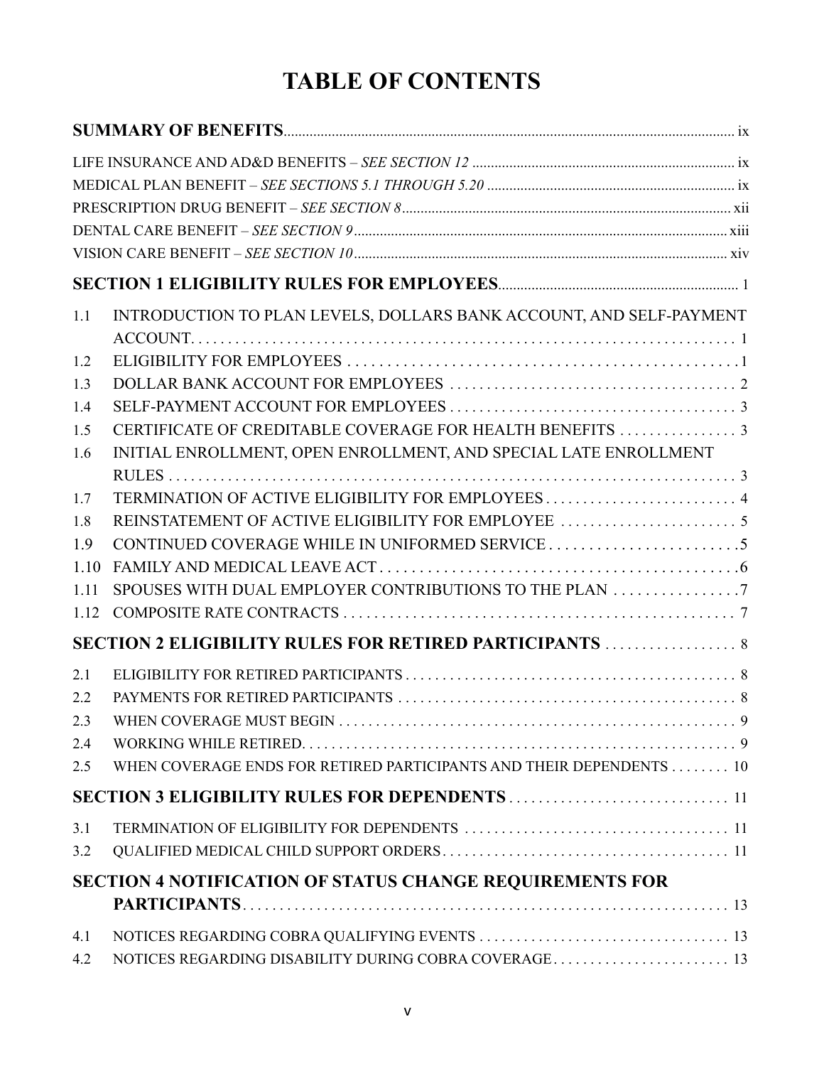# TABLE OF CONTENTS

**SUMMARY OF BENEFITS** ix

LIFE INSURANCE AND AD&D BENEFITS – *SEE SECTION 12* ix

MEDICAL PLAN BENEFIT – *SEE SECTIONS 5.1 THROUGH 5.20* ix

PRESCRIPTION DRUG BENEFIT – *SEE SECTION 8* xii

DENTAL CARE BENEFIT – *SEE SECTION 9* xiii

VISION CARE BENEFIT – *SEE SECTION 10* xiv

**SECTION 1 ELIGIBILITY RULES FOR EMPLOYEES** 1

1.1 INTRODUCTION TO PLAN LEVELS, DOLLARS BANK ACCOUNT, AND SELF-PAYMENT ACCOUNT 1

1.2 ELIGIBILITY FOR EMPLOYEES 1

1.3 DOLLAR BANK ACCOUNT FOR EMPLOYEES 2

1.4 SELF-PAYMENT ACCOUNT FOR EMPLOYEES 3

1.5 CERTIFICATE OF CREDITABLE COVERAGE FOR HEALTH BENEFITS 3

1.6 INITIAL ENROLLMENT, OPEN ENROLLMENT, AND SPECIAL LATE ENROLLMENT RULES 3

1.7 TERMINATION OF ACTIVE ELIGIBILITY FOR EMPLOYEES 4

1.8 REINSTATEMENT OF ACTIVE ELIGIBILITY FOR EMPLOYEE 5

1.9 CONTINUED COVERAGE WHILE IN UNIFORMED SERVICE 5

1.10 FAMILY AND MEDICAL LEAVE ACT 6

1.11 SPOUSES WITH DUAL EMPLOYER CONTRIBUTIONS TO THE PLAN 7

1.12 COMPOSITE RATE CONTRACTS 7

**SECTION 2 ELIGIBILITY RULES FOR RETIRED PARTICIPANTS** 8

2.1 ELIGIBILITY FOR RETIRED PARTICIPANTS 8

2.2 PAYMENTS FOR RETIRED PARTICIPANTS 8

2.3 WHEN COVERAGE MUST BEGIN 9

2.4 WORKING WHILE RETIRED 9

2.5 WHEN COVERAGE ENDS FOR RETIRED PARTICIPANTS AND THEIR DEPENDENTS 10

**SECTION 3 ELIGIBILITY RULES FOR DEPENDENTS** 11

3.1 TERMINATION OF ELIGIBILITY FOR DEPENDENTS 11

3.2 QUALIFIED MEDICAL CHILD SUPPORT ORDERS 11

**SECTION 4 NOTIFICATION OF STATUS CHANGE REQUIREMENTS FOR PARTICIPANTS** 13

4.1 NOTICES REGARDING COBRA QUALIFYING EVENTS 13

4.2 NOTICES REGARDING DISABILITY DURING COBRA COVERAGE 13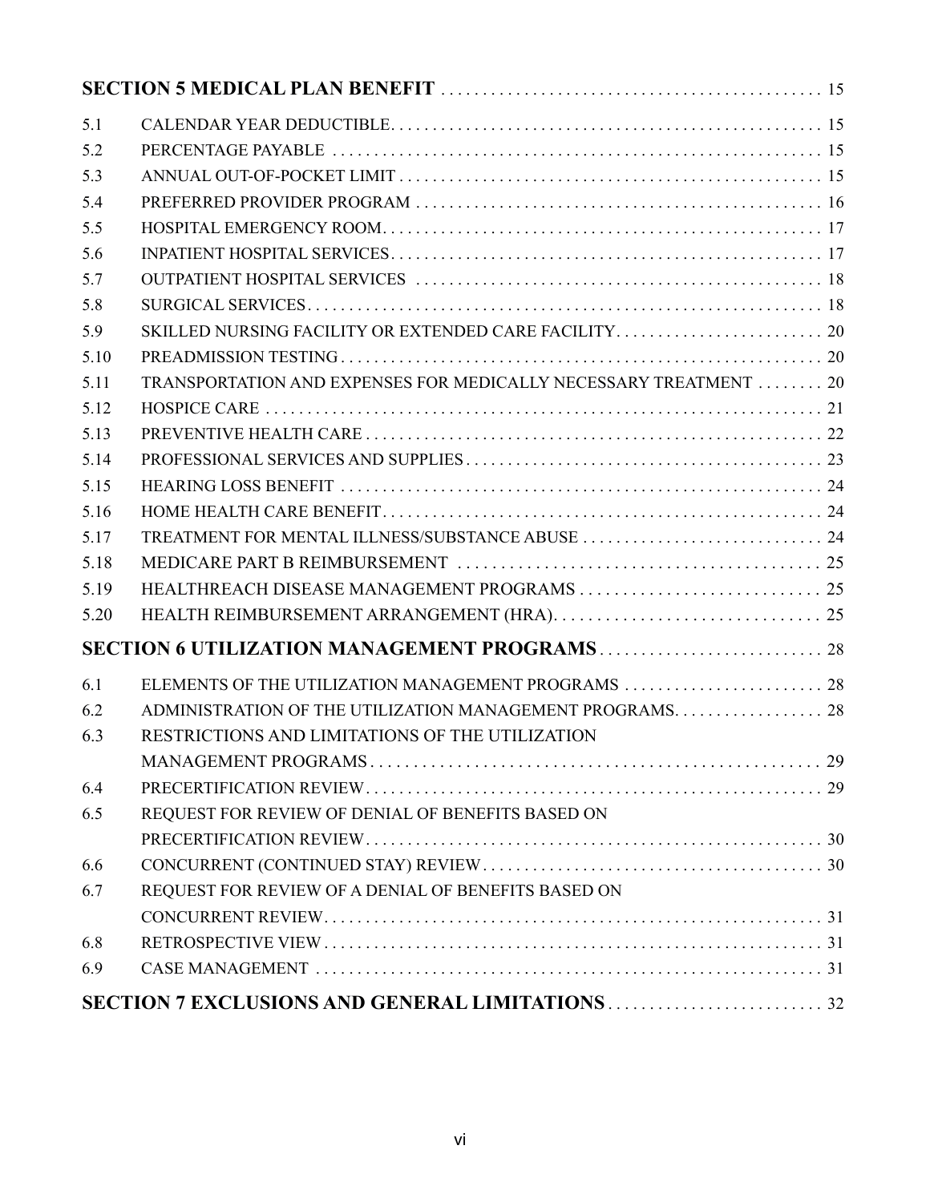| | | |
|---|---|---|
| **SECTION 5 MEDICAL PLAN BENEFIT** | | 15 |
| 5.1 | CALENDAR YEAR DEDUCTIBLE | 15 |
| 5.2 | PERCENTAGE PAYABLE | 15 |
| 5.3 | ANNUAL OUT-OF-POCKET LIMIT | 15 |
| 5.4 | PREFERRED PROVIDER PROGRAM | 16 |
| 5.5 | HOSPITAL EMERGENCY ROOM | 17 |
| 5.6 | INPATIENT HOSPITAL SERVICES | 17 |
| 5.7 | OUTPATIENT HOSPITAL SERVICES | 18 |
| 5.8 | SURGICAL SERVICES | 18 |
| 5.9 | SKILLED NURSING FACILITY OR EXTENDED CARE FACILITY | 20 |
| 5.10 | PREADMISSION TESTING | 20 |
| 5.11 | TRANSPORTATION AND EXPENSES FOR MEDICALLY NECESSARY TREATMENT | 20 |
| 5.12 | HOSPICE CARE | 21 |
| 5.13 | PREVENTIVE HEALTH CARE | 22 |
| 5.14 | PROFESSIONAL SERVICES AND SUPPLIES | 23 |
| 5.15 | HEARING LOSS BENEFIT | 24 |
| 5.16 | HOME HEALTH CARE BENEFIT | 24 |
| 5.17 | TREATMENT FOR MENTAL ILLNESS/SUBSTANCE ABUSE | 24 |
| 5.18 | MEDICARE PART B REIMBURSEMENT | 25 |
| 5.19 | HEALTHREACH DISEASE MANAGEMENT PROGRAMS | 25 |
| 5.20 | HEALTH REIMBURSEMENT ARRANGEMENT (HRA) | 25 |
| **SECTION 6 UTILIZATION MANAGEMENT PROGRAMS** | | 28 |
| 6.1 | ELEMENTS OF THE UTILIZATION MANAGEMENT PROGRAMS | 28 |
| 6.2 | ADMINISTRATION OF THE UTILIZATION MANAGEMENT PROGRAMS | 28 |
| 6.3 | RESTRICTIONS AND LIMITATIONS OF THE UTILIZATION MANAGEMENT PROGRAMS | 29 |
| 6.4 | PRECERTIFICATION REVIEW | 29 |
| 6.5 | REQUEST FOR REVIEW OF DENIAL OF BENEFITS BASED ON PRECERTIFICATION REVIEW | 30 |
| 6.6 | CONCURRENT (CONTINUED STAY) REVIEW | 30 |
| 6.7 | REQUEST FOR REVIEW OF A DENIAL OF BENEFITS BASED ON CONCURRENT REVIEW | 31 |
| 6.8 | RETROSPECTIVE VIEW | 31 |
| 6.9 | CASE MANAGEMENT | 31 |
| **SECTION 7 EXCLUSIONS AND GENERAL LIMITATIONS** | | 32 |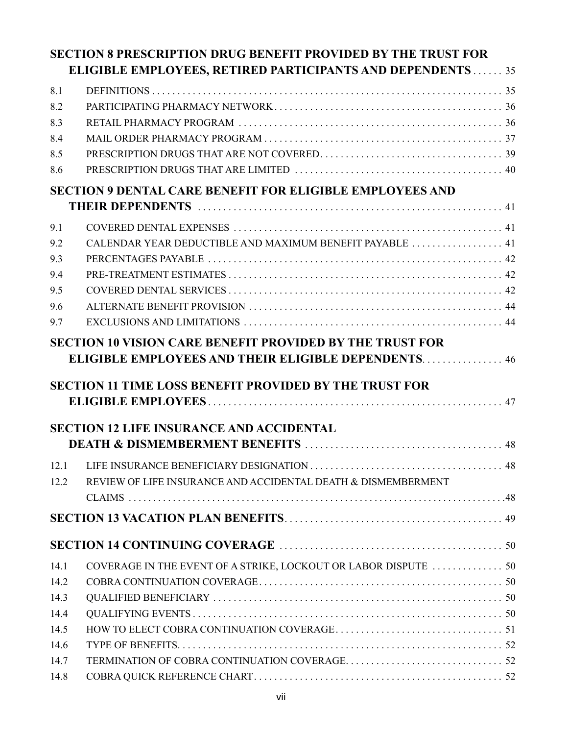**SECTION 8 PRESCRIPTION DRUG BENEFIT PROVIDED BY THE TRUST FOR ELIGIBLE EMPLOYEES, RETIRED PARTICIPANTS AND DEPENDENTS** . . . . . . 35

| | | |
|---|---|---|
| 8.1 | DEFINITIONS | 35 |
| 8.2 | PARTICIPATING PHARMACY NETWORK | 36 |
| 8.3 | RETAIL PHARMACY PROGRAM | 36 |
| 8.4 | MAIL ORDER PHARMACY PROGRAM | 37 |
| 8.5 | PRESCRIPTION DRUGS THAT ARE NOT COVERED | 39 |
| 8.6 | PRESCRIPTION DRUGS THAT ARE LIMITED | 40 |

**SECTION 9 DENTAL CARE BENEFIT FOR ELIGIBLE EMPLOYEES AND THEIR DEPENDENTS** . . . . . . 41

| | | |
|---|---|---|
| 9.1 | COVERED DENTAL EXPENSES | 41 |
| 9.2 | CALENDAR YEAR DEDUCTIBLE AND MAXIMUM BENEFIT PAYABLE | 41 |
| 9.3 | PERCENTAGES PAYABLE | 42 |
| 9.4 | PRE-TREATMENT ESTIMATES | 42 |
| 9.5 | COVERED DENTAL SERVICES | 42 |
| 9.6 | ALTERNATE BENEFIT PROVISION | 44 |
| 9.7 | EXCLUSIONS AND LIMITATIONS | 44 |

**SECTION 10 VISION CARE BENEFIT PROVIDED BY THE TRUST FOR ELIGIBLE EMPLOYEES AND THEIR ELIGIBLE DEPENDENTS** . . . . . . 46

**SECTION 11 TIME LOSS BENEFIT PROVIDED BY THE TRUST FOR ELIGIBLE EMPLOYEES** . . . . . . 47

**SECTION 12 LIFE INSURANCE AND ACCIDENTAL DEATH & DISMEMBERMENT BENEFITS** . . . . . . 48

| | | |
|---|---|---|
| 12.1 | LIFE INSURANCE BENEFICIARY DESIGNATION | 48 |
| 12.2 | REVIEW OF LIFE INSURANCE AND ACCIDENTAL DEATH & DISMEMBERMENT CLAIMS | 48 |

**SECTION 13 VACATION PLAN BENEFITS** . . . . . . 49

**SECTION 14 CONTINUING COVERAGE** . . . . . . 50

| | | |
|---|---|---|
| 14.1 | COVERAGE IN THE EVENT OF A STRIKE, LOCKOUT OR LABOR DISPUTE | 50 |
| 14.2 | COBRA CONTINUATION COVERAGE | 50 |
| 14.3 | QUALIFIED BENEFICIARY | 50 |
| 14.4 | QUALIFYING EVENTS | 50 |
| 14.5 | HOW TO ELECT COBRA CONTINUATION COVERAGE | 51 |
| 14.6 | TYPE OF BENEFITS | 52 |
| 14.7 | TERMINATION OF COBRA CONTINUATION COVERAGE | 52 |
| 14.8 | COBRA QUICK REFERENCE CHART | 52 |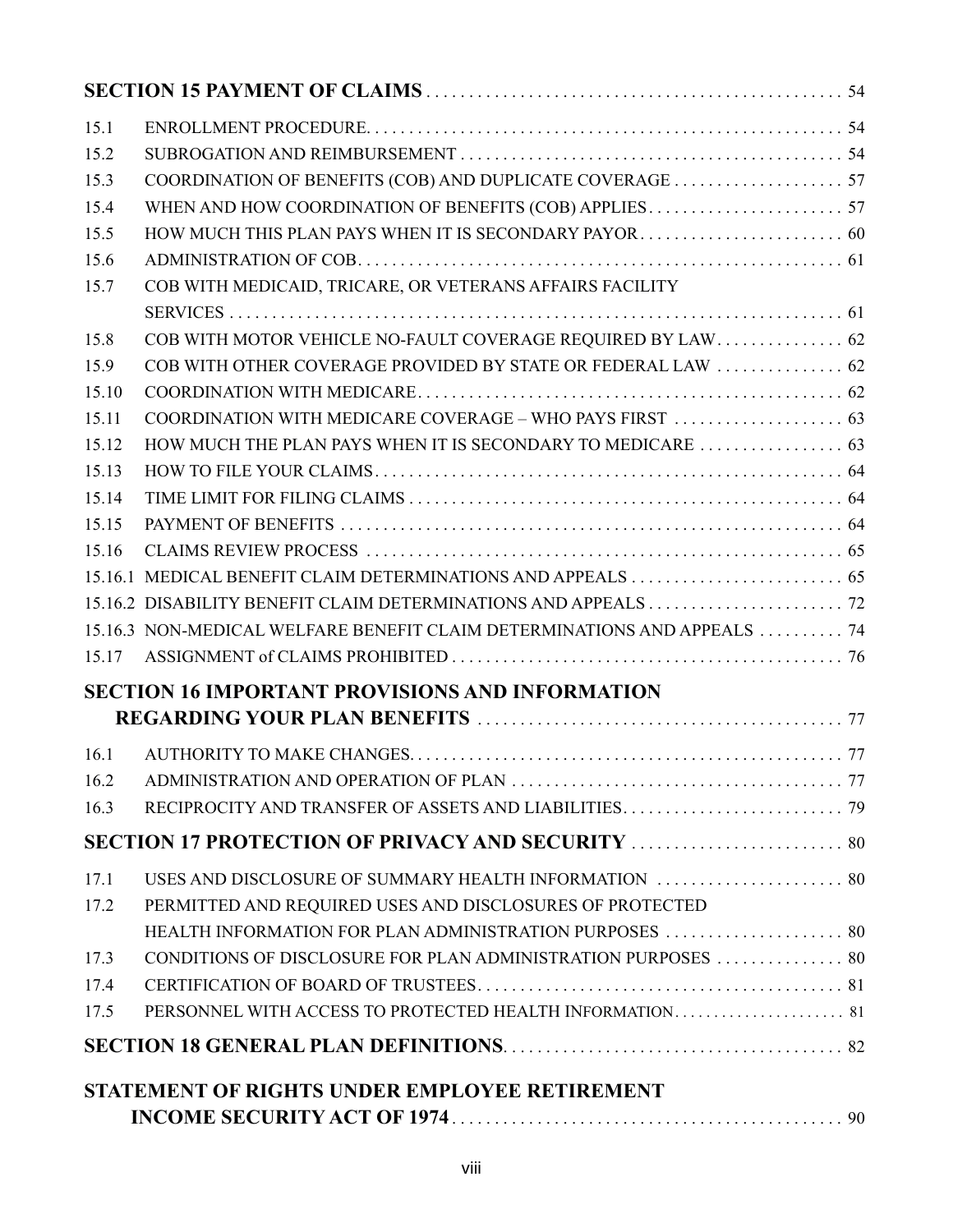**SECTION 15 PAYMENT OF CLAIMS** . . . . . . . . . . . . . . . . . . . . . . . . . . . . . . . . . . . . . . . . . . . . . . . . 54

| | | |
|---|---|---|
| 15.1 | ENROLLMENT PROCEDURE | 54 |
| 15.2 | SUBROGATION AND REIMBURSEMENT | 54 |
| 15.3 | COORDINATION OF BENEFITS (COB) AND DUPLICATE COVERAGE | 57 |
| 15.4 | WHEN AND HOW COORDINATION OF BENEFITS (COB) APPLIES | 57 |
| 15.5 | HOW MUCH THIS PLAN PAYS WHEN IT IS SECONDARY PAYOR | 60 |
| 15.6 | ADMINISTRATION OF COB | 61 |
| 15.7 | COB WITH MEDICAID, TRICARE, OR VETERANS AFFAIRS FACILITY SERVICES | 61 |
| 15.8 | COB WITH MOTOR VEHICLE NO-FAULT COVERAGE REQUIRED BY LAW | 62 |
| 15.9 | COB WITH OTHER COVERAGE PROVIDED BY STATE OR FEDERAL LAW | 62 |
| 15.10 | COORDINATION WITH MEDICARE | 62 |
| 15.11 | COORDINATION WITH MEDICARE COVERAGE – WHO PAYS FIRST | 63 |
| 15.12 | HOW MUCH THE PLAN PAYS WHEN IT IS SECONDARY TO MEDICARE | 63 |
| 15.13 | HOW TO FILE YOUR CLAIMS | 64 |
| 15.14 | TIME LIMIT FOR FILING CLAIMS | 64 |
| 15.15 | PAYMENT OF BENEFITS | 64 |
| 15.16 | CLAIMS REVIEW PROCESS | 65 |
| 15.16.1 | MEDICAL BENEFIT CLAIM DETERMINATIONS AND APPEALS | 65 |
| 15.16.2 | DISABILITY BENEFIT CLAIM DETERMINATIONS AND APPEALS | 72 |
| 15.16.3 | NON-MEDICAL WELFARE BENEFIT CLAIM DETERMINATIONS AND APPEALS | 74 |
| 15.17 | ASSIGNMENT of CLAIMS PROHIBITED | 76 |

**SECTION 16 IMPORTANT PROVISIONS AND INFORMATION REGARDING YOUR PLAN BENEFITS** . . . . . . . . . . . . . . . . . . . . . . . . . . . . . . . . . . . . . . . . . . 77

| | | |
|---|---|---|
| 16.1 | AUTHORITY TO MAKE CHANGES | 77 |
| 16.2 | ADMINISTRATION AND OPERATION OF PLAN | 77 |
| 16.3 | RECIPROCITY AND TRANSFER OF ASSETS AND LIABILITIES | 79 |

**SECTION 17 PROTECTION OF PRIVACY AND SECURITY** . . . . . . . . . . . . . . . . . . . . . . . . . 80

| | | |
|---|---|---|
| 17.1 | USES AND DISCLOSURE OF SUMMARY HEALTH INFORMATION | 80 |
| 17.2 | PERMITTED AND REQUIRED USES AND DISCLOSURES OF PROTECTED HEALTH INFORMATION FOR PLAN ADMINISTRATION PURPOSES | 80 |
| 17.3 | CONDITIONS OF DISCLOSURE FOR PLAN ADMINISTRATION PURPOSES | 80 |
| 17.4 | CERTIFICATION OF BOARD OF TRUSTEES | 81 |
| 17.5 | PERSONNEL WITH ACCESS TO PROTECTED HEALTH INFORMATION | 81 |

**SECTION 18 GENERAL PLAN DEFINITIONS** . . . . . . . . . . . . . . . . . . . . . . . . . . . . . . . . . . . . . . . 82

**STATEMENT OF RIGHTS UNDER EMPLOYEE RETIREMENT INCOME SECURITY ACT OF 1974** . . . . . . . . . . . . . . . . . . . . . . . . . . . . . . . . . . . . . . . . . . . . . 90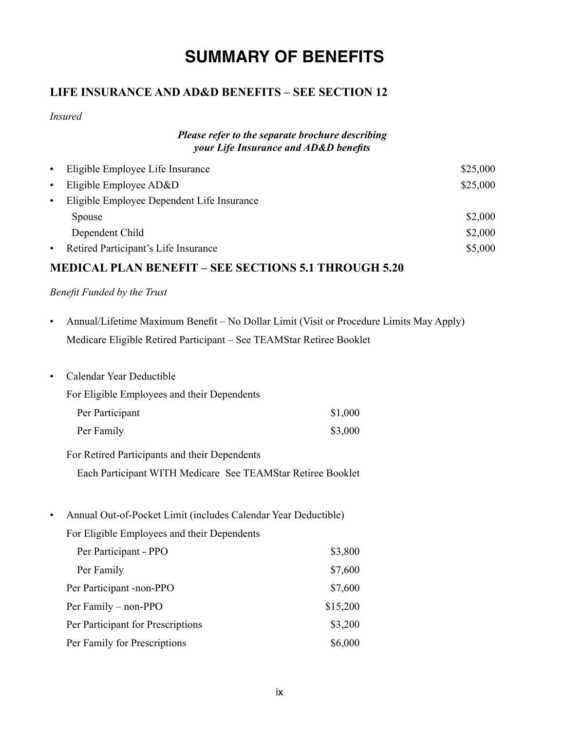# SUMMARY OF BENEFITS

## LIFE INSURANCE AND AD&D BENEFITS – SEE SECTION 12

*Insured*

***Please refer to the separate brochure describing your Life Insurance and AD&D benefits***

| | |
|---|---|
| • Eligible Employee Life Insurance | $25,000 |
| • Eligible Employee AD&D | $25,000 |
| • Eligible Employee Dependent Life Insurance | |
| Spouse | $2,000 |
| Dependent Child | $2,000 |
| • Retired Participant's Life Insurance | $5,000 |

## MEDICAL PLAN BENEFIT – SEE SECTIONS 5.1 THROUGH 5.20

*Benefit Funded by the Trust*

- Annual/Lifetime Maximum Benefit – No Dollar Limit (Visit or Procedure Limits May Apply)

  Medicare Eligible Retired Participant – See TEAMStar Retiree Booklet

- Calendar Year Deductible

  For Eligible Employees and their Dependents

  | | |
  |---|---|
  | Per Participant | $1,000 |
  | Per Family | $3,000 |

  For Retired Participants and their Dependents

  Each Participant WITH Medicare See TEAMStar Retiree Booklet

- Annual Out-of-Pocket Limit (includes Calendar Year Deductible)

  For Eligible Employees and their Dependents

  | | |
  |---|---|
  | Per Participant - PPO | $3,800 |
  | Per Family | $7,600 |
  | Per Participant -non-PPO | $7,600 |
  | Per Family – non-PPO | $15,200 |
  | Per Participant for Prescriptions | $3,200 |
  | Per Family for Prescriptions | $6,000 |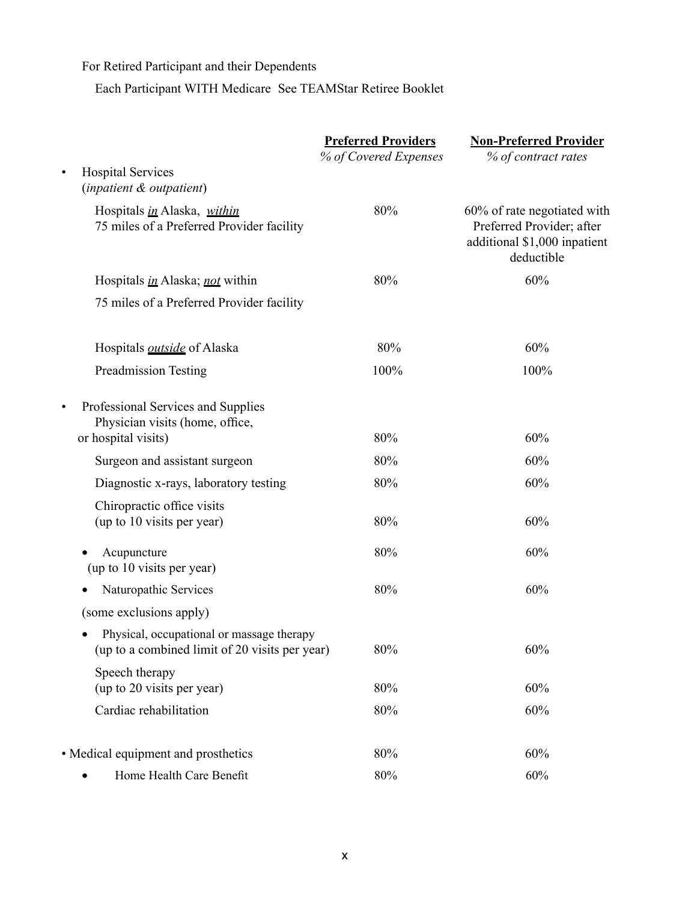For Retired Participant and their Dependents

Each Participant WITH Medicare See TEAMStar Retiree Booklet

| | **Preferred Providers** *% of Covered Expenses* | **Non-Preferred Provider** *% of contract rates* |
|---|---|---|
| • Hospital Services (*inpatient & outpatient*) | | |
| Hospitals ***in*** Alaska, ***within*** 75 miles of a Preferred Provider facility | 80% | 60% of rate negotiated with Preferred Provider; after additional $1,000 inpatient deductible |
| Hospitals ***in*** Alaska; ***not*** within 75 miles of a Preferred Provider facility | 80% | 60% |
| Hospitals ***outside*** of Alaska | 80% | 60% |
| Preadmission Testing | 100% | 100% |
| • Professional Services and Supplies | | |
| Physician visits (home, office, or hospital visits) | 80% | 60% |
| Surgeon and assistant surgeon | 80% | 60% |
| Diagnostic x-rays, laboratory testing | 80% | 60% |
| Chiropractic office visits (up to 10 visits per year) | 80% | 60% |
| • Acupuncture (up to 10 visits per year) | 80% | 60% |
| • Naturopathic Services (some exclusions apply) | 80% | 60% |
| • Physical, occupational or massage therapy (up to a combined limit of 20 visits per year) | 80% | 60% |
| Speech therapy (up to 20 visits per year) | 80% | 60% |
| Cardiac rehabilitation | 80% | 60% |
| • Medical equipment and prosthetics | 80% | 60% |
| • Home Health Care Benefit | 80% | 60% |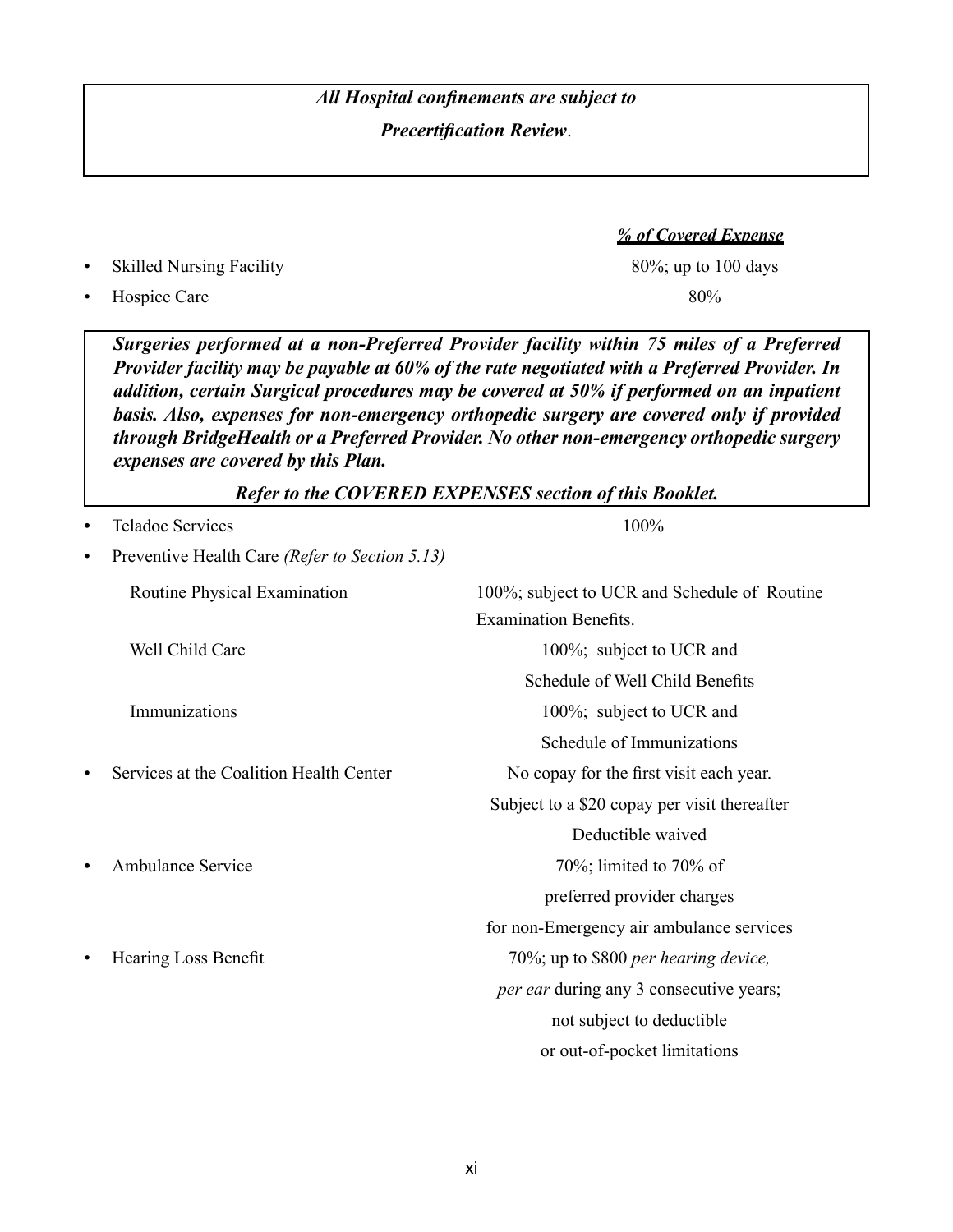***All Hospital confinements are subject to Precertification Review*.**

| | ***% of Covered Expense*** |
|---|---|
| • Skilled Nursing Facility | 80%; up to 100 days |
| • Hospice Care | 80% |

***Surgeries performed at a non-Preferred Provider facility within 75 miles of a Preferred Provider facility may be payable at 60% of the rate negotiated with a Preferred Provider. In addition, certain Surgical procedures may be covered at 50% if performed on an inpatient basis. Also, expenses for non-emergency orthopedic surgery are covered only if provided through BridgeHealth or a Preferred Provider. No other non-emergency orthopedic surgery expenses are covered by this Plan.***

***Refer to the COVERED EXPENSES section of this Booklet.***

| | |
|---|---|
| • Teladoc Services | 100% |
| • Preventive Health Care *(Refer to Section 5.13)* | |
| Routine Physical Examination | 100%; subject to UCR and Schedule of Routine Examination Benefits. |
| Well Child Care | 100%; subject to UCR and Schedule of Well Child Benefits |
| Immunizations | 100%; subject to UCR and Schedule of Immunizations |
| • Services at the Coalition Health Center | No copay for the first visit each year. Subject to a $20 copay per visit thereafter Deductible waived |
| • Ambulance Service | 70%; limited to 70% of preferred provider charges for non-Emergency air ambulance services |
| • Hearing Loss Benefit | 70%; up to $800 *per hearing device, per ear* during any 3 consecutive years; not subject to deductible or out-of-pocket limitations |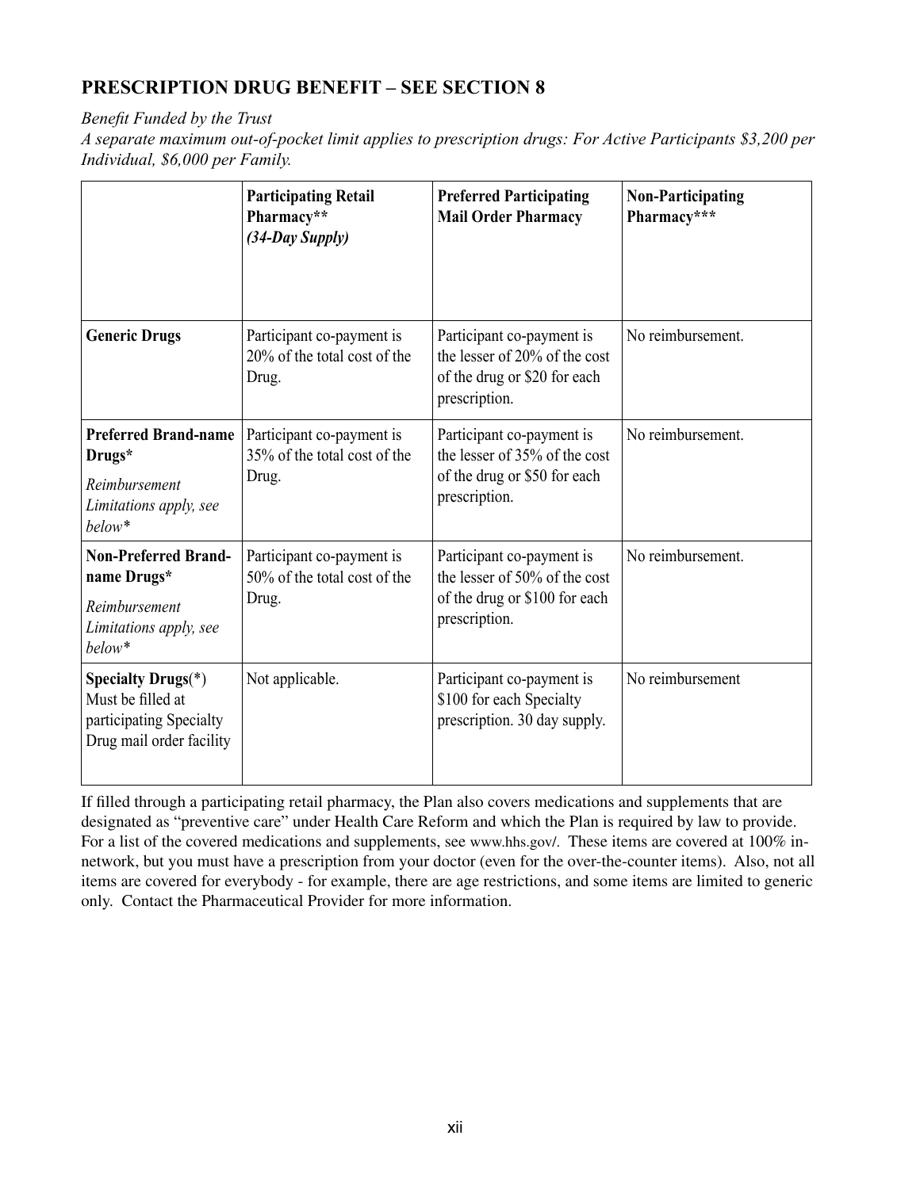## PRESCRIPTION DRUG BENEFIT – SEE SECTION 8

*Benefit Funded by the Trust*

*A separate maximum out-of-pocket limit applies to prescription drugs: For Active Participants $3,200 per Individual, $6,000 per Family.*

| | **Participating Retail Pharmacy**** ***(34-Day Supply)*** | **Preferred Participating Mail Order Pharmacy** | **Non-Participating Pharmacy***** |
|---|---|---|---|
| **Generic Drugs** | Participant co-payment is 20% of the total cost of the Drug. | Participant co-payment is the lesser of 20% of the cost of the drug or $20 for each prescription. | No reimbursement. |
| **Preferred Brand-name Drugs*** *Reimbursement Limitations apply, see below** | Participant co-payment is 35% of the total cost of the Drug. | Participant co-payment is the lesser of 35% of the cost of the drug or $50 for each prescription. | No reimbursement. |
| **Non-Preferred Brand-name Drugs*** *Reimbursement Limitations apply, see below** | Participant co-payment is 50% of the total cost of the Drug. | Participant co-payment is the lesser of 50% of the cost of the drug or $100 for each prescription. | No reimbursement. |
| **Specialty Drugs**(*) Must be filled at participating Specialty Drug mail order facility | Not applicable. | Participant co-payment is $100 for each Specialty prescription. 30 day supply. | No reimbursement |

If filled through a participating retail pharmacy, the Plan also covers medications and supplements that are designated as "preventive care" under Health Care Reform and which the Plan is required by law to provide. For a list of the covered medications and supplements, see www.hhs.gov/. These items are covered at 100% in-network, but you must have a prescription from your doctor (even for the over-the-counter items). Also, not all items are covered for everybody - for example, there are age restrictions, and some items are limited to generic only. Contact the Pharmaceutical Provider for more information.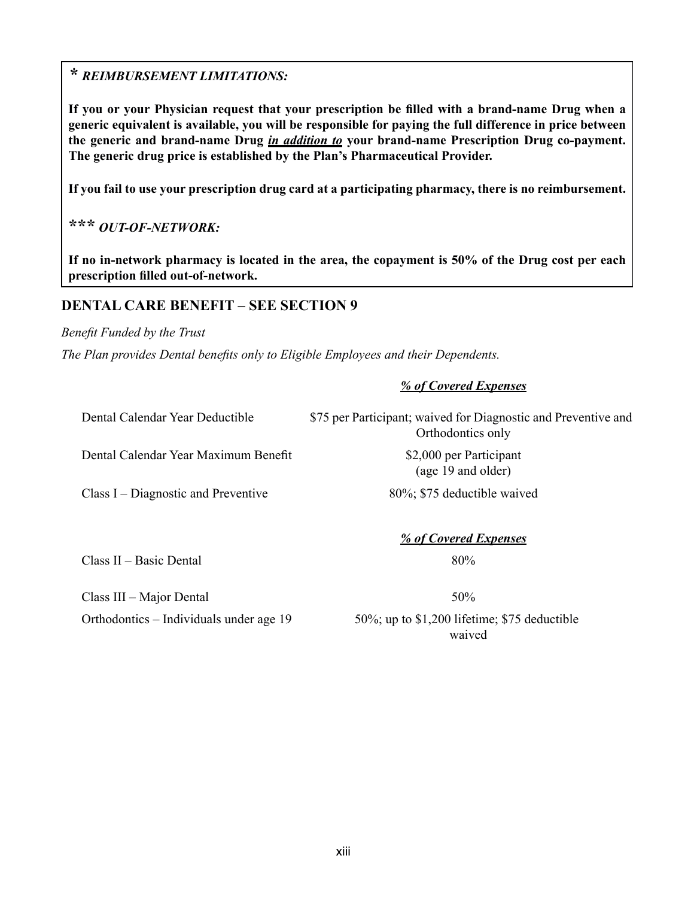**\* *REIMBURSEMENT LIMITATIONS:***

**If you or your Physician request that your prescription be filled with a brand-name Drug when a generic equivalent is available, you will be responsible for paying the full difference in price between the generic and brand-name Drug *in addition to* your brand-name Prescription Drug co-payment. The generic drug price is established by the Plan's Pharmaceutical Provider.**

**If you fail to use your prescription drug card at a participating pharmacy, there is no reimbursement.**

**\*\*\* *OUT-OF-NETWORK:***

**If no in-network pharmacy is located in the area, the copayment is 50% of the Drug cost per each prescription filled out-of-network.**

## DENTAL CARE BENEFIT – SEE SECTION 9

*Benefit Funded by the Trust*

*The Plan provides Dental benefits only to Eligible Employees and their Dependents.*

| | ***% of Covered Expenses*** |
|---|---|
| Dental Calendar Year Deductible | $75 per Participant; waived for Diagnostic and Preventive and Orthodontics only |
| Dental Calendar Year Maximum Benefit | $2,000 per Participant (age 19 and older) |
| Class I – Diagnostic and Preventive | 80%; $75 deductible waived |

| | ***% of Covered Expenses*** |
|---|---|
| Class II – Basic Dental | 80% |
| Class III – Major Dental | 50% |
| Orthodontics – Individuals under age 19 | 50%; up to $1,200 lifetime; $75 deductible waived |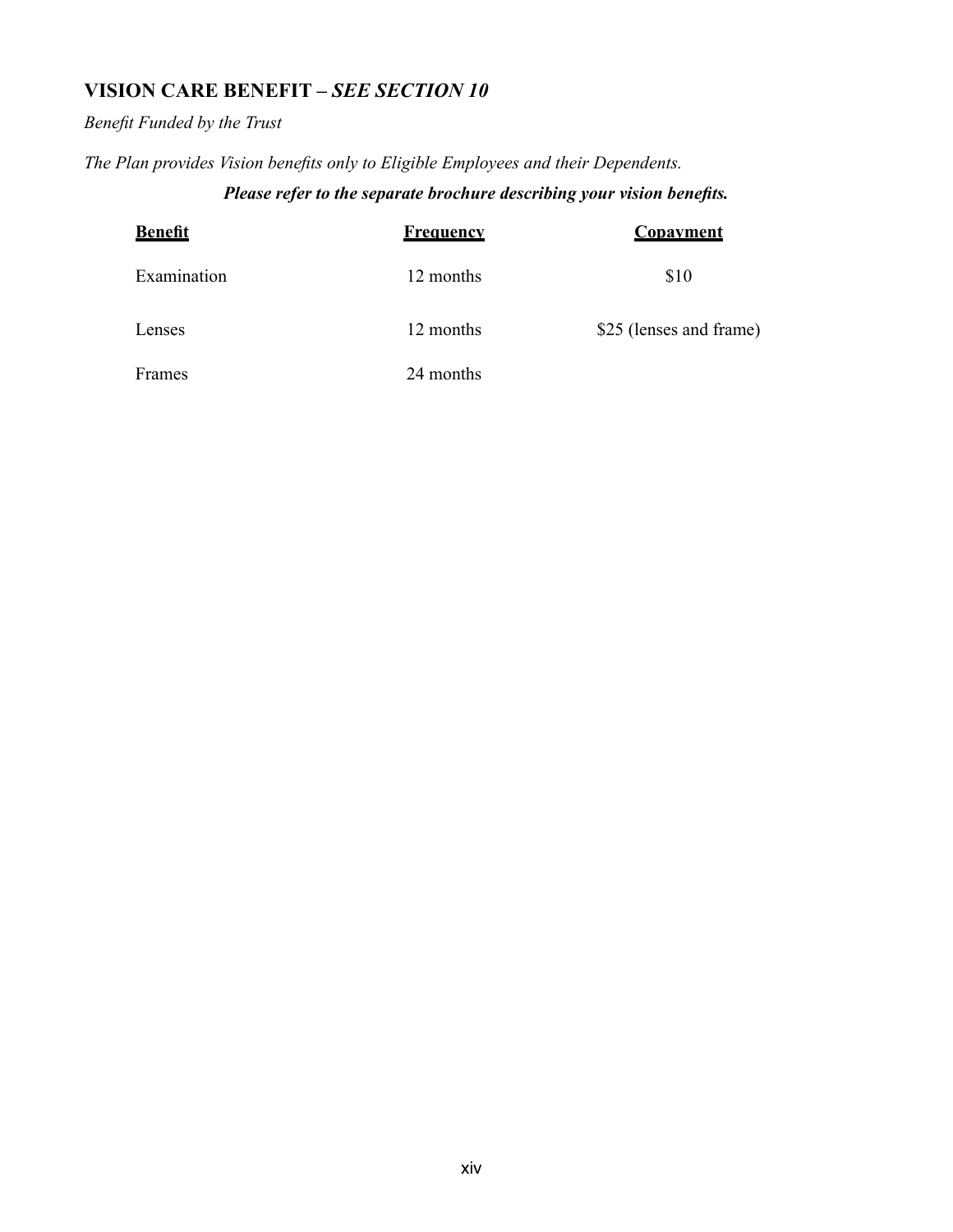## VISION CARE BENEFIT – *SEE SECTION 10*

*Benefit Funded by the Trust*

*The Plan provides Vision benefits only to Eligible Employees and their Dependents.*

***Please refer to the separate brochure describing your vision benefits.***

| Benefit | Frequency | Copayment |
|---|---|---|
| Examination | 12 months | $10 |
| Lenses | 12 months | $25 (lenses and frame) |
| Frames | 24 months | |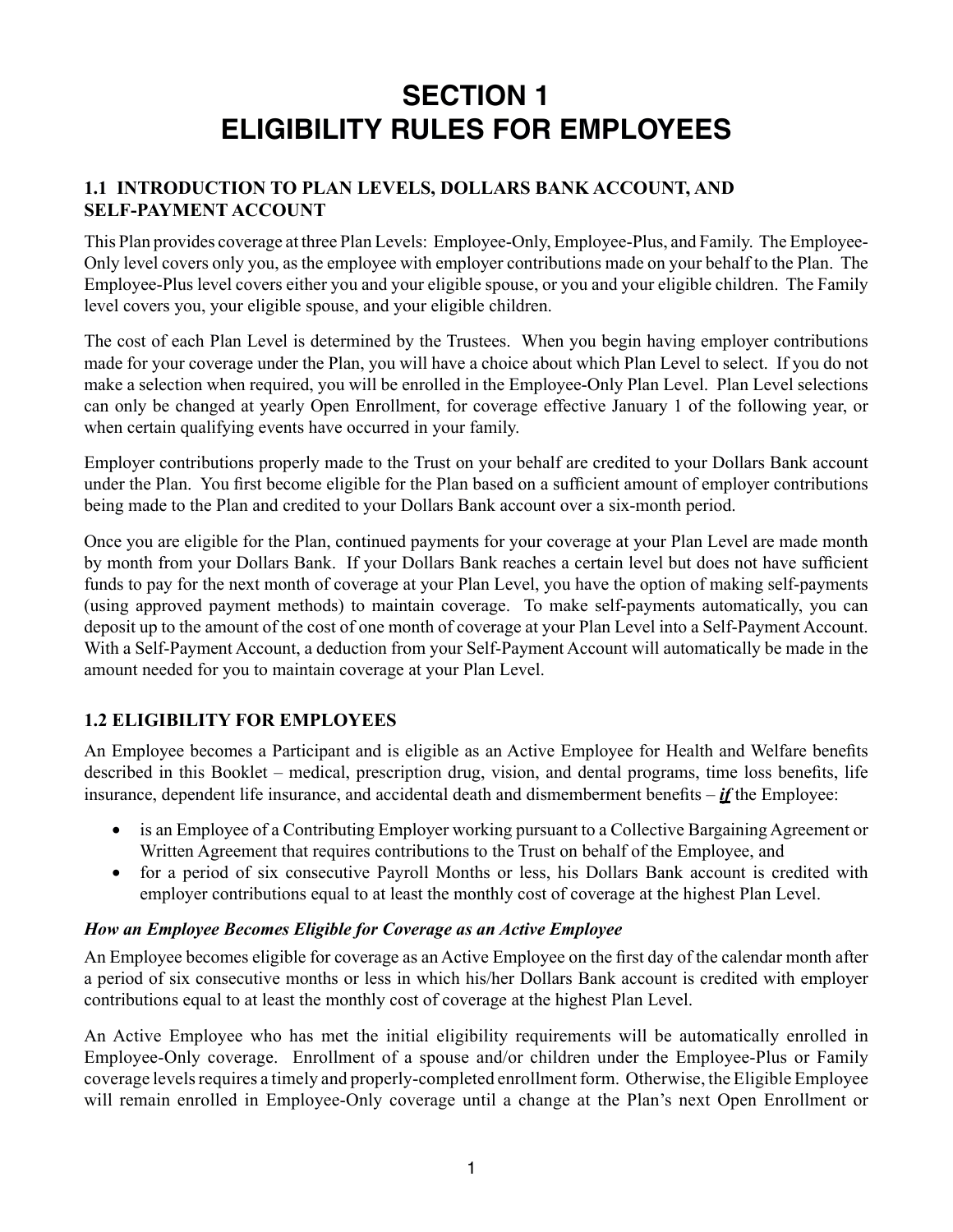# SECTION 1
# ELIGIBILITY RULES FOR EMPLOYEES

## 1.1 INTRODUCTION TO PLAN LEVELS, DOLLARS BANK ACCOUNT, AND SELF-PAYMENT ACCOUNT

This Plan provides coverage at three Plan Levels: Employee-Only, Employee-Plus, and Family. The Employee-Only level covers only you, as the employee with employer contributions made on your behalf to the Plan. The Employee-Plus level covers either you and your eligible spouse, or you and your eligible children. The Family level covers you, your eligible spouse, and your eligible children.

The cost of each Plan Level is determined by the Trustees. When you begin having employer contributions made for your coverage under the Plan, you will have a choice about which Plan Level to select. If you do not make a selection when required, you will be enrolled in the Employee-Only Plan Level. Plan Level selections can only be changed at yearly Open Enrollment, for coverage effective January 1 of the following year, or when certain qualifying events have occurred in your family.

Employer contributions properly made to the Trust on your behalf are credited to your Dollars Bank account under the Plan. You first become eligible for the Plan based on a sufficient amount of employer contributions being made to the Plan and credited to your Dollars Bank account over a six-month period.

Once you are eligible for the Plan, continued payments for your coverage at your Plan Level are made month by month from your Dollars Bank. If your Dollars Bank reaches a certain level but does not have sufficient funds to pay for the next month of coverage at your Plan Level, you have the option of making self-payments (using approved payment methods) to maintain coverage. To make self-payments automatically, you can deposit up to the amount of the cost of one month of coverage at your Plan Level into a Self-Payment Account. With a Self-Payment Account, a deduction from your Self-Payment Account will automatically be made in the amount needed for you to maintain coverage at your Plan Level.

## 1.2 ELIGIBILITY FOR EMPLOYEES

An Employee becomes a Participant and is eligible as an Active Employee for Health and Welfare benefits described in this Booklet – medical, prescription drug, vision, and dental programs, time loss benefits, life insurance, dependent life insurance, and accidental death and dismemberment benefits – ***if*** the Employee:

- is an Employee of a Contributing Employer working pursuant to a Collective Bargaining Agreement or Written Agreement that requires contributions to the Trust on behalf of the Employee, and
- for a period of six consecutive Payroll Months or less, his Dollars Bank account is credited with employer contributions equal to at least the monthly cost of coverage at the highest Plan Level.

### *How an Employee Becomes Eligible for Coverage as an Active Employee*

An Employee becomes eligible for coverage as an Active Employee on the first day of the calendar month after a period of six consecutive months or less in which his/her Dollars Bank account is credited with employer contributions equal to at least the monthly cost of coverage at the highest Plan Level.

An Active Employee who has met the initial eligibility requirements will be automatically enrolled in Employee-Only coverage. Enrollment of a spouse and/or children under the Employee-Plus or Family coverage levels requires a timely and properly-completed enrollment form. Otherwise, the Eligible Employee will remain enrolled in Employee-Only coverage until a change at the Plan's next Open Enrollment or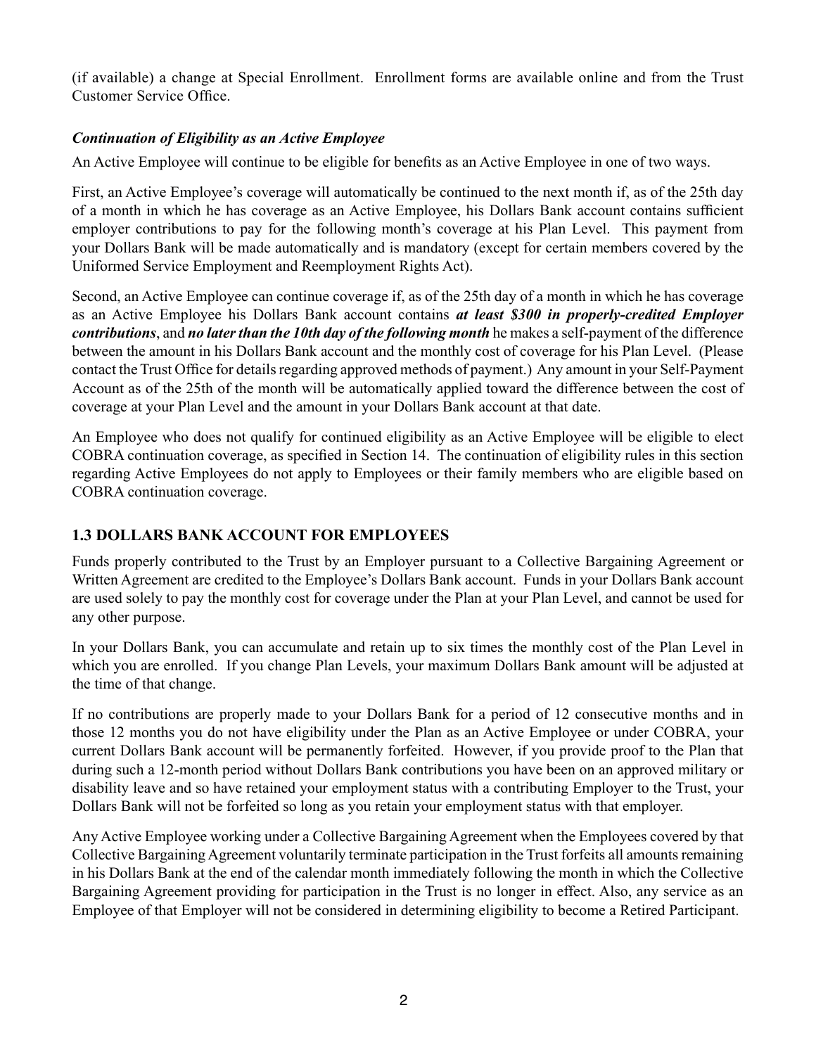(if available) a change at Special Enrollment. Enrollment forms are available online and from the Trust Customer Service Office.

### *Continuation of Eligibility as an Active Employee*

An Active Employee will continue to be eligible for benefits as an Active Employee in one of two ways.

First, an Active Employee's coverage will automatically be continued to the next month if, as of the 25th day of a month in which he has coverage as an Active Employee, his Dollars Bank account contains sufficient employer contributions to pay for the following month's coverage at his Plan Level. This payment from your Dollars Bank will be made automatically and is mandatory (except for certain members covered by the Uniformed Service Employment and Reemployment Rights Act).

Second, an Active Employee can continue coverage if, as of the 25th day of a month in which he has coverage as an Active Employee his Dollars Bank account contains ***at least $300 in properly-credited Employer contributions***, and ***no later than the 10th day of the following month*** he makes a self-payment of the difference between the amount in his Dollars Bank account and the monthly cost of coverage for his Plan Level. (Please contact the Trust Office for details regarding approved methods of payment.) Any amount in your Self-Payment Account as of the 25th of the month will be automatically applied toward the difference between the cost of coverage at your Plan Level and the amount in your Dollars Bank account at that date.

An Employee who does not qualify for continued eligibility as an Active Employee will be eligible to elect COBRA continuation coverage, as specified in Section 14. The continuation of eligibility rules in this section regarding Active Employees do not apply to Employees or their family members who are eligible based on COBRA continuation coverage.

## 1.3 DOLLARS BANK ACCOUNT FOR EMPLOYEES

Funds properly contributed to the Trust by an Employer pursuant to a Collective Bargaining Agreement or Written Agreement are credited to the Employee's Dollars Bank account. Funds in your Dollars Bank account are used solely to pay the monthly cost for coverage under the Plan at your Plan Level, and cannot be used for any other purpose.

In your Dollars Bank, you can accumulate and retain up to six times the monthly cost of the Plan Level in which you are enrolled. If you change Plan Levels, your maximum Dollars Bank amount will be adjusted at the time of that change.

If no contributions are properly made to your Dollars Bank for a period of 12 consecutive months and in those 12 months you do not have eligibility under the Plan as an Active Employee or under COBRA, your current Dollars Bank account will be permanently forfeited. However, if you provide proof to the Plan that during such a 12-month period without Dollars Bank contributions you have been on an approved military or disability leave and so have retained your employment status with a contributing Employer to the Trust, your Dollars Bank will not be forfeited so long as you retain your employment status with that employer.

Any Active Employee working under a Collective Bargaining Agreement when the Employees covered by that Collective Bargaining Agreement voluntarily terminate participation in the Trust forfeits all amounts remaining in his Dollars Bank at the end of the calendar month immediately following the month in which the Collective Bargaining Agreement providing for participation in the Trust is no longer in effect. Also, any service as an Employee of that Employer will not be considered in determining eligibility to become a Retired Participant.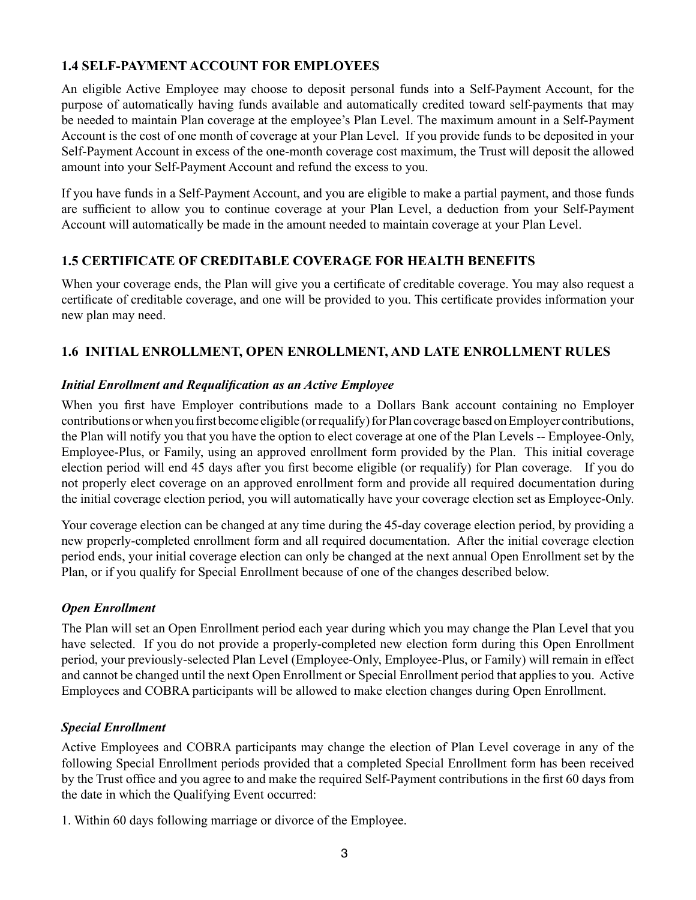## 1.4 SELF-PAYMENT ACCOUNT FOR EMPLOYEES

An eligible Active Employee may choose to deposit personal funds into a Self-Payment Account, for the purpose of automatically having funds available and automatically credited toward self-payments that may be needed to maintain Plan coverage at the employee's Plan Level. The maximum amount in a Self-Payment Account is the cost of one month of coverage at your Plan Level. If you provide funds to be deposited in your Self-Payment Account in excess of the one-month coverage cost maximum, the Trust will deposit the allowed amount into your Self-Payment Account and refund the excess to you.

If you have funds in a Self-Payment Account, and you are eligible to make a partial payment, and those funds are sufficient to allow you to continue coverage at your Plan Level, a deduction from your Self-Payment Account will automatically be made in the amount needed to maintain coverage at your Plan Level.

## 1.5 CERTIFICATE OF CREDITABLE COVERAGE FOR HEALTH BENEFITS

When your coverage ends, the Plan will give you a certificate of creditable coverage. You may also request a certificate of creditable coverage, and one will be provided to you. This certificate provides information your new plan may need.

## 1.6 INITIAL ENROLLMENT, OPEN ENROLLMENT, AND LATE ENROLLMENT RULES

### *Initial Enrollment and Requalification as an Active Employee*

When you first have Employer contributions made to a Dollars Bank account containing no Employer contributions or when you first become eligible (or requalify) for Plan coverage based on Employer contributions, the Plan will notify you that you have the option to elect coverage at one of the Plan Levels -- Employee-Only, Employee-Plus, or Family, using an approved enrollment form provided by the Plan. This initial coverage election period will end 45 days after you first become eligible (or requalify) for Plan coverage. If you do not properly elect coverage on an approved enrollment form and provide all required documentation during the initial coverage election period, you will automatically have your coverage election set as Employee-Only.

Your coverage election can be changed at any time during the 45-day coverage election period, by providing a new properly-completed enrollment form and all required documentation. After the initial coverage election period ends, your initial coverage election can only be changed at the next annual Open Enrollment set by the Plan, or if you qualify for Special Enrollment because of one of the changes described below.

### *Open Enrollment*

The Plan will set an Open Enrollment period each year during which you may change the Plan Level that you have selected. If you do not provide a properly-completed new election form during this Open Enrollment period, your previously-selected Plan Level (Employee-Only, Employee-Plus, or Family) will remain in effect and cannot be changed until the next Open Enrollment or Special Enrollment period that applies to you. Active Employees and COBRA participants will be allowed to make election changes during Open Enrollment.

### *Special Enrollment*

Active Employees and COBRA participants may change the election of Plan Level coverage in any of the following Special Enrollment periods provided that a completed Special Enrollment form has been received by the Trust office and you agree to and make the required Self-Payment contributions in the first 60 days from the date in which the Qualifying Event occurred:

1. Within 60 days following marriage or divorce of the Employee.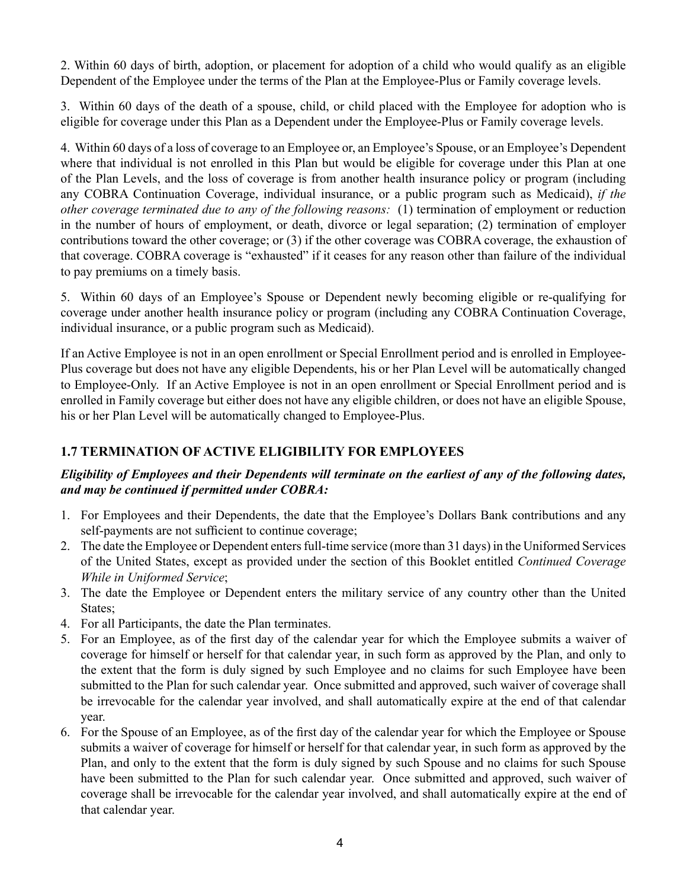2. Within 60 days of birth, adoption, or placement for adoption of a child who would qualify as an eligible Dependent of the Employee under the terms of the Plan at the Employee-Plus or Family coverage levels.

3. Within 60 days of the death of a spouse, child, or child placed with the Employee for adoption who is eligible for coverage under this Plan as a Dependent under the Employee-Plus or Family coverage levels.

4. Within 60 days of a loss of coverage to an Employee or, an Employee's Spouse, or an Employee's Dependent where that individual is not enrolled in this Plan but would be eligible for coverage under this Plan at one of the Plan Levels, and the loss of coverage is from another health insurance policy or program (including any COBRA Continuation Coverage, individual insurance, or a public program such as Medicaid), *if the other coverage terminated due to any of the following reasons:* (1) termination of employment or reduction in the number of hours of employment, or death, divorce or legal separation; (2) termination of employer contributions toward the other coverage; or (3) if the other coverage was COBRA coverage, the exhaustion of that coverage. COBRA coverage is "exhausted" if it ceases for any reason other than failure of the individual to pay premiums on a timely basis.

5. Within 60 days of an Employee's Spouse or Dependent newly becoming eligible or re-qualifying for coverage under another health insurance policy or program (including any COBRA Continuation Coverage, individual insurance, or a public program such as Medicaid).

If an Active Employee is not in an open enrollment or Special Enrollment period and is enrolled in Employee-Plus coverage but does not have any eligible Dependents, his or her Plan Level will be automatically changed to Employee-Only. If an Active Employee is not in an open enrollment or Special Enrollment period and is enrolled in Family coverage but either does not have any eligible children, or does not have an eligible Spouse, his or her Plan Level will be automatically changed to Employee-Plus.

### 1.7 TERMINATION OF ACTIVE ELIGIBILITY FOR EMPLOYEES

***Eligibility of Employees and their Dependents will terminate on the earliest of any of the following dates, and may be continued if permitted under COBRA:***

1. For Employees and their Dependents, the date that the Employee's Dollars Bank contributions and any self-payments are not sufficient to continue coverage;
2. The date the Employee or Dependent enters full-time service (more than 31 days) in the Uniformed Services of the United States, except as provided under the section of this Booklet entitled *Continued Coverage While in Uniformed Service*;
3. The date the Employee or Dependent enters the military service of any country other than the United States;
4. For all Participants, the date the Plan terminates.
5. For an Employee, as of the first day of the calendar year for which the Employee submits a waiver of coverage for himself or herself for that calendar year, in such form as approved by the Plan, and only to the extent that the form is duly signed by such Employee and no claims for such Employee have been submitted to the Plan for such calendar year. Once submitted and approved, such waiver of coverage shall be irrevocable for the calendar year involved, and shall automatically expire at the end of that calendar year.
6. For the Spouse of an Employee, as of the first day of the calendar year for which the Employee or Spouse submits a waiver of coverage for himself or herself for that calendar year, in such form as approved by the Plan, and only to the extent that the form is duly signed by such Spouse and no claims for such Spouse have been submitted to the Plan for such calendar year. Once submitted and approved, such waiver of coverage shall be irrevocable for the calendar year involved, and shall automatically expire at the end of that calendar year.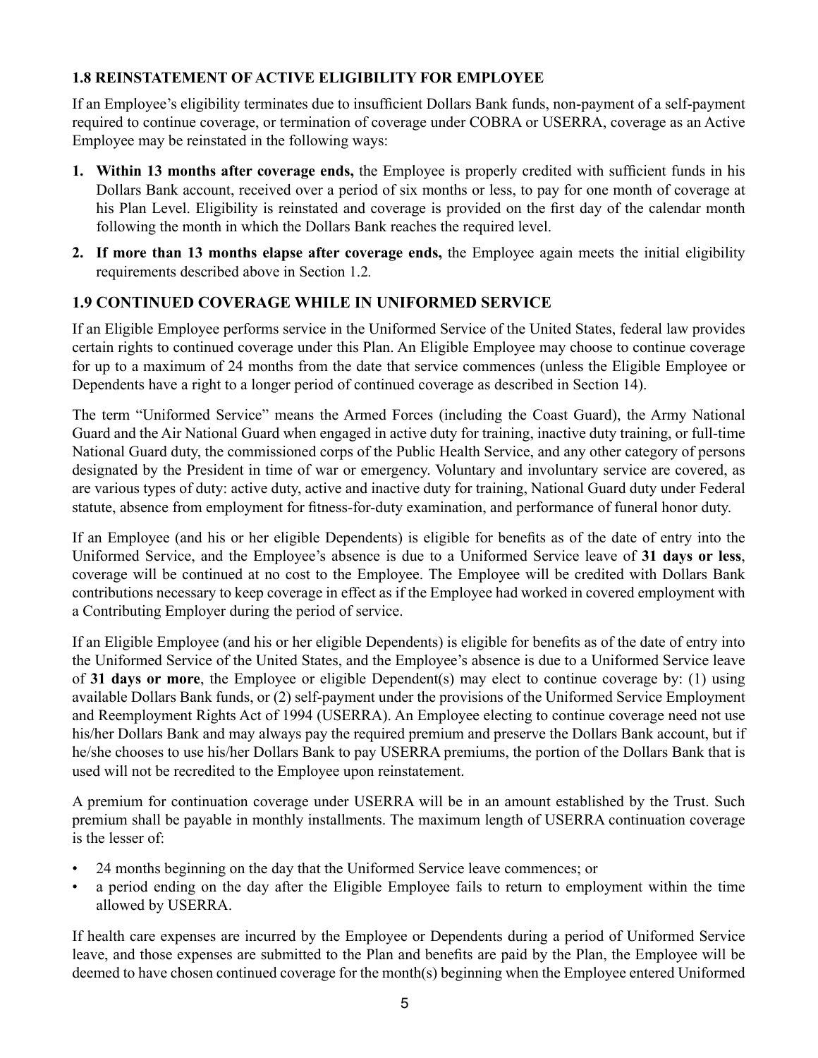### 1.8 REINSTATEMENT OF ACTIVE ELIGIBILITY FOR EMPLOYEE

If an Employee's eligibility terminates due to insufficient Dollars Bank funds, non-payment of a self-payment required to continue coverage, or termination of coverage under COBRA or USERRA, coverage as an Active Employee may be reinstated in the following ways:

1. **Within 13 months after coverage ends,** the Employee is properly credited with sufficient funds in his Dollars Bank account, received over a period of six months or less, to pay for one month of coverage at his Plan Level. Eligibility is reinstated and coverage is provided on the first day of the calendar month following the month in which the Dollars Bank reaches the required level.
2. **If more than 13 months elapse after coverage ends,** the Employee again meets the initial eligibility requirements described above in Section 1.2.

### 1.9 CONTINUED COVERAGE WHILE IN UNIFORMED SERVICE

If an Eligible Employee performs service in the Uniformed Service of the United States, federal law provides certain rights to continued coverage under this Plan. An Eligible Employee may choose to continue coverage for up to a maximum of 24 months from the date that service commences (unless the Eligible Employee or Dependents have a right to a longer period of continued coverage as described in Section 14).

The term "Uniformed Service" means the Armed Forces (including the Coast Guard), the Army National Guard and the Air National Guard when engaged in active duty for training, inactive duty training, or full-time National Guard duty, the commissioned corps of the Public Health Service, and any other category of persons designated by the President in time of war or emergency. Voluntary and involuntary service are covered, as are various types of duty: active duty, active and inactive duty for training, National Guard duty under Federal statute, absence from employment for fitness-for-duty examination, and performance of funeral honor duty.

If an Employee (and his or her eligible Dependents) is eligible for benefits as of the date of entry into the Uniformed Service, and the Employee's absence is due to a Uniformed Service leave of **31 days or less**, coverage will be continued at no cost to the Employee. The Employee will be credited with Dollars Bank contributions necessary to keep coverage in effect as if the Employee had worked in covered employment with a Contributing Employer during the period of service.

If an Eligible Employee (and his or her eligible Dependents) is eligible for benefits as of the date of entry into the Uniformed Service of the United States, and the Employee's absence is due to a Uniformed Service leave of **31 days or more**, the Employee or eligible Dependent(s) may elect to continue coverage by: (1) using available Dollars Bank funds, or (2) self-payment under the provisions of the Uniformed Service Employment and Reemployment Rights Act of 1994 (USERRA). An Employee electing to continue coverage need not use his/her Dollars Bank and may always pay the required premium and preserve the Dollars Bank account, but if he/she chooses to use his/her Dollars Bank to pay USERRA premiums, the portion of the Dollars Bank that is used will not be recredited to the Employee upon reinstatement.

A premium for continuation coverage under USERRA will be in an amount established by the Trust. Such premium shall be payable in monthly installments. The maximum length of USERRA continuation coverage is the lesser of:

- 24 months beginning on the day that the Uniformed Service leave commences; or
- a period ending on the day after the Eligible Employee fails to return to employment within the time allowed by USERRA.

If health care expenses are incurred by the Employee or Dependents during a period of Uniformed Service leave, and those expenses are submitted to the Plan and benefits are paid by the Plan, the Employee will be deemed to have chosen continued coverage for the month(s) beginning when the Employee entered Uniformed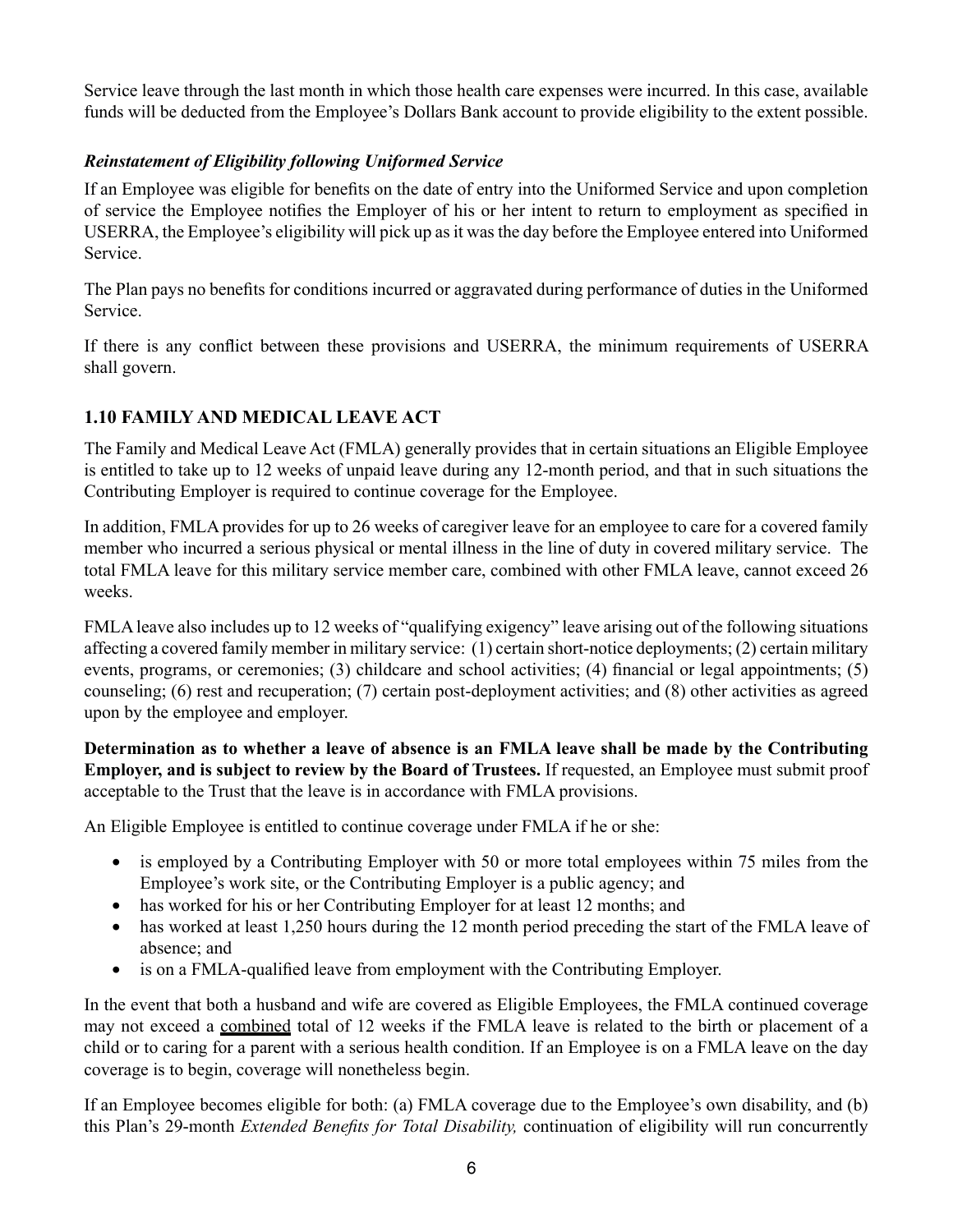Service leave through the last month in which those health care expenses were incurred. In this case, available funds will be deducted from the Employee's Dollars Bank account to provide eligibility to the extent possible.

***Reinstatement of Eligibility following Uniformed Service***

If an Employee was eligible for benefits on the date of entry into the Uniformed Service and upon completion of service the Employee notifies the Employer of his or her intent to return to employment as specified in USERRA, the Employee's eligibility will pick up as it was the day before the Employee entered into Uniformed Service.

The Plan pays no benefits for conditions incurred or aggravated during performance of duties in the Uniformed Service.

If there is any conflict between these provisions and USERRA, the minimum requirements of USERRA shall govern.

## 1.10 FAMILY AND MEDICAL LEAVE ACT

The Family and Medical Leave Act (FMLA) generally provides that in certain situations an Eligible Employee is entitled to take up to 12 weeks of unpaid leave during any 12-month period, and that in such situations the Contributing Employer is required to continue coverage for the Employee.

In addition, FMLA provides for up to 26 weeks of caregiver leave for an employee to care for a covered family member who incurred a serious physical or mental illness in the line of duty in covered military service. The total FMLA leave for this military service member care, combined with other FMLA leave, cannot exceed 26 weeks.

FMLA leave also includes up to 12 weeks of "qualifying exigency" leave arising out of the following situations affecting a covered family member in military service: (1) certain short-notice deployments; (2) certain military events, programs, or ceremonies; (3) childcare and school activities; (4) financial or legal appointments; (5) counseling; (6) rest and recuperation; (7) certain post-deployment activities; and (8) other activities as agreed upon by the employee and employer.

**Determination as to whether a leave of absence is an FMLA leave shall be made by the Contributing Employer, and is subject to review by the Board of Trustees.** If requested, an Employee must submit proof acceptable to the Trust that the leave is in accordance with FMLA provisions.

An Eligible Employee is entitled to continue coverage under FMLA if he or she:

- is employed by a Contributing Employer with 50 or more total employees within 75 miles from the Employee's work site, or the Contributing Employer is a public agency; and
- has worked for his or her Contributing Employer for at least 12 months; and
- has worked at least 1,250 hours during the 12 month period preceding the start of the FMLA leave of absence; and
- is on a FMLA-qualified leave from employment with the Contributing Employer.

In the event that both a husband and wife are covered as Eligible Employees, the FMLA continued coverage may not exceed a <u>combined</u> total of 12 weeks if the FMLA leave is related to the birth or placement of a child or to caring for a parent with a serious health condition. If an Employee is on a FMLA leave on the day coverage is to begin, coverage will nonetheless begin.

If an Employee becomes eligible for both: (a) FMLA coverage due to the Employee's own disability, and (b) this Plan's 29-month *Extended Benefits for Total Disability,* continuation of eligibility will run concurrently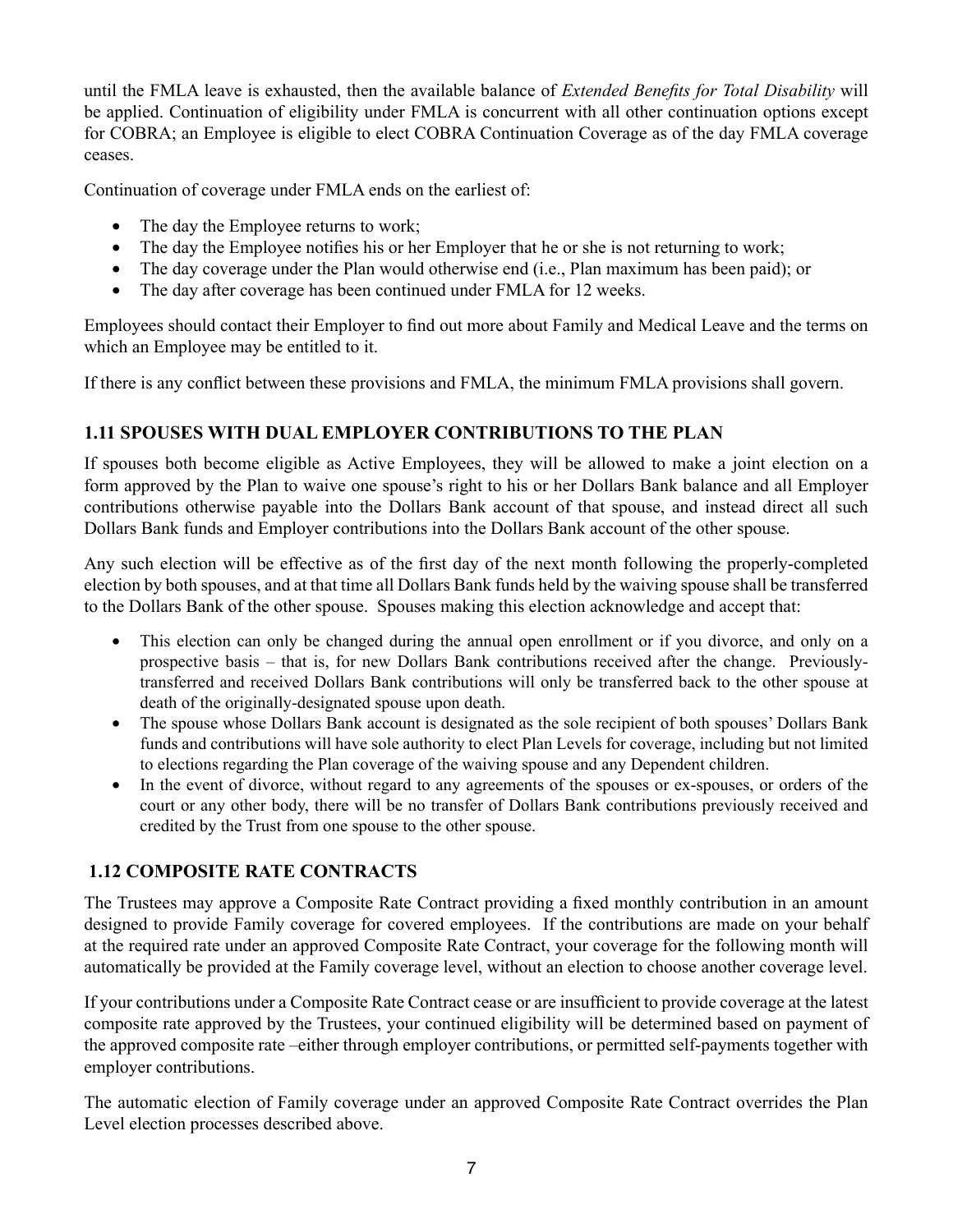until the FMLA leave is exhausted, then the available balance of *Extended Benefits for Total Disability* will be applied. Continuation of eligibility under FMLA is concurrent with all other continuation options except for COBRA; an Employee is eligible to elect COBRA Continuation Coverage as of the day FMLA coverage ceases.

Continuation of coverage under FMLA ends on the earliest of:

- The day the Employee returns to work;
- The day the Employee notifies his or her Employer that he or she is not returning to work;
- The day coverage under the Plan would otherwise end (i.e., Plan maximum has been paid); or
- The day after coverage has been continued under FMLA for 12 weeks.

Employees should contact their Employer to find out more about Family and Medical Leave and the terms on which an Employee may be entitled to it.

If there is any conflict between these provisions and FMLA, the minimum FMLA provisions shall govern.

## 1.11 SPOUSES WITH DUAL EMPLOYER CONTRIBUTIONS TO THE PLAN

If spouses both become eligible as Active Employees, they will be allowed to make a joint election on a form approved by the Plan to waive one spouse's right to his or her Dollars Bank balance and all Employer contributions otherwise payable into the Dollars Bank account of that spouse, and instead direct all such Dollars Bank funds and Employer contributions into the Dollars Bank account of the other spouse.

Any such election will be effective as of the first day of the next month following the properly-completed election by both spouses, and at that time all Dollars Bank funds held by the waiving spouse shall be transferred to the Dollars Bank of the other spouse. Spouses making this election acknowledge and accept that:

- This election can only be changed during the annual open enrollment or if you divorce, and only on a prospective basis – that is, for new Dollars Bank contributions received after the change. Previously-transferred and received Dollars Bank contributions will only be transferred back to the other spouse at death of the originally-designated spouse upon death.
- The spouse whose Dollars Bank account is designated as the sole recipient of both spouses' Dollars Bank funds and contributions will have sole authority to elect Plan Levels for coverage, including but not limited to elections regarding the Plan coverage of the waiving spouse and any Dependent children.
- In the event of divorce, without regard to any agreements of the spouses or ex-spouses, or orders of the court or any other body, there will be no transfer of Dollars Bank contributions previously received and credited by the Trust from one spouse to the other spouse.

## 1.12 COMPOSITE RATE CONTRACTS

The Trustees may approve a Composite Rate Contract providing a fixed monthly contribution in an amount designed to provide Family coverage for covered employees. If the contributions are made on your behalf at the required rate under an approved Composite Rate Contract, your coverage for the following month will automatically be provided at the Family coverage level, without an election to choose another coverage level.

If your contributions under a Composite Rate Contract cease or are insufficient to provide coverage at the latest composite rate approved by the Trustees, your continued eligibility will be determined based on payment of the approved composite rate –either through employer contributions, or permitted self-payments together with employer contributions.

The automatic election of Family coverage under an approved Composite Rate Contract overrides the Plan Level election processes described above.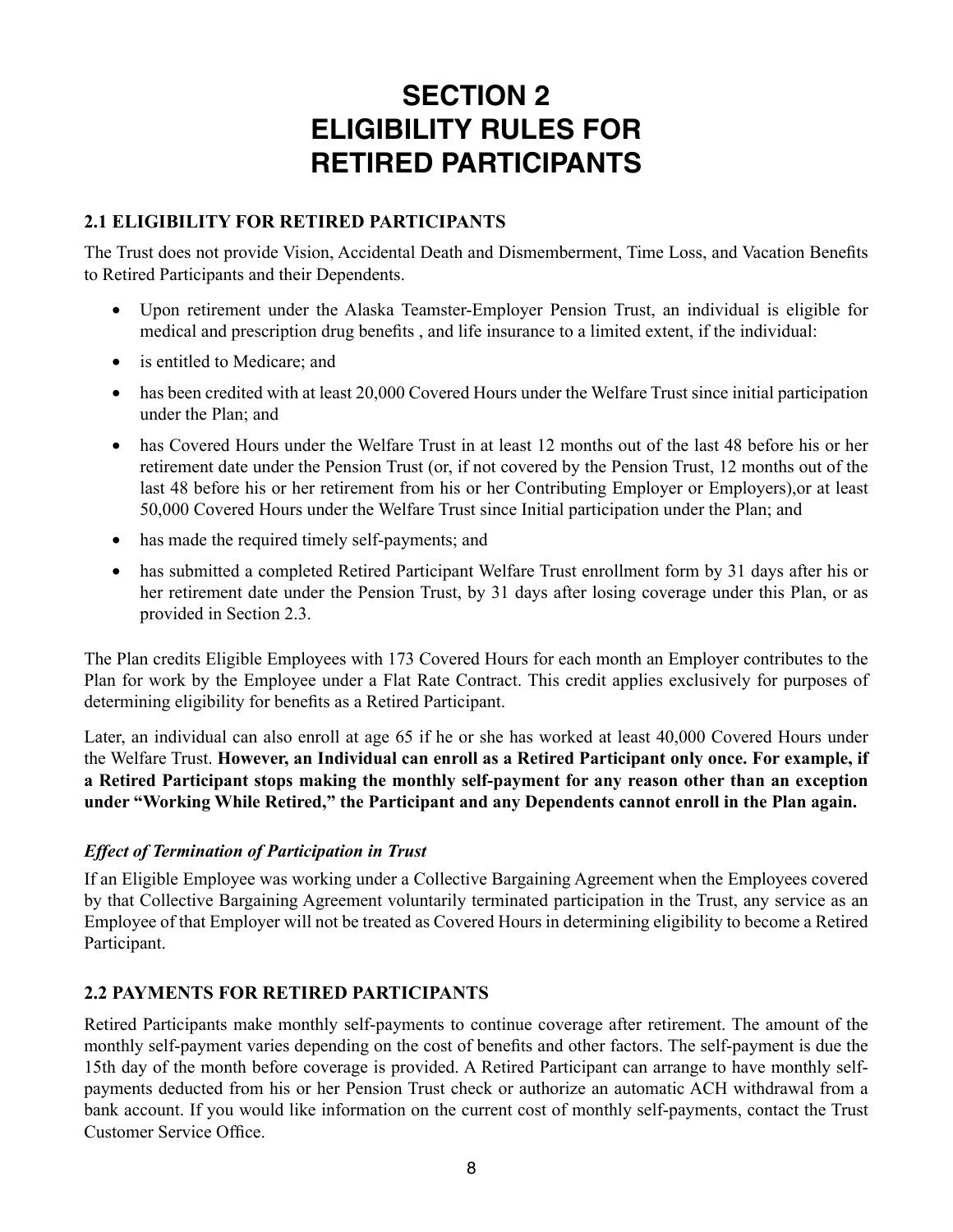# SECTION 2
# ELIGIBILITY RULES FOR RETIRED PARTICIPANTS

## 2.1 ELIGIBILITY FOR RETIRED PARTICIPANTS

The Trust does not provide Vision, Accidental Death and Dismemberment, Time Loss, and Vacation Benefits to Retired Participants and their Dependents.

- Upon retirement under the Alaska Teamster-Employer Pension Trust, an individual is eligible for medical and prescription drug benefits , and life insurance to a limited extent, if the individual:
- is entitled to Medicare; and
- has been credited with at least 20,000 Covered Hours under the Welfare Trust since initial participation under the Plan; and
- has Covered Hours under the Welfare Trust in at least 12 months out of the last 48 before his or her retirement date under the Pension Trust (or, if not covered by the Pension Trust, 12 months out of the last 48 before his or her retirement from his or her Contributing Employer or Employers),or at least 50,000 Covered Hours under the Welfare Trust since Initial participation under the Plan; and
- has made the required timely self-payments; and
- has submitted a completed Retired Participant Welfare Trust enrollment form by 31 days after his or her retirement date under the Pension Trust, by 31 days after losing coverage under this Plan, or as provided in Section 2.3.

The Plan credits Eligible Employees with 173 Covered Hours for each month an Employer contributes to the Plan for work by the Employee under a Flat Rate Contract. This credit applies exclusively for purposes of determining eligibility for benefits as a Retired Participant.

Later, an individual can also enroll at age 65 if he or she has worked at least 40,000 Covered Hours under the Welfare Trust. **However, an Individual can enroll as a Retired Participant only once. For example, if a Retired Participant stops making the monthly self-payment for any reason other than an exception under "Working While Retired," the Participant and any Dependents cannot enroll in the Plan again.**

### *Effect of Termination of Participation in Trust*

If an Eligible Employee was working under a Collective Bargaining Agreement when the Employees covered by that Collective Bargaining Agreement voluntarily terminated participation in the Trust, any service as an Employee of that Employer will not be treated as Covered Hours in determining eligibility to become a Retired Participant.

## 2.2 PAYMENTS FOR RETIRED PARTICIPANTS

Retired Participants make monthly self-payments to continue coverage after retirement. The amount of the monthly self-payment varies depending on the cost of benefits and other factors. The self-payment is due the 15th day of the month before coverage is provided. A Retired Participant can arrange to have monthly self-payments deducted from his or her Pension Trust check or authorize an automatic ACH withdrawal from a bank account. If you would like information on the current cost of monthly self-payments, contact the Trust Customer Service Office.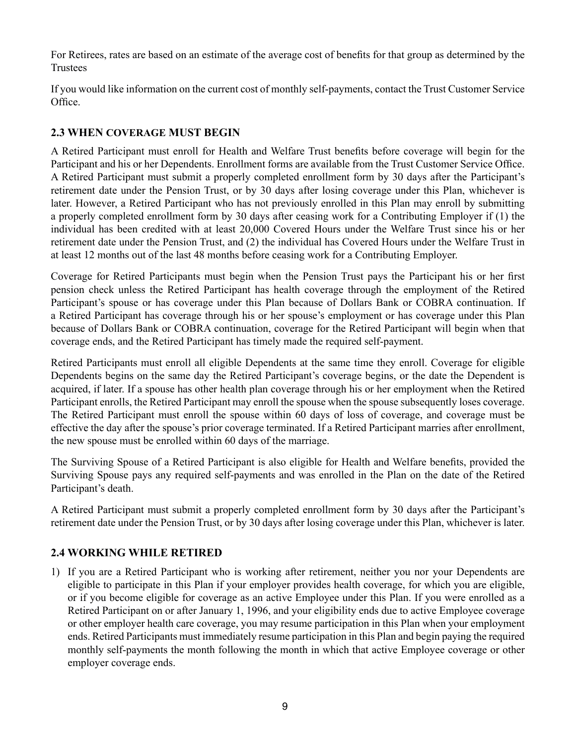For Retirees, rates are based on an estimate of the average cost of benefits for that group as determined by the Trustees

If you would like information on the current cost of monthly self-payments, contact the Trust Customer Service Office.

### 2.3 WHEN COVERAGE MUST BEGIN

A Retired Participant must enroll for Health and Welfare Trust benefits before coverage will begin for the Participant and his or her Dependents. Enrollment forms are available from the Trust Customer Service Office. A Retired Participant must submit a properly completed enrollment form by 30 days after the Participant's retirement date under the Pension Trust, or by 30 days after losing coverage under this Plan, whichever is later. However, a Retired Participant who has not previously enrolled in this Plan may enroll by submitting a properly completed enrollment form by 30 days after ceasing work for a Contributing Employer if (1) the individual has been credited with at least 20,000 Covered Hours under the Welfare Trust since his or her retirement date under the Pension Trust, and (2) the individual has Covered Hours under the Welfare Trust in at least 12 months out of the last 48 months before ceasing work for a Contributing Employer.

Coverage for Retired Participants must begin when the Pension Trust pays the Participant his or her first pension check unless the Retired Participant has health coverage through the employment of the Retired Participant's spouse or has coverage under this Plan because of Dollars Bank or COBRA continuation. If a Retired Participant has coverage through his or her spouse's employment or has coverage under this Plan because of Dollars Bank or COBRA continuation, coverage for the Retired Participant will begin when that coverage ends, and the Retired Participant has timely made the required self-payment.

Retired Participants must enroll all eligible Dependents at the same time they enroll. Coverage for eligible Dependents begins on the same day the Retired Participant's coverage begins, or the date the Dependent is acquired, if later. If a spouse has other health plan coverage through his or her employment when the Retired Participant enrolls, the Retired Participant may enroll the spouse when the spouse subsequently loses coverage. The Retired Participant must enroll the spouse within 60 days of loss of coverage, and coverage must be effective the day after the spouse's prior coverage terminated. If a Retired Participant marries after enrollment, the new spouse must be enrolled within 60 days of the marriage.

The Surviving Spouse of a Retired Participant is also eligible for Health and Welfare benefits, provided the Surviving Spouse pays any required self-payments and was enrolled in the Plan on the date of the Retired Participant's death.

A Retired Participant must submit a properly completed enrollment form by 30 days after the Participant's retirement date under the Pension Trust, or by 30 days after losing coverage under this Plan, whichever is later.

### 2.4 WORKING WHILE RETIRED

1) If you are a Retired Participant who is working after retirement, neither you nor your Dependents are eligible to participate in this Plan if your employer provides health coverage, for which you are eligible, or if you become eligible for coverage as an active Employee under this Plan. If you were enrolled as a Retired Participant on or after January 1, 1996, and your eligibility ends due to active Employee coverage or other employer health care coverage, you may resume participation in this Plan when your employment ends. Retired Participants must immediately resume participation in this Plan and begin paying the required monthly self-payments the month following the month in which that active Employee coverage or other employer coverage ends.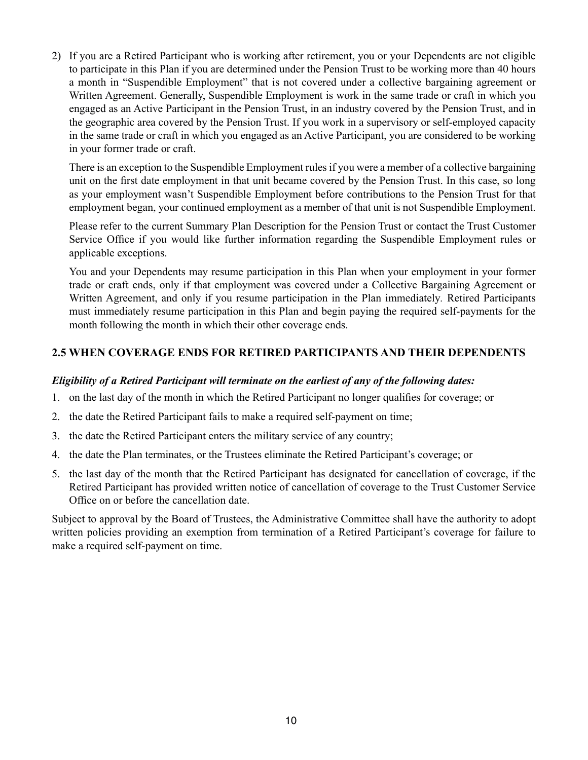2) If you are a Retired Participant who is working after retirement, you or your Dependents are not eligible to participate in this Plan if you are determined under the Pension Trust to be working more than 40 hours a month in "Suspendible Employment" that is not covered under a collective bargaining agreement or Written Agreement. Generally, Suspendible Employment is work in the same trade or craft in which you engaged as an Active Participant in the Pension Trust, in an industry covered by the Pension Trust, and in the geographic area covered by the Pension Trust. If you work in a supervisory or self-employed capacity in the same trade or craft in which you engaged as an Active Participant, you are considered to be working in your former trade or craft.

   There is an exception to the Suspendible Employment rules if you were a member of a collective bargaining unit on the first date employment in that unit became covered by the Pension Trust. In this case, so long as your employment wasn't Suspendible Employment before contributions to the Pension Trust for that employment began, your continued employment as a member of that unit is not Suspendible Employment.

   Please refer to the current Summary Plan Description for the Pension Trust or contact the Trust Customer Service Office if you would like further information regarding the Suspendible Employment rules or applicable exceptions.

   You and your Dependents may resume participation in this Plan when your employment in your former trade or craft ends, only if that employment was covered under a Collective Bargaining Agreement or Written Agreement, and only if you resume participation in the Plan immediately. Retired Participants must immediately resume participation in this Plan and begin paying the required self-payments for the month following the month in which their other coverage ends.

## 2.5 WHEN COVERAGE ENDS FOR RETIRED PARTICIPANTS AND THEIR DEPENDENTS

***Eligibility of a Retired Participant will terminate on the earliest of any of the following dates:***

1. on the last day of the month in which the Retired Participant no longer qualifies for coverage; or
2. the date the Retired Participant fails to make a required self-payment on time;
3. the date the Retired Participant enters the military service of any country;
4. the date the Plan terminates, or the Trustees eliminate the Retired Participant's coverage; or
5. the last day of the month that the Retired Participant has designated for cancellation of coverage, if the Retired Participant has provided written notice of cancellation of coverage to the Trust Customer Service Office on or before the cancellation date.

Subject to approval by the Board of Trustees, the Administrative Committee shall have the authority to adopt written policies providing an exemption from termination of a Retired Participant's coverage for failure to make a required self-payment on time.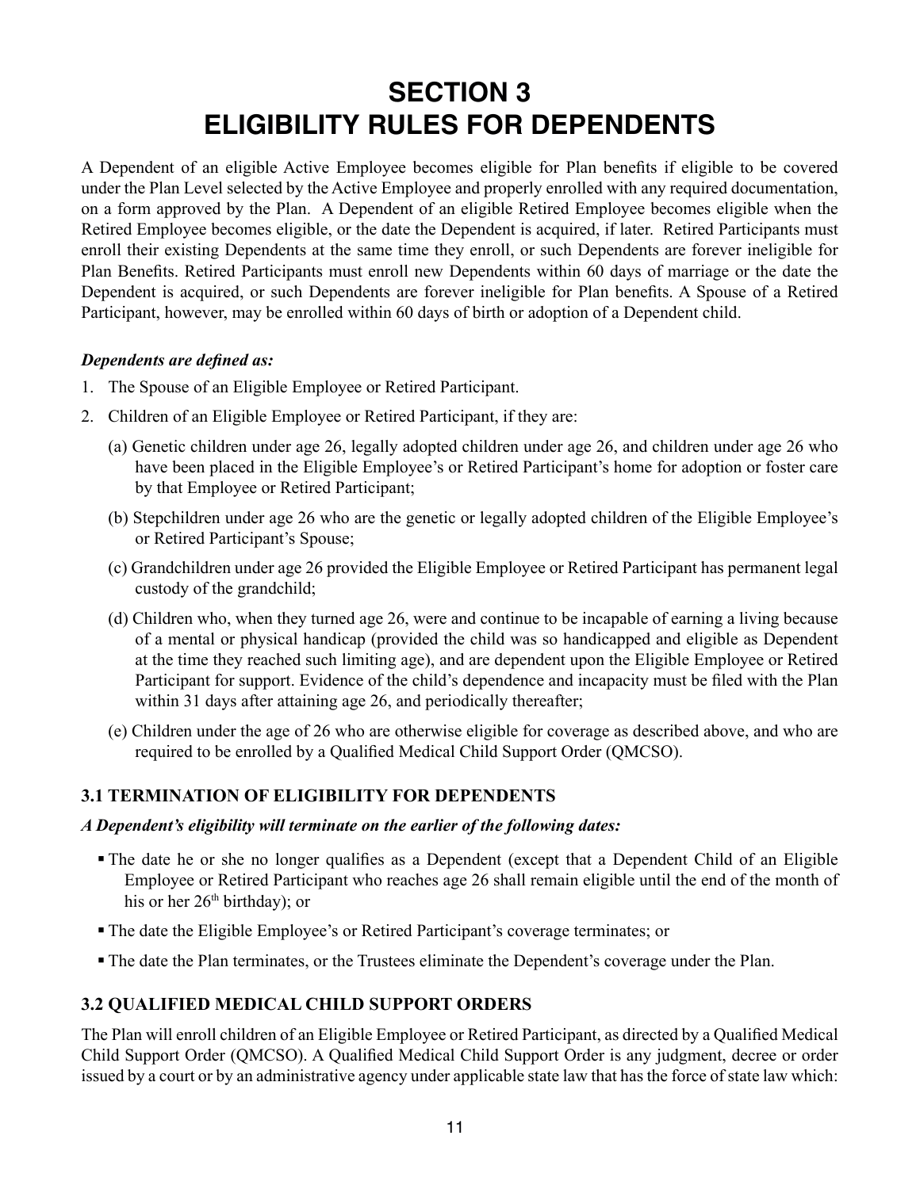# SECTION 3
# ELIGIBILITY RULES FOR DEPENDENTS

A Dependent of an eligible Active Employee becomes eligible for Plan benefits if eligible to be covered under the Plan Level selected by the Active Employee and properly enrolled with any required documentation, on a form approved by the Plan. A Dependent of an eligible Retired Employee becomes eligible when the Retired Employee becomes eligible, or the date the Dependent is acquired, if later. Retired Participants must enroll their existing Dependents at the same time they enroll, or such Dependents are forever ineligible for Plan Benefits. Retired Participants must enroll new Dependents within 60 days of marriage or the date the Dependent is acquired, or such Dependents are forever ineligible for Plan benefits. A Spouse of a Retired Participant, however, may be enrolled within 60 days of birth or adoption of a Dependent child.

***Dependents are defined as:***

1. The Spouse of an Eligible Employee or Retired Participant.
2. Children of an Eligible Employee or Retired Participant, if they are:
   (a) Genetic children under age 26, legally adopted children under age 26, and children under age 26 who have been placed in the Eligible Employee's or Retired Participant's home for adoption or foster care by that Employee or Retired Participant;

   (b) Stepchildren under age 26 who are the genetic or legally adopted children of the Eligible Employee's or Retired Participant's Spouse;

   (c) Grandchildren under age 26 provided the Eligible Employee or Retired Participant has permanent legal custody of the grandchild;

   (d) Children who, when they turned age 26, were and continue to be incapable of earning a living because of a mental or physical handicap (provided the child was so handicapped and eligible as Dependent at the time they reached such limiting age), and are dependent upon the Eligible Employee or Retired Participant for support. Evidence of the child's dependence and incapacity must be filed with the Plan within 31 days after attaining age 26, and periodically thereafter;

   (e) Children under the age of 26 who are otherwise eligible for coverage as described above, and who are required to be enrolled by a Qualified Medical Child Support Order (QMCSO).

### 3.1 TERMINATION OF ELIGIBILITY FOR DEPENDENTS

***A Dependent's eligibility will terminate on the earlier of the following dates:***

- The date he or she no longer qualifies as a Dependent (except that a Dependent Child of an Eligible Employee or Retired Participant who reaches age 26 shall remain eligible until the end of the month of his or her 26th birthday); or
- The date the Eligible Employee's or Retired Participant's coverage terminates; or
- The date the Plan terminates, or the Trustees eliminate the Dependent's coverage under the Plan.

### 3.2 QUALIFIED MEDICAL CHILD SUPPORT ORDERS

The Plan will enroll children of an Eligible Employee or Retired Participant, as directed by a Qualified Medical Child Support Order (QMCSO). A Qualified Medical Child Support Order is any judgment, decree or order issued by a court or by an administrative agency under applicable state law that has the force of state law which: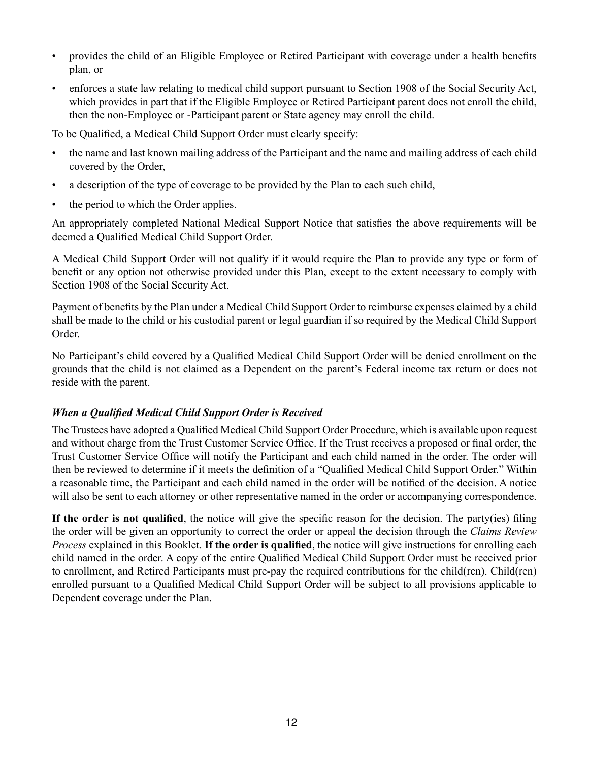- provides the child of an Eligible Employee or Retired Participant with coverage under a health benefits plan, or
- enforces a state law relating to medical child support pursuant to Section 1908 of the Social Security Act, which provides in part that if the Eligible Employee or Retired Participant parent does not enroll the child, then the non-Employee or -Participant parent or State agency may enroll the child.

To be Qualified, a Medical Child Support Order must clearly specify:

- the name and last known mailing address of the Participant and the name and mailing address of each child covered by the Order,
- a description of the type of coverage to be provided by the Plan to each such child,
- the period to which the Order applies.

An appropriately completed National Medical Support Notice that satisfies the above requirements will be deemed a Qualified Medical Child Support Order.

A Medical Child Support Order will not qualify if it would require the Plan to provide any type or form of benefit or any option not otherwise provided under this Plan, except to the extent necessary to comply with Section 1908 of the Social Security Act.

Payment of benefits by the Plan under a Medical Child Support Order to reimburse expenses claimed by a child shall be made to the child or his custodial parent or legal guardian if so required by the Medical Child Support Order.

No Participant's child covered by a Qualified Medical Child Support Order will be denied enrollment on the grounds that the child is not claimed as a Dependent on the parent's Federal income tax return or does not reside with the parent.

### *When a Qualified Medical Child Support Order is Received*

The Trustees have adopted a Qualified Medical Child Support Order Procedure, which is available upon request and without charge from the Trust Customer Service Office. If the Trust receives a proposed or final order, the Trust Customer Service Office will notify the Participant and each child named in the order. The order will then be reviewed to determine if it meets the definition of a "Qualified Medical Child Support Order." Within a reasonable time, the Participant and each child named in the order will be notified of the decision. A notice will also be sent to each attorney or other representative named in the order or accompanying correspondence.

**If the order is not qualified**, the notice will give the specific reason for the decision. The party(ies) filing the order will be given an opportunity to correct the order or appeal the decision through the *Claims Review Process* explained in this Booklet. **If the order is qualified**, the notice will give instructions for enrolling each child named in the order. A copy of the entire Qualified Medical Child Support Order must be received prior to enrollment, and Retired Participants must pre-pay the required contributions for the child(ren). Child(ren) enrolled pursuant to a Qualified Medical Child Support Order will be subject to all provisions applicable to Dependent coverage under the Plan.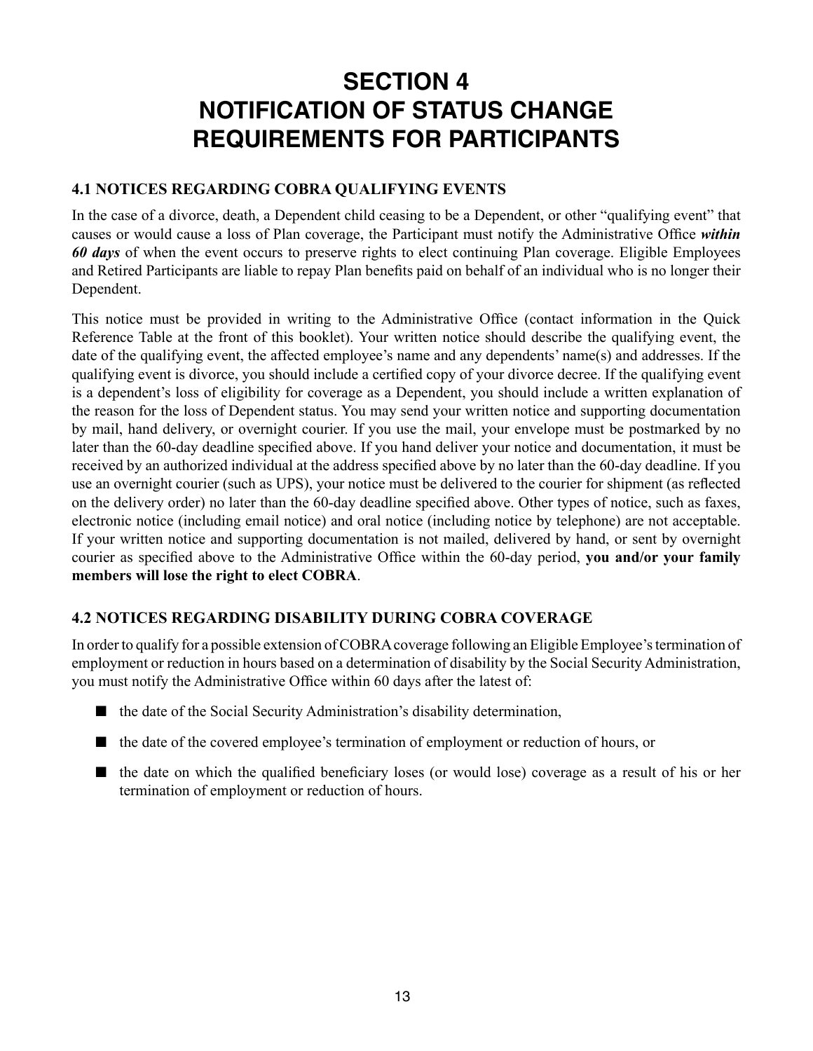# SECTION 4
# NOTIFICATION OF STATUS CHANGE REQUIREMENTS FOR PARTICIPANTS

## 4.1 NOTICES REGARDING COBRA QUALIFYING EVENTS

In the case of a divorce, death, a Dependent child ceasing to be a Dependent, or other "qualifying event" that causes or would cause a loss of Plan coverage, the Participant must notify the Administrative Office ***within 60 days*** of when the event occurs to preserve rights to elect continuing Plan coverage. Eligible Employees and Retired Participants are liable to repay Plan benefits paid on behalf of an individual who is no longer their Dependent.

This notice must be provided in writing to the Administrative Office (contact information in the Quick Reference Table at the front of this booklet). Your written notice should describe the qualifying event, the date of the qualifying event, the affected employee's name and any dependents' name(s) and addresses. If the qualifying event is divorce, you should include a certified copy of your divorce decree. If the qualifying event is a dependent's loss of eligibility for coverage as a Dependent, you should include a written explanation of the reason for the loss of Dependent status. You may send your written notice and supporting documentation by mail, hand delivery, or overnight courier. If you use the mail, your envelope must be postmarked by no later than the 60-day deadline specified above. If you hand deliver your notice and documentation, it must be received by an authorized individual at the address specified above by no later than the 60-day deadline. If you use an overnight courier (such as UPS), your notice must be delivered to the courier for shipment (as reflected on the delivery order) no later than the 60-day deadline specified above. Other types of notice, such as faxes, electronic notice (including email notice) and oral notice (including notice by telephone) are not acceptable. If your written notice and supporting documentation is not mailed, delivered by hand, or sent by overnight courier as specified above to the Administrative Office within the 60-day period, **you and/or your family members will lose the right to elect COBRA**.

## 4.2 NOTICES REGARDING DISABILITY DURING COBRA COVERAGE

In order to qualify for a possible extension of COBRA coverage following an Eligible Employee's termination of employment or reduction in hours based on a determination of disability by the Social Security Administration, you must notify the Administrative Office within 60 days after the latest of:

- the date of the Social Security Administration's disability determination,
- the date of the covered employee's termination of employment or reduction of hours, or
- the date on which the qualified beneficiary loses (or would lose) coverage as a result of his or her termination of employment or reduction of hours.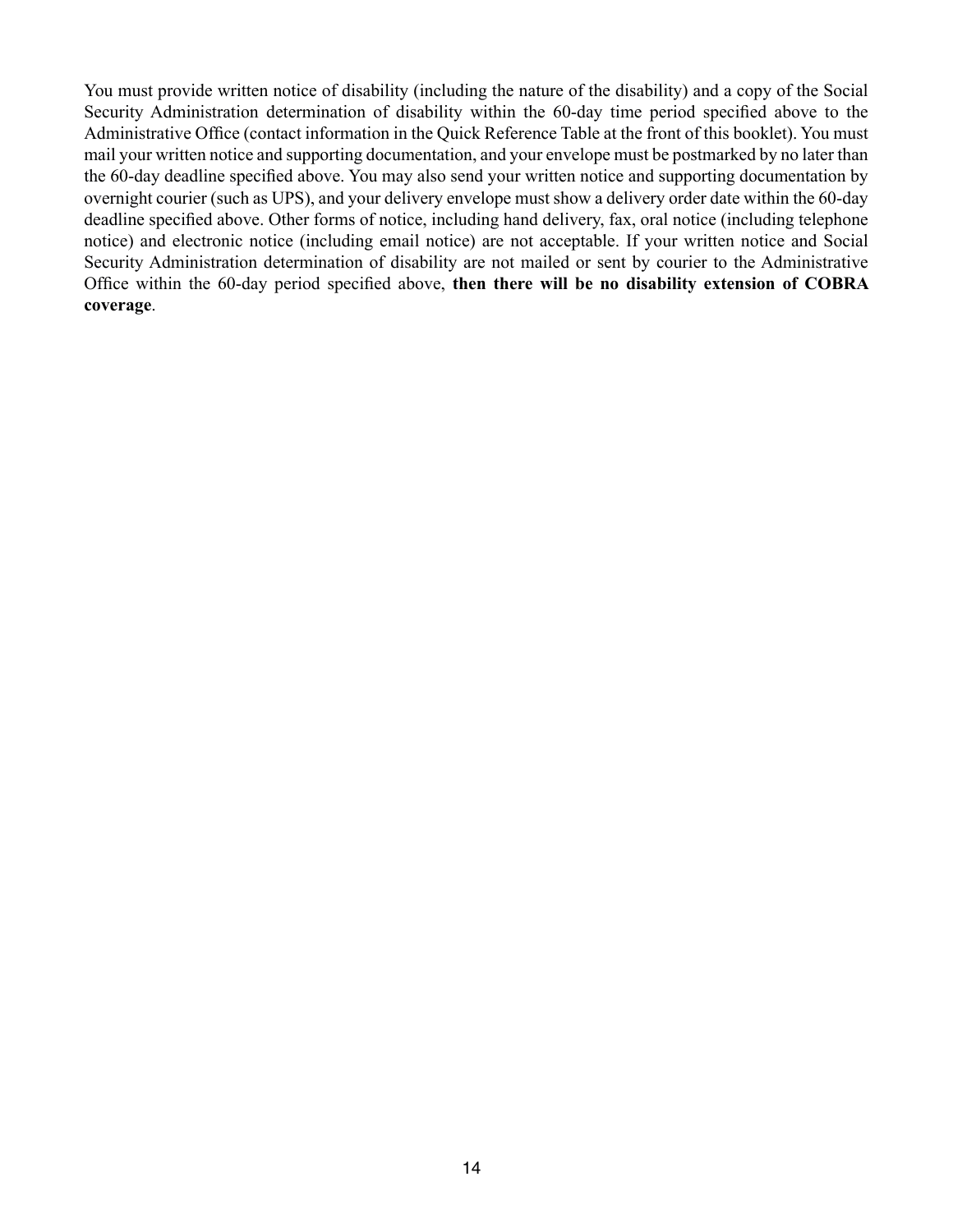You must provide written notice of disability (including the nature of the disability) and a copy of the Social Security Administration determination of disability within the 60-day time period specified above to the Administrative Office (contact information in the Quick Reference Table at the front of this booklet). You must mail your written notice and supporting documentation, and your envelope must be postmarked by no later than the 60-day deadline specified above. You may also send your written notice and supporting documentation by overnight courier (such as UPS), and your delivery envelope must show a delivery order date within the 60-day deadline specified above. Other forms of notice, including hand delivery, fax, oral notice (including telephone notice) and electronic notice (including email notice) are not acceptable. If your written notice and Social Security Administration determination of disability are not mailed or sent by courier to the Administrative Office within the 60-day period specified above, **then there will be no disability extension of COBRA coverage**.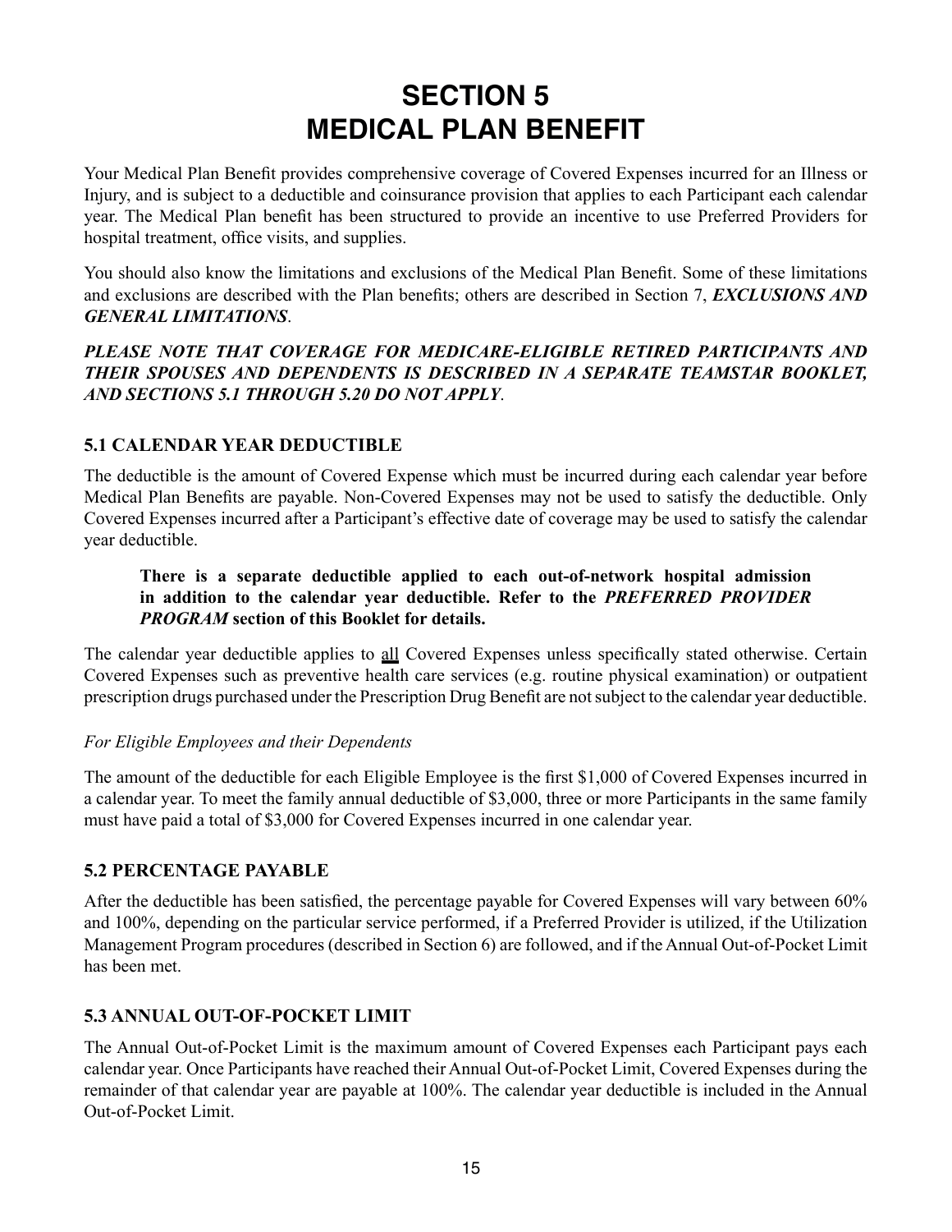# SECTION 5
# MEDICAL PLAN BENEFIT

Your Medical Plan Benefit provides comprehensive coverage of Covered Expenses incurred for an Illness or Injury, and is subject to a deductible and coinsurance provision that applies to each Participant each calendar year. The Medical Plan benefit has been structured to provide an incentive to use Preferred Providers for hospital treatment, office visits, and supplies.

You should also know the limitations and exclusions of the Medical Plan Benefit. Some of these limitations and exclusions are described with the Plan benefits; others are described in Section 7, ***EXCLUSIONS AND GENERAL LIMITATIONS***.

***PLEASE NOTE THAT COVERAGE FOR MEDICARE-ELIGIBLE RETIRED PARTICIPANTS AND THEIR SPOUSES AND DEPENDENTS IS DESCRIBED IN A SEPARATE TEAMSTAR BOOKLET, AND SECTIONS 5.1 THROUGH 5.20 DO NOT APPLY***.

### 5.1 CALENDAR YEAR DEDUCTIBLE

The deductible is the amount of Covered Expense which must be incurred during each calendar year before Medical Plan Benefits are payable. Non-Covered Expenses may not be used to satisfy the deductible. Only Covered Expenses incurred after a Participant's effective date of coverage may be used to satisfy the calendar year deductible.

> **There is a separate deductible applied to each out-of-network hospital admission in addition to the calendar year deductible. Refer to the *PREFERRED PROVIDER PROGRAM* section of this Booklet for details.**

The calendar year deductible applies to <u>all</u> Covered Expenses unless specifically stated otherwise. Certain Covered Expenses such as preventive health care services (e.g. routine physical examination) or outpatient prescription drugs purchased under the Prescription Drug Benefit are not subject to the calendar year deductible.

*For Eligible Employees and their Dependents*

The amount of the deductible for each Eligible Employee is the first $1,000 of Covered Expenses incurred in a calendar year. To meet the family annual deductible of $3,000, three or more Participants in the same family must have paid a total of $3,000 for Covered Expenses incurred in one calendar year.

### 5.2 PERCENTAGE PAYABLE

After the deductible has been satisfied, the percentage payable for Covered Expenses will vary between 60% and 100%, depending on the particular service performed, if a Preferred Provider is utilized, if the Utilization Management Program procedures (described in Section 6) are followed, and if the Annual Out-of-Pocket Limit has been met.

### 5.3 ANNUAL OUT-OF-POCKET LIMIT

The Annual Out-of-Pocket Limit is the maximum amount of Covered Expenses each Participant pays each calendar year. Once Participants have reached their Annual Out-of-Pocket Limit, Covered Expenses during the remainder of that calendar year are payable at 100%. The calendar year deductible is included in the Annual Out-of-Pocket Limit.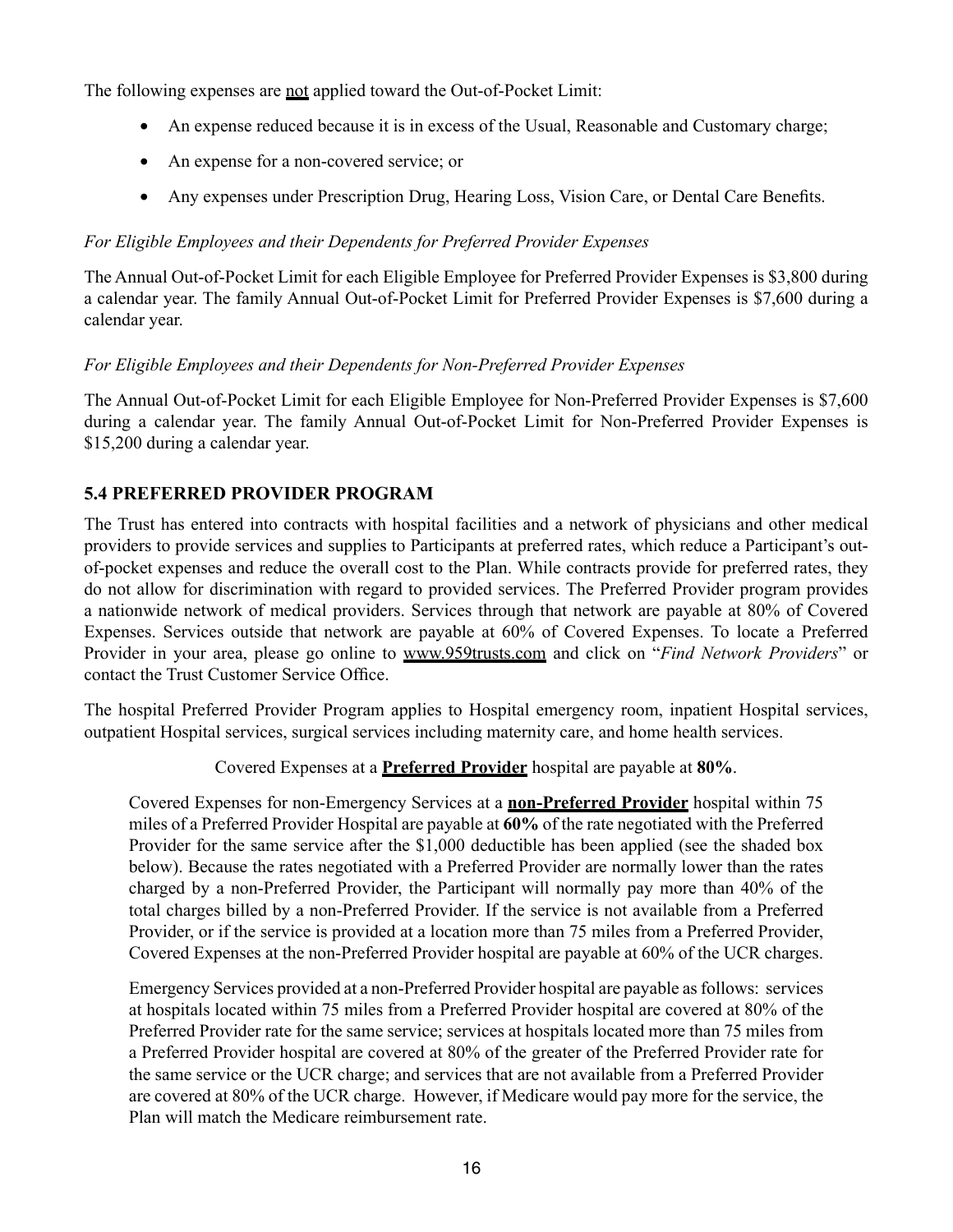The following expenses are not applied toward the Out-of-Pocket Limit:

- An expense reduced because it is in excess of the Usual, Reasonable and Customary charge;
- An expense for a non-covered service; or
- Any expenses under Prescription Drug, Hearing Loss, Vision Care, or Dental Care Benefits.

*For Eligible Employees and their Dependents for Preferred Provider Expenses*

The Annual Out-of-Pocket Limit for each Eligible Employee for Preferred Provider Expenses is $3,800 during a calendar year. The family Annual Out-of-Pocket Limit for Preferred Provider Expenses is $7,600 during a calendar year.

*For Eligible Employees and their Dependents for Non-Preferred Provider Expenses*

The Annual Out-of-Pocket Limit for each Eligible Employee for Non-Preferred Provider Expenses is $7,600 during a calendar year. The family Annual Out-of-Pocket Limit for Non-Preferred Provider Expenses is $15,200 during a calendar year.

## 5.4 PREFERRED PROVIDER PROGRAM

The Trust has entered into contracts with hospital facilities and a network of physicians and other medical providers to provide services and supplies to Participants at preferred rates, which reduce a Participant's out-of-pocket expenses and reduce the overall cost to the Plan. While contracts provide for preferred rates, they do not allow for discrimination with regard to provided services. The Preferred Provider program provides a nationwide network of medical providers. Services through that network are payable at 80% of Covered Expenses. Services outside that network are payable at 60% of Covered Expenses. To locate a Preferred Provider in your area, please go online to www.959trusts.com and click on "*Find Network Providers*" or contact the Trust Customer Service Office.

The hospital Preferred Provider Program applies to Hospital emergency room, inpatient Hospital services, outpatient Hospital services, surgical services including maternity care, and home health services.

Covered Expenses at a **Preferred Provider** hospital are payable at **80%**.

Covered Expenses for non-Emergency Services at a **non-Preferred Provider** hospital within 75 miles of a Preferred Provider Hospital are payable at **60%** of the rate negotiated with the Preferred Provider for the same service after the $1,000 deductible has been applied (see the shaded box below). Because the rates negotiated with a Preferred Provider are normally lower than the rates charged by a non-Preferred Provider, the Participant will normally pay more than 40% of the total charges billed by a non-Preferred Provider. If the service is not available from a Preferred Provider, or if the service is provided at a location more than 75 miles from a Preferred Provider, Covered Expenses at the non-Preferred Provider hospital are payable at 60% of the UCR charges.

Emergency Services provided at a non-Preferred Provider hospital are payable as follows: services at hospitals located within 75 miles from a Preferred Provider hospital are covered at 80% of the Preferred Provider rate for the same service; services at hospitals located more than 75 miles from a Preferred Provider hospital are covered at 80% of the greater of the Preferred Provider rate for the same service or the UCR charge; and services that are not available from a Preferred Provider are covered at 80% of the UCR charge. However, if Medicare would pay more for the service, the Plan will match the Medicare reimbursement rate.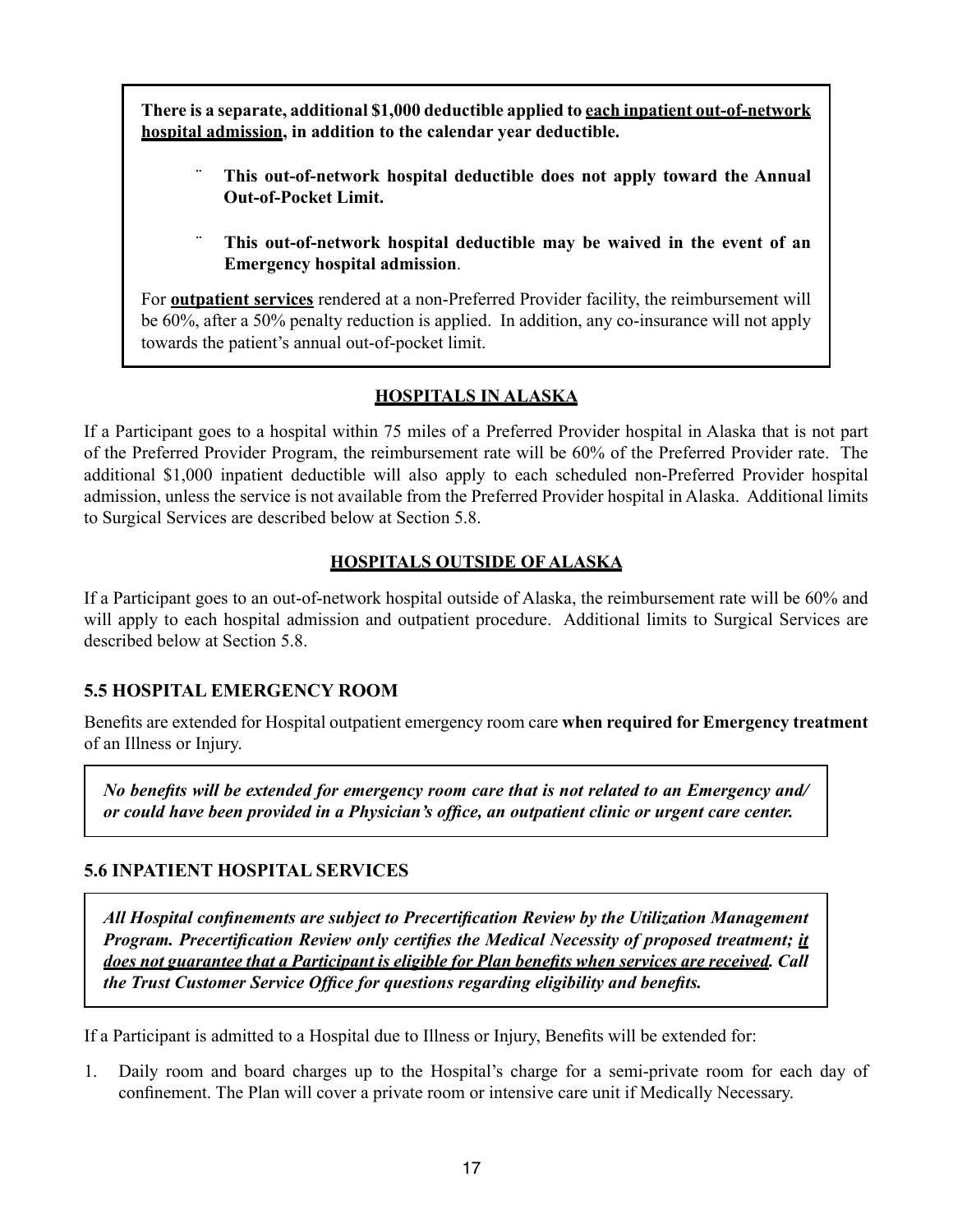**There is a separate, additional $1,000 deductible applied to <u>each inpatient out-of-network hospital admission</u>, in addition to the calendar year deductible.**

- **This out-of-network hospital deductible does not apply toward the Annual Out-of-Pocket Limit.**
- **This out-of-network hospital deductible may be waived in the event of an Emergency hospital admission**.

For **<u>outpatient services</u>** rendered at a non-Preferred Provider facility, the reimbursement will be 60%, after a 50% penalty reduction is applied. In addition, any co-insurance will not apply towards the patient's annual out-of-pocket limit.

**<u>HOSPITALS IN ALASKA</u>**

If a Participant goes to a hospital within 75 miles of a Preferred Provider hospital in Alaska that is not part of the Preferred Provider Program, the reimbursement rate will be 60% of the Preferred Provider rate. The additional $1,000 inpatient deductible will also apply to each scheduled non-Preferred Provider hospital admission, unless the service is not available from the Preferred Provider hospital in Alaska. Additional limits to Surgical Services are described below at Section 5.8.

**<u>HOSPITALS OUTSIDE OF ALASKA</u>**

If a Participant goes to an out-of-network hospital outside of Alaska, the reimbursement rate will be 60% and will apply to each hospital admission and outpatient procedure. Additional limits to Surgical Services are described below at Section 5.8.

## 5.5 HOSPITAL EMERGENCY ROOM

Benefits are extended for Hospital outpatient emergency room care **when required for Emergency treatment** of an Illness or Injury.

***No benefits will be extended for emergency room care that is not related to an Emergency and/ or could have been provided in a Physician's office, an outpatient clinic or urgent care center.***

## 5.6 INPATIENT HOSPITAL SERVICES

***All Hospital confinements are subject to Precertification Review by the Utilization Management Program. Precertification Review only certifies the Medical Necessity of proposed treatment; <u>it does not guarantee that a Participant is eligible for Plan benefits when services are received</u>. Call the Trust Customer Service Office for questions regarding eligibility and benefits.***

If a Participant is admitted to a Hospital due to Illness or Injury, Benefits will be extended for:

1. Daily room and board charges up to the Hospital's charge for a semi-private room for each day of confinement. The Plan will cover a private room or intensive care unit if Medically Necessary.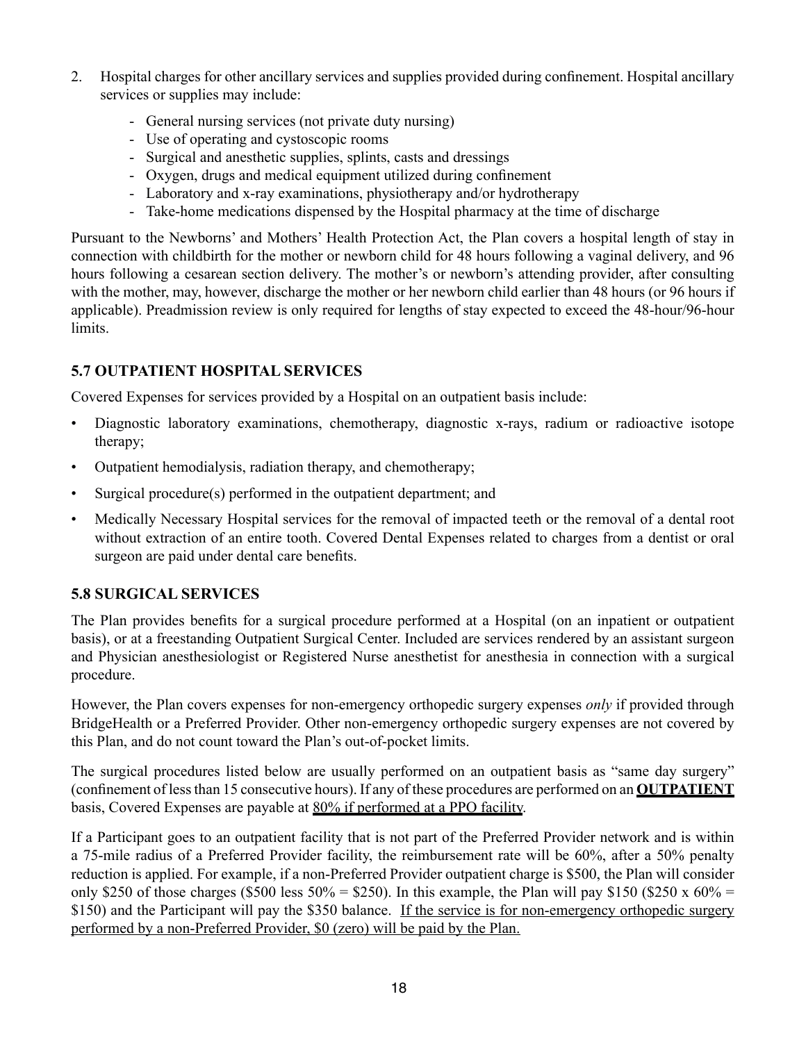2. Hospital charges for other ancillary services and supplies provided during confinement. Hospital ancillary services or supplies may include:
   - General nursing services (not private duty nursing)
   - Use of operating and cystoscopic rooms
   - Surgical and anesthetic supplies, splints, casts and dressings
   - Oxygen, drugs and medical equipment utilized during confinement
   - Laboratory and x-ray examinations, physiotherapy and/or hydrotherapy
   - Take-home medications dispensed by the Hospital pharmacy at the time of discharge

Pursuant to the Newborns' and Mothers' Health Protection Act, the Plan covers a hospital length of stay in connection with childbirth for the mother or newborn child for 48 hours following a vaginal delivery, and 96 hours following a cesarean section delivery. The mother's or newborn's attending provider, after consulting with the mother, may, however, discharge the mother or her newborn child earlier than 48 hours (or 96 hours if applicable). Preadmission review is only required for lengths of stay expected to exceed the 48-hour/96-hour limits.

## 5.7 OUTPATIENT HOSPITAL SERVICES

Covered Expenses for services provided by a Hospital on an outpatient basis include:

- Diagnostic laboratory examinations, chemotherapy, diagnostic x-rays, radium or radioactive isotope therapy;
- Outpatient hemodialysis, radiation therapy, and chemotherapy;
- Surgical procedure(s) performed in the outpatient department; and
- Medically Necessary Hospital services for the removal of impacted teeth or the removal of a dental root without extraction of an entire tooth. Covered Dental Expenses related to charges from a dentist or oral surgeon are paid under dental care benefits.

## 5.8 SURGICAL SERVICES

The Plan provides benefits for a surgical procedure performed at a Hospital (on an inpatient or outpatient basis), or at a freestanding Outpatient Surgical Center. Included are services rendered by an assistant surgeon and Physician anesthesiologist or Registered Nurse anesthetist for anesthesia in connection with a surgical procedure.

However, the Plan covers expenses for non-emergency orthopedic surgery expenses *only* if provided through BridgeHealth or a Preferred Provider. Other non-emergency orthopedic surgery expenses are not covered by this Plan, and do not count toward the Plan's out-of-pocket limits.

The surgical procedures listed below are usually performed on an outpatient basis as "same day surgery" (confinement of less than 15 consecutive hours). If any of these procedures are performed on an **OUTPATIENT** basis, Covered Expenses are payable at 80% if performed at a PPO facility.

If a Participant goes to an outpatient facility that is not part of the Preferred Provider network and is within a 75-mile radius of a Preferred Provider facility, the reimbursement rate will be 60%, after a 50% penalty reduction is applied. For example, if a non-Preferred Provider outpatient charge is $500, the Plan will consider only $250 of those charges ($500 less 50% = $250). In this example, the Plan will pay $150 ($250 x 60% = $150) and the Participant will pay the $350 balance. If the service is for non-emergency orthopedic surgery performed by a non-Preferred Provider, $0 (zero) will be paid by the Plan.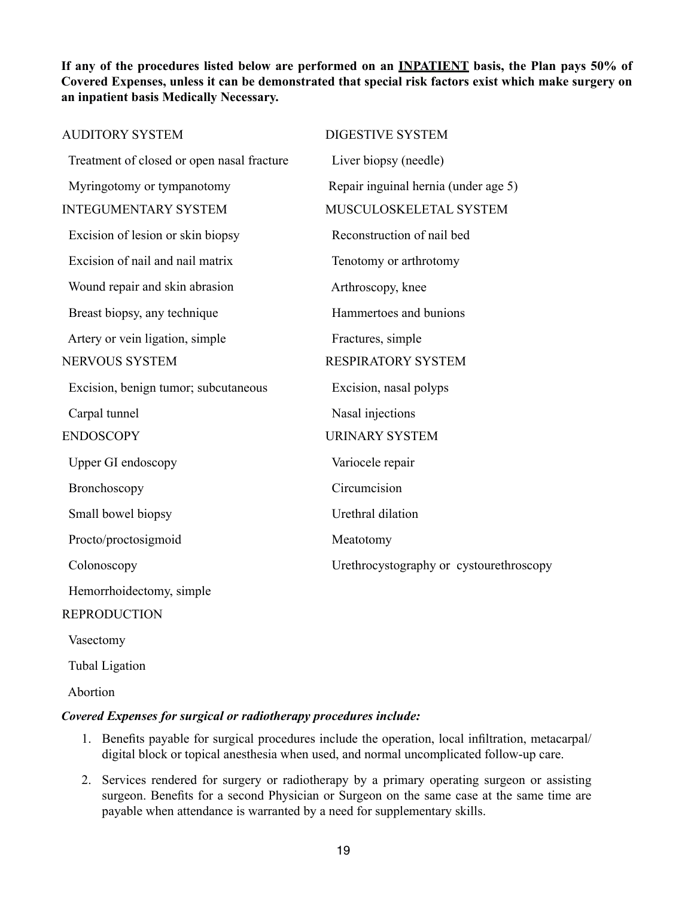**If any of the procedures listed below are performed on an <u>INPATIENT</u> basis, the Plan pays 50% of Covered Expenses, unless it can be demonstrated that special risk factors exist which make surgery on an inpatient basis Medically Necessary.**

AUDITORY SYSTEM

- Treatment of closed or open nasal fracture
- Myringotomy or tympanotomy

INTEGUMENTARY SYSTEM

- Excision of lesion or skin biopsy
- Excision of nail and nail matrix
- Wound repair and skin abrasion
- Breast biopsy, any technique
- Artery or vein ligation, simple

NERVOUS SYSTEM

- Excision, benign tumor; subcutaneous
- Carpal tunnel

ENDOSCOPY

- Upper GI endoscopy
- Bronchoscopy
- Small bowel biopsy
- Procto/proctosigmoid
- Colonoscopy
- Hemorrhoidectomy, simple

REPRODUCTION

- Vasectomy
- Tubal Ligation
- Abortion

DIGESTIVE SYSTEM

- Liver biopsy (needle)
- Repair inguinal hernia (under age 5)

MUSCULOSKELETAL SYSTEM

- Reconstruction of nail bed
- Tenotomy or arthrotomy
- Arthroscopy, knee
- Hammertoes and bunions
- Fractures, simple

RESPIRATORY SYSTEM

- Excision, nasal polyps
- Nasal injections

URINARY SYSTEM

- Variocele repair
- Circumcision
- Urethral dilation
- Meatotomy
- Urethrocystography or cystourethroscopy

***Covered Expenses for surgical or radiotherapy procedures include:***

1. Benefits payable for surgical procedures include the operation, local infiltration, metacarpal/digital block or topical anesthesia when used, and normal uncomplicated follow-up care.
2. Services rendered for surgery or radiotherapy by a primary operating surgeon or assisting surgeon. Benefits for a second Physician or Surgeon on the same case at the same time are payable when attendance is warranted by a need for supplementary skills.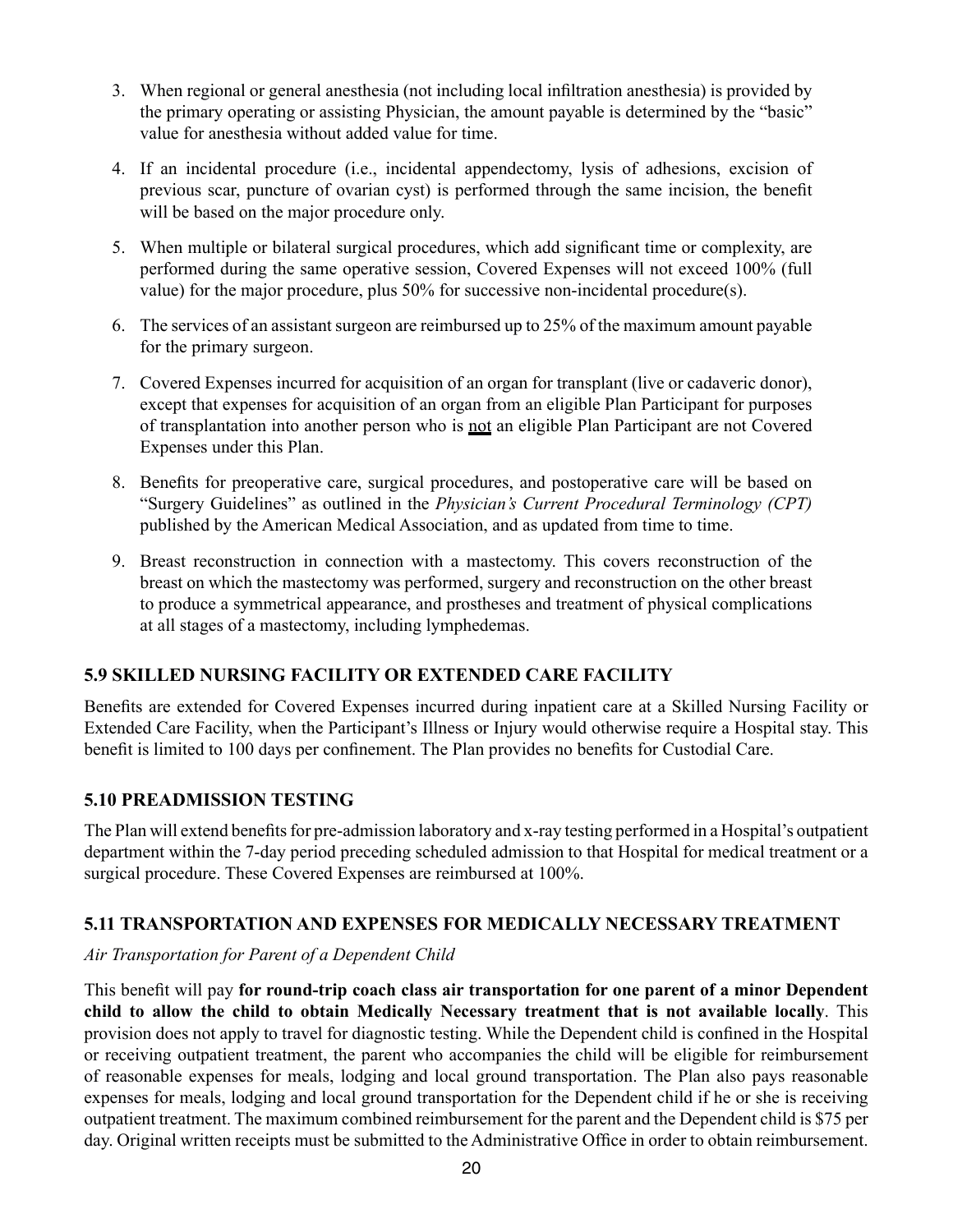3. When regional or general anesthesia (not including local infiltration anesthesia) is provided by the primary operating or assisting Physician, the amount payable is determined by the "basic" value for anesthesia without added value for time.

4. If an incidental procedure (i.e., incidental appendectomy, lysis of adhesions, excision of previous scar, puncture of ovarian cyst) is performed through the same incision, the benefit will be based on the major procedure only.

5. When multiple or bilateral surgical procedures, which add significant time or complexity, are performed during the same operative session, Covered Expenses will not exceed 100% (full value) for the major procedure, plus 50% for successive non-incidental procedure(s).

6. The services of an assistant surgeon are reimbursed up to 25% of the maximum amount payable for the primary surgeon.

7. Covered Expenses incurred for acquisition of an organ for transplant (live or cadaveric donor), except that expenses for acquisition of an organ from an eligible Plan Participant for purposes of transplantation into another person who is <u>not</u> an eligible Plan Participant are not Covered Expenses under this Plan.

8. Benefits for preoperative care, surgical procedures, and postoperative care will be based on "Surgery Guidelines" as outlined in the *Physician's Current Procedural Terminology (CPT)* published by the American Medical Association, and as updated from time to time.

9. Breast reconstruction in connection with a mastectomy. This covers reconstruction of the breast on which the mastectomy was performed, surgery and reconstruction on the other breast to produce a symmetrical appearance, and prostheses and treatment of physical complications at all stages of a mastectomy, including lymphedemas.

### 5.9 SKILLED NURSING FACILITY OR EXTENDED CARE FACILITY

Benefits are extended for Covered Expenses incurred during inpatient care at a Skilled Nursing Facility or Extended Care Facility, when the Participant's Illness or Injury would otherwise require a Hospital stay. This benefit is limited to 100 days per confinement. The Plan provides no benefits for Custodial Care.

### 5.10 PREADMISSION TESTING

The Plan will extend benefits for pre-admission laboratory and x-ray testing performed in a Hospital's outpatient department within the 7-day period preceding scheduled admission to that Hospital for medical treatment or a surgical procedure. These Covered Expenses are reimbursed at 100%.

### 5.11 TRANSPORTATION AND EXPENSES FOR MEDICALLY NECESSARY TREATMENT

*Air Transportation for Parent of a Dependent Child*

This benefit will pay **for round-trip coach class air transportation for one parent of a minor Dependent child to allow the child to obtain Medically Necessary treatment that is not available locally**. This provision does not apply to travel for diagnostic testing. While the Dependent child is confined in the Hospital or receiving outpatient treatment, the parent who accompanies the child will be eligible for reimbursement of reasonable expenses for meals, lodging and local ground transportation. The Plan also pays reasonable expenses for meals, lodging and local ground transportation for the Dependent child if he or she is receiving outpatient treatment. The maximum combined reimbursement for the parent and the Dependent child is $75 per day. Original written receipts must be submitted to the Administrative Office in order to obtain reimbursement.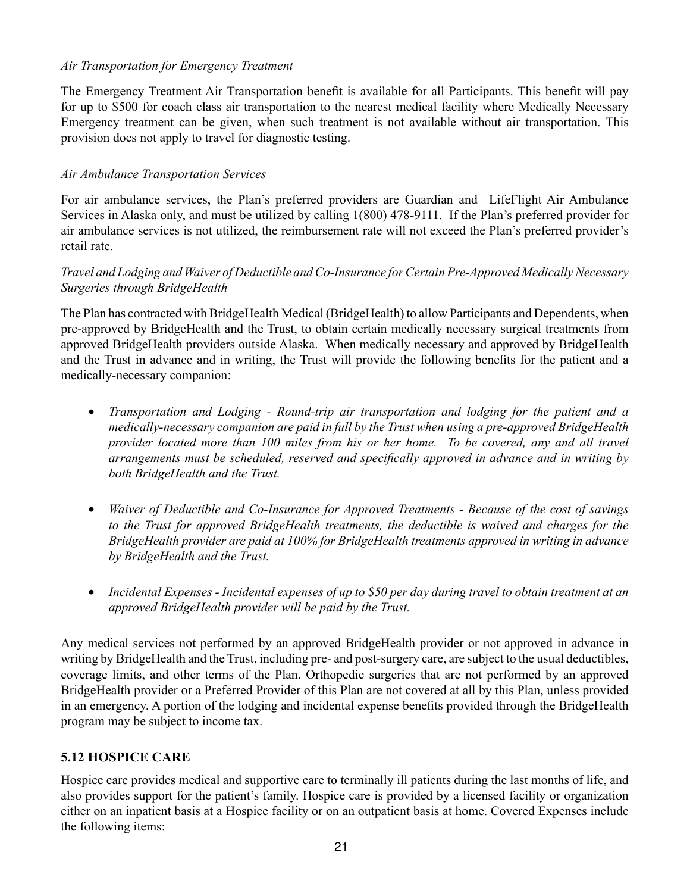*Air Transportation for Emergency Treatment*

The Emergency Treatment Air Transportation benefit is available for all Participants. This benefit will pay for up to $500 for coach class air transportation to the nearest medical facility where Medically Necessary Emergency treatment can be given, when such treatment is not available without air transportation. This provision does not apply to travel for diagnostic testing.

*Air Ambulance Transportation Services*

For air ambulance services, the Plan's preferred providers are Guardian and LifeFlight Air Ambulance Services in Alaska only, and must be utilized by calling 1(800) 478-9111. If the Plan's preferred provider for air ambulance services is not utilized, the reimbursement rate will not exceed the Plan's preferred provider's retail rate.

*Travel and Lodging and Waiver of Deductible and Co-Insurance for Certain Pre-Approved Medically Necessary Surgeries through BridgeHealth*

The Plan has contracted with BridgeHealth Medical (BridgeHealth) to allow Participants and Dependents, when pre-approved by BridgeHealth and the Trust, to obtain certain medically necessary surgical treatments from approved BridgeHealth providers outside Alaska. When medically necessary and approved by BridgeHealth and the Trust in advance and in writing, the Trust will provide the following benefits for the patient and a medically-necessary companion:

- *Transportation and Lodging - Round-trip air transportation and lodging for the patient and a medically-necessary companion are paid in full by the Trust when using a pre-approved BridgeHealth provider located more than 100 miles from his or her home. To be covered, any and all travel arrangements must be scheduled, reserved and specifically approved in advance and in writing by both BridgeHealth and the Trust.*

- *Waiver of Deductible and Co-Insurance for Approved Treatments - Because of the cost of savings to the Trust for approved BridgeHealth treatments, the deductible is waived and charges for the BridgeHealth provider are paid at 100% for BridgeHealth treatments approved in writing in advance by BridgeHealth and the Trust.*

- *Incidental Expenses - Incidental expenses of up to $50 per day during travel to obtain treatment at an approved BridgeHealth provider will be paid by the Trust.*

Any medical services not performed by an approved BridgeHealth provider or not approved in advance in writing by BridgeHealth and the Trust, including pre- and post-surgery care, are subject to the usual deductibles, coverage limits, and other terms of the Plan. Orthopedic surgeries that are not performed by an approved BridgeHealth provider or a Preferred Provider of this Plan are not covered at all by this Plan, unless provided in an emergency. A portion of the lodging and incidental expense benefits provided through the BridgeHealth program may be subject to income tax.

## 5.12 HOSPICE CARE

Hospice care provides medical and supportive care to terminally ill patients during the last months of life, and also provides support for the patient's family. Hospice care is provided by a licensed facility or organization either on an inpatient basis at a Hospice facility or on an outpatient basis at home. Covered Expenses include the following items: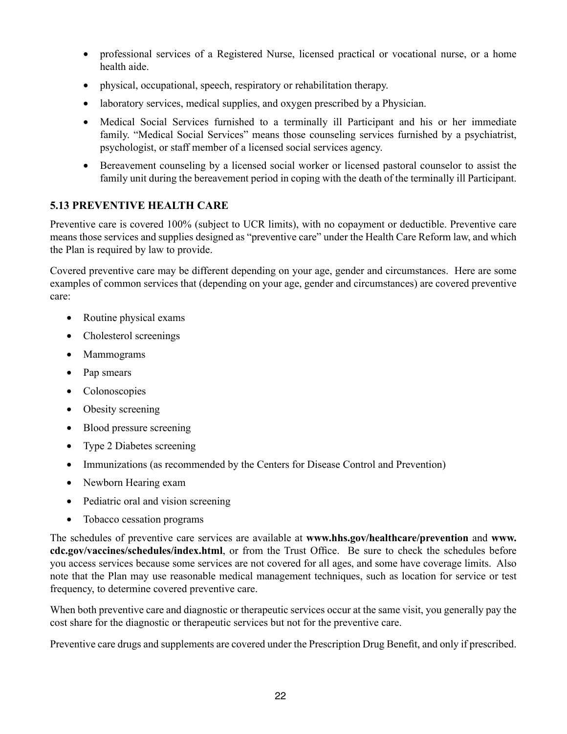- professional services of a Registered Nurse, licensed practical or vocational nurse, or a home health aide.
- physical, occupational, speech, respiratory or rehabilitation therapy.
- laboratory services, medical supplies, and oxygen prescribed by a Physician.
- Medical Social Services furnished to a terminally ill Participant and his or her immediate family. "Medical Social Services" means those counseling services furnished by a psychiatrist, psychologist, or staff member of a licensed social services agency.
- Bereavement counseling by a licensed social worker or licensed pastoral counselor to assist the family unit during the bereavement period in coping with the death of the terminally ill Participant.

### 5.13 PREVENTIVE HEALTH CARE

Preventive care is covered 100% (subject to UCR limits), with no copayment or deductible. Preventive care means those services and supplies designed as "preventive care" under the Health Care Reform law, and which the Plan is required by law to provide.

Covered preventive care may be different depending on your age, gender and circumstances. Here are some examples of common services that (depending on your age, gender and circumstances) are covered preventive care:

- Routine physical exams
- Cholesterol screenings
- Mammograms
- Pap smears
- Colonoscopies
- Obesity screening
- Blood pressure screening
- Type 2 Diabetes screening
- Immunizations (as recommended by the Centers for Disease Control and Prevention)
- Newborn Hearing exam
- Pediatric oral and vision screening
- Tobacco cessation programs

The schedules of preventive care services are available at **www.hhs.gov/healthcare/prevention** and **www.cdc.gov/vaccines/schedules/index.html**, or from the Trust Office. Be sure to check the schedules before you access services because some services are not covered for all ages, and some have coverage limits. Also note that the Plan may use reasonable medical management techniques, such as location for service or test frequency, to determine covered preventive care.

When both preventive care and diagnostic or therapeutic services occur at the same visit, you generally pay the cost share for the diagnostic or therapeutic services but not for the preventive care.

Preventive care drugs and supplements are covered under the Prescription Drug Benefit, and only if prescribed.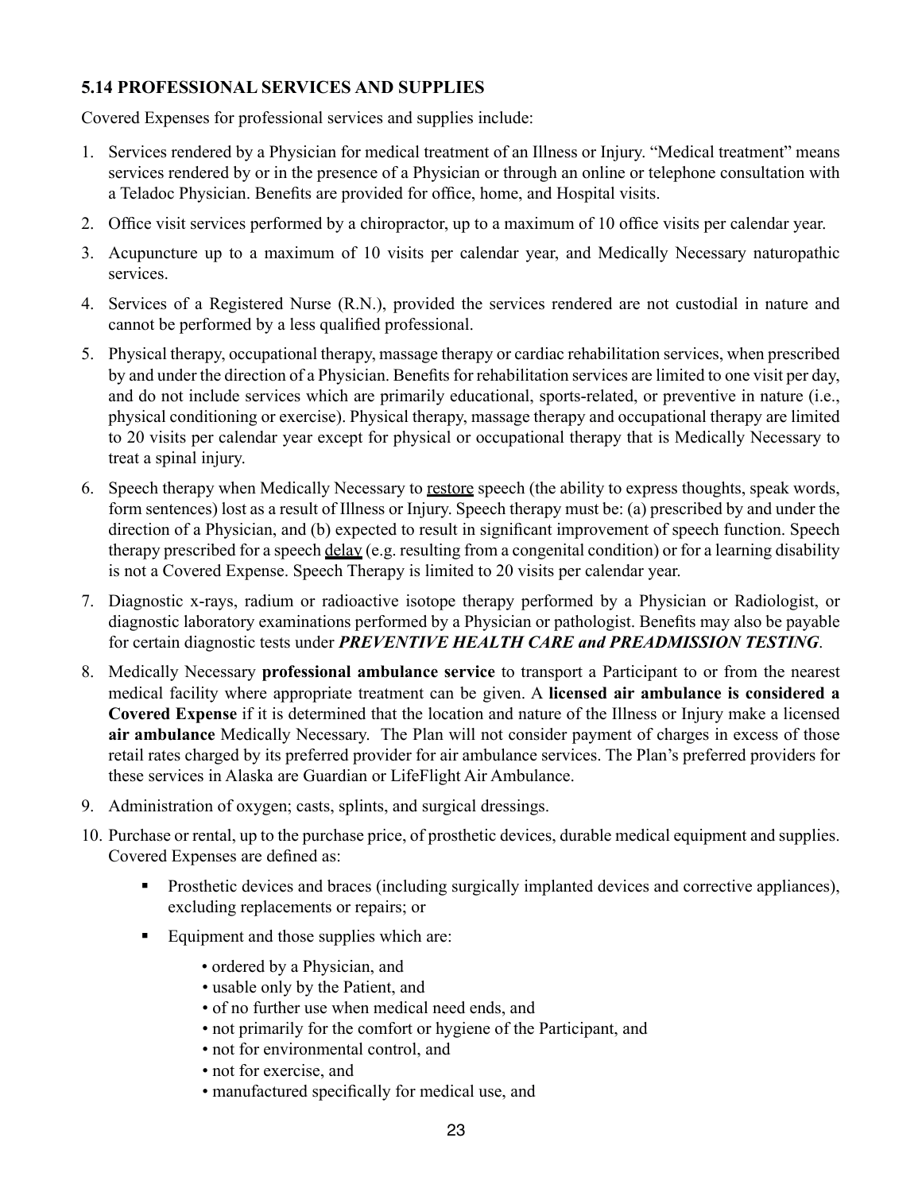### 5.14 PROFESSIONAL SERVICES AND SUPPLIES

Covered Expenses for professional services and supplies include:

1. Services rendered by a Physician for medical treatment of an Illness or Injury. "Medical treatment" means services rendered by or in the presence of a Physician or through an online or telephone consultation with a Teladoc Physician. Benefits are provided for office, home, and Hospital visits.
2. Office visit services performed by a chiropractor, up to a maximum of 10 office visits per calendar year.
3. Acupuncture up to a maximum of 10 visits per calendar year, and Medically Necessary naturopathic services.
4. Services of a Registered Nurse (R.N.), provided the services rendered are not custodial in nature and cannot be performed by a less qualified professional.
5. Physical therapy, occupational therapy, massage therapy or cardiac rehabilitation services, when prescribed by and under the direction of a Physician. Benefits for rehabilitation services are limited to one visit per day, and do not include services which are primarily educational, sports-related, or preventive in nature (i.e., physical conditioning or exercise). Physical therapy, massage therapy and occupational therapy are limited to 20 visits per calendar year except for physical or occupational therapy that is Medically Necessary to treat a spinal injury.
6. Speech therapy when Medically Necessary to <u>restore</u> speech (the ability to express thoughts, speak words, form sentences) lost as a result of Illness or Injury. Speech therapy must be: (a) prescribed by and under the direction of a Physician, and (b) expected to result in significant improvement of speech function. Speech therapy prescribed for a speech <u>delay</u> (e.g. resulting from a congenital condition) or for a learning disability is not a Covered Expense. Speech Therapy is limited to 20 visits per calendar year.
7. Diagnostic x-rays, radium or radioactive isotope therapy performed by a Physician or Radiologist, or diagnostic laboratory examinations performed by a Physician or pathologist. Benefits may also be payable for certain diagnostic tests under ***PREVENTIVE HEALTH CARE and PREADMISSION TESTING***.
8. Medically Necessary **professional ambulance service** to transport a Participant to or from the nearest medical facility where appropriate treatment can be given. A **licensed air ambulance is considered a Covered Expense** if it is determined that the location and nature of the Illness or Injury make a licensed **air ambulance** Medically Necessary. The Plan will not consider payment of charges in excess of those retail rates charged by its preferred provider for air ambulance services. The Plan's preferred providers for these services in Alaska are Guardian or LifeFlight Air Ambulance.
9. Administration of oxygen; casts, splints, and surgical dressings.
10. Purchase or rental, up to the purchase price, of prosthetic devices, durable medical equipment and supplies. Covered Expenses are defined as:
    - Prosthetic devices and braces (including surgically implanted devices and corrective appliances), excluding replacements or repairs; or
    - Equipment and those supplies which are:
        - ordered by a Physician, and
        - usable only by the Patient, and
        - of no further use when medical need ends, and
        - not primarily for the comfort or hygiene of the Participant, and
        - not for environmental control, and
        - not for exercise, and
        - manufactured specifically for medical use, and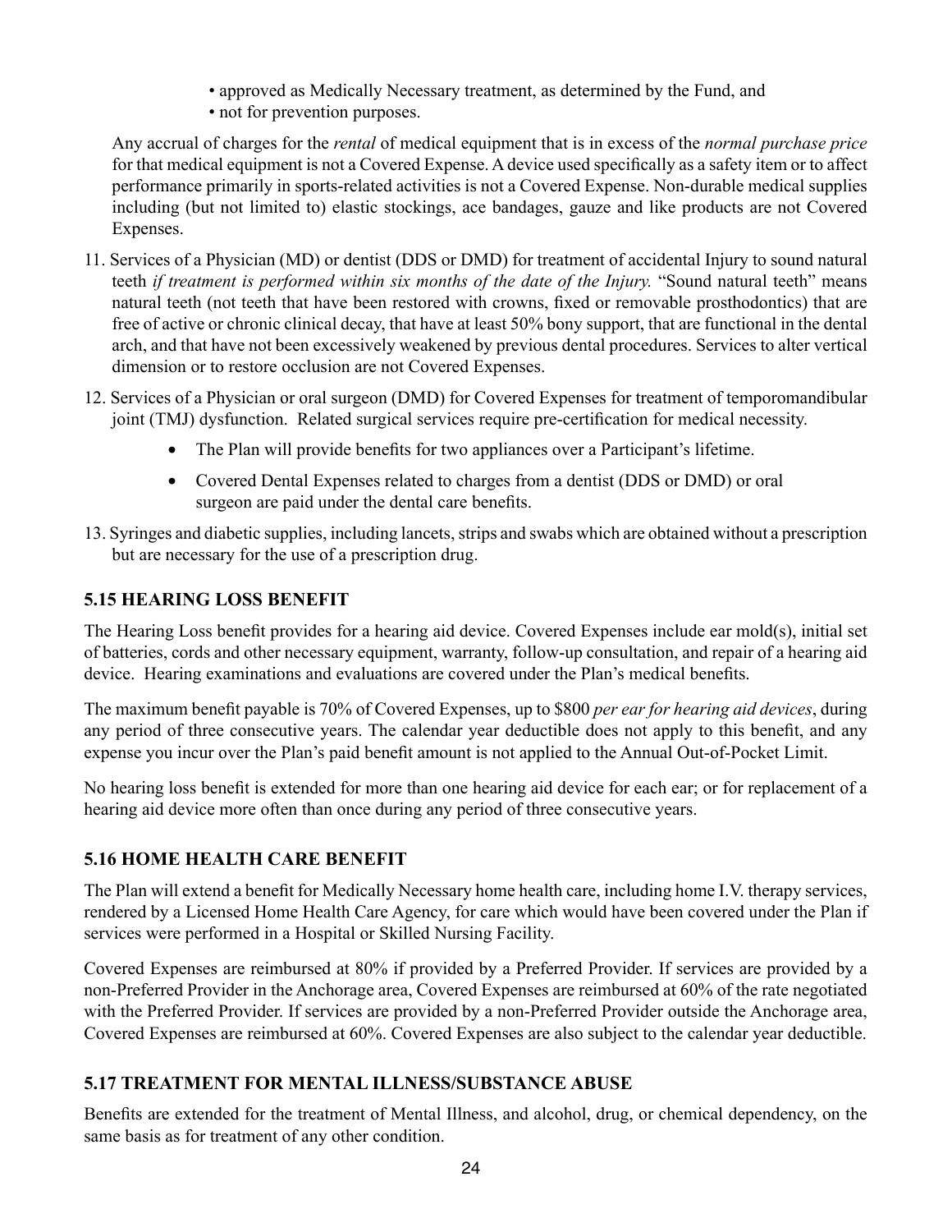- approved as Medically Necessary treatment, as determined by the Fund, and
- not for prevention purposes.

Any accrual of charges for the *rental* of medical equipment that is in excess of the *normal purchase price* for that medical equipment is not a Covered Expense. A device used specifically as a safety item or to affect performance primarily in sports-related activities is not a Covered Expense. Non-durable medical supplies including (but not limited to) elastic stockings, ace bandages, gauze and like products are not Covered Expenses.

11. Services of a Physician (MD) or dentist (DDS or DMD) for treatment of accidental Injury to sound natural teeth *if treatment is performed within six months of the date of the Injury.* "Sound natural teeth" means natural teeth (not teeth that have been restored with crowns, fixed or removable prosthodontics) that are free of active or chronic clinical decay, that have at least 50% bony support, that are functional in the dental arch, and that have not been excessively weakened by previous dental procedures. Services to alter vertical dimension or to restore occlusion are not Covered Expenses.
12. Services of a Physician or oral surgeon (DMD) for Covered Expenses for treatment of temporomandibular joint (TMJ) dysfunction. Related surgical services require pre-certification for medical necessity.
    - The Plan will provide benefits for two appliances over a Participant's lifetime.
    - Covered Dental Expenses related to charges from a dentist (DDS or DMD) or oral surgeon are paid under the dental care benefits.
13. Syringes and diabetic supplies, including lancets, strips and swabs which are obtained without a prescription but are necessary for the use of a prescription drug.

## 5.15 HEARING LOSS BENEFIT

The Hearing Loss benefit provides for a hearing aid device. Covered Expenses include ear mold(s), initial set of batteries, cords and other necessary equipment, warranty, follow-up consultation, and repair of a hearing aid device. Hearing examinations and evaluations are covered under the Plan's medical benefits.

The maximum benefit payable is 70% of Covered Expenses, up to $800 *per ear for hearing aid devices*, during any period of three consecutive years. The calendar year deductible does not apply to this benefit, and any expense you incur over the Plan's paid benefit amount is not applied to the Annual Out-of-Pocket Limit.

No hearing loss benefit is extended for more than one hearing aid device for each ear; or for replacement of a hearing aid device more often than once during any period of three consecutive years.

## 5.16 HOME HEALTH CARE BENEFIT

The Plan will extend a benefit for Medically Necessary home health care, including home I.V. therapy services, rendered by a Licensed Home Health Care Agency, for care which would have been covered under the Plan if services were performed in a Hospital or Skilled Nursing Facility.

Covered Expenses are reimbursed at 80% if provided by a Preferred Provider. If services are provided by a non-Preferred Provider in the Anchorage area, Covered Expenses are reimbursed at 60% of the rate negotiated with the Preferred Provider. If services are provided by a non-Preferred Provider outside the Anchorage area, Covered Expenses are reimbursed at 60%. Covered Expenses are also subject to the calendar year deductible.

## 5.17 TREATMENT FOR MENTAL ILLNESS/SUBSTANCE ABUSE

Benefits are extended for the treatment of Mental Illness, and alcohol, drug, or chemical dependency, on the same basis as for treatment of any other condition.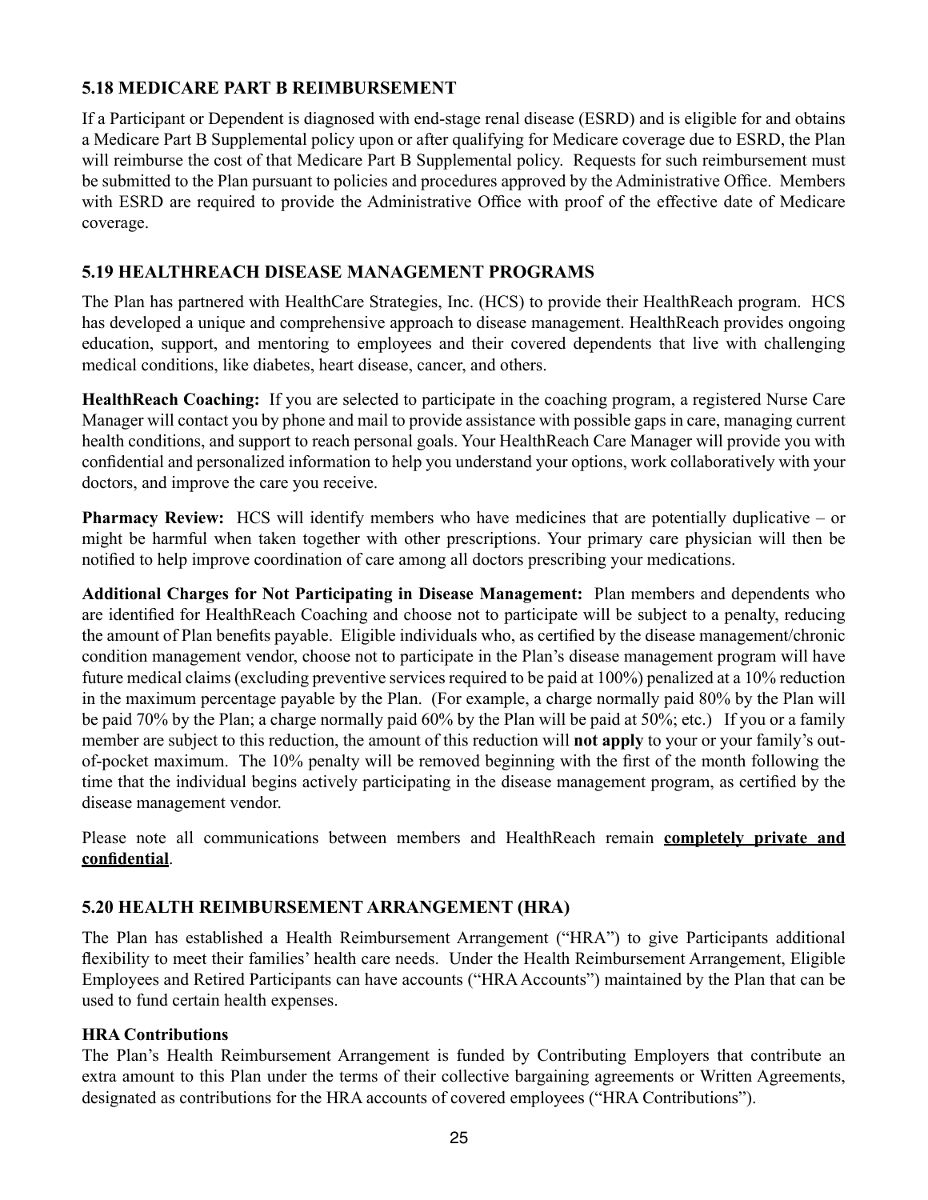### 5.18 MEDICARE PART B REIMBURSEMENT

If a Participant or Dependent is diagnosed with end-stage renal disease (ESRD) and is eligible for and obtains a Medicare Part B Supplemental policy upon or after qualifying for Medicare coverage due to ESRD, the Plan will reimburse the cost of that Medicare Part B Supplemental policy. Requests for such reimbursement must be submitted to the Plan pursuant to policies and procedures approved by the Administrative Office. Members with ESRD are required to provide the Administrative Office with proof of the effective date of Medicare coverage.

### 5.19 HEALTHREACH DISEASE MANAGEMENT PROGRAMS

The Plan has partnered with HealthCare Strategies, Inc. (HCS) to provide their HealthReach program. HCS has developed a unique and comprehensive approach to disease management. HealthReach provides ongoing education, support, and mentoring to employees and their covered dependents that live with challenging medical conditions, like diabetes, heart disease, cancer, and others.

**HealthReach Coaching:** If you are selected to participate in the coaching program, a registered Nurse Care Manager will contact you by phone and mail to provide assistance with possible gaps in care, managing current health conditions, and support to reach personal goals. Your HealthReach Care Manager will provide you with confidential and personalized information to help you understand your options, work collaboratively with your doctors, and improve the care you receive.

**Pharmacy Review:** HCS will identify members who have medicines that are potentially duplicative – or might be harmful when taken together with other prescriptions. Your primary care physician will then be notified to help improve coordination of care among all doctors prescribing your medications.

**Additional Charges for Not Participating in Disease Management:** Plan members and dependents who are identified for HealthReach Coaching and choose not to participate will be subject to a penalty, reducing the amount of Plan benefits payable. Eligible individuals who, as certified by the disease management/chronic condition management vendor, choose not to participate in the Plan's disease management program will have future medical claims (excluding preventive services required to be paid at 100%) penalized at a 10% reduction in the maximum percentage payable by the Plan. (For example, a charge normally paid 80% by the Plan will be paid 70% by the Plan; a charge normally paid 60% by the Plan will be paid at 50%; etc.) If you or a family member are subject to this reduction, the amount of this reduction will **not apply** to your or your family's out-of-pocket maximum. The 10% penalty will be removed beginning with the first of the month following the time that the individual begins actively participating in the disease management program, as certified by the disease management vendor.

Please note all communications between members and HealthReach remain **completely private and confidential**.

### 5.20 HEALTH REIMBURSEMENT ARRANGEMENT (HRA)

The Plan has established a Health Reimbursement Arrangement ("HRA") to give Participants additional flexibility to meet their families' health care needs. Under the Health Reimbursement Arrangement, Eligible Employees and Retired Participants can have accounts ("HRA Accounts") maintained by the Plan that can be used to fund certain health expenses.

**HRA Contributions**

The Plan's Health Reimbursement Arrangement is funded by Contributing Employers that contribute an extra amount to this Plan under the terms of their collective bargaining agreements or Written Agreements, designated as contributions for the HRA accounts of covered employees ("HRA Contributions").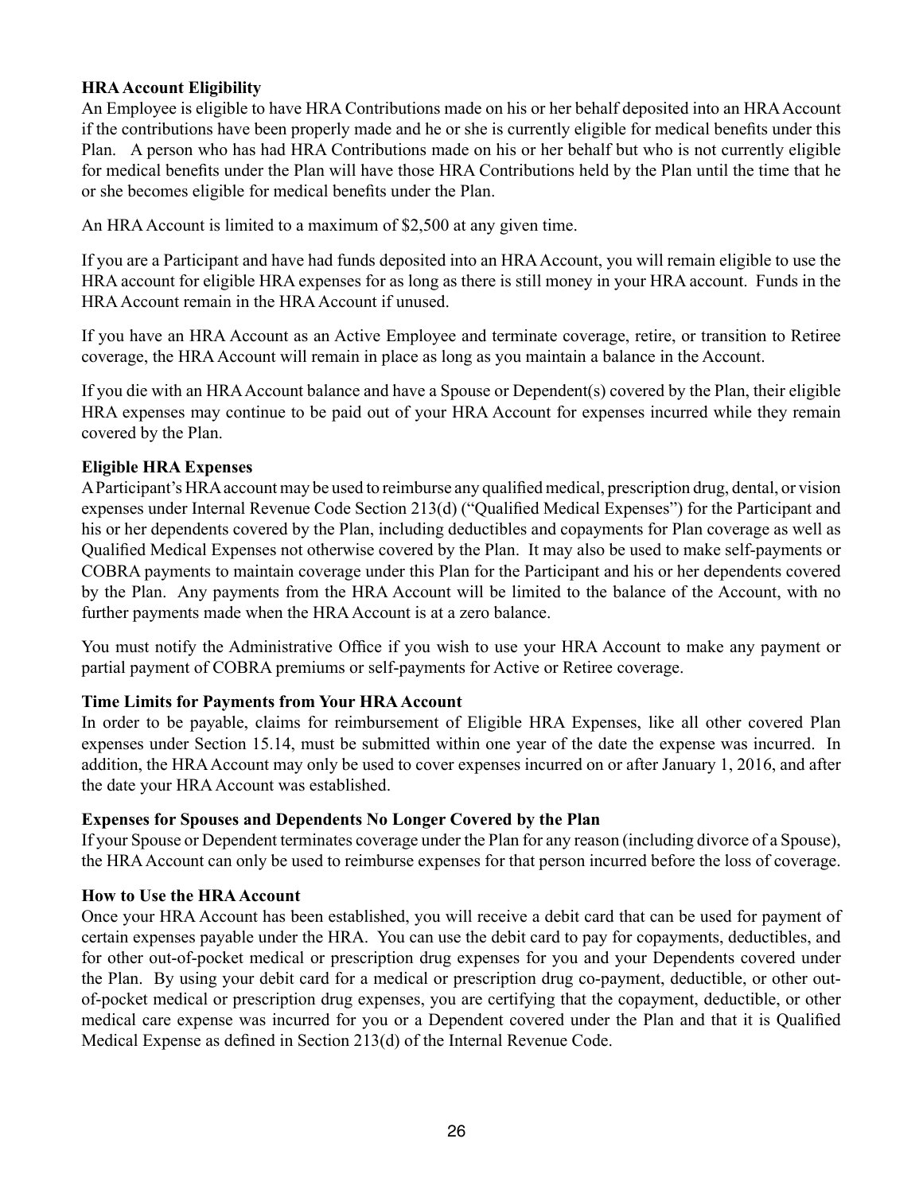**HRA Account Eligibility**

An Employee is eligible to have HRA Contributions made on his or her behalf deposited into an HRA Account if the contributions have been properly made and he or she is currently eligible for medical benefits under this Plan. A person who has had HRA Contributions made on his or her behalf but who is not currently eligible for medical benefits under the Plan will have those HRA Contributions held by the Plan until the time that he or she becomes eligible for medical benefits under the Plan.

An HRA Account is limited to a maximum of $2,500 at any given time.

If you are a Participant and have had funds deposited into an HRA Account, you will remain eligible to use the HRA account for eligible HRA expenses for as long as there is still money in your HRA account. Funds in the HRA Account remain in the HRA Account if unused.

If you have an HRA Account as an Active Employee and terminate coverage, retire, or transition to Retiree coverage, the HRA Account will remain in place as long as you maintain a balance in the Account.

If you die with an HRA Account balance and have a Spouse or Dependent(s) covered by the Plan, their eligible HRA expenses may continue to be paid out of your HRA Account for expenses incurred while they remain covered by the Plan.

**Eligible HRA Expenses**

A Participant's HRA account may be used to reimburse any qualified medical, prescription drug, dental, or vision expenses under Internal Revenue Code Section 213(d) ("Qualified Medical Expenses") for the Participant and his or her dependents covered by the Plan, including deductibles and copayments for Plan coverage as well as Qualified Medical Expenses not otherwise covered by the Plan. It may also be used to make self-payments or COBRA payments to maintain coverage under this Plan for the Participant and his or her dependents covered by the Plan. Any payments from the HRA Account will be limited to the balance of the Account, with no further payments made when the HRA Account is at a zero balance.

You must notify the Administrative Office if you wish to use your HRA Account to make any payment or partial payment of COBRA premiums or self-payments for Active or Retiree coverage.

**Time Limits for Payments from Your HRA Account**

In order to be payable, claims for reimbursement of Eligible HRA Expenses, like all other covered Plan expenses under Section 15.14, must be submitted within one year of the date the expense was incurred. In addition, the HRA Account may only be used to cover expenses incurred on or after January 1, 2016, and after the date your HRA Account was established.

**Expenses for Spouses and Dependents No Longer Covered by the Plan**

If your Spouse or Dependent terminates coverage under the Plan for any reason (including divorce of a Spouse), the HRA Account can only be used to reimburse expenses for that person incurred before the loss of coverage.

**How to Use the HRA Account**

Once your HRA Account has been established, you will receive a debit card that can be used for payment of certain expenses payable under the HRA. You can use the debit card to pay for copayments, deductibles, and for other out-of-pocket medical or prescription drug expenses for you and your Dependents covered under the Plan. By using your debit card for a medical or prescription drug co-payment, deductible, or other out-of-pocket medical or prescription drug expenses, you are certifying that the copayment, deductible, or other medical care expense was incurred for you or a Dependent covered under the Plan and that it is Qualified Medical Expense as defined in Section 213(d) of the Internal Revenue Code.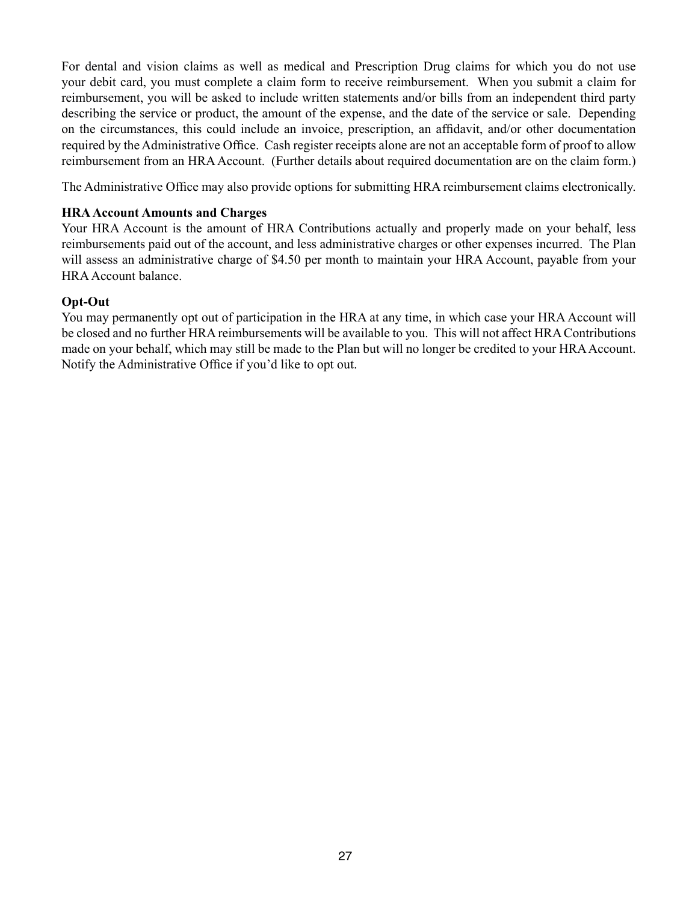For dental and vision claims as well as medical and Prescription Drug claims for which you do not use your debit card, you must complete a claim form to receive reimbursement. When you submit a claim for reimbursement, you will be asked to include written statements and/or bills from an independent third party describing the service or product, the amount of the expense, and the date of the service or sale. Depending on the circumstances, this could include an invoice, prescription, an affidavit, and/or other documentation required by the Administrative Office. Cash register receipts alone are not an acceptable form of proof to allow reimbursement from an HRA Account. (Further details about required documentation are on the claim form.)

The Administrative Office may also provide options for submitting HRA reimbursement claims electronically.

**HRA Account Amounts and Charges**

Your HRA Account is the amount of HRA Contributions actually and properly made on your behalf, less reimbursements paid out of the account, and less administrative charges or other expenses incurred. The Plan will assess an administrative charge of $4.50 per month to maintain your HRA Account, payable from your HRA Account balance.

**Opt-Out**

You may permanently opt out of participation in the HRA at any time, in which case your HRA Account will be closed and no further HRA reimbursements will be available to you. This will not affect HRA Contributions made on your behalf, which may still be made to the Plan but will no longer be credited to your HRA Account. Notify the Administrative Office if you'd like to opt out.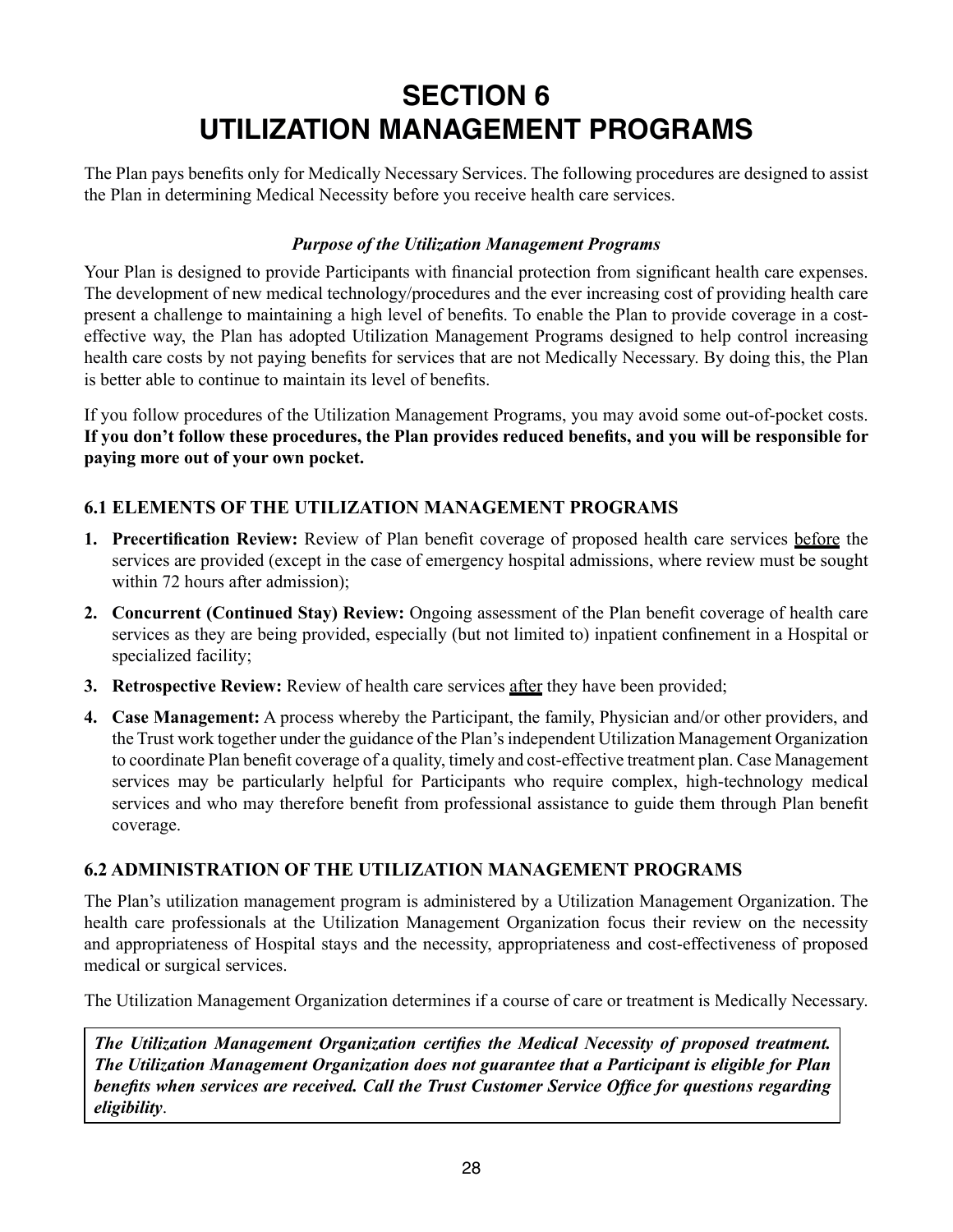# SECTION 6
# UTILIZATION MANAGEMENT PROGRAMS

The Plan pays benefits only for Medically Necessary Services. The following procedures are designed to assist the Plan in determining Medical Necessity before you receive health care services.

***Purpose of the Utilization Management Programs***

Your Plan is designed to provide Participants with financial protection from significant health care expenses. The development of new medical technology/procedures and the ever increasing cost of providing health care present a challenge to maintaining a high level of benefits. To enable the Plan to provide coverage in a cost-effective way, the Plan has adopted Utilization Management Programs designed to help control increasing health care costs by not paying benefits for services that are not Medically Necessary. By doing this, the Plan is better able to continue to maintain its level of benefits.

If you follow procedures of the Utilization Management Programs, you may avoid some out-of-pocket costs. **If you don't follow these procedures, the Plan provides reduced benefits, and you will be responsible for paying more out of your own pocket.**

## 6.1 ELEMENTS OF THE UTILIZATION MANAGEMENT PROGRAMS

1. **Precertification Review:** Review of Plan benefit coverage of proposed health care services <u>before</u> the services are provided (except in the case of emergency hospital admissions, where review must be sought within 72 hours after admission);
2. **Concurrent (Continued Stay) Review:** Ongoing assessment of the Plan benefit coverage of health care services as they are being provided, especially (but not limited to) inpatient confinement in a Hospital or specialized facility;
3. **Retrospective Review:** Review of health care services <u>after</u> they have been provided;
4. **Case Management:** A process whereby the Participant, the family, Physician and/or other providers, and the Trust work together under the guidance of the Plan's independent Utilization Management Organization to coordinate Plan benefit coverage of a quality, timely and cost-effective treatment plan. Case Management services may be particularly helpful for Participants who require complex, high-technology medical services and who may therefore benefit from professional assistance to guide them through Plan benefit coverage.

## 6.2 ADMINISTRATION OF THE UTILIZATION MANAGEMENT PROGRAMS

The Plan's utilization management program is administered by a Utilization Management Organization. The health care professionals at the Utilization Management Organization focus their review on the necessity and appropriateness of Hospital stays and the necessity, appropriateness and cost-effectiveness of proposed medical or surgical services.

The Utilization Management Organization determines if a course of care or treatment is Medically Necessary.

***The Utilization Management Organization certifies the Medical Necessity of proposed treatment. The Utilization Management Organization does not guarantee that a Participant is eligible for Plan benefits when services are received. Call the Trust Customer Service Office for questions regarding eligibility.***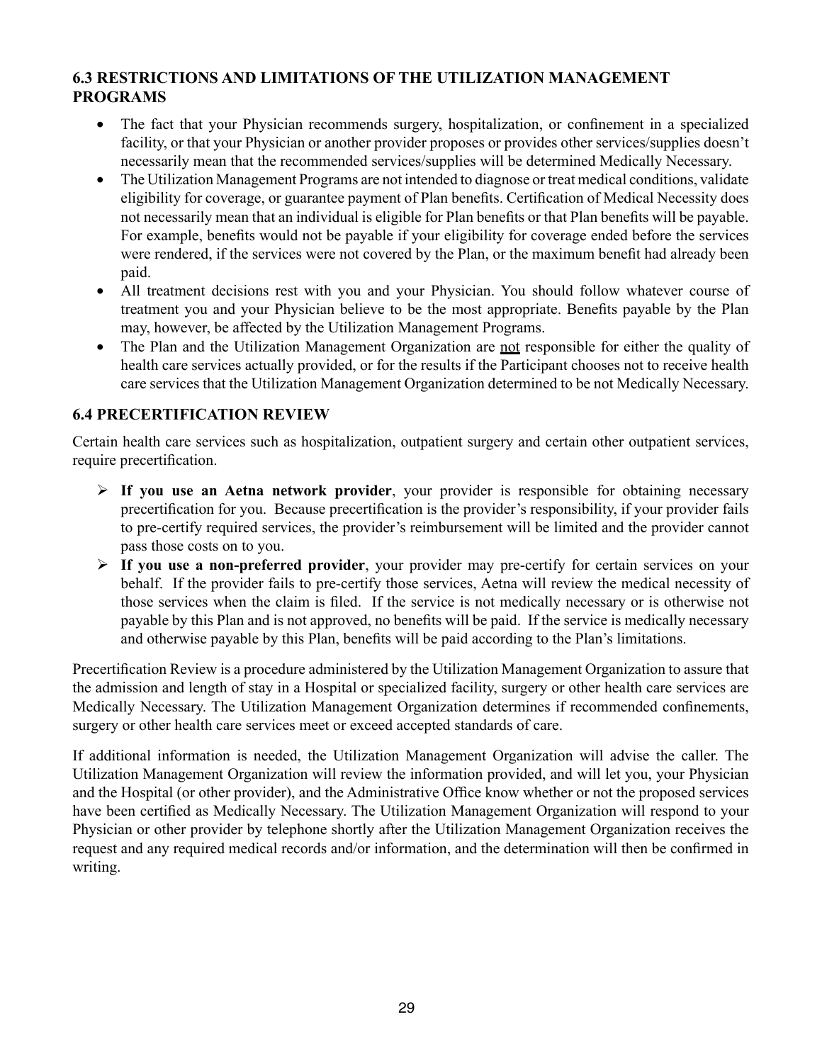### 6.3 RESTRICTIONS AND LIMITATIONS OF THE UTILIZATION MANAGEMENT PROGRAMS

- The fact that your Physician recommends surgery, hospitalization, or confinement in a specialized facility, or that your Physician or another provider proposes or provides other services/supplies doesn't necessarily mean that the recommended services/supplies will be determined Medically Necessary.
- The Utilization Management Programs are not intended to diagnose or treat medical conditions, validate eligibility for coverage, or guarantee payment of Plan benefits. Certification of Medical Necessity does not necessarily mean that an individual is eligible for Plan benefits or that Plan benefits will be payable. For example, benefits would not be payable if your eligibility for coverage ended before the services were rendered, if the services were not covered by the Plan, or the maximum benefit had already been paid.
- All treatment decisions rest with you and your Physician. You should follow whatever course of treatment you and your Physician believe to be the most appropriate. Benefits payable by the Plan may, however, be affected by the Utilization Management Programs.
- The Plan and the Utilization Management Organization are <u>not</u> responsible for either the quality of health care services actually provided, or for the results if the Participant chooses not to receive health care services that the Utilization Management Organization determined to be not Medically Necessary.

### 6.4 PRECERTIFICATION REVIEW

Certain health care services such as hospitalization, outpatient surgery and certain other outpatient services, require precertification.

- **If you use an Aetna network provider**, your provider is responsible for obtaining necessary precertification for you. Because precertification is the provider's responsibility, if your provider fails to pre-certify required services, the provider's reimbursement will be limited and the provider cannot pass those costs on to you.
- **If you use a non-preferred provider**, your provider may pre-certify for certain services on your behalf. If the provider fails to pre-certify those services, Aetna will review the medical necessity of those services when the claim is filed. If the service is not medically necessary or is otherwise not payable by this Plan and is not approved, no benefits will be paid. If the service is medically necessary and otherwise payable by this Plan, benefits will be paid according to the Plan's limitations.

Precertification Review is a procedure administered by the Utilization Management Organization to assure that the admission and length of stay in a Hospital or specialized facility, surgery or other health care services are Medically Necessary. The Utilization Management Organization determines if recommended confinements, surgery or other health care services meet or exceed accepted standards of care.

If additional information is needed, the Utilization Management Organization will advise the caller. The Utilization Management Organization will review the information provided, and will let you, your Physician and the Hospital (or other provider), and the Administrative Office know whether or not the proposed services have been certified as Medically Necessary. The Utilization Management Organization will respond to your Physician or other provider by telephone shortly after the Utilization Management Organization receives the request and any required medical records and/or information, and the determination will then be confirmed in writing.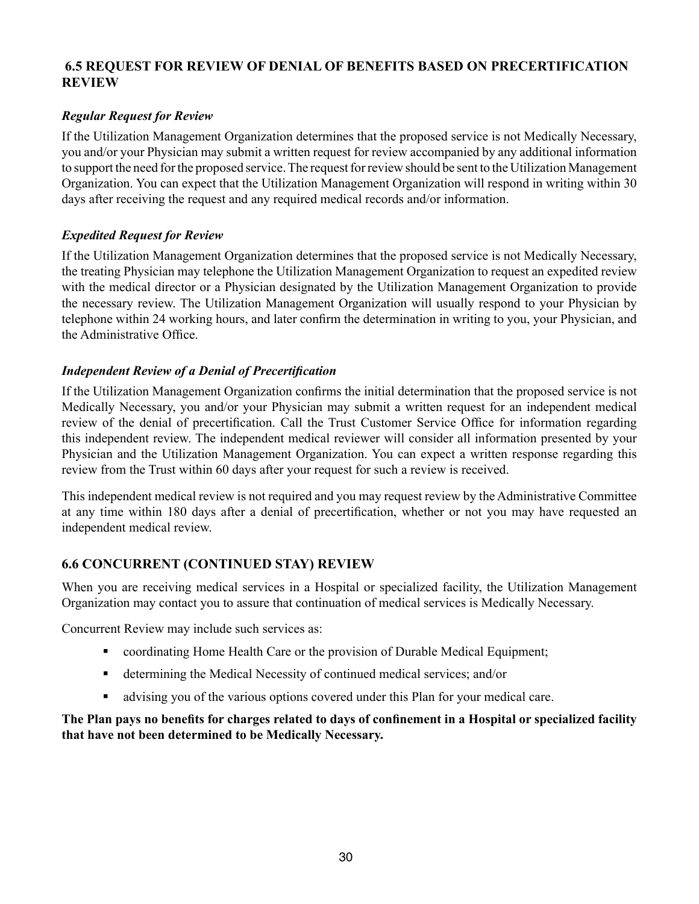## 6.5 REQUEST FOR REVIEW OF DENIAL OF BENEFITS BASED ON PRECERTIFICATION REVIEW

***Regular Request for Review***

If the Utilization Management Organization determines that the proposed service is not Medically Necessary, you and/or your Physician may submit a written request for review accompanied by any additional information to support the need for the proposed service. The request for review should be sent to the Utilization Management Organization. You can expect that the Utilization Management Organization will respond in writing within 30 days after receiving the request and any required medical records and/or information.

***Expedited Request for Review***

If the Utilization Management Organization determines that the proposed service is not Medically Necessary, the treating Physician may telephone the Utilization Management Organization to request an expedited review with the medical director or a Physician designated by the Utilization Management Organization to provide the necessary review. The Utilization Management Organization will usually respond to your Physician by telephone within 24 working hours, and later confirm the determination in writing to you, your Physician, and the Administrative Office.

***Independent Review of a Denial of Precertification***

If the Utilization Management Organization confirms the initial determination that the proposed service is not Medically Necessary, you and/or your Physician may submit a written request for an independent medical review of the denial of precertification. Call the Trust Customer Service Office for information regarding this independent review. The independent medical reviewer will consider all information presented by your Physician and the Utilization Management Organization. You can expect a written response regarding this review from the Trust within 60 days after your request for such a review is received.

This independent medical review is not required and you may request review by the Administrative Committee at any time within 180 days after a denial of precertification, whether or not you may have requested an independent medical review.

## 6.6 CONCURRENT (CONTINUED STAY) REVIEW

When you are receiving medical services in a Hospital or specialized facility, the Utilization Management Organization may contact you to assure that continuation of medical services is Medically Necessary.

Concurrent Review may include such services as:

- coordinating Home Health Care or the provision of Durable Medical Equipment;
- determining the Medical Necessity of continued medical services; and/or
- advising you of the various options covered under this Plan for your medical care.

**The Plan pays no benefits for charges related to days of confinement in a Hospital or specialized facility that have not been determined to be Medically Necessary.**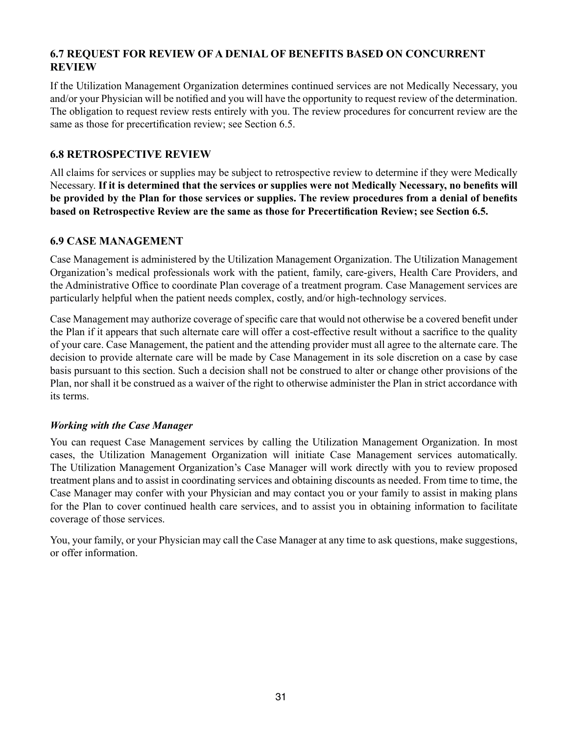### 6.7 REQUEST FOR REVIEW OF A DENIAL OF BENEFITS BASED ON CONCURRENT REVIEW

If the Utilization Management Organization determines continued services are not Medically Necessary, you and/or your Physician will be notified and you will have the opportunity to request review of the determination. The obligation to request review rests entirely with you. The review procedures for concurrent review are the same as those for precertification review; see Section 6.5.

### 6.8 RETROSPECTIVE REVIEW

All claims for services or supplies may be subject to retrospective review to determine if they were Medically Necessary. **If it is determined that the services or supplies were not Medically Necessary, no benefits will be provided by the Plan for those services or supplies. The review procedures from a denial of benefits based on Retrospective Review are the same as those for Precertification Review; see Section 6.5.**

### 6.9 CASE MANAGEMENT

Case Management is administered by the Utilization Management Organization. The Utilization Management Organization's medical professionals work with the patient, family, care-givers, Health Care Providers, and the Administrative Office to coordinate Plan coverage of a treatment program. Case Management services are particularly helpful when the patient needs complex, costly, and/or high-technology services.

Case Management may authorize coverage of specific care that would not otherwise be a covered benefit under the Plan if it appears that such alternate care will offer a cost-effective result without a sacrifice to the quality of your care. Case Management, the patient and the attending provider must all agree to the alternate care. The decision to provide alternate care will be made by Case Management in its sole discretion on a case by case basis pursuant to this section. Such a decision shall not be construed to alter or change other provisions of the Plan, nor shall it be construed as a waiver of the right to otherwise administer the Plan in strict accordance with its terms.

***Working with the Case Manager***

You can request Case Management services by calling the Utilization Management Organization. In most cases, the Utilization Management Organization will initiate Case Management services automatically. The Utilization Management Organization's Case Manager will work directly with you to review proposed treatment plans and to assist in coordinating services and obtaining discounts as needed. From time to time, the Case Manager may confer with your Physician and may contact you or your family to assist in making plans for the Plan to cover continued health care services, and to assist you in obtaining information to facilitate coverage of those services.

You, your family, or your Physician may call the Case Manager at any time to ask questions, make suggestions, or offer information.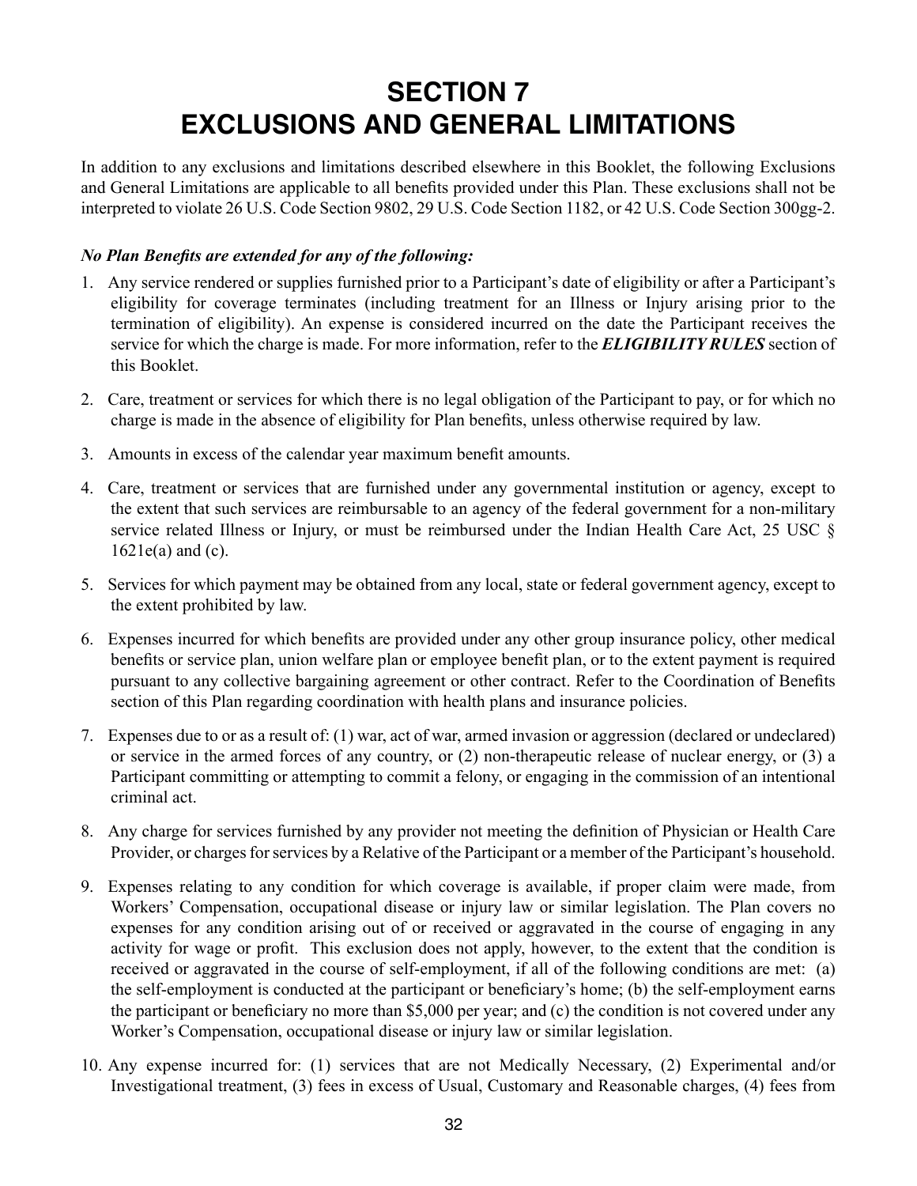# SECTION 7
# EXCLUSIONS AND GENERAL LIMITATIONS

In addition to any exclusions and limitations described elsewhere in this Booklet, the following Exclusions and General Limitations are applicable to all benefits provided under this Plan. These exclusions shall not be interpreted to violate 26 U.S. Code Section 9802, 29 U.S. Code Section 1182, or 42 U.S. Code Section 300gg-2.

***No Plan Benefits are extended for any of the following:***

1. Any service rendered or supplies furnished prior to a Participant's date of eligibility or after a Participant's eligibility for coverage terminates (including treatment for an Illness or Injury arising prior to the termination of eligibility). An expense is considered incurred on the date the Participant receives the service for which the charge is made. For more information, refer to the ***ELIGIBILITY RULES*** section of this Booklet.

2. Care, treatment or services for which there is no legal obligation of the Participant to pay, or for which no charge is made in the absence of eligibility for Plan benefits, unless otherwise required by law.

3. Amounts in excess of the calendar year maximum benefit amounts.

4. Care, treatment or services that are furnished under any governmental institution or agency, except to the extent that such services are reimbursable to an agency of the federal government for a non-military service related Illness or Injury, or must be reimbursed under the Indian Health Care Act, 25 USC § 1621e(a) and (c).

5. Services for which payment may be obtained from any local, state or federal government agency, except to the extent prohibited by law.

6. Expenses incurred for which benefits are provided under any other group insurance policy, other medical benefits or service plan, union welfare plan or employee benefit plan, or to the extent payment is required pursuant to any collective bargaining agreement or other contract. Refer to the Coordination of Benefits section of this Plan regarding coordination with health plans and insurance policies.

7. Expenses due to or as a result of: (1) war, act of war, armed invasion or aggression (declared or undeclared) or service in the armed forces of any country, or (2) non-therapeutic release of nuclear energy, or (3) a Participant committing or attempting to commit a felony, or engaging in the commission of an intentional criminal act.

8. Any charge for services furnished by any provider not meeting the definition of Physician or Health Care Provider, or charges for services by a Relative of the Participant or a member of the Participant's household.

9. Expenses relating to any condition for which coverage is available, if proper claim were made, from Workers' Compensation, occupational disease or injury law or similar legislation. The Plan covers no expenses for any condition arising out of or received or aggravated in the course of engaging in any activity for wage or profit. This exclusion does not apply, however, to the extent that the condition is received or aggravated in the course of self-employment, if all of the following conditions are met: (a) the self-employment is conducted at the participant or beneficiary's home; (b) the self-employment earns the participant or beneficiary no more than $5,000 per year; and (c) the condition is not covered under any Worker's Compensation, occupational disease or injury law or similar legislation.

10. Any expense incurred for: (1) services that are not Medically Necessary, (2) Experimental and/or Investigational treatment, (3) fees in excess of Usual, Customary and Reasonable charges, (4) fees from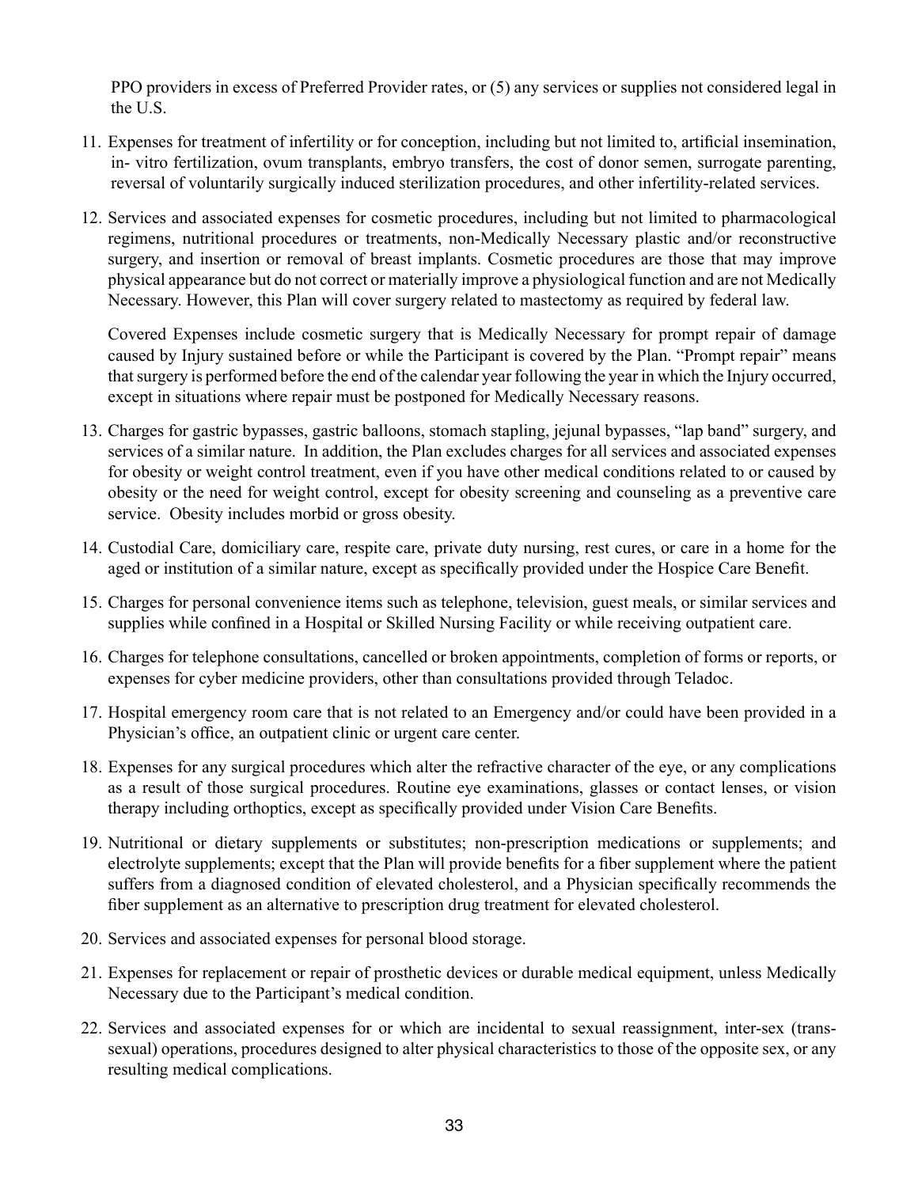PPO providers in excess of Preferred Provider rates, or (5) any services or supplies not considered legal in the U.S.

11. Expenses for treatment of infertility or for conception, including but not limited to, artificial insemination, in- vitro fertilization, ovum transplants, embryo transfers, the cost of donor semen, surrogate parenting, reversal of voluntarily surgically induced sterilization procedures, and other infertility-related services.

12. Services and associated expenses for cosmetic procedures, including but not limited to pharmacological regimens, nutritional procedures or treatments, non-Medically Necessary plastic and/or reconstructive surgery, and insertion or removal of breast implants. Cosmetic procedures are those that may improve physical appearance but do not correct or materially improve a physiological function and are not Medically Necessary. However, this Plan will cover surgery related to mastectomy as required by federal law.

    Covered Expenses include cosmetic surgery that is Medically Necessary for prompt repair of damage caused by Injury sustained before or while the Participant is covered by the Plan. "Prompt repair" means that surgery is performed before the end of the calendar year following the year in which the Injury occurred, except in situations where repair must be postponed for Medically Necessary reasons.

13. Charges for gastric bypasses, gastric balloons, stomach stapling, jejunal bypasses, "lap band" surgery, and services of a similar nature. In addition, the Plan excludes charges for all services and associated expenses for obesity or weight control treatment, even if you have other medical conditions related to or caused by obesity or the need for weight control, except for obesity screening and counseling as a preventive care service. Obesity includes morbid or gross obesity.

14. Custodial Care, domiciliary care, respite care, private duty nursing, rest cures, or care in a home for the aged or institution of a similar nature, except as specifically provided under the Hospice Care Benefit.

15. Charges for personal convenience items such as telephone, television, guest meals, or similar services and supplies while confined in a Hospital or Skilled Nursing Facility or while receiving outpatient care.

16. Charges for telephone consultations, cancelled or broken appointments, completion of forms or reports, or expenses for cyber medicine providers, other than consultations provided through Teladoc.

17. Hospital emergency room care that is not related to an Emergency and/or could have been provided in a Physician's office, an outpatient clinic or urgent care center.

18. Expenses for any surgical procedures which alter the refractive character of the eye, or any complications as a result of those surgical procedures. Routine eye examinations, glasses or contact lenses, or vision therapy including orthoptics, except as specifically provided under Vision Care Benefits.

19. Nutritional or dietary supplements or substitutes; non-prescription medications or supplements; and electrolyte supplements; except that the Plan will provide benefits for a fiber supplement where the patient suffers from a diagnosed condition of elevated cholesterol, and a Physician specifically recommends the fiber supplement as an alternative to prescription drug treatment for elevated cholesterol.

20. Services and associated expenses for personal blood storage.

21. Expenses for replacement or repair of prosthetic devices or durable medical equipment, unless Medically Necessary due to the Participant's medical condition.

22. Services and associated expenses for or which are incidental to sexual reassignment, inter-sex (trans-sexual) operations, procedures designed to alter physical characteristics to those of the opposite sex, or any resulting medical complications.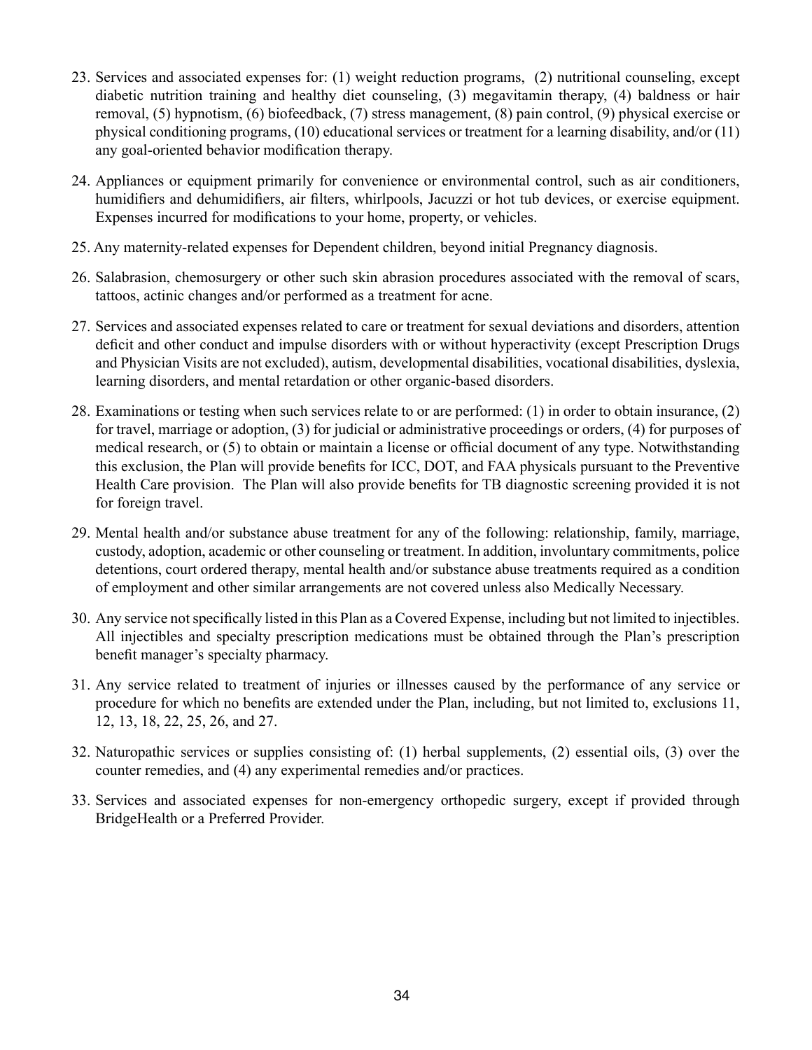23. Services and associated expenses for: (1) weight reduction programs, (2) nutritional counseling, except diabetic nutrition training and healthy diet counseling, (3) megavitamin therapy, (4) baldness or hair removal, (5) hypnotism, (6) biofeedback, (7) stress management, (8) pain control, (9) physical exercise or physical conditioning programs, (10) educational services or treatment for a learning disability, and/or (11) any goal-oriented behavior modification therapy.

24. Appliances or equipment primarily for convenience or environmental control, such as air conditioners, humidifiers and dehumidifiers, air filters, whirlpools, Jacuzzi or hot tub devices, or exercise equipment. Expenses incurred for modifications to your home, property, or vehicles.

25. Any maternity-related expenses for Dependent children, beyond initial Pregnancy diagnosis.

26. Salabrasion, chemosurgery or other such skin abrasion procedures associated with the removal of scars, tattoos, actinic changes and/or performed as a treatment for acne.

27. Services and associated expenses related to care or treatment for sexual deviations and disorders, attention deficit and other conduct and impulse disorders with or without hyperactivity (except Prescription Drugs and Physician Visits are not excluded), autism, developmental disabilities, vocational disabilities, dyslexia, learning disorders, and mental retardation or other organic-based disorders.

28. Examinations or testing when such services relate to or are performed: (1) in order to obtain insurance, (2) for travel, marriage or adoption, (3) for judicial or administrative proceedings or orders, (4) for purposes of medical research, or (5) to obtain or maintain a license or official document of any type. Notwithstanding this exclusion, the Plan will provide benefits for ICC, DOT, and FAA physicals pursuant to the Preventive Health Care provision. The Plan will also provide benefits for TB diagnostic screening provided it is not for foreign travel.

29. Mental health and/or substance abuse treatment for any of the following: relationship, family, marriage, custody, adoption, academic or other counseling or treatment. In addition, involuntary commitments, police detentions, court ordered therapy, mental health and/or substance abuse treatments required as a condition of employment and other similar arrangements are not covered unless also Medically Necessary.

30. Any service not specifically listed in this Plan as a Covered Expense, including but not limited to injectibles. All injectibles and specialty prescription medications must be obtained through the Plan's prescription benefit manager's specialty pharmacy.

31. Any service related to treatment of injuries or illnesses caused by the performance of any service or procedure for which no benefits are extended under the Plan, including, but not limited to, exclusions 11, 12, 13, 18, 22, 25, 26, and 27.

32. Naturopathic services or supplies consisting of: (1) herbal supplements, (2) essential oils, (3) over the counter remedies, and (4) any experimental remedies and/or practices.

33. Services and associated expenses for non-emergency orthopedic surgery, except if provided through BridgeHealth or a Preferred Provider.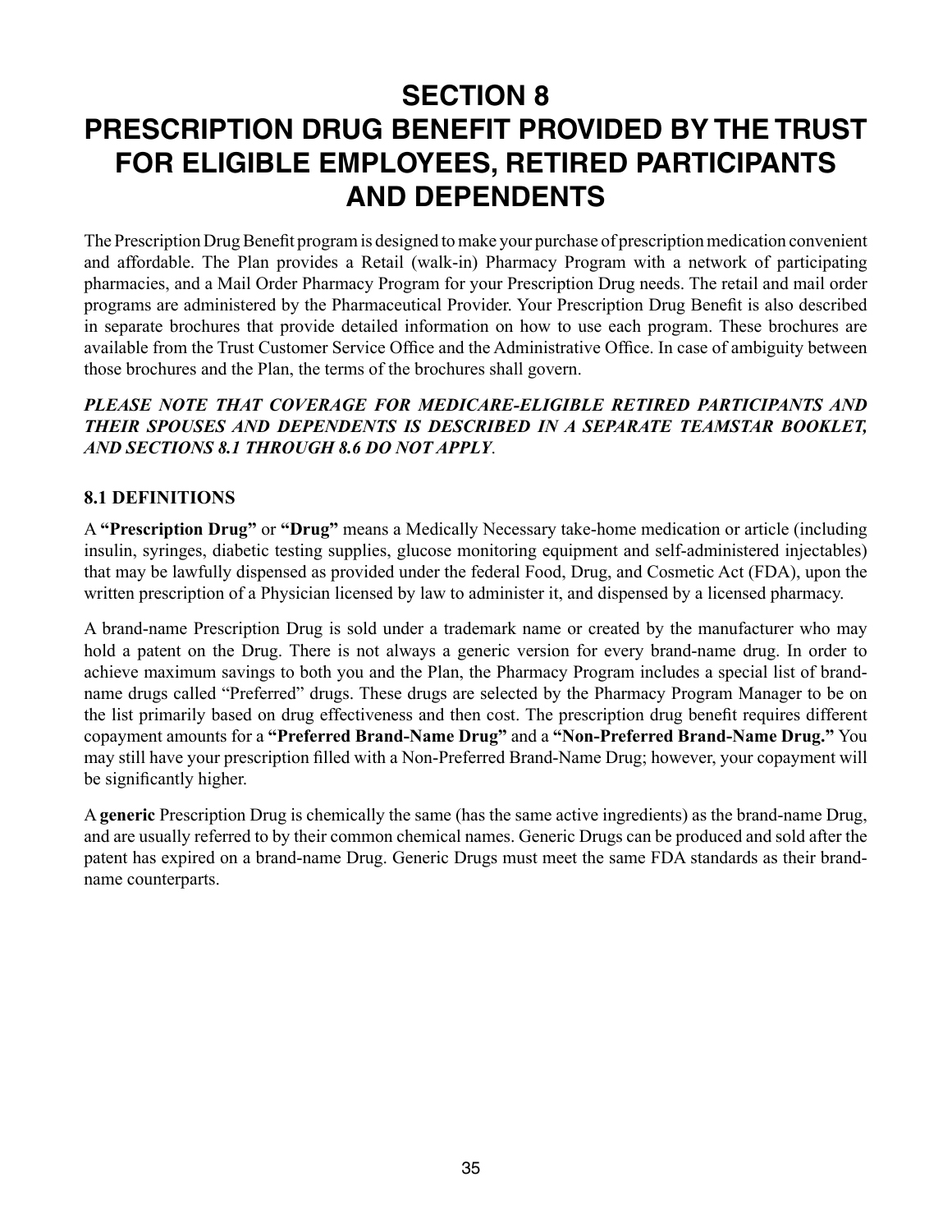# SECTION 8
# PRESCRIPTION DRUG BENEFIT PROVIDED BY THE TRUST FOR ELIGIBLE EMPLOYEES, RETIRED PARTICIPANTS AND DEPENDENTS

The Prescription Drug Benefit program is designed to make your purchase of prescription medication convenient and affordable. The Plan provides a Retail (walk-in) Pharmacy Program with a network of participating pharmacies, and a Mail Order Pharmacy Program for your Prescription Drug needs. The retail and mail order programs are administered by the Pharmaceutical Provider. Your Prescription Drug Benefit is also described in separate brochures that provide detailed information on how to use each program. These brochures are available from the Trust Customer Service Office and the Administrative Office. In case of ambiguity between those brochures and the Plan, the terms of the brochures shall govern.

***PLEASE NOTE THAT COVERAGE FOR MEDICARE-ELIGIBLE RETIRED PARTICIPANTS AND THEIR SPOUSES AND DEPENDENTS IS DESCRIBED IN A SEPARATE TEAMSTAR BOOKLET, AND SECTIONS 8.1 THROUGH 8.6 DO NOT APPLY***.

## 8.1 DEFINITIONS

A **"Prescription Drug"** or **"Drug"** means a Medically Necessary take-home medication or article (including insulin, syringes, diabetic testing supplies, glucose monitoring equipment and self-administered injectables) that may be lawfully dispensed as provided under the federal Food, Drug, and Cosmetic Act (FDA), upon the written prescription of a Physician licensed by law to administer it, and dispensed by a licensed pharmacy.

A brand-name Prescription Drug is sold under a trademark name or created by the manufacturer who may hold a patent on the Drug. There is not always a generic version for every brand-name drug. In order to achieve maximum savings to both you and the Plan, the Pharmacy Program includes a special list of brand-name drugs called "Preferred" drugs. These drugs are selected by the Pharmacy Program Manager to be on the list primarily based on drug effectiveness and then cost. The prescription drug benefit requires different copayment amounts for a **"Preferred Brand-Name Drug"** and a **"Non-Preferred Brand-Name Drug."** You may still have your prescription filled with a Non-Preferred Brand-Name Drug; however, your copayment will be significantly higher.

A **generic** Prescription Drug is chemically the same (has the same active ingredients) as the brand-name Drug, and are usually referred to by their common chemical names. Generic Drugs can be produced and sold after the patent has expired on a brand-name Drug. Generic Drugs must meet the same FDA standards as their brand-name counterparts.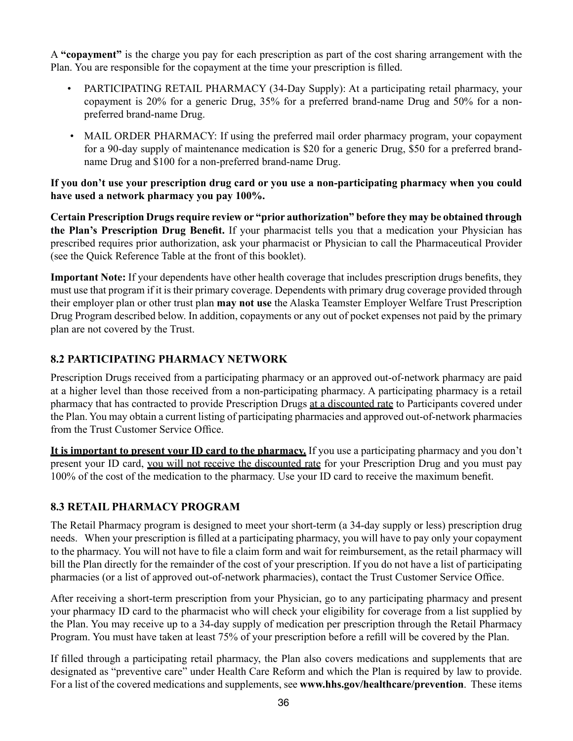A **"copayment"** is the charge you pay for each prescription as part of the cost sharing arrangement with the Plan. You are responsible for the copayment at the time your prescription is filled.

- PARTICIPATING RETAIL PHARMACY (34-Day Supply): At a participating retail pharmacy, your copayment is 20% for a generic Drug, 35% for a preferred brand-name Drug and 50% for a non-preferred brand-name Drug.
- MAIL ORDER PHARMACY: If using the preferred mail order pharmacy program, your copayment for a 90-day supply of maintenance medication is $20 for a generic Drug, $50 for a preferred brand-name Drug and $100 for a non-preferred brand-name Drug.

**If you don't use your prescription drug card or you use a non-participating pharmacy when you could have used a network pharmacy you pay 100%.**

**Certain Prescription Drugs require review or "prior authorization" before they may be obtained through the Plan's Prescription Drug Benefit.** If your pharmacist tells you that a medication your Physician has prescribed requires prior authorization, ask your pharmacist or Physician to call the Pharmaceutical Provider (see the Quick Reference Table at the front of this booklet).

**Important Note:** If your dependents have other health coverage that includes prescription drugs benefits, they must use that program if it is their primary coverage. Dependents with primary drug coverage provided through their employer plan or other trust plan **may not use** the Alaska Teamster Employer Welfare Trust Prescription Drug Program described below. In addition, copayments or any out of pocket expenses not paid by the primary plan are not covered by the Trust.

### 8.2 PARTICIPATING PHARMACY NETWORK

Prescription Drugs received from a participating pharmacy or an approved out-of-network pharmacy are paid at a higher level than those received from a non-participating pharmacy. A participating pharmacy is a retail pharmacy that has contracted to provide Prescription Drugs at a discounted rate to Participants covered under the Plan. You may obtain a current listing of participating pharmacies and approved out-of-network pharmacies from the Trust Customer Service Office.

**It is important to present your ID card to the pharmacy.** If you use a participating pharmacy and you don't present your ID card, you will not receive the discounted rate for your Prescription Drug and you must pay 100% of the cost of the medication to the pharmacy. Use your ID card to receive the maximum benefit.

### 8.3 RETAIL PHARMACY PROGRAM

The Retail Pharmacy program is designed to meet your short-term (a 34-day supply or less) prescription drug needs. When your prescription is filled at a participating pharmacy, you will have to pay only your copayment to the pharmacy. You will not have to file a claim form and wait for reimbursement, as the retail pharmacy will bill the Plan directly for the remainder of the cost of your prescription. If you do not have a list of participating pharmacies (or a list of approved out-of-network pharmacies), contact the Trust Customer Service Office.

After receiving a short-term prescription from your Physician, go to any participating pharmacy and present your pharmacy ID card to the pharmacist who will check your eligibility for coverage from a list supplied by the Plan. You may receive up to a 34-day supply of medication per prescription through the Retail Pharmacy Program. You must have taken at least 75% of your prescription before a refill will be covered by the Plan.

If filled through a participating retail pharmacy, the Plan also covers medications and supplements that are designated as "preventive care" under Health Care Reform and which the Plan is required by law to provide. For a list of the covered medications and supplements, see **www.hhs.gov/healthcare/prevention**. These items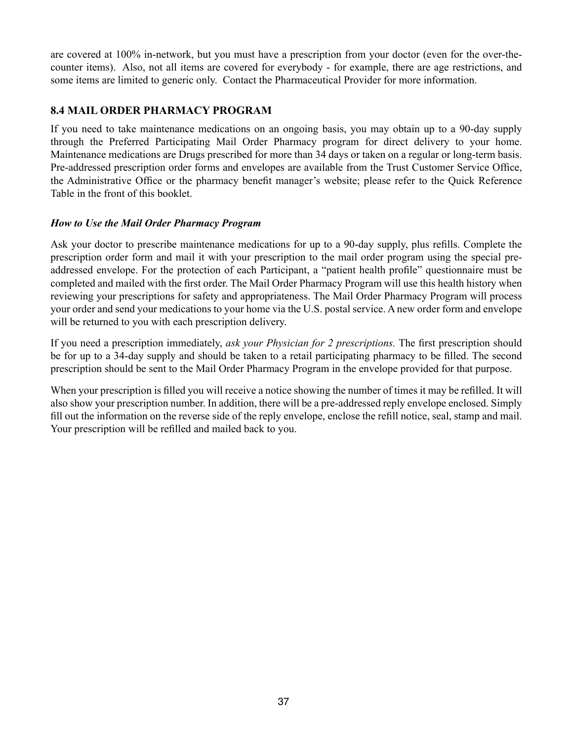are covered at 100% in-network, but you must have a prescription from your doctor (even for the over-the-counter items). Also, not all items are covered for everybody - for example, there are age restrictions, and some items are limited to generic only. Contact the Pharmaceutical Provider for more information.

## 8.4 MAIL ORDER PHARMACY PROGRAM

If you need to take maintenance medications on an ongoing basis, you may obtain up to a 90-day supply through the Preferred Participating Mail Order Pharmacy program for direct delivery to your home. Maintenance medications are Drugs prescribed for more than 34 days or taken on a regular or long-term basis. Pre-addressed prescription order forms and envelopes are available from the Trust Customer Service Office, the Administrative Office or the pharmacy benefit manager's website; please refer to the Quick Reference Table in the front of this booklet.

### *How to Use the Mail Order Pharmacy Program*

Ask your doctor to prescribe maintenance medications for up to a 90-day supply, plus refills. Complete the prescription order form and mail it with your prescription to the mail order program using the special pre-addressed envelope. For the protection of each Participant, a "patient health profile" questionnaire must be completed and mailed with the first order. The Mail Order Pharmacy Program will use this health history when reviewing your prescriptions for safety and appropriateness. The Mail Order Pharmacy Program will process your order and send your medications to your home via the U.S. postal service. A new order form and envelope will be returned to you with each prescription delivery.

If you need a prescription immediately, *ask your Physician for 2 prescriptions.* The first prescription should be for up to a 34-day supply and should be taken to a retail participating pharmacy to be filled. The second prescription should be sent to the Mail Order Pharmacy Program in the envelope provided for that purpose.

When your prescription is filled you will receive a notice showing the number of times it may be refilled. It will also show your prescription number. In addition, there will be a pre-addressed reply envelope enclosed. Simply fill out the information on the reverse side of the reply envelope, enclose the refill notice, seal, stamp and mail. Your prescription will be refilled and mailed back to you.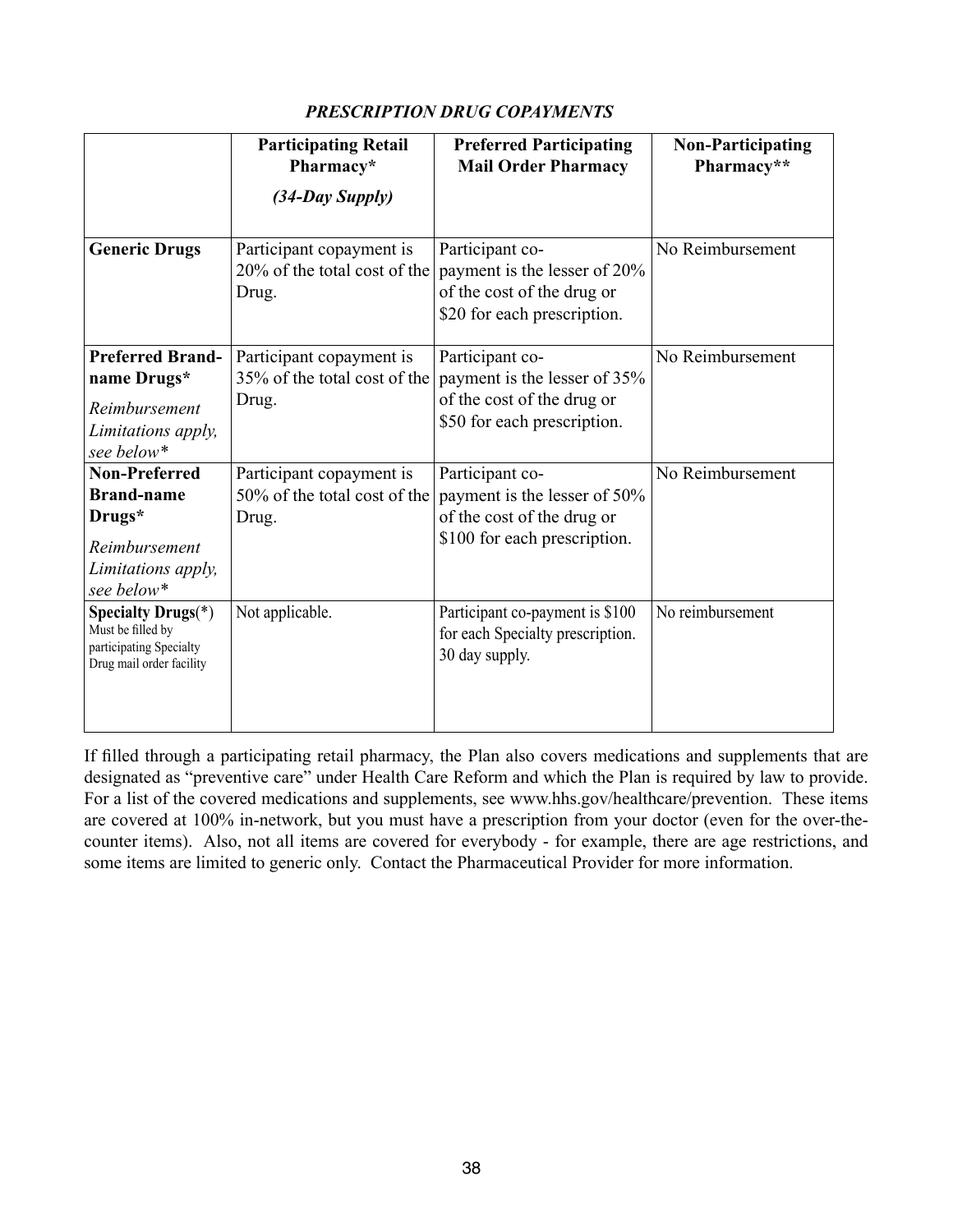***PRESCRIPTION DRUG COPAYMENTS***

| | **Participating Retail Pharmacy*** ***(34-Day Supply)*** | **Preferred Participating Mail Order Pharmacy** | **Non-Participating Pharmacy**** |
|---|---|---|---|
| **Generic Drugs** | Participant copayment is 20% of the total cost of the Drug. | Participant co-payment is the lesser of 20% of the cost of the drug or $20 for each prescription. | No Reimbursement |
| **Preferred Brand-name Drugs*** *Reimbursement Limitations apply, see below** | Participant copayment is 35% of the total cost of the Drug. | Participant co-payment is the lesser of 35% of the cost of the drug or $50 for each prescription. | No Reimbursement |
| **Non-Preferred Brand-name Drugs*** *Reimbursement Limitations apply, see below** | Participant copayment is 50% of the total cost of the Drug. | Participant co-payment is the lesser of 50% of the cost of the drug or $100 for each prescription. | No Reimbursement |
| **Specialty Drugs**(*) Must be filled by participating Specialty Drug mail order facility | Not applicable. | Participant co-payment is $100 for each Specialty prescription. 30 day supply. | No reimbursement |

If filled through a participating retail pharmacy, the Plan also covers medications and supplements that are designated as "preventive care" under Health Care Reform and which the Plan is required by law to provide. For a list of the covered medications and supplements, see www.hhs.gov/healthcare/prevention. These items are covered at 100% in-network, but you must have a prescription from your doctor (even for the over-the-counter items). Also, not all items are covered for everybody - for example, there are age restrictions, and some items are limited to generic only. Contact the Pharmaceutical Provider for more information.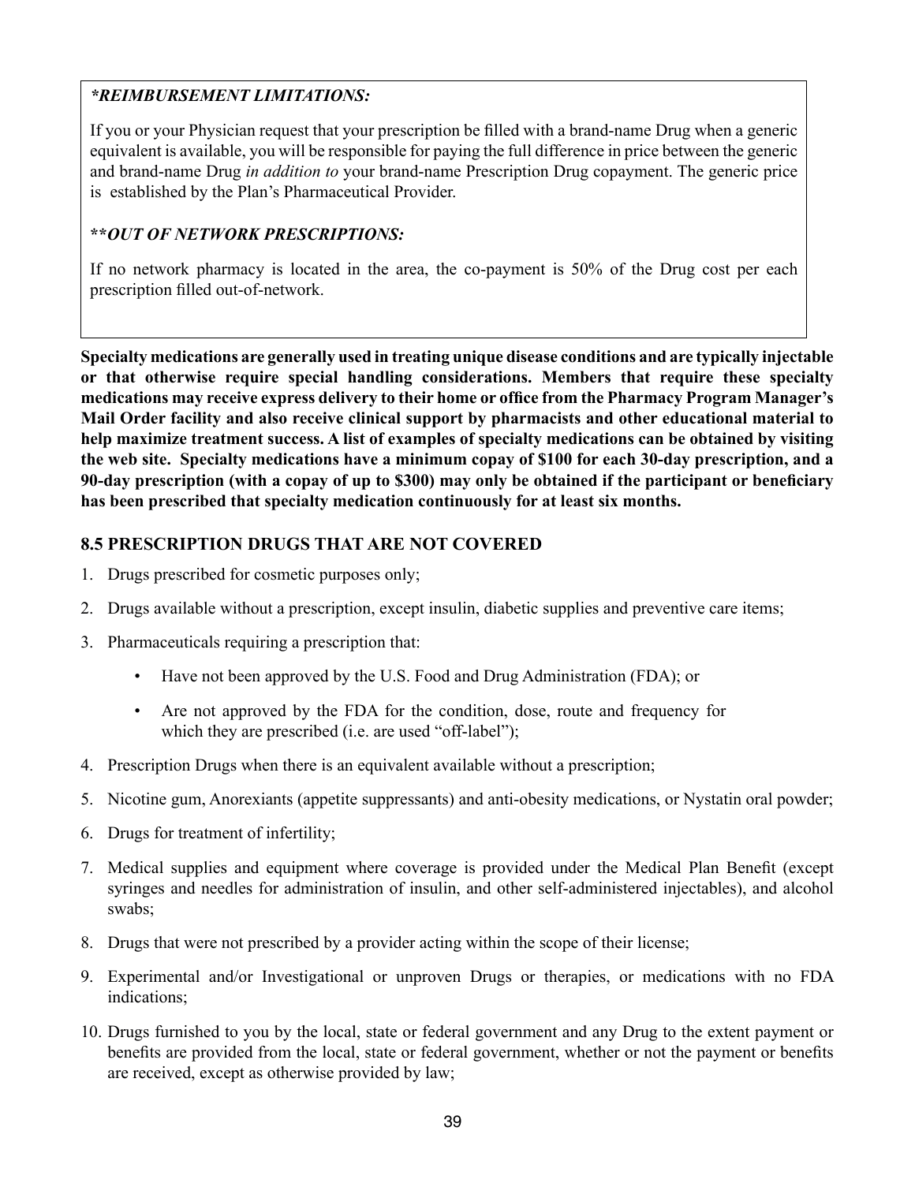***REIMBURSEMENT LIMITATIONS:***

If you or your Physician request that your prescription be filled with a brand-name Drug when a generic equivalent is available, you will be responsible for paying the full difference in price between the generic and brand-name Drug *in addition to* your brand-name Prescription Drug copayment. The generic price is established by the Plan's Pharmaceutical Provider.

****OUT OF NETWORK PRESCRIPTIONS:***

If no network pharmacy is located in the area, the co-payment is 50% of the Drug cost per each prescription filled out-of-network.

**Specialty medications are generally used in treating unique disease conditions and are typically injectable or that otherwise require special handling considerations. Members that require these specialty medications may receive express delivery to their home or office from the Pharmacy Program Manager's Mail Order facility and also receive clinical support by pharmacists and other educational material to help maximize treatment success. A list of examples of specialty medications can be obtained by visiting the web site. Specialty medications have a minimum copay of $100 for each 30-day prescription, and a 90-day prescription (with a copay of up to $300) may only be obtained if the participant or beneficiary has been prescribed that specialty medication continuously for at least six months.**

### 8.5 PRESCRIPTION DRUGS THAT ARE NOT COVERED

1. Drugs prescribed for cosmetic purposes only;
2. Drugs available without a prescription, except insulin, diabetic supplies and preventive care items;
3. Pharmaceuticals requiring a prescription that:
   - Have not been approved by the U.S. Food and Drug Administration (FDA); or
   - Are not approved by the FDA for the condition, dose, route and frequency for which they are prescribed (i.e. are used "off-label");
4. Prescription Drugs when there is an equivalent available without a prescription;
5. Nicotine gum, Anorexiants (appetite suppressants) and anti-obesity medications, or Nystatin oral powder;
6. Drugs for treatment of infertility;
7. Medical supplies and equipment where coverage is provided under the Medical Plan Benefit (except syringes and needles for administration of insulin, and other self-administered injectables), and alcohol swabs;
8. Drugs that were not prescribed by a provider acting within the scope of their license;
9. Experimental and/or Investigational or unproven Drugs or therapies, or medications with no FDA indications;
10. Drugs furnished to you by the local, state or federal government and any Drug to the extent payment or benefits are provided from the local, state or federal government, whether or not the payment or benefits are received, except as otherwise provided by law;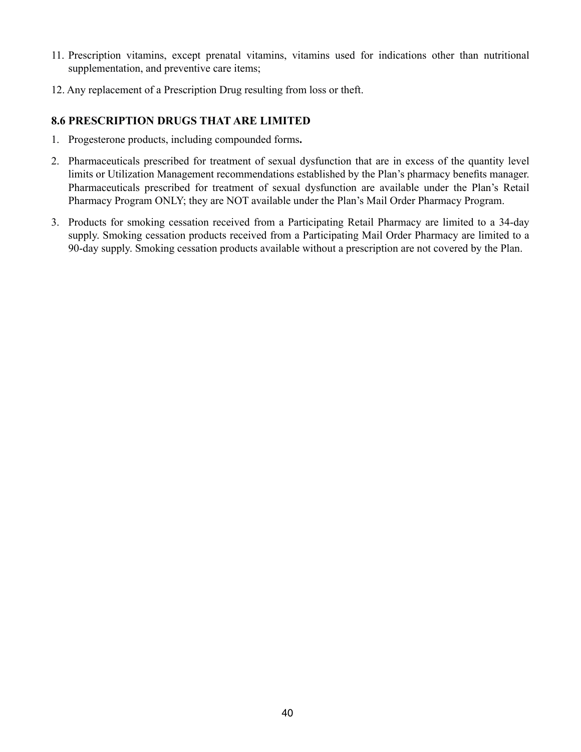11. Prescription vitamins, except prenatal vitamins, vitamins used for indications other than nutritional supplementation, and preventive care items;
12. Any replacement of a Prescription Drug resulting from loss or theft.

### 8.6 PRESCRIPTION DRUGS THAT ARE LIMITED

1. Progesterone products, including compounded forms**.**
2. Pharmaceuticals prescribed for treatment of sexual dysfunction that are in excess of the quantity level limits or Utilization Management recommendations established by the Plan's pharmacy benefits manager. Pharmaceuticals prescribed for treatment of sexual dysfunction are available under the Plan's Retail Pharmacy Program ONLY; they are NOT available under the Plan's Mail Order Pharmacy Program.
3. Products for smoking cessation received from a Participating Retail Pharmacy are limited to a 34-day supply. Smoking cessation products received from a Participating Mail Order Pharmacy are limited to a 90-day supply. Smoking cessation products available without a prescription are not covered by the Plan.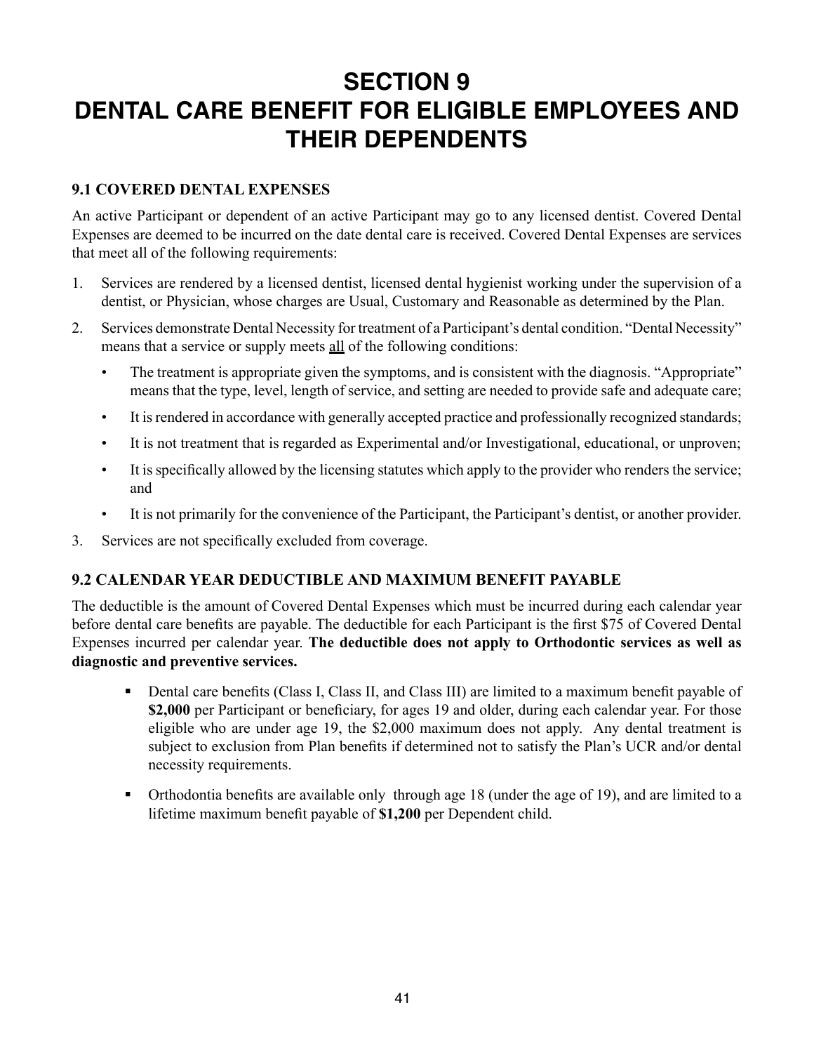# SECTION 9
# DENTAL CARE BENEFIT FOR ELIGIBLE EMPLOYEES AND THEIR DEPENDENTS

## 9.1 COVERED DENTAL EXPENSES

An active Participant or dependent of an active Participant may go to any licensed dentist. Covered Dental Expenses are deemed to be incurred on the date dental care is received. Covered Dental Expenses are services that meet all of the following requirements:

1. Services are rendered by a licensed dentist, licensed dental hygienist working under the supervision of a dentist, or Physician, whose charges are Usual, Customary and Reasonable as determined by the Plan.
2. Services demonstrate Dental Necessity for treatment of a Participant's dental condition. "Dental Necessity" means that a service or supply meets <u>all</u> of the following conditions:
   - The treatment is appropriate given the symptoms, and is consistent with the diagnosis. "Appropriate" means that the type, level, length of service, and setting are needed to provide safe and adequate care;
   - It is rendered in accordance with generally accepted practice and professionally recognized standards;
   - It is not treatment that is regarded as Experimental and/or Investigational, educational, or unproven;
   - It is specifically allowed by the licensing statutes which apply to the provider who renders the service; and
   - It is not primarily for the convenience of the Participant, the Participant's dentist, or another provider.
3. Services are not specifically excluded from coverage.

## 9.2 CALENDAR YEAR DEDUCTIBLE AND MAXIMUM BENEFIT PAYABLE

The deductible is the amount of Covered Dental Expenses which must be incurred during each calendar year before dental care benefits are payable. The deductible for each Participant is the first $75 of Covered Dental Expenses incurred per calendar year. **The deductible does not apply to Orthodontic services as well as diagnostic and preventive services.**

- Dental care benefits (Class I, Class II, and Class III) are limited to a maximum benefit payable of **$2,000** per Participant or beneficiary, for ages 19 and older, during each calendar year. For those eligible who are under age 19, the $2,000 maximum does not apply. Any dental treatment is subject to exclusion from Plan benefits if determined not to satisfy the Plan's UCR and/or dental necessity requirements.
- Orthodontia benefits are available only through age 18 (under the age of 19), and are limited to a lifetime maximum benefit payable of **$1,200** per Dependent child.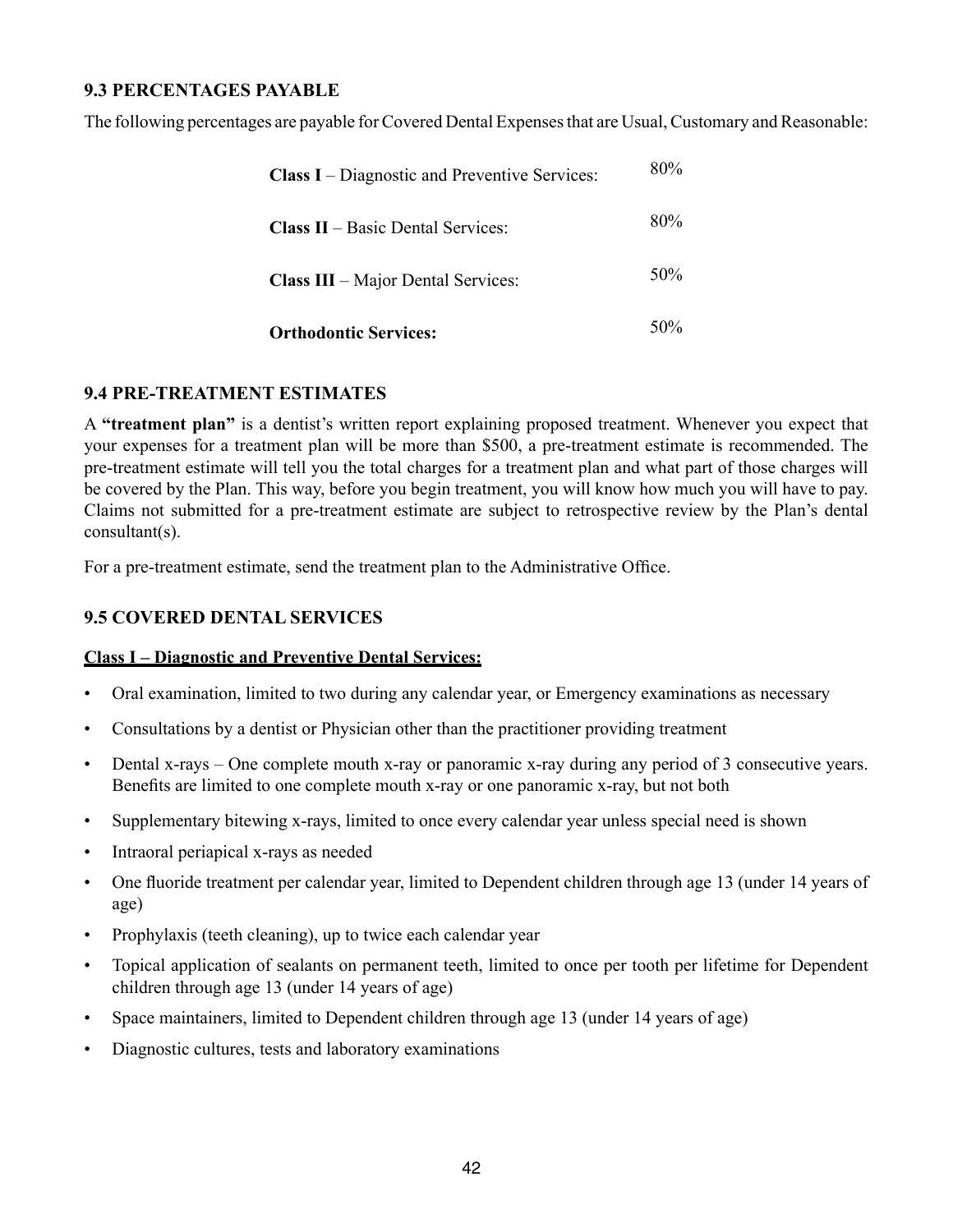### 9.3 PERCENTAGES PAYABLE

The following percentages are payable for Covered Dental Expenses that are Usual, Customary and Reasonable:

| | |
|---|---|
| **Class I** – Diagnostic and Preventive Services: | 80% |
| **Class II** – Basic Dental Services: | 80% |
| **Class III** – Major Dental Services: | 50% |
| **Orthodontic Services:** | 50% |

### 9.4 PRE-TREATMENT ESTIMATES

A **"treatment plan"** is a dentist's written report explaining proposed treatment. Whenever you expect that your expenses for a treatment plan will be more than $500, a pre-treatment estimate is recommended. The pre-treatment estimate will tell you the total charges for a treatment plan and what part of those charges will be covered by the Plan. This way, before you begin treatment, you will know how much you will have to pay. Claims not submitted for a pre-treatment estimate are subject to retrospective review by the Plan's dental consultant(s).

For a pre-treatment estimate, send the treatment plan to the Administrative Office.

### 9.5 COVERED DENTAL SERVICES

**Class I – Diagnostic and Preventive Dental Services:**

- Oral examination, limited to two during any calendar year, or Emergency examinations as necessary
- Consultations by a dentist or Physician other than the practitioner providing treatment
- Dental x-rays – One complete mouth x-ray or panoramic x-ray during any period of 3 consecutive years. Benefits are limited to one complete mouth x-ray or one panoramic x-ray, but not both
- Supplementary bitewing x-rays, limited to once every calendar year unless special need is shown
- Intraoral periapical x-rays as needed
- One fluoride treatment per calendar year, limited to Dependent children through age 13 (under 14 years of age)
- Prophylaxis (teeth cleaning), up to twice each calendar year
- Topical application of sealants on permanent teeth, limited to once per tooth per lifetime for Dependent children through age 13 (under 14 years of age)
- Space maintainers, limited to Dependent children through age 13 (under 14 years of age)
- Diagnostic cultures, tests and laboratory examinations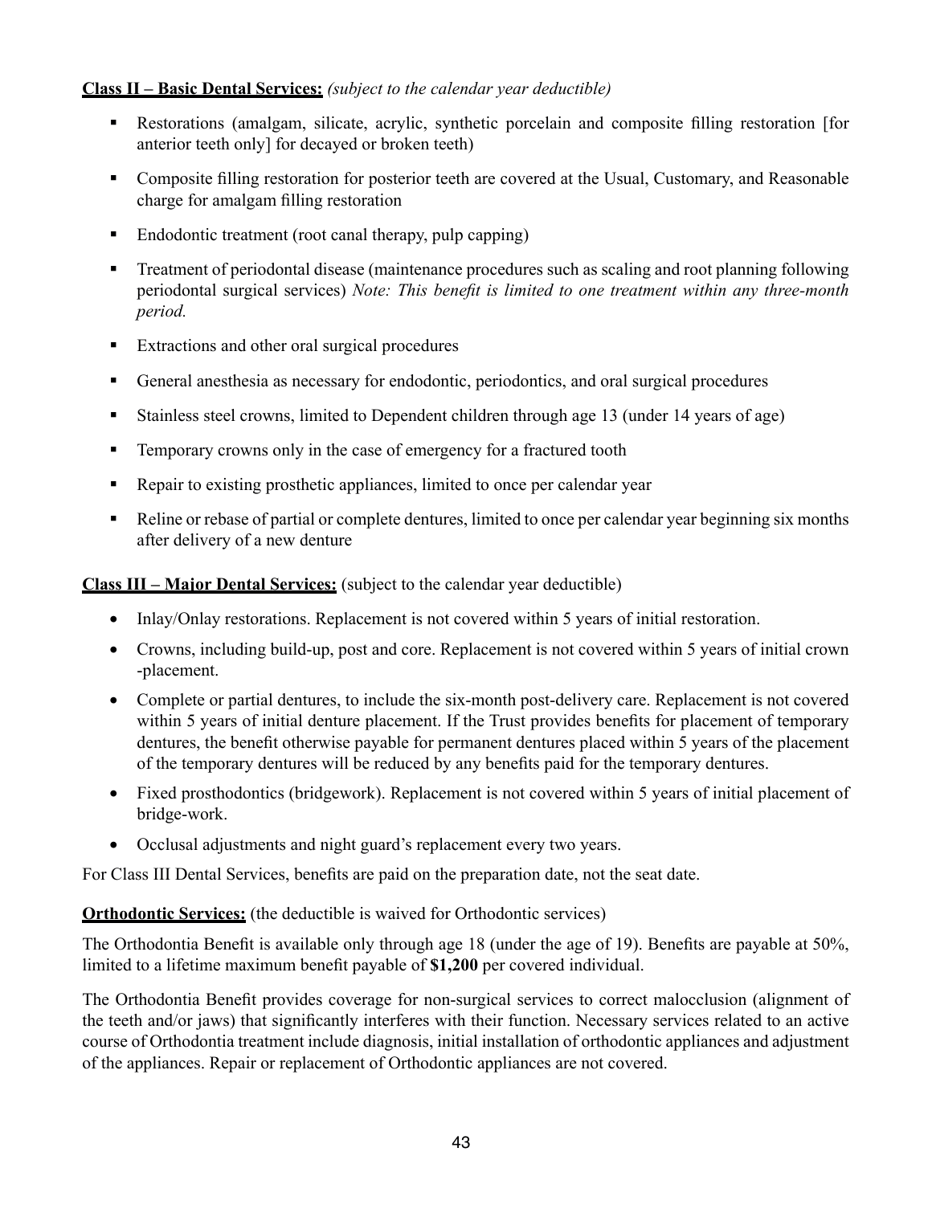**Class II – Basic Dental Services:** *(subject to the calendar year deductible)*

- Restorations (amalgam, silicate, acrylic, synthetic porcelain and composite filling restoration [for anterior teeth only] for decayed or broken teeth)
- Composite filling restoration for posterior teeth are covered at the Usual, Customary, and Reasonable charge for amalgam filling restoration
- Endodontic treatment (root canal therapy, pulp capping)
- Treatment of periodontal disease (maintenance procedures such as scaling and root planning following periodontal surgical services) *Note: This benefit is limited to one treatment within any three-month period.*
- Extractions and other oral surgical procedures
- General anesthesia as necessary for endodontic, periodontics, and oral surgical procedures
- Stainless steel crowns, limited to Dependent children through age 13 (under 14 years of age)
- Temporary crowns only in the case of emergency for a fractured tooth
- Repair to existing prosthetic appliances, limited to once per calendar year
- Reline or rebase of partial or complete dentures, limited to once per calendar year beginning six months after delivery of a new denture

**Class III – Major Dental Services:** (subject to the calendar year deductible)

- Inlay/Onlay restorations. Replacement is not covered within 5 years of initial restoration.
- Crowns, including build-up, post and core. Replacement is not covered within 5 years of initial crown -placement.
- Complete or partial dentures, to include the six-month post-delivery care. Replacement is not covered within 5 years of initial denture placement. If the Trust provides benefits for placement of temporary dentures, the benefit otherwise payable for permanent dentures placed within 5 years of the placement of the temporary dentures will be reduced by any benefits paid for the temporary dentures.
- Fixed prosthodontics (bridgework). Replacement is not covered within 5 years of initial placement of bridge-work.
- Occlusal adjustments and night guard's replacement every two years.

For Class III Dental Services, benefits are paid on the preparation date, not the seat date.

**Orthodontic Services:** (the deductible is waived for Orthodontic services)

The Orthodontia Benefit is available only through age 18 (under the age of 19). Benefits are payable at 50%, limited to a lifetime maximum benefit payable of **$1,200** per covered individual.

The Orthodontia Benefit provides coverage for non-surgical services to correct malocclusion (alignment of the teeth and/or jaws) that significantly interferes with their function. Necessary services related to an active course of Orthodontia treatment include diagnosis, initial installation of orthodontic appliances and adjustment of the appliances. Repair or replacement of Orthodontic appliances are not covered.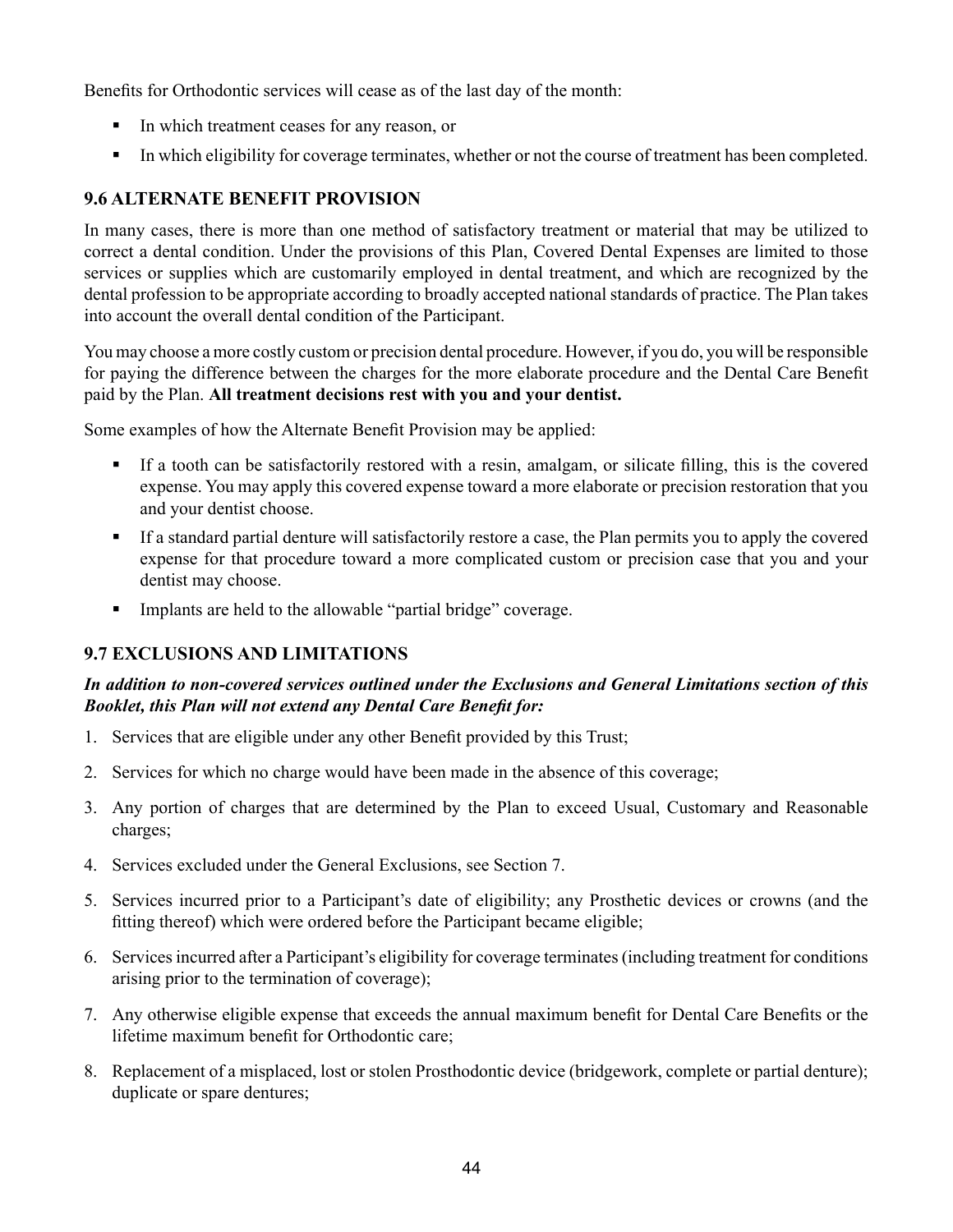Benefits for Orthodontic services will cease as of the last day of the month:

- In which treatment ceases for any reason, or
- In which eligibility for coverage terminates, whether or not the course of treatment has been completed.

### 9.6 ALTERNATE BENEFIT PROVISION

In many cases, there is more than one method of satisfactory treatment or material that may be utilized to correct a dental condition. Under the provisions of this Plan, Covered Dental Expenses are limited to those services or supplies which are customarily employed in dental treatment, and which are recognized by the dental profession to be appropriate according to broadly accepted national standards of practice. The Plan takes into account the overall dental condition of the Participant.

You may choose a more costly custom or precision dental procedure. However, if you do, you will be responsible for paying the difference between the charges for the more elaborate procedure and the Dental Care Benefit paid by the Plan. **All treatment decisions rest with you and your dentist.**

Some examples of how the Alternate Benefit Provision may be applied:

- If a tooth can be satisfactorily restored with a resin, amalgam, or silicate filling, this is the covered expense. You may apply this covered expense toward a more elaborate or precision restoration that you and your dentist choose.
- If a standard partial denture will satisfactorily restore a case, the Plan permits you to apply the covered expense for that procedure toward a more complicated custom or precision case that you and your dentist may choose.
- Implants are held to the allowable "partial bridge" coverage.

### 9.7 EXCLUSIONS AND LIMITATIONS

***In addition to non-covered services outlined under the Exclusions and General Limitations section of this Booklet, this Plan will not extend any Dental Care Benefit for:***

1. Services that are eligible under any other Benefit provided by this Trust;
2. Services for which no charge would have been made in the absence of this coverage;
3. Any portion of charges that are determined by the Plan to exceed Usual, Customary and Reasonable charges;
4. Services excluded under the General Exclusions, see Section 7.
5. Services incurred prior to a Participant's date of eligibility; any Prosthetic devices or crowns (and the fitting thereof) which were ordered before the Participant became eligible;
6. Services incurred after a Participant's eligibility for coverage terminates (including treatment for conditions arising prior to the termination of coverage);
7. Any otherwise eligible expense that exceeds the annual maximum benefit for Dental Care Benefits or the lifetime maximum benefit for Orthodontic care;
8. Replacement of a misplaced, lost or stolen Prosthodontic device (bridgework, complete or partial denture); duplicate or spare dentures;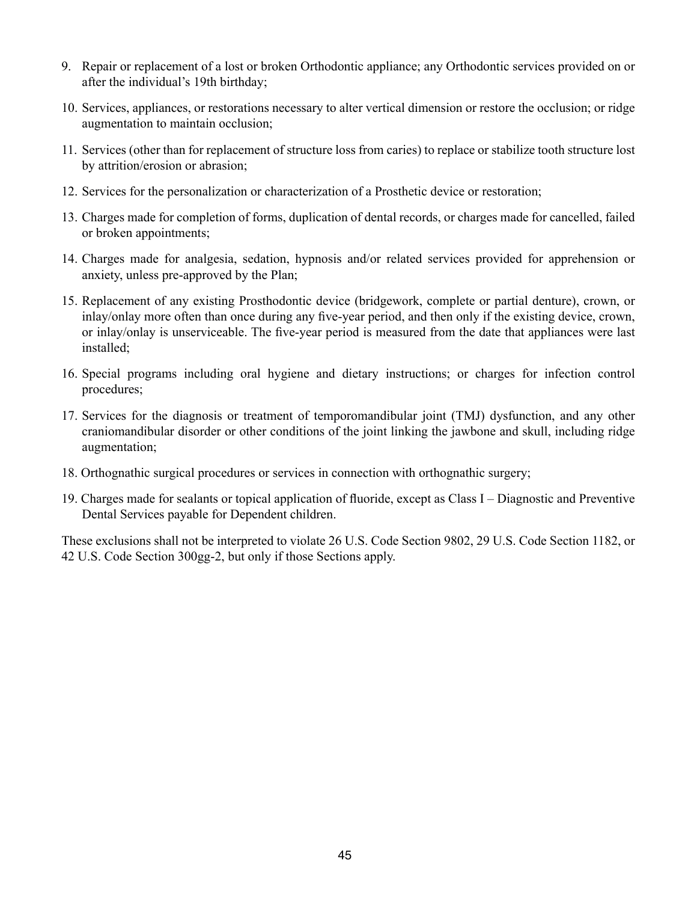9. Repair or replacement of a lost or broken Orthodontic appliance; any Orthodontic services provided on or after the individual's 19th birthday;

10. Services, appliances, or restorations necessary to alter vertical dimension or restore the occlusion; or ridge augmentation to maintain occlusion;

11. Services (other than for replacement of structure loss from caries) to replace or stabilize tooth structure lost by attrition/erosion or abrasion;

12. Services for the personalization or characterization of a Prosthetic device or restoration;

13. Charges made for completion of forms, duplication of dental records, or charges made for cancelled, failed or broken appointments;

14. Charges made for analgesia, sedation, hypnosis and/or related services provided for apprehension or anxiety, unless pre-approved by the Plan;

15. Replacement of any existing Prosthodontic device (bridgework, complete or partial denture), crown, or inlay/onlay more often than once during any five-year period, and then only if the existing device, crown, or inlay/onlay is unserviceable. The five-year period is measured from the date that appliances were last installed;

16. Special programs including oral hygiene and dietary instructions; or charges for infection control procedures;

17. Services for the diagnosis or treatment of temporomandibular joint (TMJ) dysfunction, and any other craniomandibular disorder or other conditions of the joint linking the jawbone and skull, including ridge augmentation;

18. Orthognathic surgical procedures or services in connection with orthognathic surgery;

19. Charges made for sealants or topical application of fluoride, except as Class I – Diagnostic and Preventive Dental Services payable for Dependent children.

These exclusions shall not be interpreted to violate 26 U.S. Code Section 9802, 29 U.S. Code Section 1182, or 42 U.S. Code Section 300gg-2, but only if those Sections apply.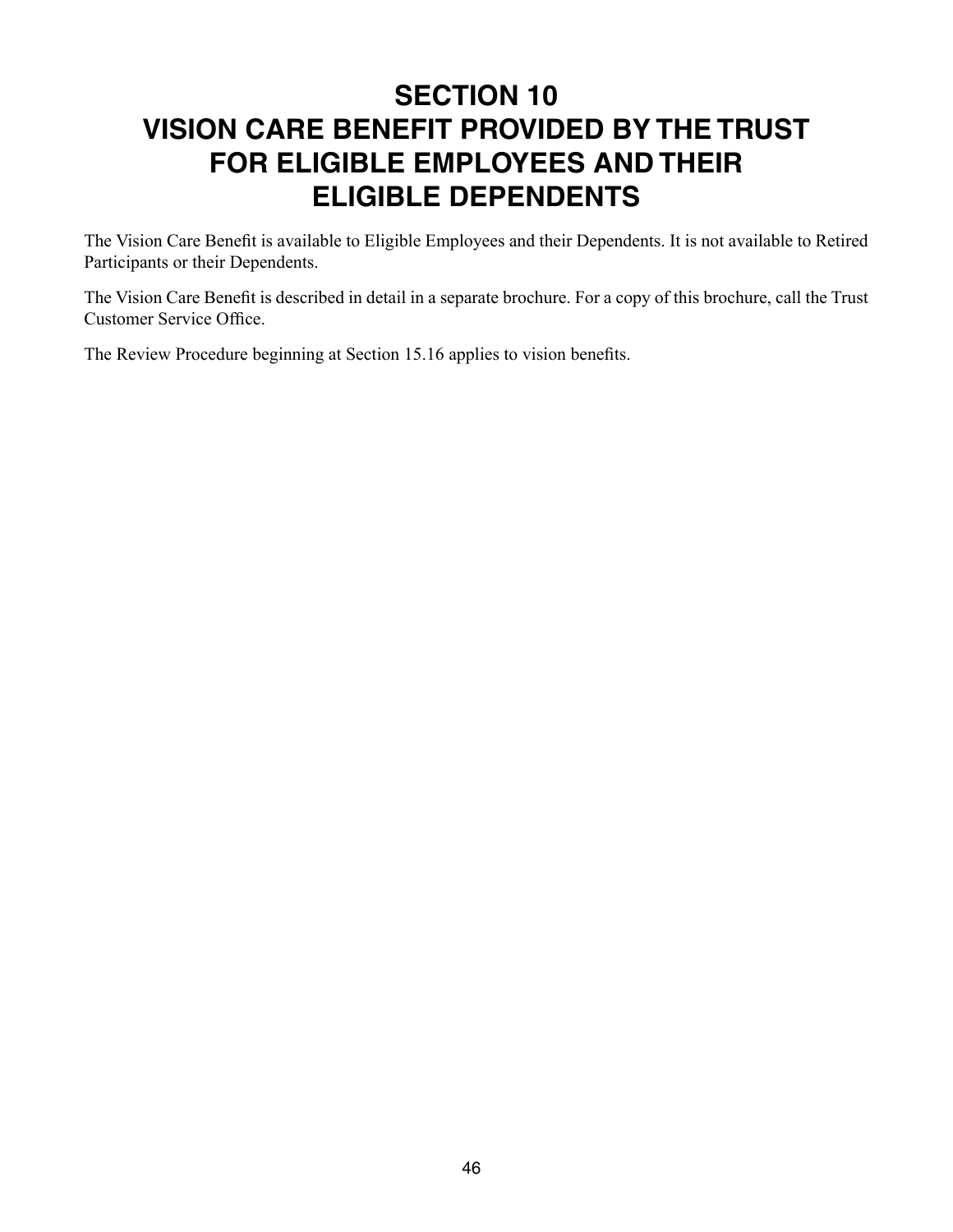# SECTION 10
# VISION CARE BENEFIT PROVIDED BY THE TRUST FOR ELIGIBLE EMPLOYEES AND THEIR ELIGIBLE DEPENDENTS

The Vision Care Benefit is available to Eligible Employees and their Dependents. It is not available to Retired Participants or their Dependents.

The Vision Care Benefit is described in detail in a separate brochure. For a copy of this brochure, call the Trust Customer Service Office.

The Review Procedure beginning at Section 15.16 applies to vision benefits.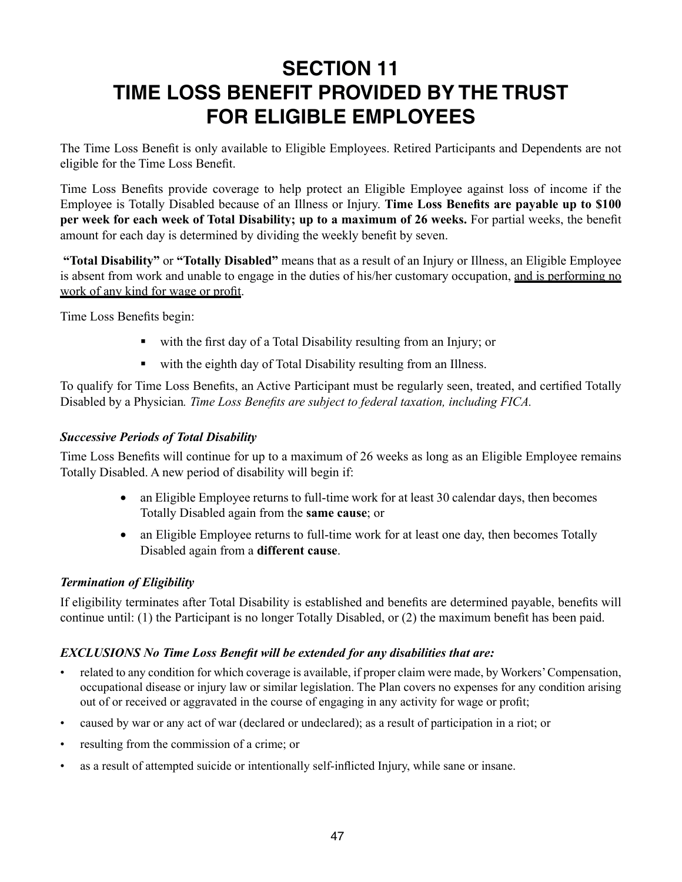# SECTION 11
# TIME LOSS BENEFIT PROVIDED BY THE TRUST FOR ELIGIBLE EMPLOYEES

The Time Loss Benefit is only available to Eligible Employees. Retired Participants and Dependents are not eligible for the Time Loss Benefit.

Time Loss Benefits provide coverage to help protect an Eligible Employee against loss of income if the Employee is Totally Disabled because of an Illness or Injury. **Time Loss Benefits are payable up to $100 per week for each week of Total Disability; up to a maximum of 26 weeks.** For partial weeks, the benefit amount for each day is determined by dividing the weekly benefit by seven.

**"Total Disability"** or **"Totally Disabled"** means that as a result of an Injury or Illness, an Eligible Employee is absent from work and unable to engage in the duties of his/her customary occupation, <u>and is performing no work of any kind for wage or profit</u>.

Time Loss Benefits begin:

- with the first day of a Total Disability resulting from an Injury; or
- with the eighth day of Total Disability resulting from an Illness.

To qualify for Time Loss Benefits, an Active Participant must be regularly seen, treated, and certified Totally Disabled by a Physician*. Time Loss Benefits are subject to federal taxation, including FICA.*

### *Successive Periods of Total Disability*

Time Loss Benefits will continue for up to a maximum of 26 weeks as long as an Eligible Employee remains Totally Disabled. A new period of disability will begin if:

- an Eligible Employee returns to full-time work for at least 30 calendar days, then becomes Totally Disabled again from the **same cause**; or
- an Eligible Employee returns to full-time work for at least one day, then becomes Totally Disabled again from a **different cause**.

### *Termination of Eligibility*

If eligibility terminates after Total Disability is established and benefits are determined payable, benefits will continue until: (1) the Participant is no longer Totally Disabled, or (2) the maximum benefit has been paid.

### *EXCLUSIONS No Time Loss Benefit will be extended for any disabilities that are:*

- related to any condition for which coverage is available, if proper claim were made, by Workers' Compensation, occupational disease or injury law or similar legislation. The Plan covers no expenses for any condition arising out of or received or aggravated in the course of engaging in any activity for wage or profit;
- caused by war or any act of war (declared or undeclared); as a result of participation in a riot; or
- resulting from the commission of a crime; or
- as a result of attempted suicide or intentionally self-inflicted Injury, while sane or insane.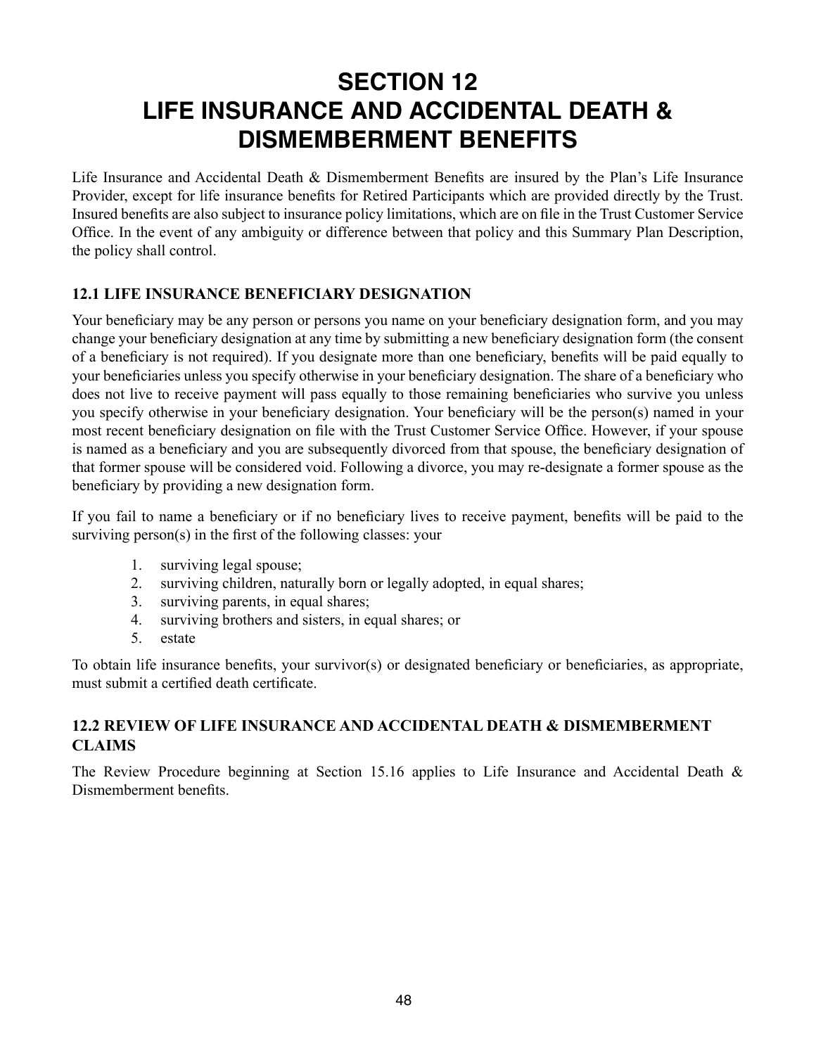# SECTION 12
# LIFE INSURANCE AND ACCIDENTAL DEATH & DISMEMBERMENT BENEFITS

Life Insurance and Accidental Death & Dismemberment Benefits are insured by the Plan's Life Insurance Provider, except for life insurance benefits for Retired Participants which are provided directly by the Trust. Insured benefits are also subject to insurance policy limitations, which are on file in the Trust Customer Service Office. In the event of any ambiguity or difference between that policy and this Summary Plan Description, the policy shall control.

## 12.1 LIFE INSURANCE BENEFICIARY DESIGNATION

Your beneficiary may be any person or persons you name on your beneficiary designation form, and you may change your beneficiary designation at any time by submitting a new beneficiary designation form (the consent of a beneficiary is not required). If you designate more than one beneficiary, benefits will be paid equally to your beneficiaries unless you specify otherwise in your beneficiary designation. The share of a beneficiary who does not live to receive payment will pass equally to those remaining beneficiaries who survive you unless you specify otherwise in your beneficiary designation. Your beneficiary will be the person(s) named in your most recent beneficiary designation on file with the Trust Customer Service Office. However, if your spouse is named as a beneficiary and you are subsequently divorced from that spouse, the beneficiary designation of that former spouse will be considered void. Following a divorce, you may re-designate a former spouse as the beneficiary by providing a new designation form.

If you fail to name a beneficiary or if no beneficiary lives to receive payment, benefits will be paid to the surviving person(s) in the first of the following classes: your

1. surviving legal spouse;
2. surviving children, naturally born or legally adopted, in equal shares;
3. surviving parents, in equal shares;
4. surviving brothers and sisters, in equal shares; or
5. estate

To obtain life insurance benefits, your survivor(s) or designated beneficiary or beneficiaries, as appropriate, must submit a certified death certificate.

## 12.2 REVIEW OF LIFE INSURANCE AND ACCIDENTAL DEATH & DISMEMBERMENT CLAIMS

The Review Procedure beginning at Section 15.16 applies to Life Insurance and Accidental Death & Dismemberment benefits.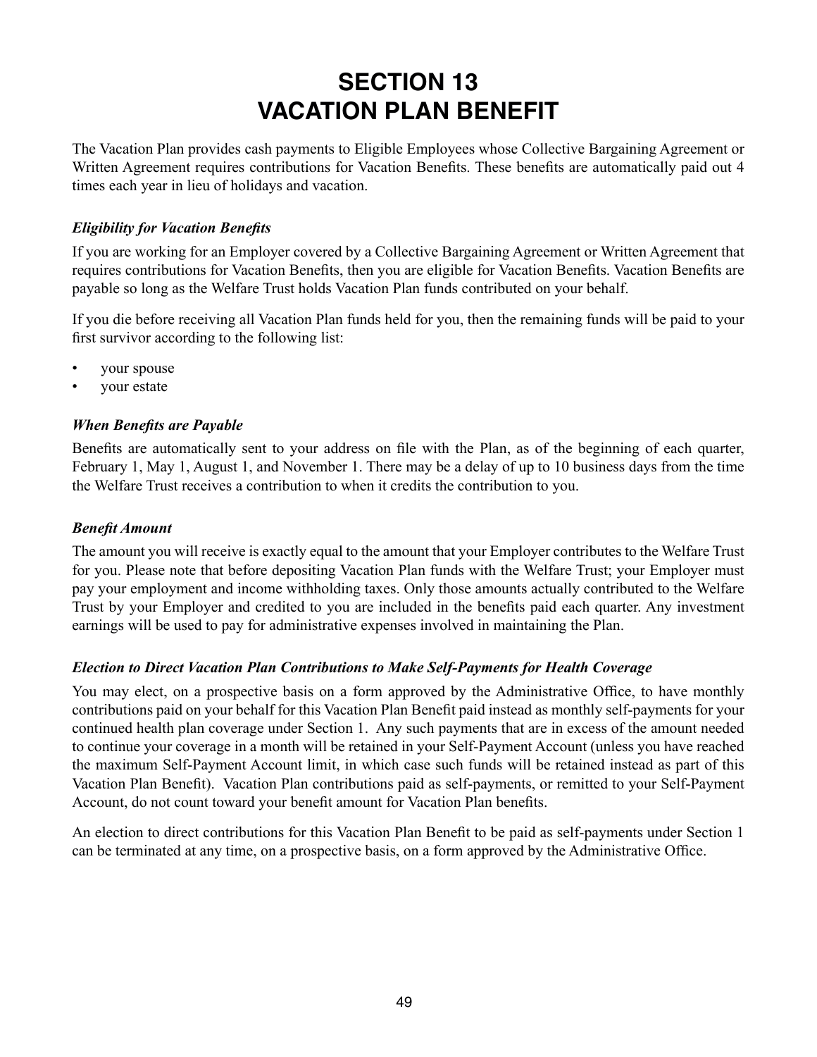# SECTION 13
# VACATION PLAN BENEFIT

The Vacation Plan provides cash payments to Eligible Employees whose Collective Bargaining Agreement or Written Agreement requires contributions for Vacation Benefits. These benefits are automatically paid out 4 times each year in lieu of holidays and vacation.

### *Eligibility for Vacation Benefits*

If you are working for an Employer covered by a Collective Bargaining Agreement or Written Agreement that requires contributions for Vacation Benefits, then you are eligible for Vacation Benefits. Vacation Benefits are payable so long as the Welfare Trust holds Vacation Plan funds contributed on your behalf.

If you die before receiving all Vacation Plan funds held for you, then the remaining funds will be paid to your first survivor according to the following list:

- your spouse
- your estate

### *When Benefits are Payable*

Benefits are automatically sent to your address on file with the Plan, as of the beginning of each quarter, February 1, May 1, August 1, and November 1. There may be a delay of up to 10 business days from the time the Welfare Trust receives a contribution to when it credits the contribution to you.

### *Benefit Amount*

The amount you will receive is exactly equal to the amount that your Employer contributes to the Welfare Trust for you. Please note that before depositing Vacation Plan funds with the Welfare Trust; your Employer must pay your employment and income withholding taxes. Only those amounts actually contributed to the Welfare Trust by your Employer and credited to you are included in the benefits paid each quarter. Any investment earnings will be used to pay for administrative expenses involved in maintaining the Plan.

### *Election to Direct Vacation Plan Contributions to Make Self-Payments for Health Coverage*

You may elect, on a prospective basis on a form approved by the Administrative Office, to have monthly contributions paid on your behalf for this Vacation Plan Benefit paid instead as monthly self-payments for your continued health plan coverage under Section 1. Any such payments that are in excess of the amount needed to continue your coverage in a month will be retained in your Self-Payment Account (unless you have reached the maximum Self-Payment Account limit, in which case such funds will be retained instead as part of this Vacation Plan Benefit). Vacation Plan contributions paid as self-payments, or remitted to your Self-Payment Account, do not count toward your benefit amount for Vacation Plan benefits.

An election to direct contributions for this Vacation Plan Benefit to be paid as self-payments under Section 1 can be terminated at any time, on a prospective basis, on a form approved by the Administrative Office.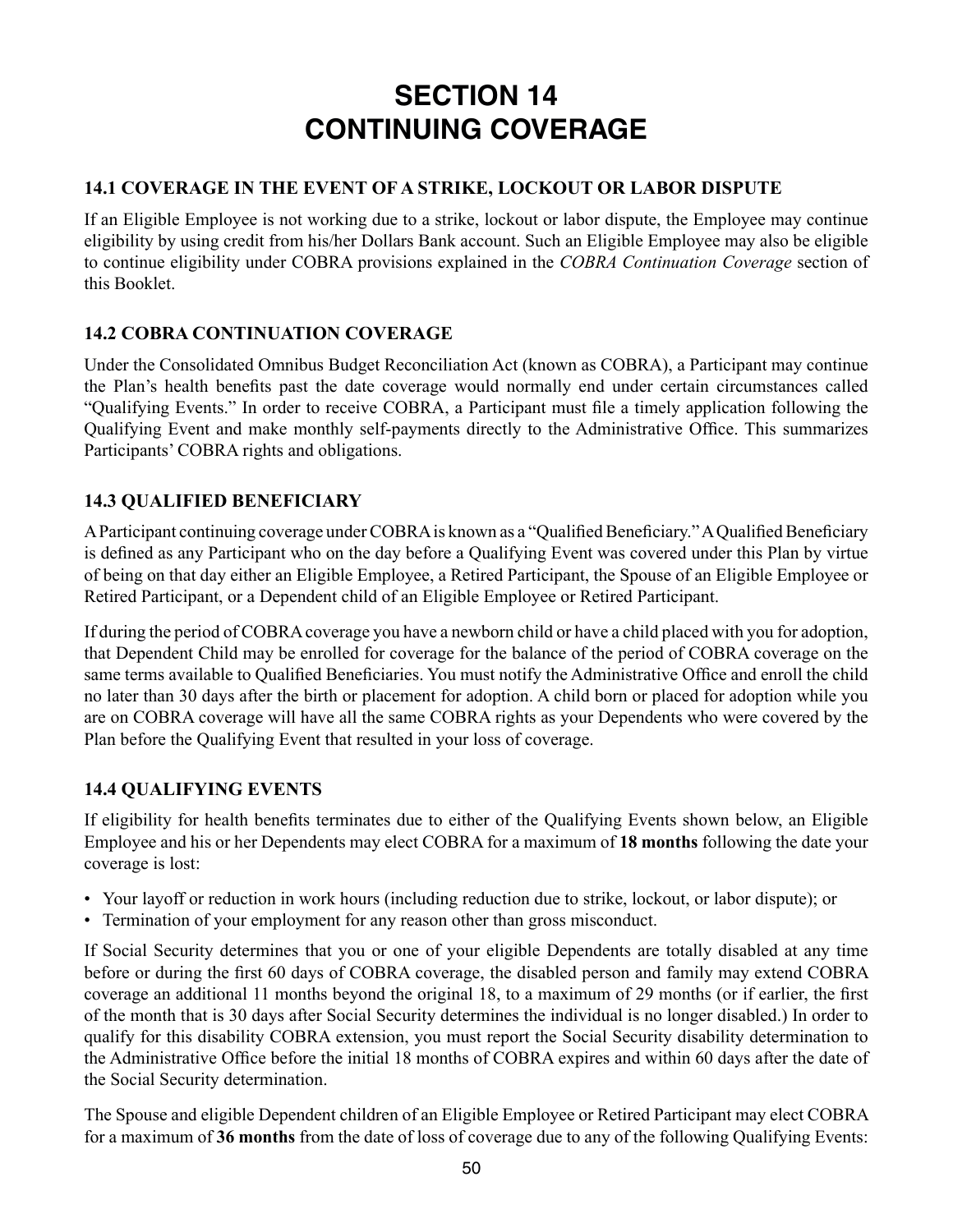# SECTION 14
# CONTINUING COVERAGE

### 14.1 COVERAGE IN THE EVENT OF A STRIKE, LOCKOUT OR LABOR DISPUTE

If an Eligible Employee is not working due to a strike, lockout or labor dispute, the Employee may continue eligibility by using credit from his/her Dollars Bank account. Such an Eligible Employee may also be eligible to continue eligibility under COBRA provisions explained in the *COBRA Continuation Coverage* section of this Booklet.

### 14.2 COBRA CONTINUATION COVERAGE

Under the Consolidated Omnibus Budget Reconciliation Act (known as COBRA), a Participant may continue the Plan's health benefits past the date coverage would normally end under certain circumstances called "Qualifying Events." In order to receive COBRA, a Participant must file a timely application following the Qualifying Event and make monthly self-payments directly to the Administrative Office. This summarizes Participants' COBRA rights and obligations.

### 14.3 QUALIFIED BENEFICIARY

A Participant continuing coverage under COBRA is known as a "Qualified Beneficiary." A Qualified Beneficiary is defined as any Participant who on the day before a Qualifying Event was covered under this Plan by virtue of being on that day either an Eligible Employee, a Retired Participant, the Spouse of an Eligible Employee or Retired Participant, or a Dependent child of an Eligible Employee or Retired Participant.

If during the period of COBRA coverage you have a newborn child or have a child placed with you for adoption, that Dependent Child may be enrolled for coverage for the balance of the period of COBRA coverage on the same terms available to Qualified Beneficiaries. You must notify the Administrative Office and enroll the child no later than 30 days after the birth or placement for adoption. A child born or placed for adoption while you are on COBRA coverage will have all the same COBRA rights as your Dependents who were covered by the Plan before the Qualifying Event that resulted in your loss of coverage.

### 14.4 QUALIFYING EVENTS

If eligibility for health benefits terminates due to either of the Qualifying Events shown below, an Eligible Employee and his or her Dependents may elect COBRA for a maximum of **18 months** following the date your coverage is lost:

- Your layoff or reduction in work hours (including reduction due to strike, lockout, or labor dispute); or
- Termination of your employment for any reason other than gross misconduct.

If Social Security determines that you or one of your eligible Dependents are totally disabled at any time before or during the first 60 days of COBRA coverage, the disabled person and family may extend COBRA coverage an additional 11 months beyond the original 18, to a maximum of 29 months (or if earlier, the first of the month that is 30 days after Social Security determines the individual is no longer disabled.) In order to qualify for this disability COBRA extension, you must report the Social Security disability determination to the Administrative Office before the initial 18 months of COBRA expires and within 60 days after the date of the Social Security determination.

The Spouse and eligible Dependent children of an Eligible Employee or Retired Participant may elect COBRA for a maximum of **36 months** from the date of loss of coverage due to any of the following Qualifying Events: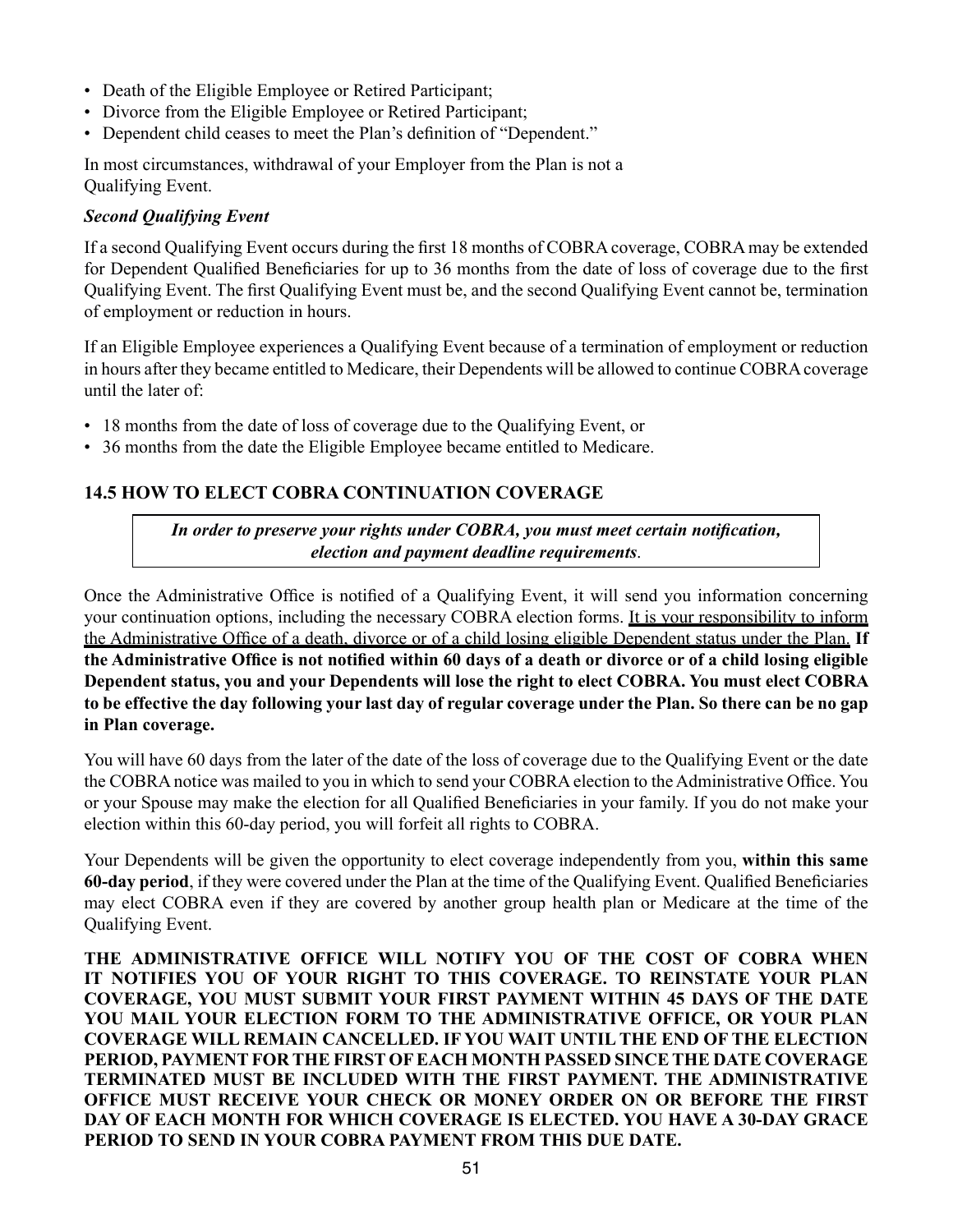- Death of the Eligible Employee or Retired Participant;
- Divorce from the Eligible Employee or Retired Participant;
- Dependent child ceases to meet the Plan's definition of "Dependent."

In most circumstances, withdrawal of your Employer from the Plan is not a Qualifying Event.

***Second Qualifying Event***

If a second Qualifying Event occurs during the first 18 months of COBRA coverage, COBRA may be extended for Dependent Qualified Beneficiaries for up to 36 months from the date of loss of coverage due to the first Qualifying Event. The first Qualifying Event must be, and the second Qualifying Event cannot be, termination of employment or reduction in hours.

If an Eligible Employee experiences a Qualifying Event because of a termination of employment or reduction in hours after they became entitled to Medicare, their Dependents will be allowed to continue COBRA coverage until the later of:

- 18 months from the date of loss of coverage due to the Qualifying Event, or
- 36 months from the date the Eligible Employee became entitled to Medicare.

### 14.5 HOW TO ELECT COBRA CONTINUATION COVERAGE

***In order to preserve your rights under COBRA, you must meet certain notification, election and payment deadline requirements.***

Once the Administrative Office is notified of a Qualifying Event, it will send you information concerning your continuation options, including the necessary COBRA election forms. <u>It is your responsibility to inform the Administrative Office of a death, divorce or of a child losing eligible Dependent status under the Plan.</u> **If the Administrative Office is not notified within 60 days of a death or divorce or of a child losing eligible Dependent status, you and your Dependents will lose the right to elect COBRA. You must elect COBRA to be effective the day following your last day of regular coverage under the Plan. So there can be no gap in Plan coverage.**

You will have 60 days from the later of the date of the loss of coverage due to the Qualifying Event or the date the COBRA notice was mailed to you in which to send your COBRA election to the Administrative Office. You or your Spouse may make the election for all Qualified Beneficiaries in your family. If you do not make your election within this 60-day period, you will forfeit all rights to COBRA.

Your Dependents will be given the opportunity to elect coverage independently from you, **within this same 60-day period**, if they were covered under the Plan at the time of the Qualifying Event. Qualified Beneficiaries may elect COBRA even if they are covered by another group health plan or Medicare at the time of the Qualifying Event.

**THE ADMINISTRATIVE OFFICE WILL NOTIFY YOU OF THE COST OF COBRA WHEN IT NOTIFIES YOU OF YOUR RIGHT TO THIS COVERAGE. TO REINSTATE YOUR PLAN COVERAGE, YOU MUST SUBMIT YOUR FIRST PAYMENT WITHIN 45 DAYS OF THE DATE YOU MAIL YOUR ELECTION FORM TO THE ADMINISTRATIVE OFFICE, OR YOUR PLAN COVERAGE WILL REMAIN CANCELLED. IF YOU WAIT UNTIL THE END OF THE ELECTION PERIOD, PAYMENT FOR THE FIRST OF EACH MONTH PASSED SINCE THE DATE COVERAGE TERMINATED MUST BE INCLUDED WITH THE FIRST PAYMENT. THE ADMINISTRATIVE OFFICE MUST RECEIVE YOUR CHECK OR MONEY ORDER ON OR BEFORE THE FIRST DAY OF EACH MONTH FOR WHICH COVERAGE IS ELECTED. YOU HAVE A 30-DAY GRACE PERIOD TO SEND IN YOUR COBRA PAYMENT FROM THIS DUE DATE.**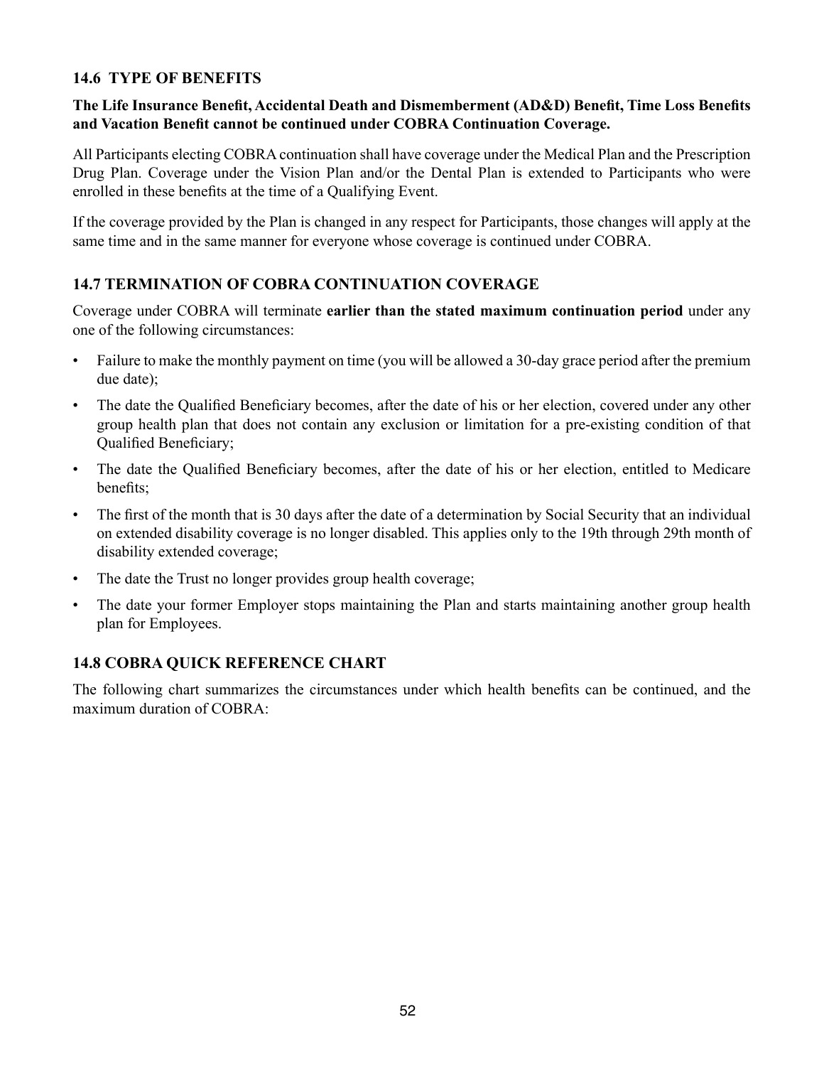### 14.6 TYPE OF BENEFITS

**The Life Insurance Benefit, Accidental Death and Dismemberment (AD&D) Benefit, Time Loss Benefits and Vacation Benefit cannot be continued under COBRA Continuation Coverage.**

All Participants electing COBRA continuation shall have coverage under the Medical Plan and the Prescription Drug Plan. Coverage under the Vision Plan and/or the Dental Plan is extended to Participants who were enrolled in these benefits at the time of a Qualifying Event.

If the coverage provided by the Plan is changed in any respect for Participants, those changes will apply at the same time and in the same manner for everyone whose coverage is continued under COBRA.

### 14.7 TERMINATION OF COBRA CONTINUATION COVERAGE

Coverage under COBRA will terminate **earlier than the stated maximum continuation period** under any one of the following circumstances:

- Failure to make the monthly payment on time (you will be allowed a 30-day grace period after the premium due date);
- The date the Qualified Beneficiary becomes, after the date of his or her election, covered under any other group health plan that does not contain any exclusion or limitation for a pre-existing condition of that Qualified Beneficiary;
- The date the Qualified Beneficiary becomes, after the date of his or her election, entitled to Medicare benefits;
- The first of the month that is 30 days after the date of a determination by Social Security that an individual on extended disability coverage is no longer disabled. This applies only to the 19th through 29th month of disability extended coverage;
- The date the Trust no longer provides group health coverage;
- The date your former Employer stops maintaining the Plan and starts maintaining another group health plan for Employees.

### 14.8 COBRA QUICK REFERENCE CHART

The following chart summarizes the circumstances under which health benefits can be continued, and the maximum duration of COBRA: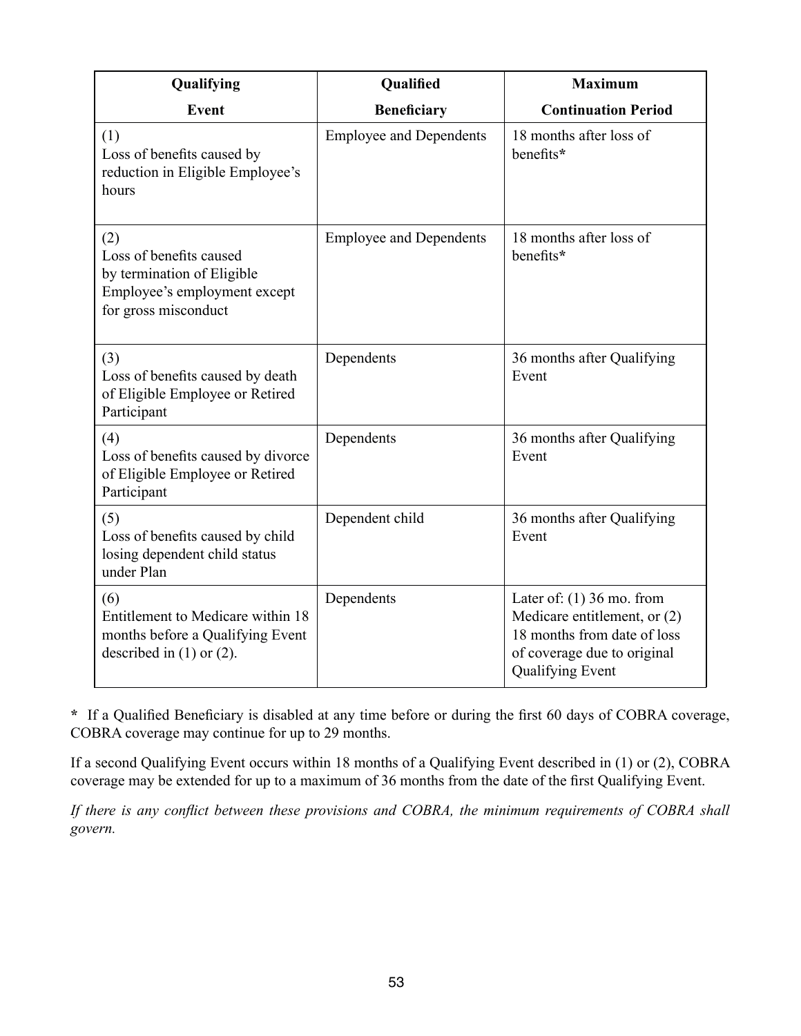| Qualifying Event | Qualified Beneficiary | Maximum Continuation Period |
| --- | --- | --- |
| (1) Loss of benefits caused by reduction in Eligible Employee's hours | Employee and Dependents | 18 months after loss of benefits* |
| (2) Loss of benefits caused by termination of Eligible Employee's employment except for gross misconduct | Employee and Dependents | 18 months after loss of benefits* |
| (3) Loss of benefits caused by death of Eligible Employee or Retired Participant | Dependents | 36 months after Qualifying Event |
| (4) Loss of benefits caused by divorce of Eligible Employee or Retired Participant | Dependents | 36 months after Qualifying Event |
| (5) Loss of benefits caused by child losing dependent child status under Plan | Dependent child | 36 months after Qualifying Event |
| (6) Entitlement to Medicare within 18 months before a Qualifying Event described in (1) or (2). | Dependents | Later of: (1) 36 mo. from Medicare entitlement, or (2) 18 months from date of loss of coverage due to original Qualifying Event |

**\*** If a Qualified Beneficiary is disabled at any time before or during the first 60 days of COBRA coverage, COBRA coverage may continue for up to 29 months.

If a second Qualifying Event occurs within 18 months of a Qualifying Event described in (1) or (2), COBRA coverage may be extended for up to a maximum of 36 months from the date of the first Qualifying Event.

*If there is any conflict between these provisions and COBRA, the minimum requirements of COBRA shall govern.*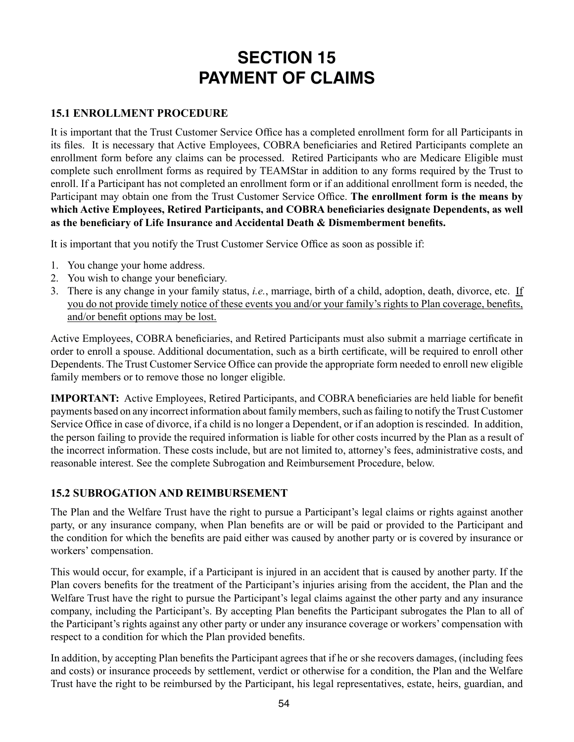# SECTION 15
# PAYMENT OF CLAIMS

### 15.1 ENROLLMENT PROCEDURE

It is important that the Trust Customer Service Office has a completed enrollment form for all Participants in its files. It is necessary that Active Employees, COBRA beneficiaries and Retired Participants complete an enrollment form before any claims can be processed. Retired Participants who are Medicare Eligible must complete such enrollment forms as required by TEAMStar in addition to any forms required by the Trust to enroll. If a Participant has not completed an enrollment form or if an additional enrollment form is needed, the Participant may obtain one from the Trust Customer Service Office. **The enrollment form is the means by which Active Employees, Retired Participants, and COBRA beneficiaries designate Dependents, as well as the beneficiary of Life Insurance and Accidental Death & Dismemberment benefits.**

It is important that you notify the Trust Customer Service Office as soon as possible if:

1. You change your home address.
2. You wish to change your beneficiary.
3. There is any change in your family status, *i.e.*, marriage, birth of a child, adoption, death, divorce, etc. <u>If you do not provide timely notice of these events you and/or your family's rights to Plan coverage, benefits, and/or benefit options may be lost.</u>

Active Employees, COBRA beneficiaries, and Retired Participants must also submit a marriage certificate in order to enroll a spouse. Additional documentation, such as a birth certificate, will be required to enroll other Dependents. The Trust Customer Service Office can provide the appropriate form needed to enroll new eligible family members or to remove those no longer eligible.

**IMPORTANT:** Active Employees, Retired Participants, and COBRA beneficiaries are held liable for benefit payments based on any incorrect information about family members, such as failing to notify the Trust Customer Service Office in case of divorce, if a child is no longer a Dependent, or if an adoption is rescinded. In addition, the person failing to provide the required information is liable for other costs incurred by the Plan as a result of the incorrect information. These costs include, but are not limited to, attorney's fees, administrative costs, and reasonable interest. See the complete Subrogation and Reimbursement Procedure, below.

### 15.2 SUBROGATION AND REIMBURSEMENT

The Plan and the Welfare Trust have the right to pursue a Participant's legal claims or rights against another party, or any insurance company, when Plan benefits are or will be paid or provided to the Participant and the condition for which the benefits are paid either was caused by another party or is covered by insurance or workers' compensation.

This would occur, for example, if a Participant is injured in an accident that is caused by another party. If the Plan covers benefits for the treatment of the Participant's injuries arising from the accident, the Plan and the Welfare Trust have the right to pursue the Participant's legal claims against the other party and any insurance company, including the Participant's. By accepting Plan benefits the Participant subrogates the Plan to all of the Participant's rights against any other party or under any insurance coverage or workers' compensation with respect to a condition for which the Plan provided benefits.

In addition, by accepting Plan benefits the Participant agrees that if he or she recovers damages, (including fees and costs) or insurance proceeds by settlement, verdict or otherwise for a condition, the Plan and the Welfare Trust have the right to be reimbursed by the Participant, his legal representatives, estate, heirs, guardian, and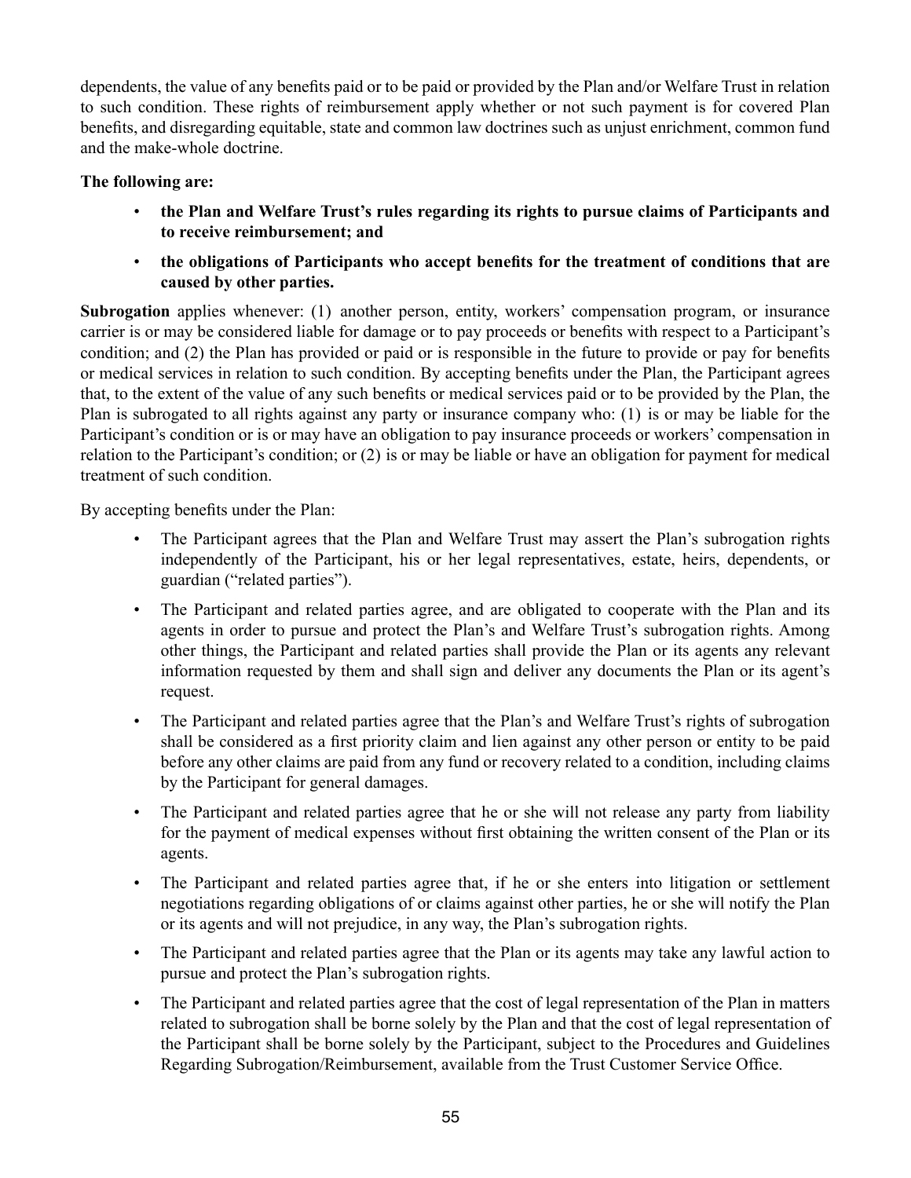dependents, the value of any benefits paid or to be paid or provided by the Plan and/or Welfare Trust in relation to such condition. These rights of reimbursement apply whether or not such payment is for covered Plan benefits, and disregarding equitable, state and common law doctrines such as unjust enrichment, common fund and the make-whole doctrine.

**The following are:**

- **the Plan and Welfare Trust's rules regarding its rights to pursue claims of Participants and to receive reimbursement; and**
- **the obligations of Participants who accept benefits for the treatment of conditions that are caused by other parties.**

**Subrogation** applies whenever: (1) another person, entity, workers' compensation program, or insurance carrier is or may be considered liable for damage or to pay proceeds or benefits with respect to a Participant's condition; and (2) the Plan has provided or paid or is responsible in the future to provide or pay for benefits or medical services in relation to such condition. By accepting benefits under the Plan, the Participant agrees that, to the extent of the value of any such benefits or medical services paid or to be provided by the Plan, the Plan is subrogated to all rights against any party or insurance company who: (1) is or may be liable for the Participant's condition or is or may have an obligation to pay insurance proceeds or workers' compensation in relation to the Participant's condition; or (2) is or may be liable or have an obligation for payment for medical treatment of such condition.

By accepting benefits under the Plan:

- The Participant agrees that the Plan and Welfare Trust may assert the Plan's subrogation rights independently of the Participant, his or her legal representatives, estate, heirs, dependents, or guardian ("related parties").
- The Participant and related parties agree, and are obligated to cooperate with the Plan and its agents in order to pursue and protect the Plan's and Welfare Trust's subrogation rights. Among other things, the Participant and related parties shall provide the Plan or its agents any relevant information requested by them and shall sign and deliver any documents the Plan or its agent's request.
- The Participant and related parties agree that the Plan's and Welfare Trust's rights of subrogation shall be considered as a first priority claim and lien against any other person or entity to be paid before any other claims are paid from any fund or recovery related to a condition, including claims by the Participant for general damages.
- The Participant and related parties agree that he or she will not release any party from liability for the payment of medical expenses without first obtaining the written consent of the Plan or its agents.
- The Participant and related parties agree that, if he or she enters into litigation or settlement negotiations regarding obligations of or claims against other parties, he or she will notify the Plan or its agents and will not prejudice, in any way, the Plan's subrogation rights.
- The Participant and related parties agree that the Plan or its agents may take any lawful action to pursue and protect the Plan's subrogation rights.
- The Participant and related parties agree that the cost of legal representation of the Plan in matters related to subrogation shall be borne solely by the Plan and that the cost of legal representation of the Participant shall be borne solely by the Participant, subject to the Procedures and Guidelines Regarding Subrogation/Reimbursement, available from the Trust Customer Service Office.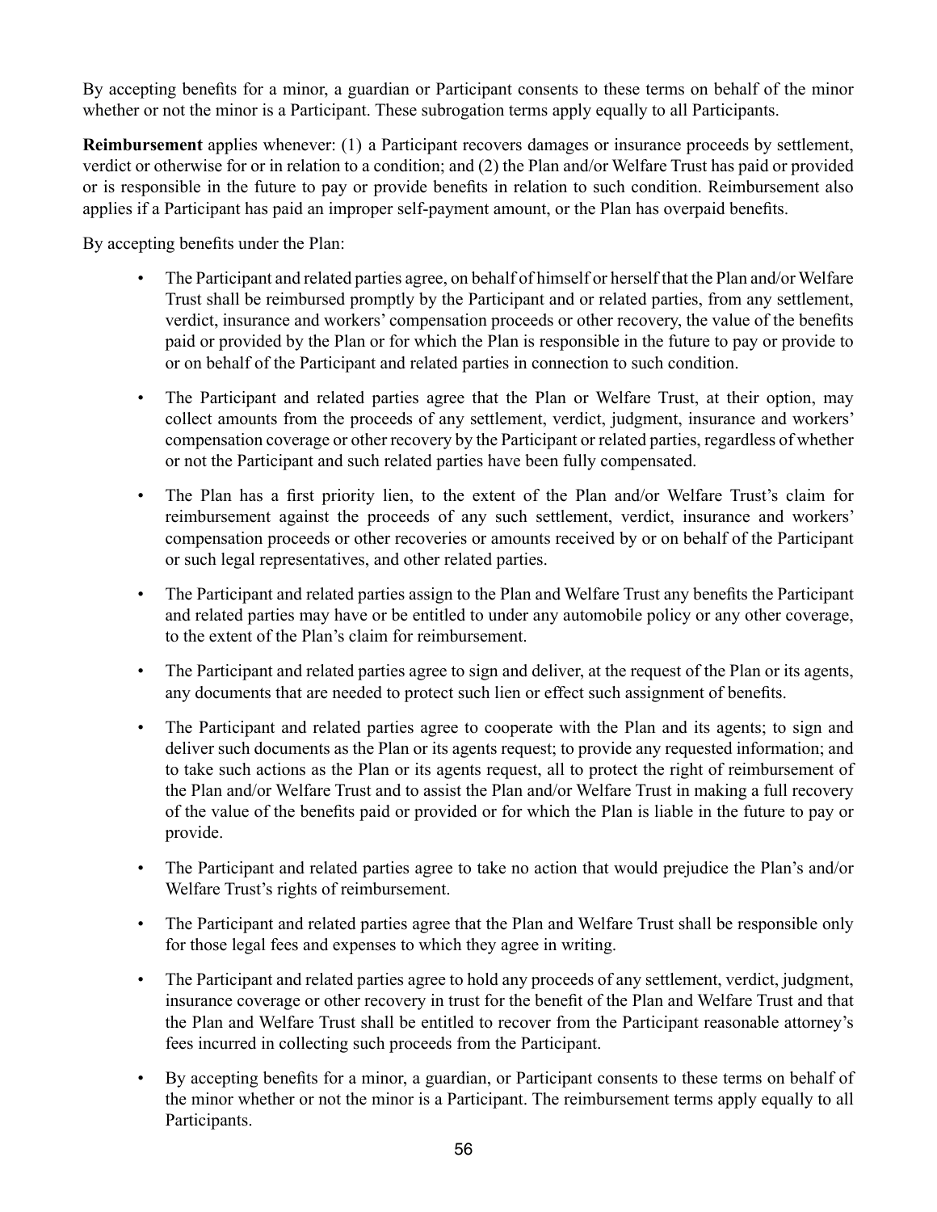By accepting benefits for a minor, a guardian or Participant consents to these terms on behalf of the minor whether or not the minor is a Participant. These subrogation terms apply equally to all Participants.

**Reimbursement** applies whenever: (1) a Participant recovers damages or insurance proceeds by settlement, verdict or otherwise for or in relation to a condition; and (2) the Plan and/or Welfare Trust has paid or provided or is responsible in the future to pay or provide benefits in relation to such condition. Reimbursement also applies if a Participant has paid an improper self-payment amount, or the Plan has overpaid benefits.

By accepting benefits under the Plan:

- The Participant and related parties agree, on behalf of himself or herself that the Plan and/or Welfare Trust shall be reimbursed promptly by the Participant and or related parties, from any settlement, verdict, insurance and workers' compensation proceeds or other recovery, the value of the benefits paid or provided by the Plan or for which the Plan is responsible in the future to pay or provide to or on behalf of the Participant and related parties in connection to such condition.
- The Participant and related parties agree that the Plan or Welfare Trust, at their option, may collect amounts from the proceeds of any settlement, verdict, judgment, insurance and workers' compensation coverage or other recovery by the Participant or related parties, regardless of whether or not the Participant and such related parties have been fully compensated.
- The Plan has a first priority lien, to the extent of the Plan and/or Welfare Trust's claim for reimbursement against the proceeds of any such settlement, verdict, insurance and workers' compensation proceeds or other recoveries or amounts received by or on behalf of the Participant or such legal representatives, and other related parties.
- The Participant and related parties assign to the Plan and Welfare Trust any benefits the Participant and related parties may have or be entitled to under any automobile policy or any other coverage, to the extent of the Plan's claim for reimbursement.
- The Participant and related parties agree to sign and deliver, at the request of the Plan or its agents, any documents that are needed to protect such lien or effect such assignment of benefits.
- The Participant and related parties agree to cooperate with the Plan and its agents; to sign and deliver such documents as the Plan or its agents request; to provide any requested information; and to take such actions as the Plan or its agents request, all to protect the right of reimbursement of the Plan and/or Welfare Trust and to assist the Plan and/or Welfare Trust in making a full recovery of the value of the benefits paid or provided or for which the Plan is liable in the future to pay or provide.
- The Participant and related parties agree to take no action that would prejudice the Plan's and/or Welfare Trust's rights of reimbursement.
- The Participant and related parties agree that the Plan and Welfare Trust shall be responsible only for those legal fees and expenses to which they agree in writing.
- The Participant and related parties agree to hold any proceeds of any settlement, verdict, judgment, insurance coverage or other recovery in trust for the benefit of the Plan and Welfare Trust and that the Plan and Welfare Trust shall be entitled to recover from the Participant reasonable attorney's fees incurred in collecting such proceeds from the Participant.
- By accepting benefits for a minor, a guardian, or Participant consents to these terms on behalf of the minor whether or not the minor is a Participant. The reimbursement terms apply equally to all Participants.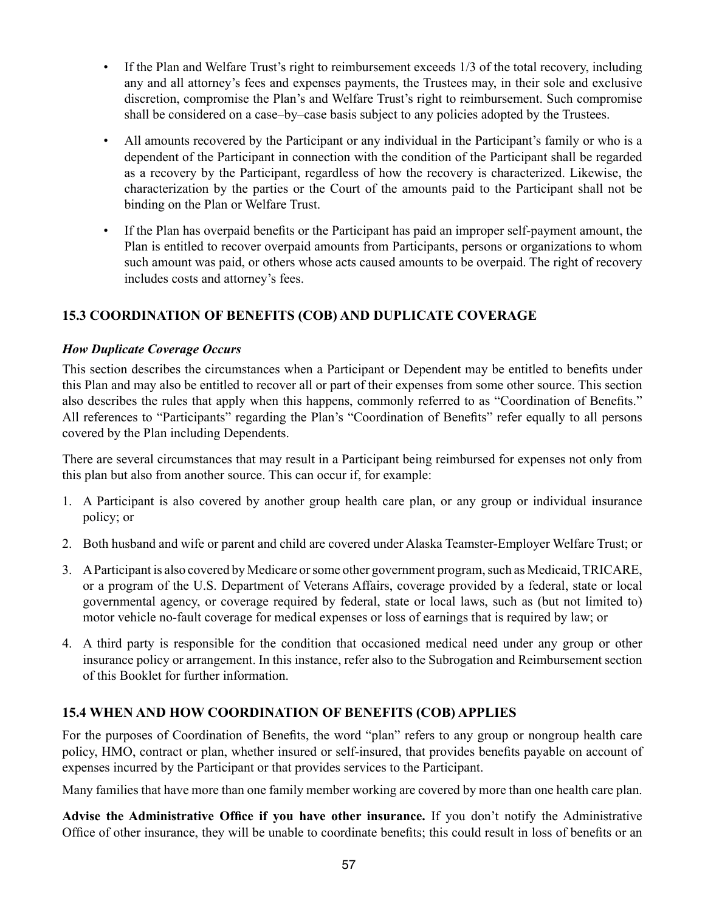- If the Plan and Welfare Trust's right to reimbursement exceeds 1/3 of the total recovery, including any and all attorney's fees and expenses payments, the Trustees may, in their sole and exclusive discretion, compromise the Plan's and Welfare Trust's right to reimbursement. Such compromise shall be considered on a case–by–case basis subject to any policies adopted by the Trustees.
- All amounts recovered by the Participant or any individual in the Participant's family or who is a dependent of the Participant in connection with the condition of the Participant shall be regarded as a recovery by the Participant, regardless of how the recovery is characterized. Likewise, the characterization by the parties or the Court of the amounts paid to the Participant shall not be binding on the Plan or Welfare Trust.
- If the Plan has overpaid benefits or the Participant has paid an improper self-payment amount, the Plan is entitled to recover overpaid amounts from Participants, persons or organizations to whom such amount was paid, or others whose acts caused amounts to be overpaid. The right of recovery includes costs and attorney's fees.

## 15.3 COORDINATION OF BENEFITS (COB) AND DUPLICATE COVERAGE

***How Duplicate Coverage Occurs***

This section describes the circumstances when a Participant or Dependent may be entitled to benefits under this Plan and may also be entitled to recover all or part of their expenses from some other source. This section also describes the rules that apply when this happens, commonly referred to as "Coordination of Benefits." All references to "Participants" regarding the Plan's "Coordination of Benefits" refer equally to all persons covered by the Plan including Dependents.

There are several circumstances that may result in a Participant being reimbursed for expenses not only from this plan but also from another source. This can occur if, for example:

1. A Participant is also covered by another group health care plan, or any group or individual insurance policy; or
2. Both husband and wife or parent and child are covered under Alaska Teamster-Employer Welfare Trust; or
3. A Participant is also covered by Medicare or some other government program, such as Medicaid, TRICARE, or a program of the U.S. Department of Veterans Affairs, coverage provided by a federal, state or local governmental agency, or coverage required by federal, state or local laws, such as (but not limited to) motor vehicle no-fault coverage for medical expenses or loss of earnings that is required by law; or
4. A third party is responsible for the condition that occasioned medical need under any group or other insurance policy or arrangement. In this instance, refer also to the Subrogation and Reimbursement section of this Booklet for further information.

## 15.4 WHEN AND HOW COORDINATION OF BENEFITS (COB) APPLIES

For the purposes of Coordination of Benefits, the word "plan" refers to any group or nongroup health care policy, HMO, contract or plan, whether insured or self-insured, that provides benefits payable on account of expenses incurred by the Participant or that provides services to the Participant.

Many families that have more than one family member working are covered by more than one health care plan.

**Advise the Administrative Office if you have other insurance.** If you don't notify the Administrative Office of other insurance, they will be unable to coordinate benefits; this could result in loss of benefits or an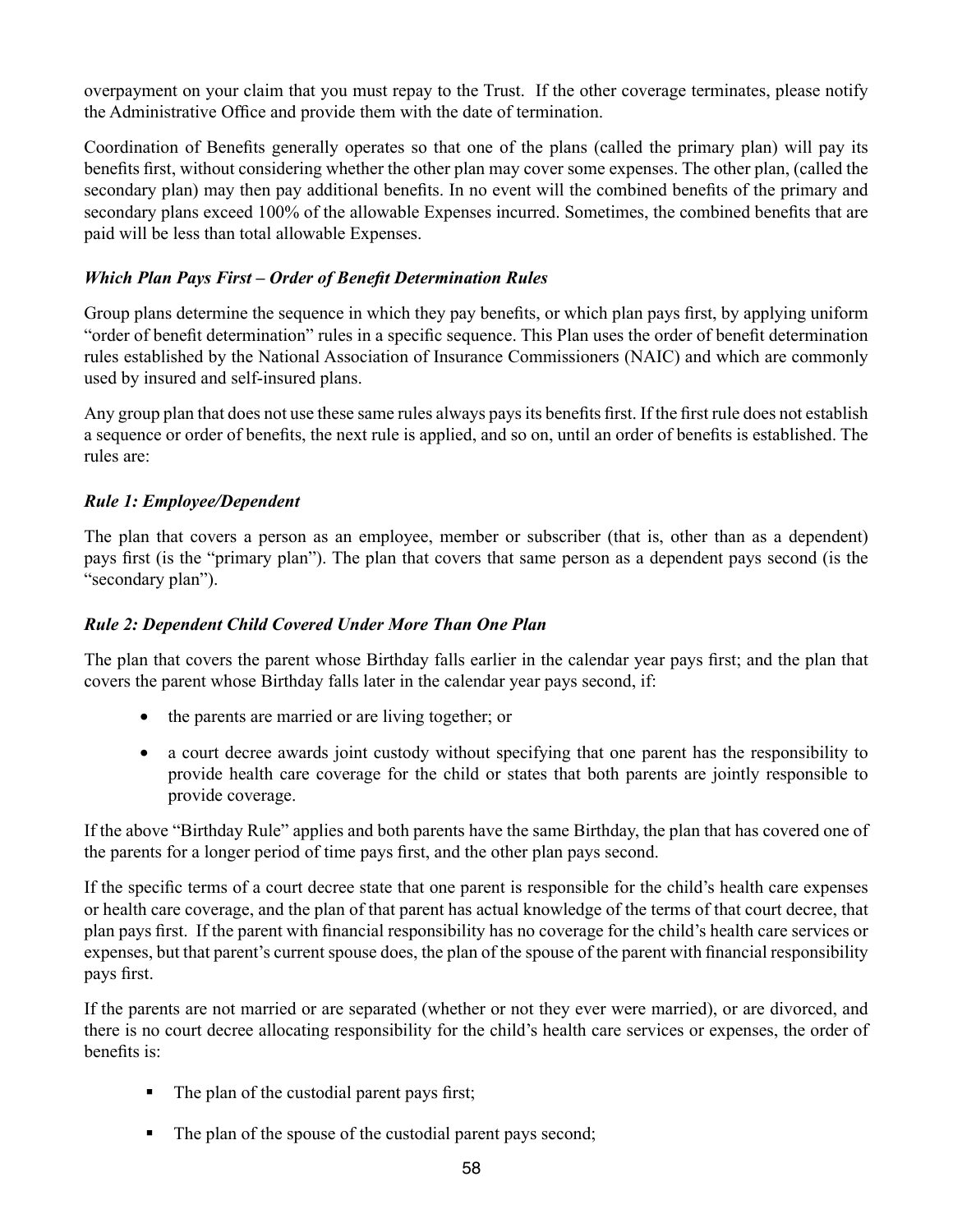overpayment on your claim that you must repay to the Trust. If the other coverage terminates, please notify the Administrative Office and provide them with the date of termination.

Coordination of Benefits generally operates so that one of the plans (called the primary plan) will pay its benefits first, without considering whether the other plan may cover some expenses. The other plan, (called the secondary plan) may then pay additional benefits. In no event will the combined benefits of the primary and secondary plans exceed 100% of the allowable Expenses incurred. Sometimes, the combined benefits that are paid will be less than total allowable Expenses.

***Which Plan Pays First – Order of Benefit Determination Rules***

Group plans determine the sequence in which they pay benefits, or which plan pays first, by applying uniform "order of benefit determination" rules in a specific sequence. This Plan uses the order of benefit determination rules established by the National Association of Insurance Commissioners (NAIC) and which are commonly used by insured and self-insured plans.

Any group plan that does not use these same rules always pays its benefits first. If the first rule does not establish a sequence or order of benefits, the next rule is applied, and so on, until an order of benefits is established. The rules are:

***Rule 1: Employee/Dependent***

The plan that covers a person as an employee, member or subscriber (that is, other than as a dependent) pays first (is the "primary plan"). The plan that covers that same person as a dependent pays second (is the "secondary plan").

***Rule 2: Dependent Child Covered Under More Than One Plan***

The plan that covers the parent whose Birthday falls earlier in the calendar year pays first; and the plan that covers the parent whose Birthday falls later in the calendar year pays second, if:

- the parents are married or are living together; or
- a court decree awards joint custody without specifying that one parent has the responsibility to provide health care coverage for the child or states that both parents are jointly responsible to provide coverage.

If the above "Birthday Rule" applies and both parents have the same Birthday, the plan that has covered one of the parents for a longer period of time pays first, and the other plan pays second.

If the specific terms of a court decree state that one parent is responsible for the child's health care expenses or health care coverage, and the plan of that parent has actual knowledge of the terms of that court decree, that plan pays first. If the parent with financial responsibility has no coverage for the child's health care services or expenses, but that parent's current spouse does, the plan of the spouse of the parent with financial responsibility pays first.

If the parents are not married or are separated (whether or not they ever were married), or are divorced, and there is no court decree allocating responsibility for the child's health care services or expenses, the order of benefits is:

- The plan of the custodial parent pays first;
- The plan of the spouse of the custodial parent pays second;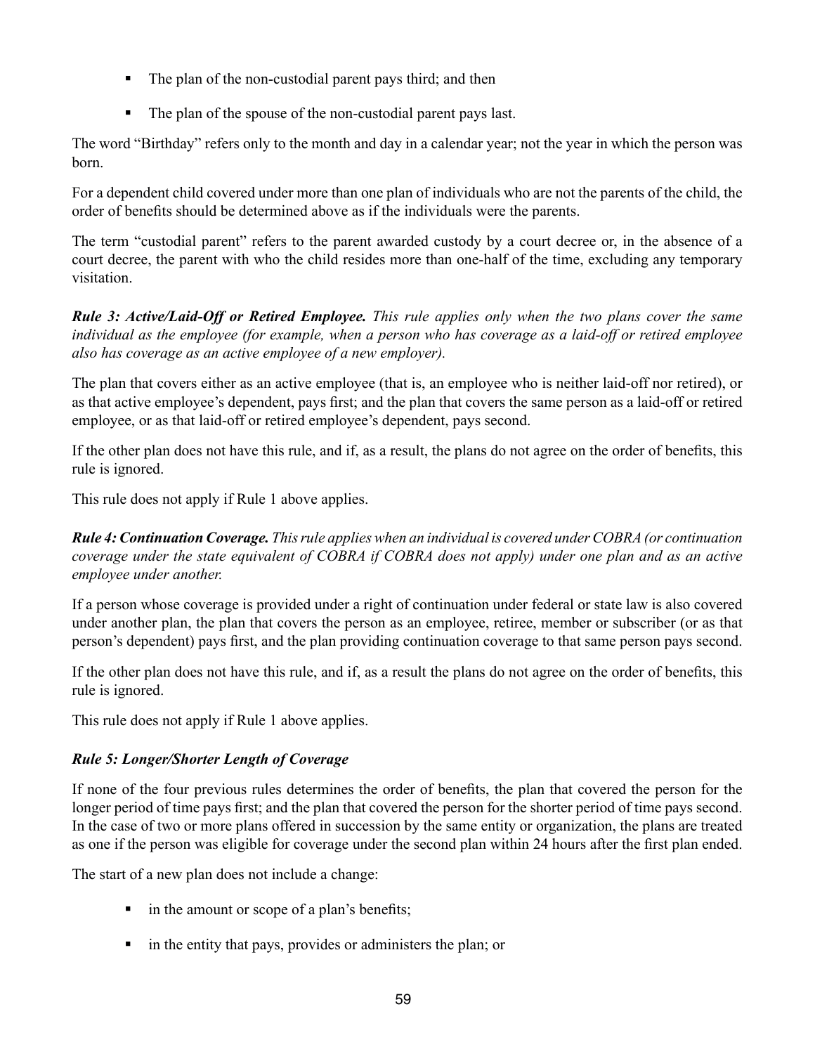- The plan of the non-custodial parent pays third; and then
- The plan of the spouse of the non-custodial parent pays last.

The word "Birthday" refers only to the month and day in a calendar year; not the year in which the person was born.

For a dependent child covered under more than one plan of individuals who are not the parents of the child, the order of benefits should be determined above as if the individuals were the parents.

The term "custodial parent" refers to the parent awarded custody by a court decree or, in the absence of a court decree, the parent with who the child resides more than one-half of the time, excluding any temporary visitation.

***Rule 3: Active/Laid-Off or Retired Employee.*** *This rule applies only when the two plans cover the same individual as the employee (for example, when a person who has coverage as a laid-off or retired employee also has coverage as an active employee of a new employer).*

The plan that covers either as an active employee (that is, an employee who is neither laid-off nor retired), or as that active employee's dependent, pays first; and the plan that covers the same person as a laid-off or retired employee, or as that laid-off or retired employee's dependent, pays second.

If the other plan does not have this rule, and if, as a result, the plans do not agree on the order of benefits, this rule is ignored.

This rule does not apply if Rule 1 above applies.

***Rule 4: Continuation Coverage.*** *This rule applies when an individual is covered under COBRA (or continuation coverage under the state equivalent of COBRA if COBRA does not apply) under one plan and as an active employee under another.*

If a person whose coverage is provided under a right of continuation under federal or state law is also covered under another plan, the plan that covers the person as an employee, retiree, member or subscriber (or as that person's dependent) pays first, and the plan providing continuation coverage to that same person pays second.

If the other plan does not have this rule, and if, as a result the plans do not agree on the order of benefits, this rule is ignored.

This rule does not apply if Rule 1 above applies.

***Rule 5: Longer/Shorter Length of Coverage***

If none of the four previous rules determines the order of benefits, the plan that covered the person for the longer period of time pays first; and the plan that covered the person for the shorter period of time pays second. In the case of two or more plans offered in succession by the same entity or organization, the plans are treated as one if the person was eligible for coverage under the second plan within 24 hours after the first plan ended.

The start of a new plan does not include a change:

- in the amount or scope of a plan's benefits;
- in the entity that pays, provides or administers the plan; or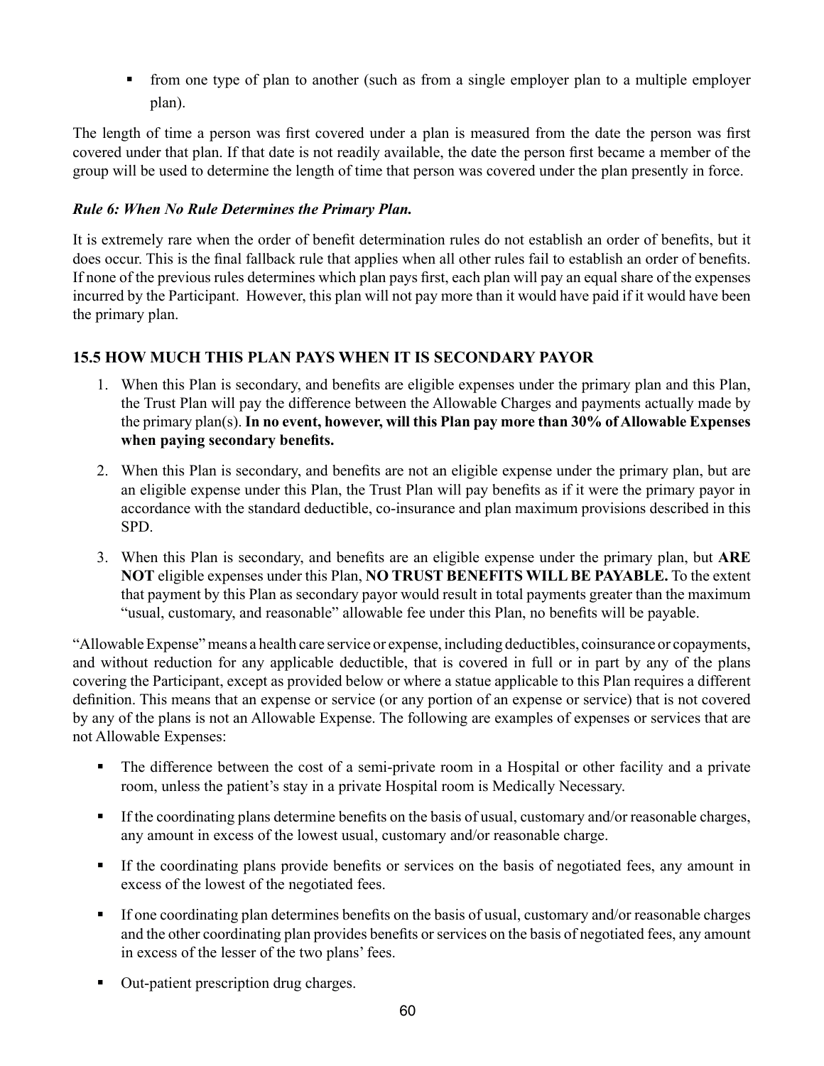- from one type of plan to another (such as from a single employer plan to a multiple employer plan).

The length of time a person was first covered under a plan is measured from the date the person was first covered under that plan. If that date is not readily available, the date the person first became a member of the group will be used to determine the length of time that person was covered under the plan presently in force.

***Rule 6: When No Rule Determines the Primary Plan.***

It is extremely rare when the order of benefit determination rules do not establish an order of benefits, but it does occur. This is the final fallback rule that applies when all other rules fail to establish an order of benefits. If none of the previous rules determines which plan pays first, each plan will pay an equal share of the expenses incurred by the Participant. However, this plan will not pay more than it would have paid if it would have been the primary plan.

## 15.5 HOW MUCH THIS PLAN PAYS WHEN IT IS SECONDARY PAYOR

1. When this Plan is secondary, and benefits are eligible expenses under the primary plan and this Plan, the Trust Plan will pay the difference between the Allowable Charges and payments actually made by the primary plan(s). **In no event, however, will this Plan pay more than 30% of Allowable Expenses when paying secondary benefits.**
2. When this Plan is secondary, and benefits are not an eligible expense under the primary plan, but are an eligible expense under this Plan, the Trust Plan will pay benefits as if it were the primary payor in accordance with the standard deductible, co-insurance and plan maximum provisions described in this SPD.
3. When this Plan is secondary, and benefits are an eligible expense under the primary plan, but **ARE NOT** eligible expenses under this Plan, **NO TRUST BENEFITS WILL BE PAYABLE.** To the extent that payment by this Plan as secondary payor would result in total payments greater than the maximum "usual, customary, and reasonable" allowable fee under this Plan, no benefits will be payable.

"Allowable Expense" means a health care service or expense, including deductibles, coinsurance or copayments, and without reduction for any applicable deductible, that is covered in full or in part by any of the plans covering the Participant, except as provided below or where a statue applicable to this Plan requires a different definition. This means that an expense or service (or any portion of an expense or service) that is not covered by any of the plans is not an Allowable Expense. The following are examples of expenses or services that are not Allowable Expenses:

- The difference between the cost of a semi-private room in a Hospital or other facility and a private room, unless the patient's stay in a private Hospital room is Medically Necessary.
- If the coordinating plans determine benefits on the basis of usual, customary and/or reasonable charges, any amount in excess of the lowest usual, customary and/or reasonable charge.
- If the coordinating plans provide benefits or services on the basis of negotiated fees, any amount in excess of the lowest of the negotiated fees.
- If one coordinating plan determines benefits on the basis of usual, customary and/or reasonable charges and the other coordinating plan provides benefits or services on the basis of negotiated fees, any amount in excess of the lesser of the two plans' fees.
- Out-patient prescription drug charges.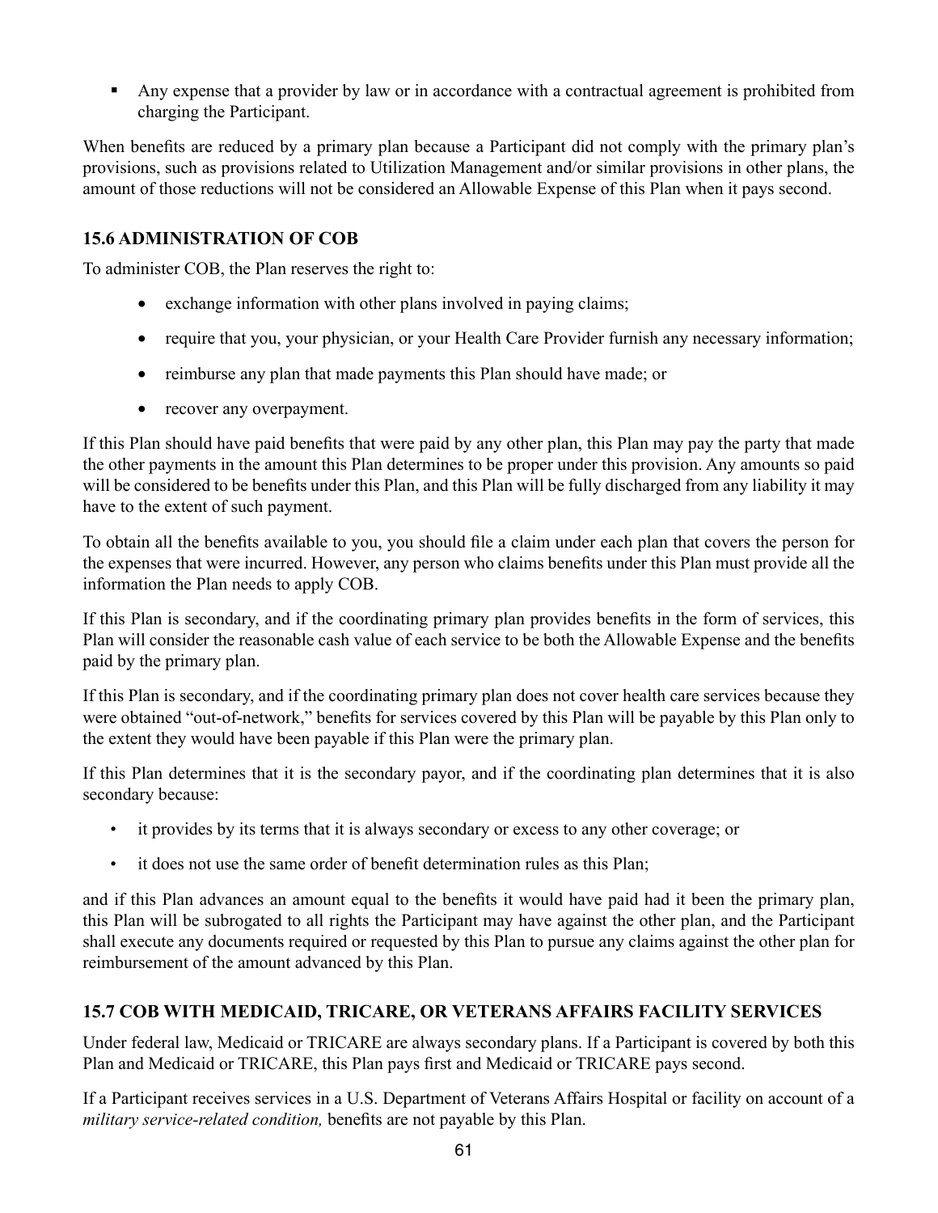- Any expense that a provider by law or in accordance with a contractual agreement is prohibited from charging the Participant.

When benefits are reduced by a primary plan because a Participant did not comply with the primary plan's provisions, such as provisions related to Utilization Management and/or similar provisions in other plans, the amount of those reductions will not be considered an Allowable Expense of this Plan when it pays second.

### 15.6 ADMINISTRATION OF COB

To administer COB, the Plan reserves the right to:

- exchange information with other plans involved in paying claims;
- require that you, your physician, or your Health Care Provider furnish any necessary information;
- reimburse any plan that made payments this Plan should have made; or
- recover any overpayment.

If this Plan should have paid benefits that were paid by any other plan, this Plan may pay the party that made the other payments in the amount this Plan determines to be proper under this provision. Any amounts so paid will be considered to be benefits under this Plan, and this Plan will be fully discharged from any liability it may have to the extent of such payment.

To obtain all the benefits available to you, you should file a claim under each plan that covers the person for the expenses that were incurred. However, any person who claims benefits under this Plan must provide all the information the Plan needs to apply COB.

If this Plan is secondary, and if the coordinating primary plan provides benefits in the form of services, this Plan will consider the reasonable cash value of each service to be both the Allowable Expense and the benefits paid by the primary plan.

If this Plan is secondary, and if the coordinating primary plan does not cover health care services because they were obtained "out-of-network," benefits for services covered by this Plan will be payable by this Plan only to the extent they would have been payable if this Plan were the primary plan.

If this Plan determines that it is the secondary payor, and if the coordinating plan determines that it is also secondary because:

- it provides by its terms that it is always secondary or excess to any other coverage; or
- it does not use the same order of benefit determination rules as this Plan;

and if this Plan advances an amount equal to the benefits it would have paid had it been the primary plan, this Plan will be subrogated to all rights the Participant may have against the other plan, and the Participant shall execute any documents required or requested by this Plan to pursue any claims against the other plan for reimbursement of the amount advanced by this Plan.

### 15.7 COB WITH MEDICAID, TRICARE, OR VETERANS AFFAIRS FACILITY SERVICES

Under federal law, Medicaid or TRICARE are always secondary plans. If a Participant is covered by both this Plan and Medicaid or TRICARE, this Plan pays first and Medicaid or TRICARE pays second.

If a Participant receives services in a U.S. Department of Veterans Affairs Hospital or facility on account of a *military service-related condition,* benefits are not payable by this Plan.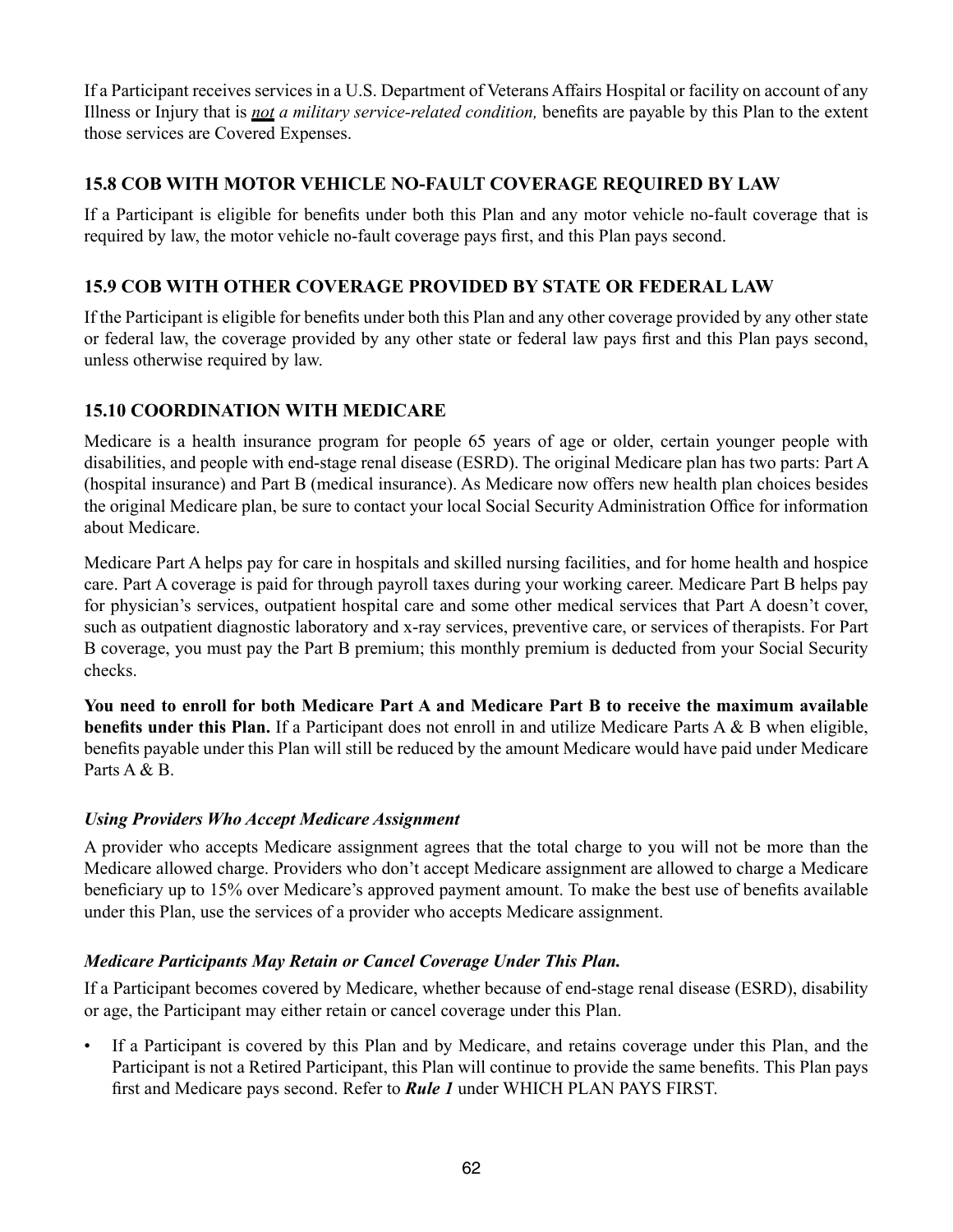If a Participant receives services in a U.S. Department of Veterans Affairs Hospital or facility on account of any Illness or Injury that is ***not*** *a military service-related condition,* benefits are payable by this Plan to the extent those services are Covered Expenses.

## 15.8 COB WITH MOTOR VEHICLE NO-FAULT COVERAGE REQUIRED BY LAW

If a Participant is eligible for benefits under both this Plan and any motor vehicle no-fault coverage that is required by law, the motor vehicle no-fault coverage pays first, and this Plan pays second.

## 15.9 COB WITH OTHER COVERAGE PROVIDED BY STATE OR FEDERAL LAW

If the Participant is eligible for benefits under both this Plan and any other coverage provided by any other state or federal law, the coverage provided by any other state or federal law pays first and this Plan pays second, unless otherwise required by law.

## 15.10 COORDINATION WITH MEDICARE

Medicare is a health insurance program for people 65 years of age or older, certain younger people with disabilities, and people with end-stage renal disease (ESRD). The original Medicare plan has two parts: Part A (hospital insurance) and Part B (medical insurance). As Medicare now offers new health plan choices besides the original Medicare plan, be sure to contact your local Social Security Administration Office for information about Medicare.

Medicare Part A helps pay for care in hospitals and skilled nursing facilities, and for home health and hospice care. Part A coverage is paid for through payroll taxes during your working career. Medicare Part B helps pay for physician's services, outpatient hospital care and some other medical services that Part A doesn't cover, such as outpatient diagnostic laboratory and x-ray services, preventive care, or services of therapists. For Part B coverage, you must pay the Part B premium; this monthly premium is deducted from your Social Security checks.

**You need to enroll for both Medicare Part A and Medicare Part B to receive the maximum available benefits under this Plan.** If a Participant does not enroll in and utilize Medicare Parts A & B when eligible, benefits payable under this Plan will still be reduced by the amount Medicare would have paid under Medicare Parts A & B.

### *Using Providers Who Accept Medicare Assignment*

A provider who accepts Medicare assignment agrees that the total charge to you will not be more than the Medicare allowed charge. Providers who don't accept Medicare assignment are allowed to charge a Medicare beneficiary up to 15% over Medicare's approved payment amount. To make the best use of benefits available under this Plan, use the services of a provider who accepts Medicare assignment.

### *Medicare Participants May Retain or Cancel Coverage Under This Plan.*

If a Participant becomes covered by Medicare, whether because of end-stage renal disease (ESRD), disability or age, the Participant may either retain or cancel coverage under this Plan.

- If a Participant is covered by this Plan and by Medicare, and retains coverage under this Plan, and the Participant is not a Retired Participant, this Plan will continue to provide the same benefits. This Plan pays first and Medicare pays second. Refer to ***Rule 1*** under WHICH PLAN PAYS FIRST.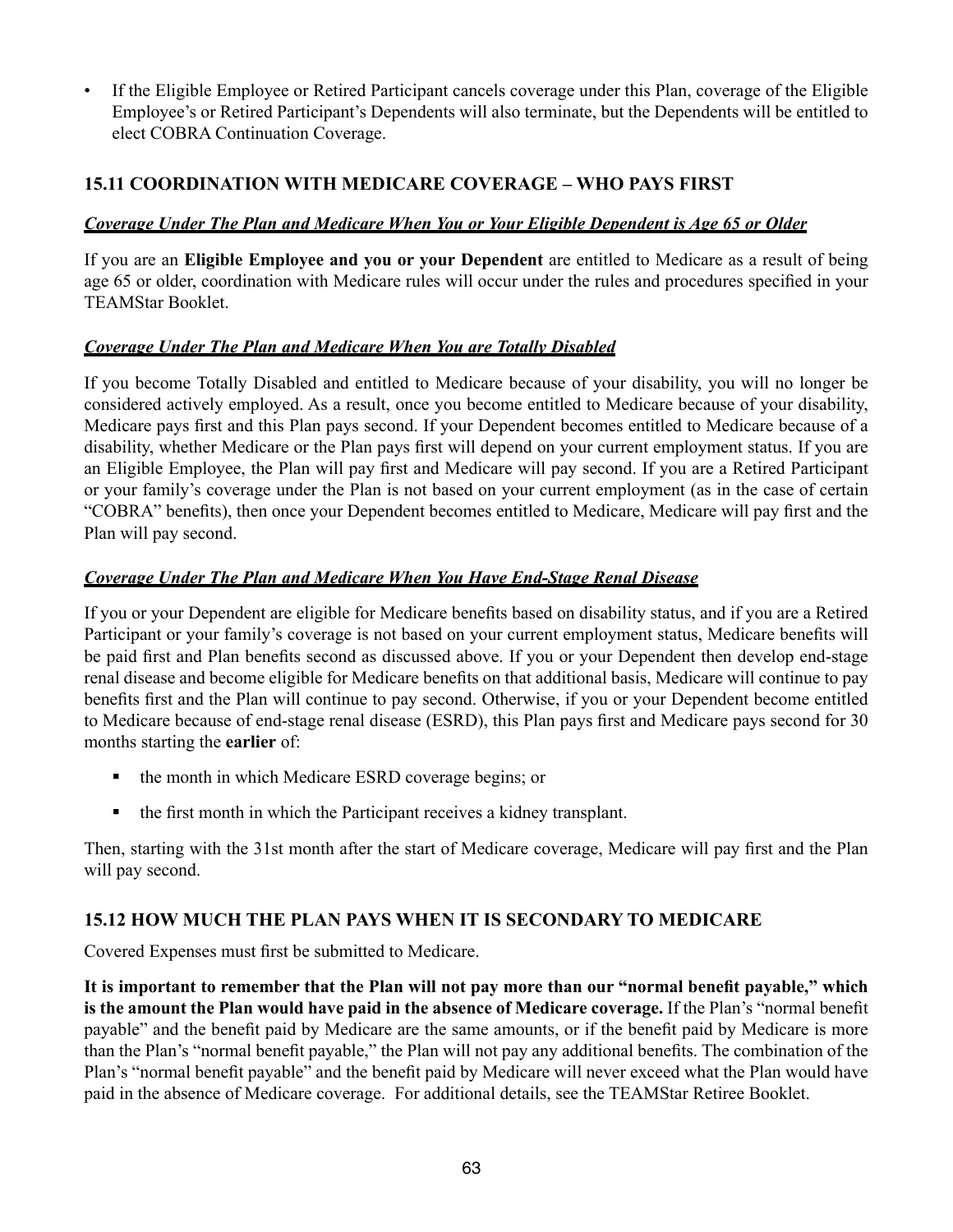- If the Eligible Employee or Retired Participant cancels coverage under this Plan, coverage of the Eligible Employee's or Retired Participant's Dependents will also terminate, but the Dependents will be entitled to elect COBRA Continuation Coverage.

## 15.11 COORDINATION WITH MEDICARE COVERAGE – WHO PAYS FIRST

***Coverage Under The Plan and Medicare When You or Your Eligible Dependent is Age 65 or Older***

If you are an **Eligible Employee and you or your Dependent** are entitled to Medicare as a result of being age 65 or older, coordination with Medicare rules will occur under the rules and procedures specified in your TEAMStar Booklet.

***Coverage Under The Plan and Medicare When You are Totally Disabled***

If you become Totally Disabled and entitled to Medicare because of your disability, you will no longer be considered actively employed. As a result, once you become entitled to Medicare because of your disability, Medicare pays first and this Plan pays second. If your Dependent becomes entitled to Medicare because of a disability, whether Medicare or the Plan pays first will depend on your current employment status. If you are an Eligible Employee, the Plan will pay first and Medicare will pay second. If you are a Retired Participant or your family's coverage under the Plan is not based on your current employment (as in the case of certain "COBRA" benefits), then once your Dependent becomes entitled to Medicare, Medicare will pay first and the Plan will pay second.

***Coverage Under The Plan and Medicare When You Have End-Stage Renal Disease***

If you or your Dependent are eligible for Medicare benefits based on disability status, and if you are a Retired Participant or your family's coverage is not based on your current employment status, Medicare benefits will be paid first and Plan benefits second as discussed above. If you or your Dependent then develop end-stage renal disease and become eligible for Medicare benefits on that additional basis, Medicare will continue to pay benefits first and the Plan will continue to pay second. Otherwise, if you or your Dependent become entitled to Medicare because of end-stage renal disease (ESRD), this Plan pays first and Medicare pays second for 30 months starting the **earlier** of:

- the month in which Medicare ESRD coverage begins; or
- the first month in which the Participant receives a kidney transplant.

Then, starting with the 31st month after the start of Medicare coverage, Medicare will pay first and the Plan will pay second.

## 15.12 HOW MUCH THE PLAN PAYS WHEN IT IS SECONDARY TO MEDICARE

Covered Expenses must first be submitted to Medicare.

**It is important to remember that the Plan will not pay more than our "normal benefit payable," which is the amount the Plan would have paid in the absence of Medicare coverage.** If the Plan's "normal benefit payable" and the benefit paid by Medicare are the same amounts, or if the benefit paid by Medicare is more than the Plan's "normal benefit payable," the Plan will not pay any additional benefits. The combination of the Plan's "normal benefit payable" and the benefit paid by Medicare will never exceed what the Plan would have paid in the absence of Medicare coverage. For additional details, see the TEAMStar Retiree Booklet.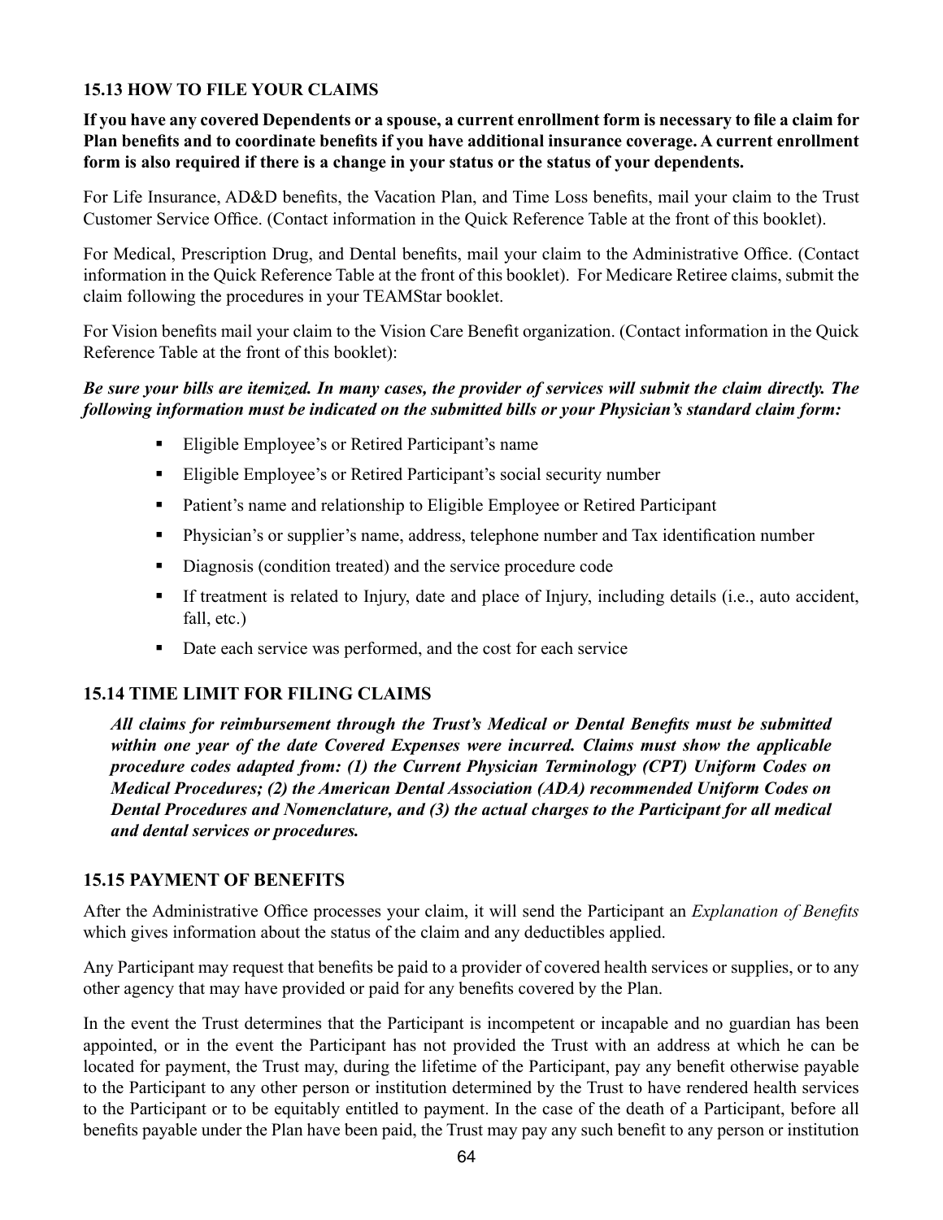### 15.13 HOW TO FILE YOUR CLAIMS

**If you have any covered Dependents or a spouse, a current enrollment form is necessary to file a claim for Plan benefits and to coordinate benefits if you have additional insurance coverage. A current enrollment form is also required if there is a change in your status or the status of your dependents.**

For Life Insurance, AD&D benefits, the Vacation Plan, and Time Loss benefits, mail your claim to the Trust Customer Service Office. (Contact information in the Quick Reference Table at the front of this booklet).

For Medical, Prescription Drug, and Dental benefits, mail your claim to the Administrative Office. (Contact information in the Quick Reference Table at the front of this booklet). For Medicare Retiree claims, submit the claim following the procedures in your TEAMStar booklet.

For Vision benefits mail your claim to the Vision Care Benefit organization. (Contact information in the Quick Reference Table at the front of this booklet):

***Be sure your bills are itemized. In many cases, the provider of services will submit the claim directly. The following information must be indicated on the submitted bills or your Physician's standard claim form:***

- Eligible Employee's or Retired Participant's name
- Eligible Employee's or Retired Participant's social security number
- Patient's name and relationship to Eligible Employee or Retired Participant
- Physician's or supplier's name, address, telephone number and Tax identification number
- Diagnosis (condition treated) and the service procedure code
- If treatment is related to Injury, date and place of Injury, including details (i.e., auto accident, fall, etc.)
- Date each service was performed, and the cost for each service

### 15.14 TIME LIMIT FOR FILING CLAIMS

***All claims for reimbursement through the Trust's Medical or Dental Benefits must be submitted within one year of the date Covered Expenses were incurred. Claims must show the applicable procedure codes adapted from: (1) the Current Physician Terminology (CPT) Uniform Codes on Medical Procedures; (2) the American Dental Association (ADA) recommended Uniform Codes on Dental Procedures and Nomenclature, and (3) the actual charges to the Participant for all medical and dental services or procedures.***

### 15.15 PAYMENT OF BENEFITS

After the Administrative Office processes your claim, it will send the Participant an *Explanation of Benefits* which gives information about the status of the claim and any deductibles applied.

Any Participant may request that benefits be paid to a provider of covered health services or supplies, or to any other agency that may have provided or paid for any benefits covered by the Plan.

In the event the Trust determines that the Participant is incompetent or incapable and no guardian has been appointed, or in the event the Participant has not provided the Trust with an address at which he can be located for payment, the Trust may, during the lifetime of the Participant, pay any benefit otherwise payable to the Participant to any other person or institution determined by the Trust to have rendered health services to the Participant or to be equitably entitled to payment. In the case of the death of a Participant, before all benefits payable under the Plan have been paid, the Trust may pay any such benefit to any person or institution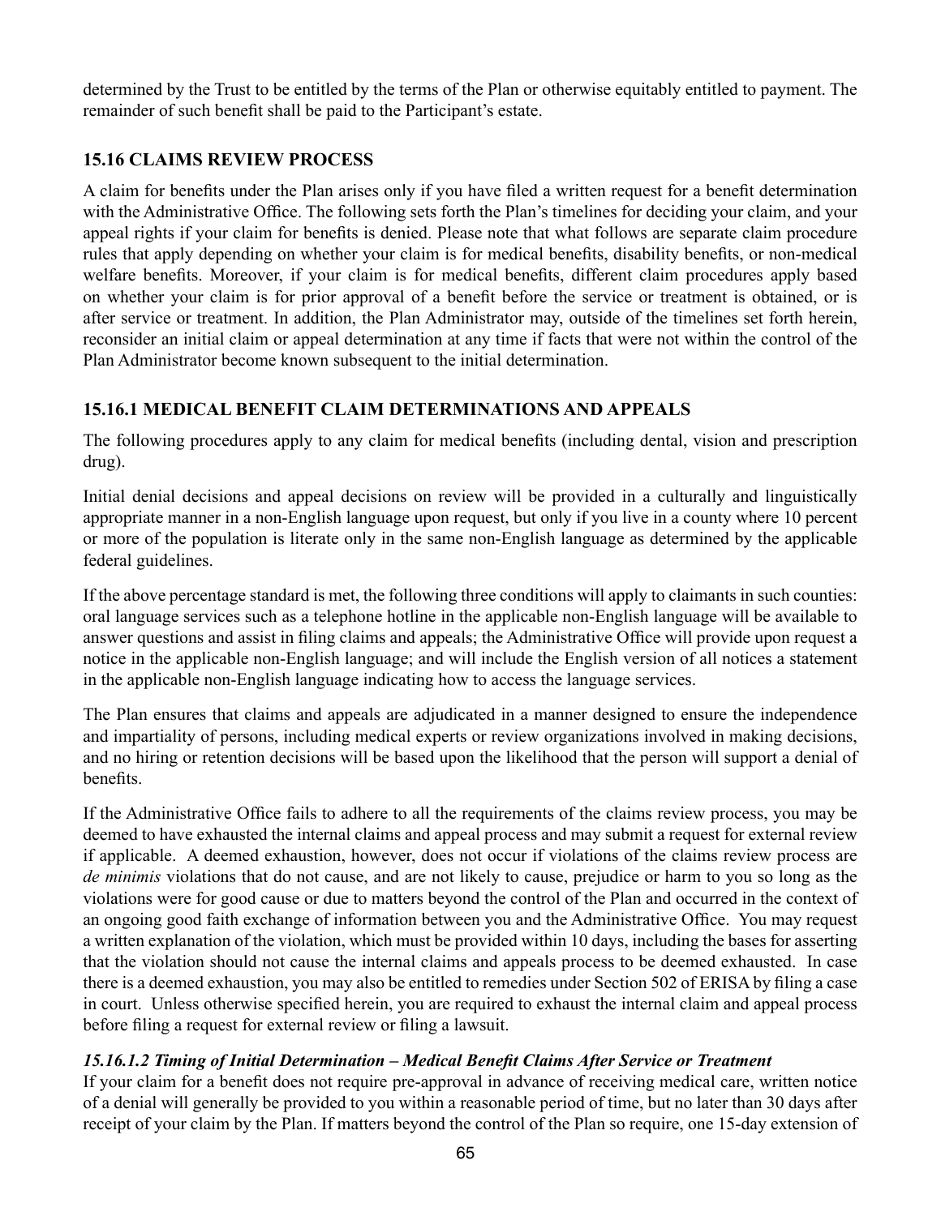determined by the Trust to be entitled by the terms of the Plan or otherwise equitably entitled to payment. The remainder of such benefit shall be paid to the Participant's estate.

### 15.16 CLAIMS REVIEW PROCESS

A claim for benefits under the Plan arises only if you have filed a written request for a benefit determination with the Administrative Office. The following sets forth the Plan's timelines for deciding your claim, and your appeal rights if your claim for benefits is denied. Please note that what follows are separate claim procedure rules that apply depending on whether your claim is for medical benefits, disability benefits, or non-medical welfare benefits. Moreover, if your claim is for medical benefits, different claim procedures apply based on whether your claim is for prior approval of a benefit before the service or treatment is obtained, or is after service or treatment. In addition, the Plan Administrator may, outside of the timelines set forth herein, reconsider an initial claim or appeal determination at any time if facts that were not within the control of the Plan Administrator become known subsequent to the initial determination.

### 15.16.1 MEDICAL BENEFIT CLAIM DETERMINATIONS AND APPEALS

The following procedures apply to any claim for medical benefits (including dental, vision and prescription drug).

Initial denial decisions and appeal decisions on review will be provided in a culturally and linguistically appropriate manner in a non-English language upon request, but only if you live in a county where 10 percent or more of the population is literate only in the same non-English language as determined by the applicable federal guidelines.

If the above percentage standard is met, the following three conditions will apply to claimants in such counties: oral language services such as a telephone hotline in the applicable non-English language will be available to answer questions and assist in filing claims and appeals; the Administrative Office will provide upon request a notice in the applicable non-English language; and will include the English version of all notices a statement in the applicable non-English language indicating how to access the language services.

The Plan ensures that claims and appeals are adjudicated in a manner designed to ensure the independence and impartiality of persons, including medical experts or review organizations involved in making decisions, and no hiring or retention decisions will be based upon the likelihood that the person will support a denial of benefits.

If the Administrative Office fails to adhere to all the requirements of the claims review process, you may be deemed to have exhausted the internal claims and appeal process and may submit a request for external review if applicable. A deemed exhaustion, however, does not occur if violations of the claims review process are *de minimis* violations that do not cause, and are not likely to cause, prejudice or harm to you so long as the violations were for good cause or due to matters beyond the control of the Plan and occurred in the context of an ongoing good faith exchange of information between you and the Administrative Office. You may request a written explanation of the violation, which must be provided within 10 days, including the bases for asserting that the violation should not cause the internal claims and appeals process to be deemed exhausted. In case there is a deemed exhaustion, you may also be entitled to remedies under Section 502 of ERISA by filing a case in court. Unless otherwise specified herein, you are required to exhaust the internal claim and appeal process before filing a request for external review or filing a lawsuit.

#### *15.16.1.2 Timing of Initial Determination – Medical Benefit Claims After Service or Treatment*

If your claim for a benefit does not require pre-approval in advance of receiving medical care, written notice of a denial will generally be provided to you within a reasonable period of time, but no later than 30 days after receipt of your claim by the Plan. If matters beyond the control of the Plan so require, one 15-day extension of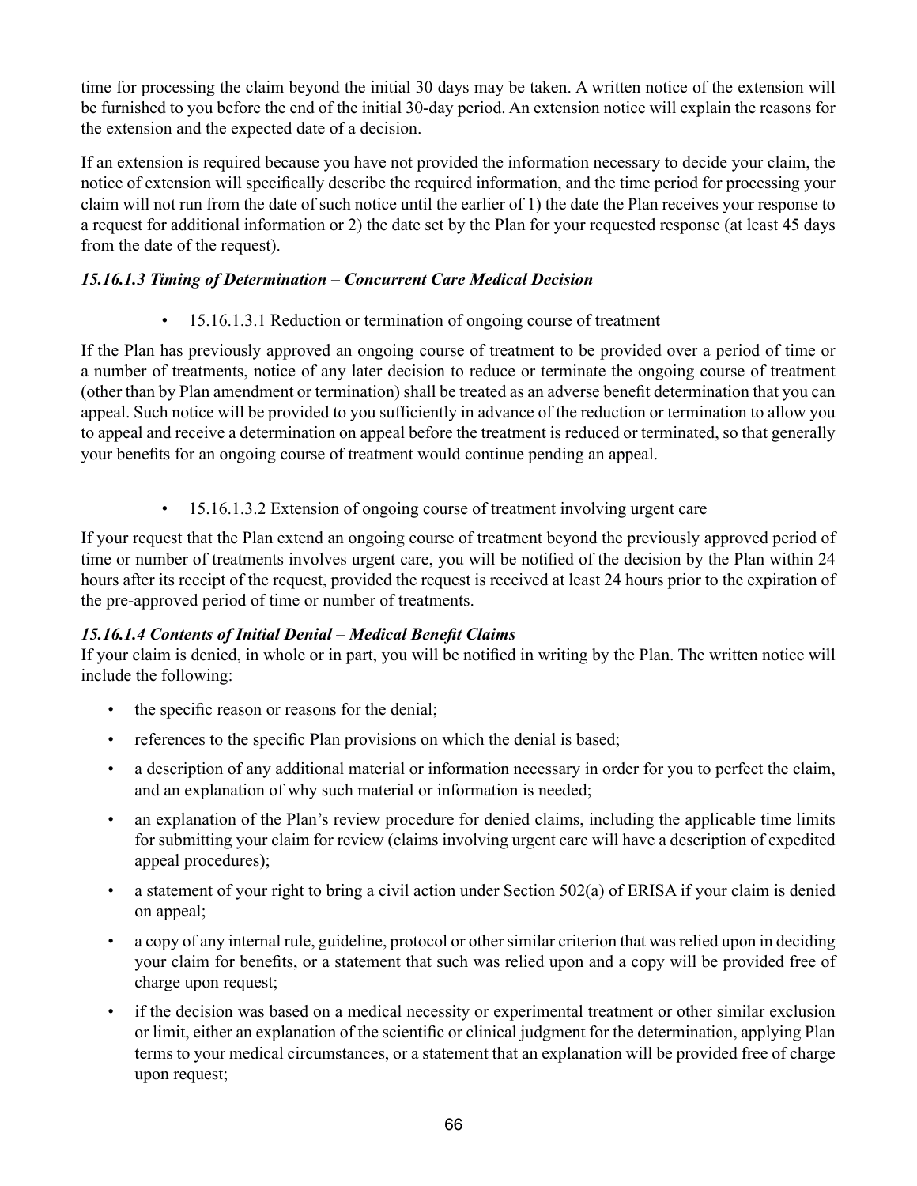time for processing the claim beyond the initial 30 days may be taken. A written notice of the extension will be furnished to you before the end of the initial 30-day period. An extension notice will explain the reasons for the extension and the expected date of a decision.

If an extension is required because you have not provided the information necessary to decide your claim, the notice of extension will specifically describe the required information, and the time period for processing your claim will not run from the date of such notice until the earlier of 1) the date the Plan receives your response to a request for additional information or 2) the date set by the Plan for your requested response (at least 45 days from the date of the request).

***15.16.1.3 Timing of Determination – Concurrent Care Medical Decision***

- 15.16.1.3.1 Reduction or termination of ongoing course of treatment

If the Plan has previously approved an ongoing course of treatment to be provided over a period of time or a number of treatments, notice of any later decision to reduce or terminate the ongoing course of treatment (other than by Plan amendment or termination) shall be treated as an adverse benefit determination that you can appeal. Such notice will be provided to you sufficiently in advance of the reduction or termination to allow you to appeal and receive a determination on appeal before the treatment is reduced or terminated, so that generally your benefits for an ongoing course of treatment would continue pending an appeal.

- 15.16.1.3.2 Extension of ongoing course of treatment involving urgent care

If your request that the Plan extend an ongoing course of treatment beyond the previously approved period of time or number of treatments involves urgent care, you will be notified of the decision by the Plan within 24 hours after its receipt of the request, provided the request is received at least 24 hours prior to the expiration of the pre-approved period of time or number of treatments.

***15.16.1.4 Contents of Initial Denial – Medical Benefit Claims***

If your claim is denied, in whole or in part, you will be notified in writing by the Plan. The written notice will include the following:

- the specific reason or reasons for the denial;
- references to the specific Plan provisions on which the denial is based;
- a description of any additional material or information necessary in order for you to perfect the claim, and an explanation of why such material or information is needed;
- an explanation of the Plan's review procedure for denied claims, including the applicable time limits for submitting your claim for review (claims involving urgent care will have a description of expedited appeal procedures);
- a statement of your right to bring a civil action under Section 502(a) of ERISA if your claim is denied on appeal;
- a copy of any internal rule, guideline, protocol or other similar criterion that was relied upon in deciding your claim for benefits, or a statement that such was relied upon and a copy will be provided free of charge upon request;
- if the decision was based on a medical necessity or experimental treatment or other similar exclusion or limit, either an explanation of the scientific or clinical judgment for the determination, applying Plan terms to your medical circumstances, or a statement that an explanation will be provided free of charge upon request;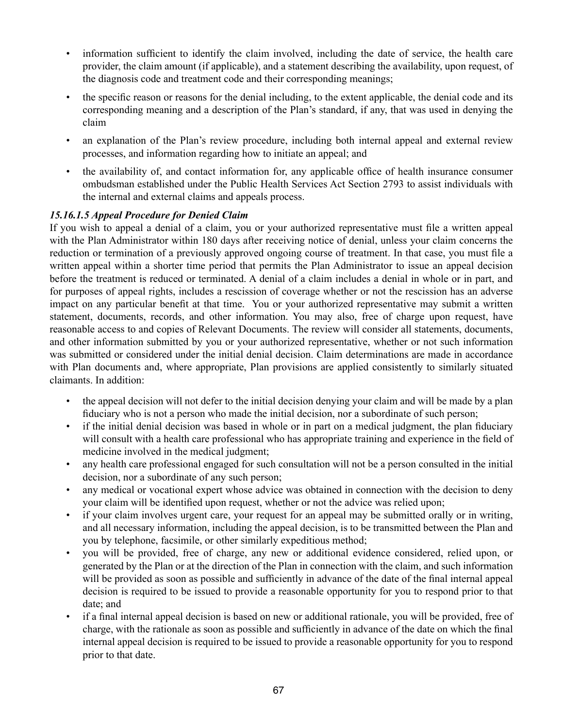- information sufficient to identify the claim involved, including the date of service, the health care provider, the claim amount (if applicable), and a statement describing the availability, upon request, of the diagnosis code and treatment code and their corresponding meanings;
- the specific reason or reasons for the denial including, to the extent applicable, the denial code and its corresponding meaning and a description of the Plan's standard, if any, that was used in denying the claim
- an explanation of the Plan's review procedure, including both internal appeal and external review processes, and information regarding how to initiate an appeal; and
- the availability of, and contact information for, any applicable office of health insurance consumer ombudsman established under the Public Health Services Act Section 2793 to assist individuals with the internal and external claims and appeals process.

***15.16.1.5 Appeal Procedure for Denied Claim***

If you wish to appeal a denial of a claim, you or your authorized representative must file a written appeal with the Plan Administrator within 180 days after receiving notice of denial, unless your claim concerns the reduction or termination of a previously approved ongoing course of treatment. In that case, you must file a written appeal within a shorter time period that permits the Plan Administrator to issue an appeal decision before the treatment is reduced or terminated. A denial of a claim includes a denial in whole or in part, and for purposes of appeal rights, includes a rescission of coverage whether or not the rescission has an adverse impact on any particular benefit at that time. You or your authorized representative may submit a written statement, documents, records, and other information. You may also, free of charge upon request, have reasonable access to and copies of Relevant Documents. The review will consider all statements, documents, and other information submitted by you or your authorized representative, whether or not such information was submitted or considered under the initial denial decision. Claim determinations are made in accordance with Plan documents and, where appropriate, Plan provisions are applied consistently to similarly situated claimants. In addition:

- the appeal decision will not defer to the initial decision denying your claim and will be made by a plan fiduciary who is not a person who made the initial decision, nor a subordinate of such person;
- if the initial denial decision was based in whole or in part on a medical judgment, the plan fiduciary will consult with a health care professional who has appropriate training and experience in the field of medicine involved in the medical judgment;
- any health care professional engaged for such consultation will not be a person consulted in the initial decision, nor a subordinate of any such person;
- any medical or vocational expert whose advice was obtained in connection with the decision to deny your claim will be identified upon request, whether or not the advice was relied upon;
- if your claim involves urgent care, your request for an appeal may be submitted orally or in writing, and all necessary information, including the appeal decision, is to be transmitted between the Plan and you by telephone, facsimile, or other similarly expeditious method;
- you will be provided, free of charge, any new or additional evidence considered, relied upon, or generated by the Plan or at the direction of the Plan in connection with the claim, and such information will be provided as soon as possible and sufficiently in advance of the date of the final internal appeal decision is required to be issued to provide a reasonable opportunity for you to respond prior to that date; and
- if a final internal appeal decision is based on new or additional rationale, you will be provided, free of charge, with the rationale as soon as possible and sufficiently in advance of the date on which the final internal appeal decision is required to be issued to provide a reasonable opportunity for you to respond prior to that date.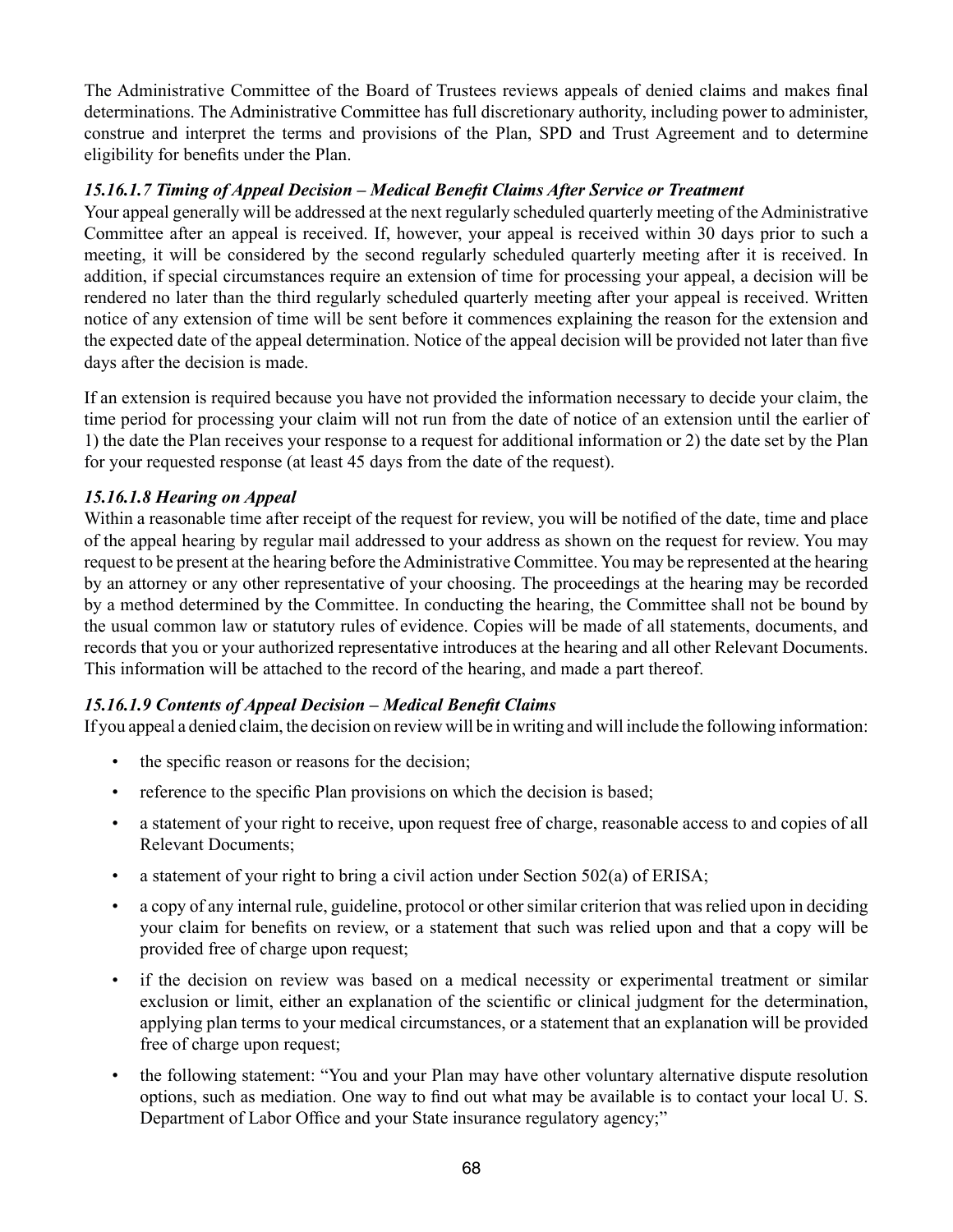The Administrative Committee of the Board of Trustees reviews appeals of denied claims and makes final determinations. The Administrative Committee has full discretionary authority, including power to administer, construe and interpret the terms and provisions of the Plan, SPD and Trust Agreement and to determine eligibility for benefits under the Plan.

#### *15.16.1.7 Timing of Appeal Decision – Medical Benefit Claims After Service or Treatment*

Your appeal generally will be addressed at the next regularly scheduled quarterly meeting of the Administrative Committee after an appeal is received. If, however, your appeal is received within 30 days prior to such a meeting, it will be considered by the second regularly scheduled quarterly meeting after it is received. In addition, if special circumstances require an extension of time for processing your appeal, a decision will be rendered no later than the third regularly scheduled quarterly meeting after your appeal is received. Written notice of any extension of time will be sent before it commences explaining the reason for the extension and the expected date of the appeal determination. Notice of the appeal decision will be provided not later than five days after the decision is made.

If an extension is required because you have not provided the information necessary to decide your claim, the time period for processing your claim will not run from the date of notice of an extension until the earlier of 1) the date the Plan receives your response to a request for additional information or 2) the date set by the Plan for your requested response (at least 45 days from the date of the request).

#### *15.16.1.8 Hearing on Appeal*

Within a reasonable time after receipt of the request for review, you will be notified of the date, time and place of the appeal hearing by regular mail addressed to your address as shown on the request for review. You may request to be present at the hearing before the Administrative Committee. You may be represented at the hearing by an attorney or any other representative of your choosing. The proceedings at the hearing may be recorded by a method determined by the Committee. In conducting the hearing, the Committee shall not be bound by the usual common law or statutory rules of evidence. Copies will be made of all statements, documents, and records that you or your authorized representative introduces at the hearing and all other Relevant Documents. This information will be attached to the record of the hearing, and made a part thereof.

#### *15.16.1.9 Contents of Appeal Decision – Medical Benefit Claims*

If you appeal a denied claim, the decision on review will be in writing and will include the following information:

- the specific reason or reasons for the decision;
- reference to the specific Plan provisions on which the decision is based;
- a statement of your right to receive, upon request free of charge, reasonable access to and copies of all Relevant Documents;
- a statement of your right to bring a civil action under Section 502(a) of ERISA;
- a copy of any internal rule, guideline, protocol or other similar criterion that was relied upon in deciding your claim for benefits on review, or a statement that such was relied upon and that a copy will be provided free of charge upon request;
- if the decision on review was based on a medical necessity or experimental treatment or similar exclusion or limit, either an explanation of the scientific or clinical judgment for the determination, applying plan terms to your medical circumstances, or a statement that an explanation will be provided free of charge upon request;
- the following statement: "You and your Plan may have other voluntary alternative dispute resolution options, such as mediation. One way to find out what may be available is to contact your local U. S. Department of Labor Office and your State insurance regulatory agency;"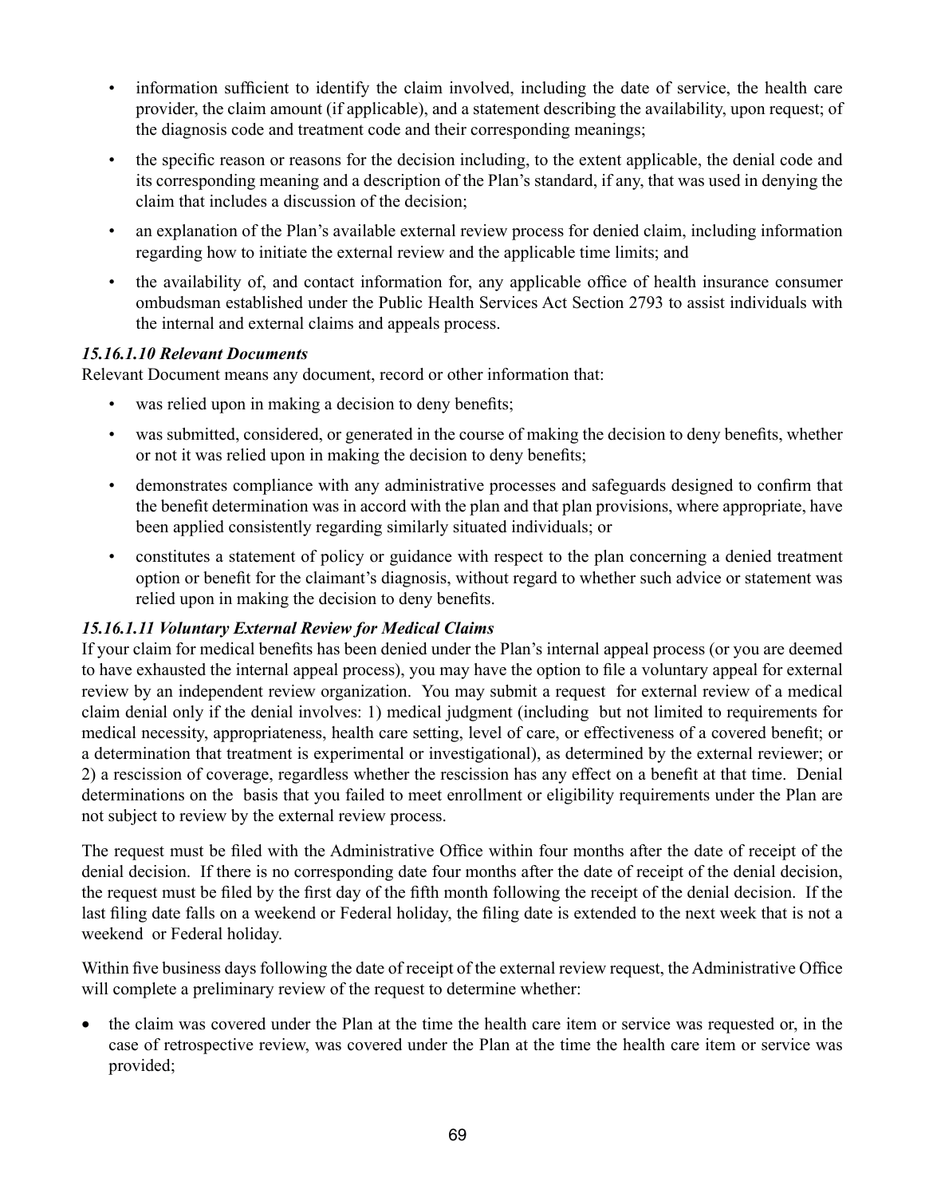- information sufficient to identify the claim involved, including the date of service, the health care provider, the claim amount (if applicable), and a statement describing the availability, upon request; of the diagnosis code and treatment code and their corresponding meanings;
- the specific reason or reasons for the decision including, to the extent applicable, the denial code and its corresponding meaning and a description of the Plan's standard, if any, that was used in denying the claim that includes a discussion of the decision;
- an explanation of the Plan's available external review process for denied claim, including information regarding how to initiate the external review and the applicable time limits; and
- the availability of, and contact information for, any applicable office of health insurance consumer ombudsman established under the Public Health Services Act Section 2793 to assist individuals with the internal and external claims and appeals process.

***15.16.1.10 Relevant Documents***

Relevant Document means any document, record or other information that:

- was relied upon in making a decision to deny benefits;
- was submitted, considered, or generated in the course of making the decision to deny benefits, whether or not it was relied upon in making the decision to deny benefits;
- demonstrates compliance with any administrative processes and safeguards designed to confirm that the benefit determination was in accord with the plan and that plan provisions, where appropriate, have been applied consistently regarding similarly situated individuals; or
- constitutes a statement of policy or guidance with respect to the plan concerning a denied treatment option or benefit for the claimant's diagnosis, without regard to whether such advice or statement was relied upon in making the decision to deny benefits.

***15.16.1.11 Voluntary External Review for Medical Claims***

If your claim for medical benefits has been denied under the Plan's internal appeal process (or you are deemed to have exhausted the internal appeal process), you may have the option to file a voluntary appeal for external review by an independent review organization. You may submit a request for external review of a medical claim denial only if the denial involves: 1) medical judgment (including but not limited to requirements for medical necessity, appropriateness, health care setting, level of care, or effectiveness of a covered benefit; or a determination that treatment is experimental or investigational), as determined by the external reviewer; or 2) a rescission of coverage, regardless whether the rescission has any effect on a benefit at that time. Denial determinations on the basis that you failed to meet enrollment or eligibility requirements under the Plan are not subject to review by the external review process.

The request must be filed with the Administrative Office within four months after the date of receipt of the denial decision. If there is no corresponding date four months after the date of receipt of the denial decision, the request must be filed by the first day of the fifth month following the receipt of the denial decision. If the last filing date falls on a weekend or Federal holiday, the filing date is extended to the next week that is not a weekend or Federal holiday.

Within five business days following the date of receipt of the external review request, the Administrative Office will complete a preliminary review of the request to determine whether:

- the claim was covered under the Plan at the time the health care item or service was requested or, in the case of retrospective review, was covered under the Plan at the time the health care item or service was provided;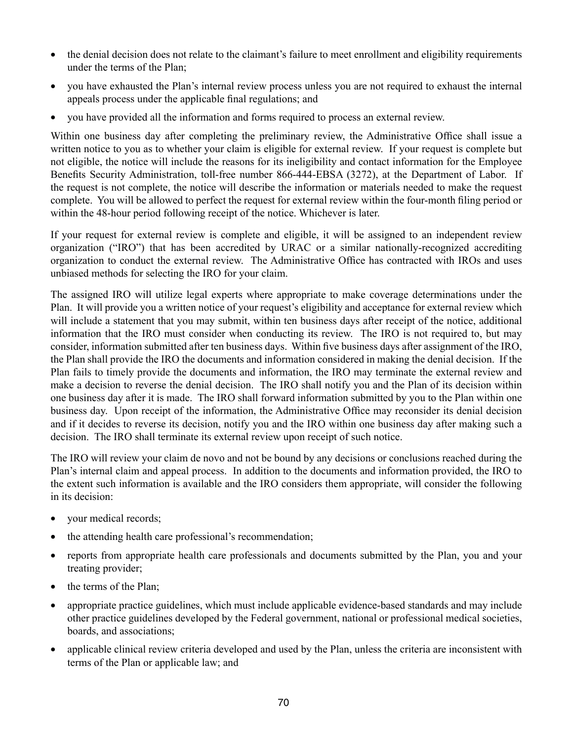- the denial decision does not relate to the claimant's failure to meet enrollment and eligibility requirements under the terms of the Plan;
- you have exhausted the Plan's internal review process unless you are not required to exhaust the internal appeals process under the applicable final regulations; and
- you have provided all the information and forms required to process an external review.

Within one business day after completing the preliminary review, the Administrative Office shall issue a written notice to you as to whether your claim is eligible for external review. If your request is complete but not eligible, the notice will include the reasons for its ineligibility and contact information for the Employee Benefits Security Administration, toll-free number 866-444-EBSA (3272), at the Department of Labor. If the request is not complete, the notice will describe the information or materials needed to make the request complete. You will be allowed to perfect the request for external review within the four-month filing period or within the 48-hour period following receipt of the notice. Whichever is later.

If your request for external review is complete and eligible, it will be assigned to an independent review organization ("IRO") that has been accredited by URAC or a similar nationally-recognized accrediting organization to conduct the external review. The Administrative Office has contracted with IROs and uses unbiased methods for selecting the IRO for your claim.

The assigned IRO will utilize legal experts where appropriate to make coverage determinations under the Plan. It will provide you a written notice of your request's eligibility and acceptance for external review which will include a statement that you may submit, within ten business days after receipt of the notice, additional information that the IRO must consider when conducting its review. The IRO is not required to, but may consider, information submitted after ten business days. Within five business days after assignment of the IRO, the Plan shall provide the IRO the documents and information considered in making the denial decision. If the Plan fails to timely provide the documents and information, the IRO may terminate the external review and make a decision to reverse the denial decision. The IRO shall notify you and the Plan of its decision within one business day after it is made. The IRO shall forward information submitted by you to the Plan within one business day. Upon receipt of the information, the Administrative Office may reconsider its denial decision and if it decides to reverse its decision, notify you and the IRO within one business day after making such a decision. The IRO shall terminate its external review upon receipt of such notice.

The IRO will review your claim de novo and not be bound by any decisions or conclusions reached during the Plan's internal claim and appeal process. In addition to the documents and information provided, the IRO to the extent such information is available and the IRO considers them appropriate, will consider the following in its decision:

- your medical records;
- the attending health care professional's recommendation;
- reports from appropriate health care professionals and documents submitted by the Plan, you and your treating provider;
- the terms of the Plan;
- appropriate practice guidelines, which must include applicable evidence-based standards and may include other practice guidelines developed by the Federal government, national or professional medical societies, boards, and associations;
- applicable clinical review criteria developed and used by the Plan, unless the criteria are inconsistent with terms of the Plan or applicable law; and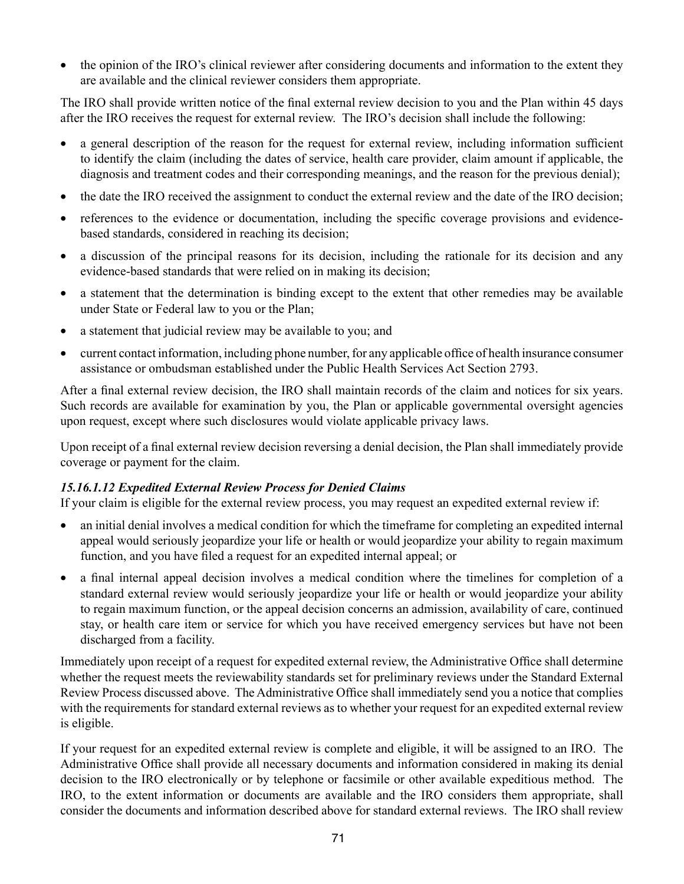- the opinion of the IRO's clinical reviewer after considering documents and information to the extent they are available and the clinical reviewer considers them appropriate.

The IRO shall provide written notice of the final external review decision to you and the Plan within 45 days after the IRO receives the request for external review. The IRO's decision shall include the following:

- a general description of the reason for the request for external review, including information sufficient to identify the claim (including the dates of service, health care provider, claim amount if applicable, the diagnosis and treatment codes and their corresponding meanings, and the reason for the previous denial);
- the date the IRO received the assignment to conduct the external review and the date of the IRO decision;
- references to the evidence or documentation, including the specific coverage provisions and evidence-based standards, considered in reaching its decision;
- a discussion of the principal reasons for its decision, including the rationale for its decision and any evidence-based standards that were relied on in making its decision;
- a statement that the determination is binding except to the extent that other remedies may be available under State or Federal law to you or the Plan;
- a statement that judicial review may be available to you; and
- current contact information, including phone number, for any applicable office of health insurance consumer assistance or ombudsman established under the Public Health Services Act Section 2793.

After a final external review decision, the IRO shall maintain records of the claim and notices for six years. Such records are available for examination by you, the Plan or applicable governmental oversight agencies upon request, except where such disclosures would violate applicable privacy laws.

Upon receipt of a final external review decision reversing a denial decision, the Plan shall immediately provide coverage or payment for the claim.

***15.16.1.12 Expedited External Review Process for Denied Claims***

If your claim is eligible for the external review process, you may request an expedited external review if:

- an initial denial involves a medical condition for which the timeframe for completing an expedited internal appeal would seriously jeopardize your life or health or would jeopardize your ability to regain maximum function, and you have filed a request for an expedited internal appeal; or
- a final internal appeal decision involves a medical condition where the timelines for completion of a standard external review would seriously jeopardize your life or health or would jeopardize your ability to regain maximum function, or the appeal decision concerns an admission, availability of care, continued stay, or health care item or service for which you have received emergency services but have not been discharged from a facility.

Immediately upon receipt of a request for expedited external review, the Administrative Office shall determine whether the request meets the reviewability standards set for preliminary reviews under the Standard External Review Process discussed above. The Administrative Office shall immediately send you a notice that complies with the requirements for standard external reviews as to whether your request for an expedited external review is eligible.

If your request for an expedited external review is complete and eligible, it will be assigned to an IRO. The Administrative Office shall provide all necessary documents and information considered in making its denial decision to the IRO electronically or by telephone or facsimile or other available expeditious method. The IRO, to the extent information or documents are available and the IRO considers them appropriate, shall consider the documents and information described above for standard external reviews. The IRO shall review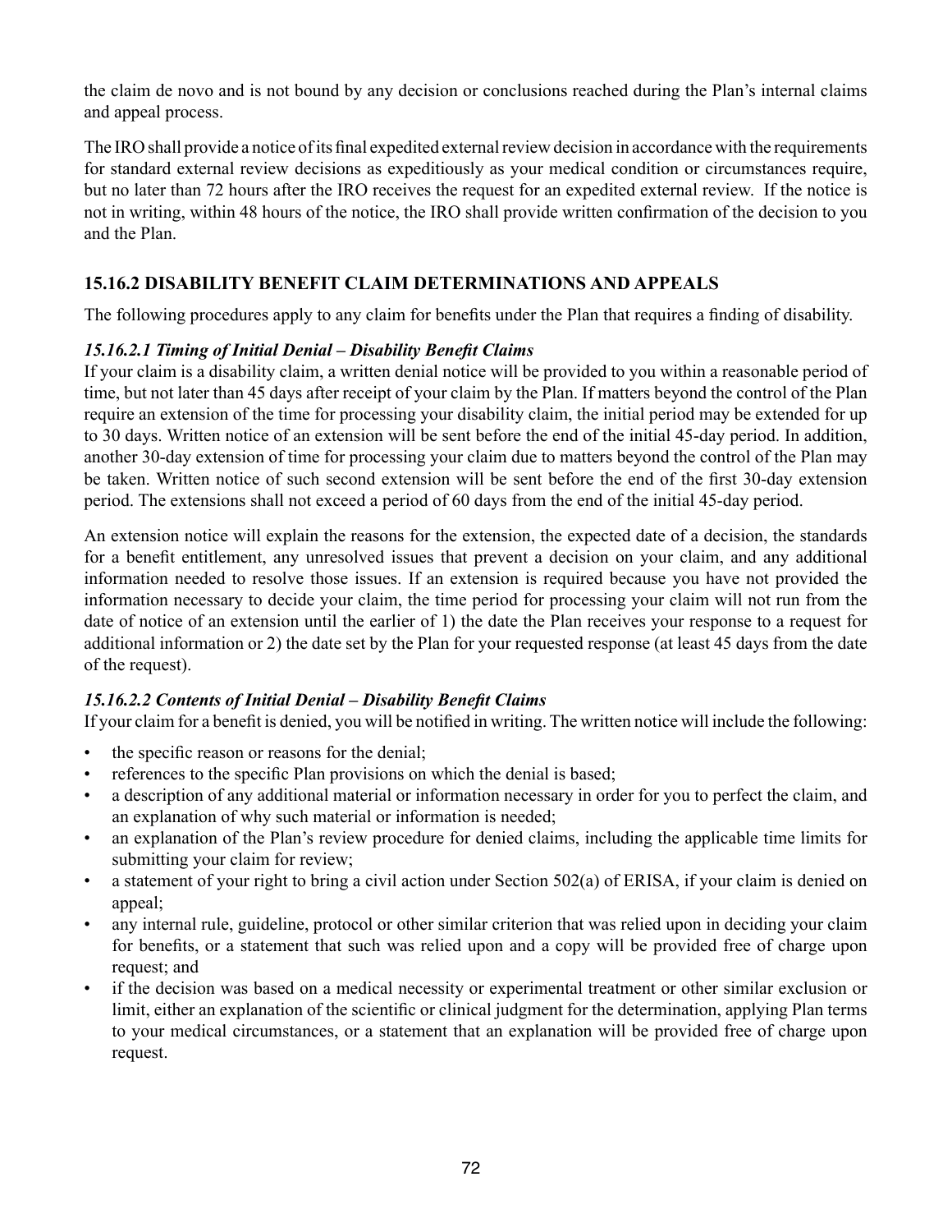the claim de novo and is not bound by any decision or conclusions reached during the Plan's internal claims and appeal process.

The IRO shall provide a notice of its final expedited external review decision in accordance with the requirements for standard external review decisions as expeditiously as your medical condition or circumstances require, but no later than 72 hours after the IRO receives the request for an expedited external review. If the notice is not in writing, within 48 hours of the notice, the IRO shall provide written confirmation of the decision to you and the Plan.

### 15.16.2 DISABILITY BENEFIT CLAIM DETERMINATIONS AND APPEALS

The following procedures apply to any claim for benefits under the Plan that requires a finding of disability.

***15.16.2.1 Timing of Initial Denial – Disability Benefit Claims***

If your claim is a disability claim, a written denial notice will be provided to you within a reasonable period of time, but not later than 45 days after receipt of your claim by the Plan. If matters beyond the control of the Plan require an extension of the time for processing your disability claim, the initial period may be extended for up to 30 days. Written notice of an extension will be sent before the end of the initial 45-day period. In addition, another 30-day extension of time for processing your claim due to matters beyond the control of the Plan may be taken. Written notice of such second extension will be sent before the end of the first 30-day extension period. The extensions shall not exceed a period of 60 days from the end of the initial 45-day period.

An extension notice will explain the reasons for the extension, the expected date of a decision, the standards for a benefit entitlement, any unresolved issues that prevent a decision on your claim, and any additional information needed to resolve those issues. If an extension is required because you have not provided the information necessary to decide your claim, the time period for processing your claim will not run from the date of notice of an extension until the earlier of 1) the date the Plan receives your response to a request for additional information or 2) the date set by the Plan for your requested response (at least 45 days from the date of the request).

***15.16.2.2 Contents of Initial Denial – Disability Benefit Claims***

If your claim for a benefit is denied, you will be notified in writing. The written notice will include the following:

- the specific reason or reasons for the denial;
- references to the specific Plan provisions on which the denial is based;
- a description of any additional material or information necessary in order for you to perfect the claim, and an explanation of why such material or information is needed;
- an explanation of the Plan's review procedure for denied claims, including the applicable time limits for submitting your claim for review;
- a statement of your right to bring a civil action under Section 502(a) of ERISA, if your claim is denied on appeal;
- any internal rule, guideline, protocol or other similar criterion that was relied upon in deciding your claim for benefits, or a statement that such was relied upon and a copy will be provided free of charge upon request; and
- if the decision was based on a medical necessity or experimental treatment or other similar exclusion or limit, either an explanation of the scientific or clinical judgment for the determination, applying Plan terms to your medical circumstances, or a statement that an explanation will be provided free of charge upon request.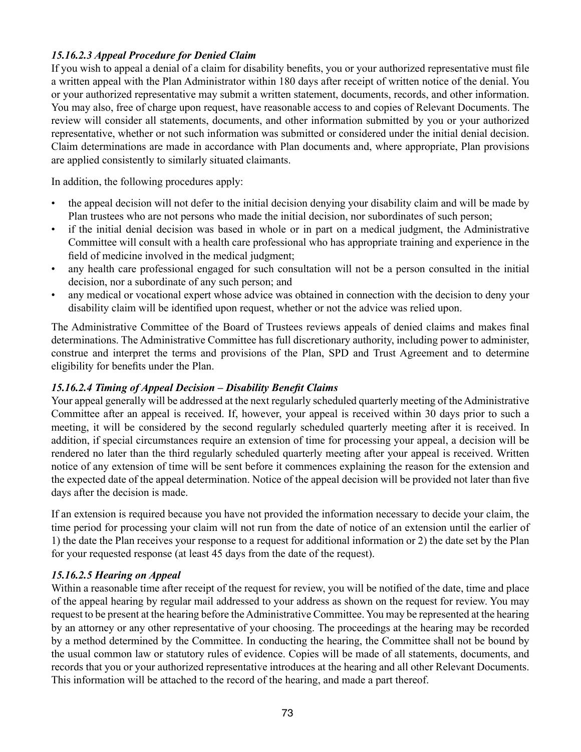### *15.16.2.3 Appeal Procedure for Denied Claim*

If you wish to appeal a denial of a claim for disability benefits, you or your authorized representative must file a written appeal with the Plan Administrator within 180 days after receipt of written notice of the denial. You or your authorized representative may submit a written statement, documents, records, and other information. You may also, free of charge upon request, have reasonable access to and copies of Relevant Documents. The review will consider all statements, documents, and other information submitted by you or your authorized representative, whether or not such information was submitted or considered under the initial denial decision. Claim determinations are made in accordance with Plan documents and, where appropriate, Plan provisions are applied consistently to similarly situated claimants.

In addition, the following procedures apply:

- the appeal decision will not defer to the initial decision denying your disability claim and will be made by Plan trustees who are not persons who made the initial decision, nor subordinates of such person;
- if the initial denial decision was based in whole or in part on a medical judgment, the Administrative Committee will consult with a health care professional who has appropriate training and experience in the field of medicine involved in the medical judgment;
- any health care professional engaged for such consultation will not be a person consulted in the initial decision, nor a subordinate of any such person; and
- any medical or vocational expert whose advice was obtained in connection with the decision to deny your disability claim will be identified upon request, whether or not the advice was relied upon.

The Administrative Committee of the Board of Trustees reviews appeals of denied claims and makes final determinations. The Administrative Committee has full discretionary authority, including power to administer, construe and interpret the terms and provisions of the Plan, SPD and Trust Agreement and to determine eligibility for benefits under the Plan.

### *15.16.2.4 Timing of Appeal Decision – Disability Benefit Claims*

Your appeal generally will be addressed at the next regularly scheduled quarterly meeting of the Administrative Committee after an appeal is received. If, however, your appeal is received within 30 days prior to such a meeting, it will be considered by the second regularly scheduled quarterly meeting after it is received. In addition, if special circumstances require an extension of time for processing your appeal, a decision will be rendered no later than the third regularly scheduled quarterly meeting after your appeal is received. Written notice of any extension of time will be sent before it commences explaining the reason for the extension and the expected date of the appeal determination. Notice of the appeal decision will be provided not later than five days after the decision is made.

If an extension is required because you have not provided the information necessary to decide your claim, the time period for processing your claim will not run from the date of notice of an extension until the earlier of 1) the date the Plan receives your response to a request for additional information or 2) the date set by the Plan for your requested response (at least 45 days from the date of the request).

### *15.16.2.5 Hearing on Appeal*

Within a reasonable time after receipt of the request for review, you will be notified of the date, time and place of the appeal hearing by regular mail addressed to your address as shown on the request for review. You may request to be present at the hearing before the Administrative Committee. You may be represented at the hearing by an attorney or any other representative of your choosing. The proceedings at the hearing may be recorded by a method determined by the Committee. In conducting the hearing, the Committee shall not be bound by the usual common law or statutory rules of evidence. Copies will be made of all statements, documents, and records that you or your authorized representative introduces at the hearing and all other Relevant Documents. This information will be attached to the record of the hearing, and made a part thereof.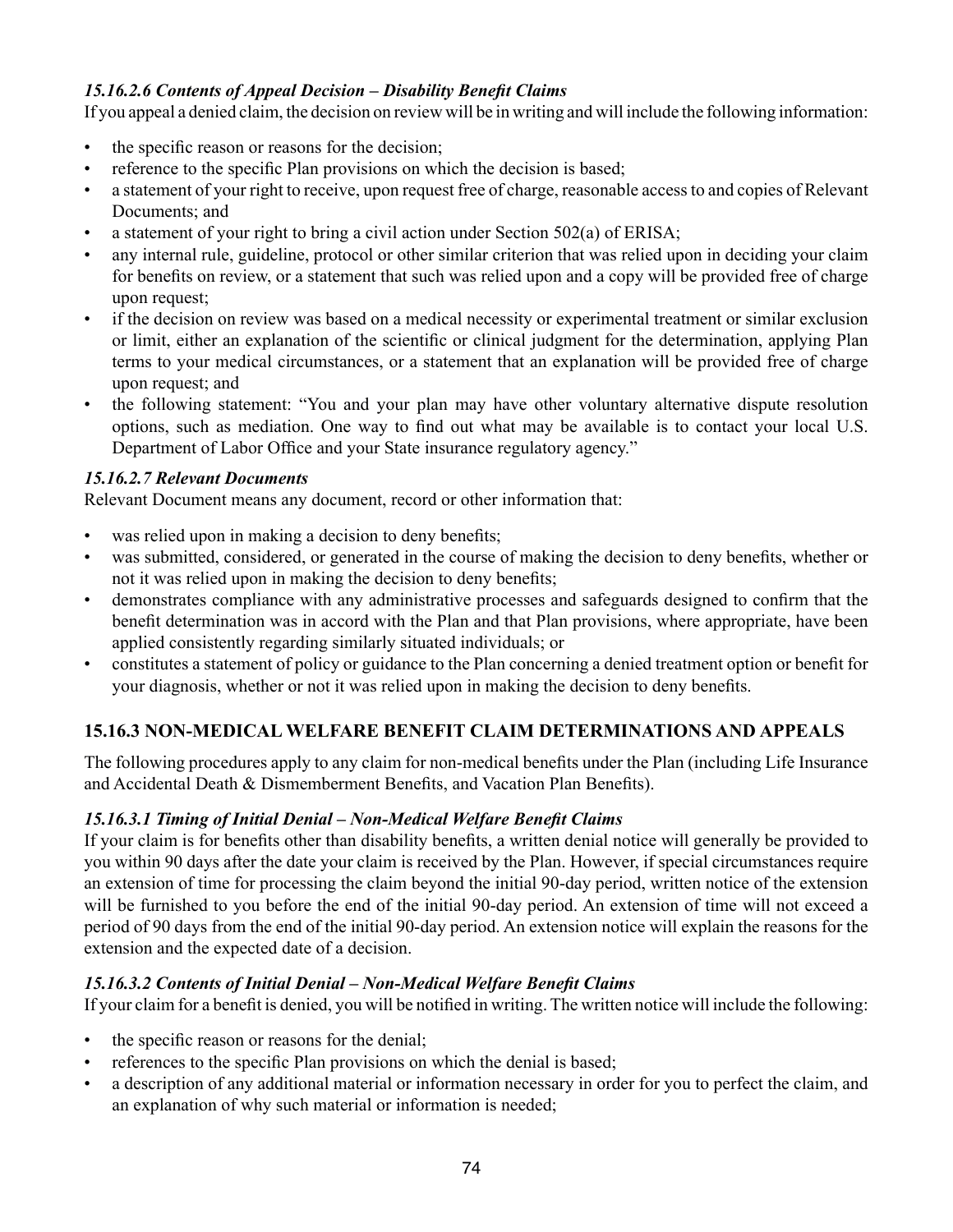#### *15.16.2.6 Contents of Appeal Decision – Disability Benefit Claims*

If you appeal a denied claim, the decision on review will be in writing and will include the following information:

- the specific reason or reasons for the decision;
- reference to the specific Plan provisions on which the decision is based;
- a statement of your right to receive, upon request free of charge, reasonable access to and copies of Relevant Documents; and
- a statement of your right to bring a civil action under Section 502(a) of ERISA;
- any internal rule, guideline, protocol or other similar criterion that was relied upon in deciding your claim for benefits on review, or a statement that such was relied upon and a copy will be provided free of charge upon request;
- if the decision on review was based on a medical necessity or experimental treatment or similar exclusion or limit, either an explanation of the scientific or clinical judgment for the determination, applying Plan terms to your medical circumstances, or a statement that an explanation will be provided free of charge upon request; and
- the following statement: "You and your plan may have other voluntary alternative dispute resolution options, such as mediation. One way to find out what may be available is to contact your local U.S. Department of Labor Office and your State insurance regulatory agency."

#### *15.16.2.7 Relevant Documents*

Relevant Document means any document, record or other information that:

- was relied upon in making a decision to deny benefits;
- was submitted, considered, or generated in the course of making the decision to deny benefits, whether or not it was relied upon in making the decision to deny benefits;
- demonstrates compliance with any administrative processes and safeguards designed to confirm that the benefit determination was in accord with the Plan and that Plan provisions, where appropriate, have been applied consistently regarding similarly situated individuals; or
- constitutes a statement of policy or guidance to the Plan concerning a denied treatment option or benefit for your diagnosis, whether or not it was relied upon in making the decision to deny benefits.

### 15.16.3 NON-MEDICAL WELFARE BENEFIT CLAIM DETERMINATIONS AND APPEALS

The following procedures apply to any claim for non-medical benefits under the Plan (including Life Insurance and Accidental Death & Dismemberment Benefits, and Vacation Plan Benefits).

#### *15.16.3.1 Timing of Initial Denial – Non-Medical Welfare Benefit Claims*

If your claim is for benefits other than disability benefits, a written denial notice will generally be provided to you within 90 days after the date your claim is received by the Plan. However, if special circumstances require an extension of time for processing the claim beyond the initial 90-day period, written notice of the extension will be furnished to you before the end of the initial 90-day period. An extension of time will not exceed a period of 90 days from the end of the initial 90-day period. An extension notice will explain the reasons for the extension and the expected date of a decision.

#### *15.16.3.2 Contents of Initial Denial – Non-Medical Welfare Benefit Claims*

If your claim for a benefit is denied, you will be notified in writing. The written notice will include the following:

- the specific reason or reasons for the denial;
- references to the specific Plan provisions on which the denial is based;
- a description of any additional material or information necessary in order for you to perfect the claim, and an explanation of why such material or information is needed;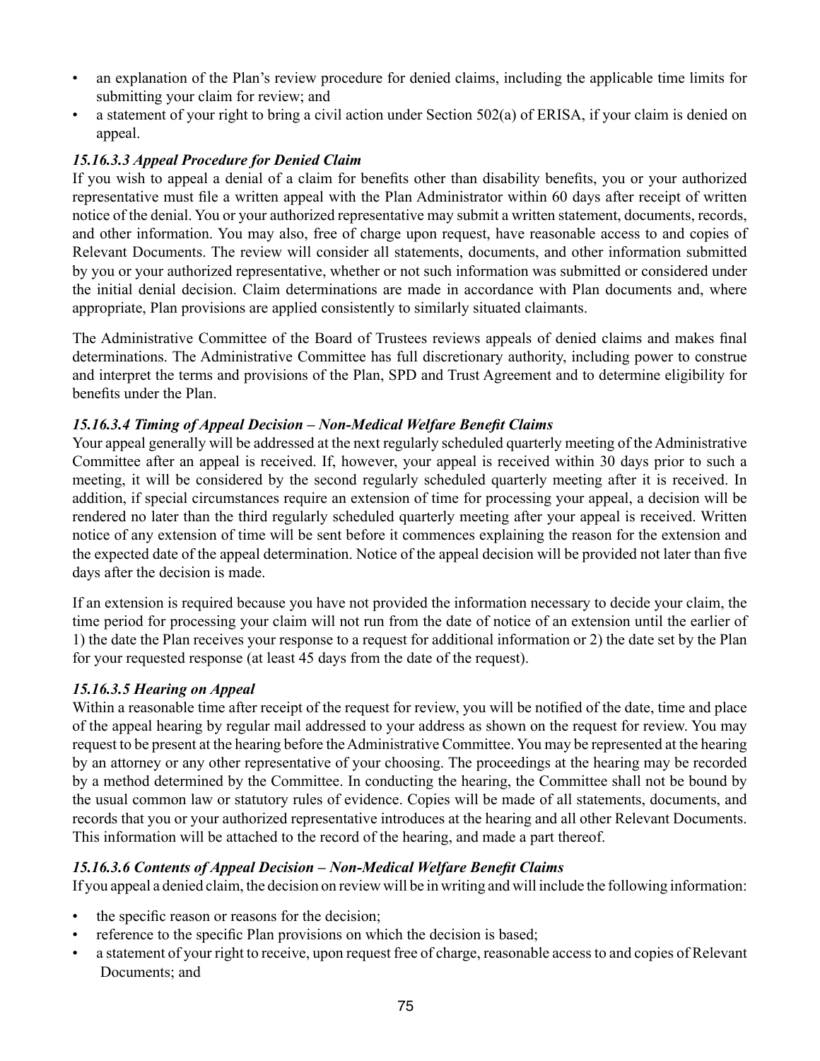- an explanation of the Plan's review procedure for denied claims, including the applicable time limits for submitting your claim for review; and
- a statement of your right to bring a civil action under Section 502(a) of ERISA, if your claim is denied on appeal.

***15.16.3.3 Appeal Procedure for Denied Claim***

If you wish to appeal a denial of a claim for benefits other than disability benefits, you or your authorized representative must file a written appeal with the Plan Administrator within 60 days after receipt of written notice of the denial. You or your authorized representative may submit a written statement, documents, records, and other information. You may also, free of charge upon request, have reasonable access to and copies of Relevant Documents. The review will consider all statements, documents, and other information submitted by you or your authorized representative, whether or not such information was submitted or considered under the initial denial decision. Claim determinations are made in accordance with Plan documents and, where appropriate, Plan provisions are applied consistently to similarly situated claimants.

The Administrative Committee of the Board of Trustees reviews appeals of denied claims and makes final determinations. The Administrative Committee has full discretionary authority, including power to construe and interpret the terms and provisions of the Plan, SPD and Trust Agreement and to determine eligibility for benefits under the Plan.

***15.16.3.4 Timing of Appeal Decision – Non-Medical Welfare Benefit Claims***

Your appeal generally will be addressed at the next regularly scheduled quarterly meeting of the Administrative Committee after an appeal is received. If, however, your appeal is received within 30 days prior to such a meeting, it will be considered by the second regularly scheduled quarterly meeting after it is received. In addition, if special circumstances require an extension of time for processing your appeal, a decision will be rendered no later than the third regularly scheduled quarterly meeting after your appeal is received. Written notice of any extension of time will be sent before it commences explaining the reason for the extension and the expected date of the appeal determination. Notice of the appeal decision will be provided not later than five days after the decision is made.

If an extension is required because you have not provided the information necessary to decide your claim, the time period for processing your claim will not run from the date of notice of an extension until the earlier of 1) the date the Plan receives your response to a request for additional information or 2) the date set by the Plan for your requested response (at least 45 days from the date of the request).

***15.16.3.5 Hearing on Appeal***

Within a reasonable time after receipt of the request for review, you will be notified of the date, time and place of the appeal hearing by regular mail addressed to your address as shown on the request for review. You may request to be present at the hearing before the Administrative Committee. You may be represented at the hearing by an attorney or any other representative of your choosing. The proceedings at the hearing may be recorded by a method determined by the Committee. In conducting the hearing, the Committee shall not be bound by the usual common law or statutory rules of evidence. Copies will be made of all statements, documents, and records that you or your authorized representative introduces at the hearing and all other Relevant Documents. This information will be attached to the record of the hearing, and made a part thereof.

***15.16.3.6 Contents of Appeal Decision – Non-Medical Welfare Benefit Claims***

If you appeal a denied claim, the decision on review will be in writing and will include the following information:

- the specific reason or reasons for the decision;
- reference to the specific Plan provisions on which the decision is based;
- a statement of your right to receive, upon request free of charge, reasonable access to and copies of Relevant Documents; and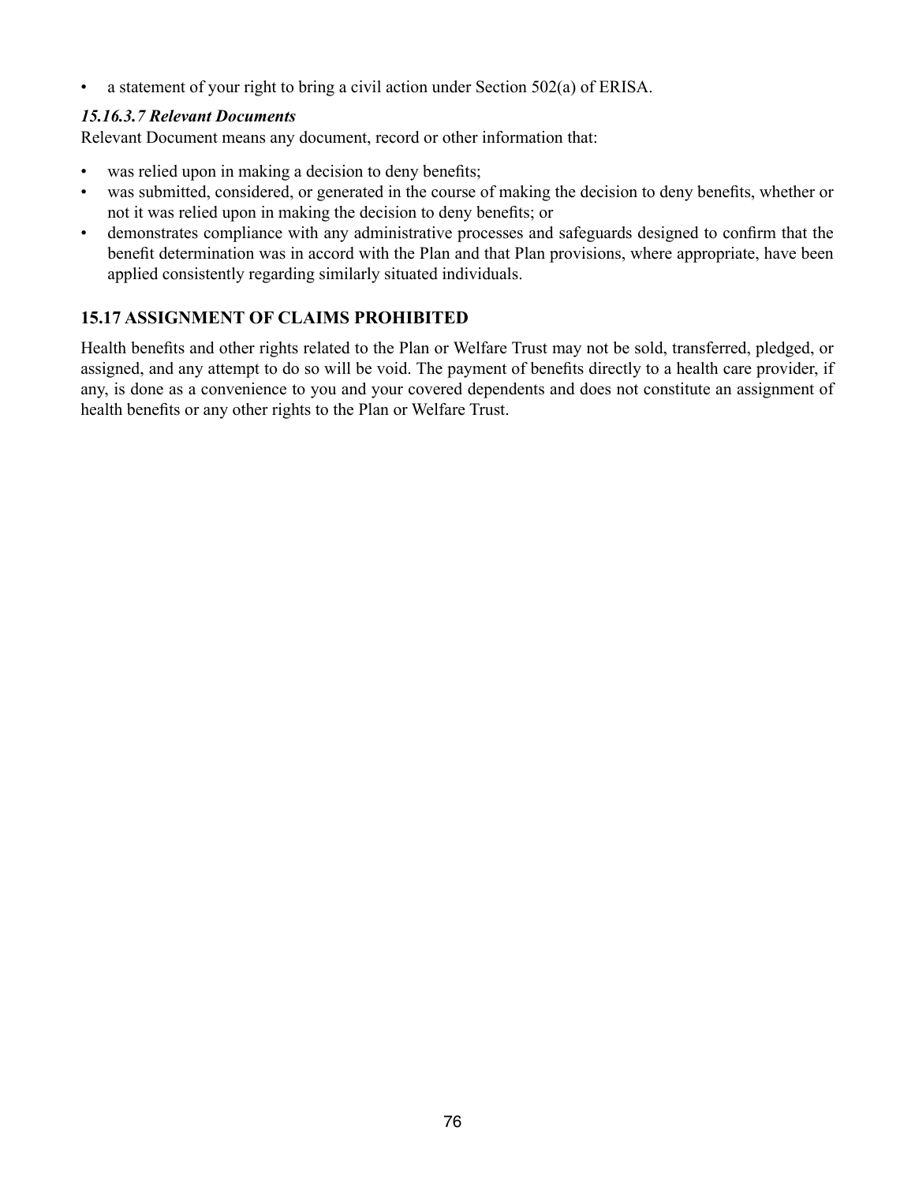- a statement of your right to bring a civil action under Section 502(a) of ERISA.

#### *15.16.3.7 Relevant Documents*

Relevant Document means any document, record or other information that:

- was relied upon in making a decision to deny benefits;
- was submitted, considered, or generated in the course of making the decision to deny benefits, whether or not it was relied upon in making the decision to deny benefits; or
- demonstrates compliance with any administrative processes and safeguards designed to confirm that the benefit determination was in accord with the Plan and that Plan provisions, where appropriate, have been applied consistently regarding similarly situated individuals.

## 15.17 ASSIGNMENT OF CLAIMS PROHIBITED

Health benefits and other rights related to the Plan or Welfare Trust may not be sold, transferred, pledged, or assigned, and any attempt to do so will be void. The payment of benefits directly to a health care provider, if any, is done as a convenience to you and your covered dependents and does not constitute an assignment of health benefits or any other rights to the Plan or Welfare Trust.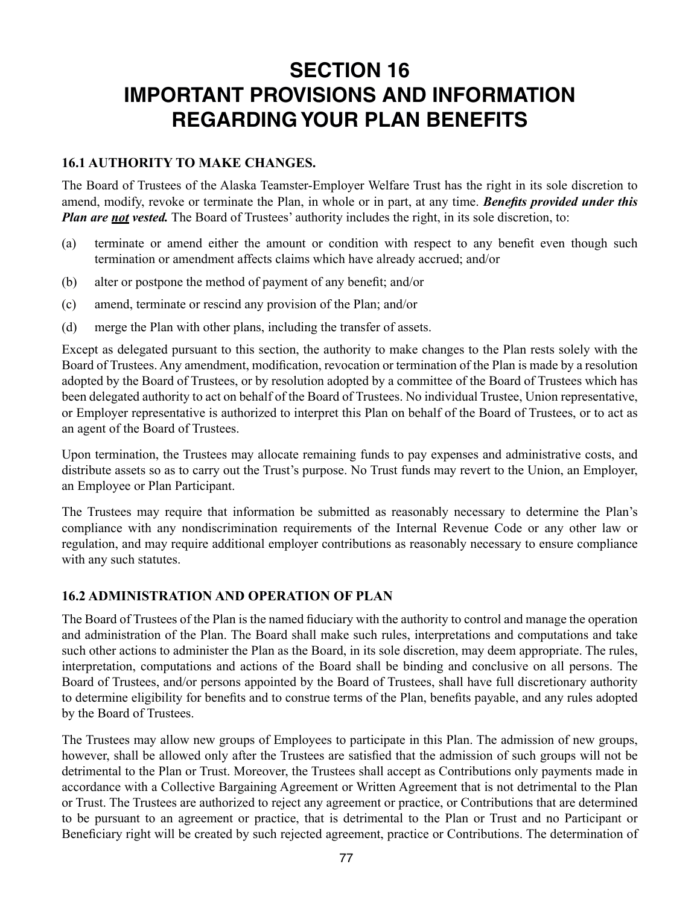# SECTION 16
# IMPORTANT PROVISIONS AND INFORMATION REGARDING YOUR PLAN BENEFITS

### 16.1 AUTHORITY TO MAKE CHANGES.

The Board of Trustees of the Alaska Teamster-Employer Welfare Trust has the right in its sole discretion to amend, modify, revoke or terminate the Plan, in whole or in part, at any time. ***Benefits provided under this Plan are <u>not</u> vested.*** The Board of Trustees' authority includes the right, in its sole discretion, to:

(a) terminate or amend either the amount or condition with respect to any benefit even though such termination or amendment affects claims which have already accrued; and/or

(b) alter or postpone the method of payment of any benefit; and/or

(c) amend, terminate or rescind any provision of the Plan; and/or

(d) merge the Plan with other plans, including the transfer of assets.

Except as delegated pursuant to this section, the authority to make changes to the Plan rests solely with the Board of Trustees. Any amendment, modification, revocation or termination of the Plan is made by a resolution adopted by the Board of Trustees, or by resolution adopted by a committee of the Board of Trustees which has been delegated authority to act on behalf of the Board of Trustees. No individual Trustee, Union representative, or Employer representative is authorized to interpret this Plan on behalf of the Board of Trustees, or to act as an agent of the Board of Trustees.

Upon termination, the Trustees may allocate remaining funds to pay expenses and administrative costs, and distribute assets so as to carry out the Trust's purpose. No Trust funds may revert to the Union, an Employer, an Employee or Plan Participant.

The Trustees may require that information be submitted as reasonably necessary to determine the Plan's compliance with any nondiscrimination requirements of the Internal Revenue Code or any other law or regulation, and may require additional employer contributions as reasonably necessary to ensure compliance with any such statutes.

### 16.2 ADMINISTRATION AND OPERATION OF PLAN

The Board of Trustees of the Plan is the named fiduciary with the authority to control and manage the operation and administration of the Plan. The Board shall make such rules, interpretations and computations and take such other actions to administer the Plan as the Board, in its sole discretion, may deem appropriate. The rules, interpretation, computations and actions of the Board shall be binding and conclusive on all persons. The Board of Trustees, and/or persons appointed by the Board of Trustees, shall have full discretionary authority to determine eligibility for benefits and to construe terms of the Plan, benefits payable, and any rules adopted by the Board of Trustees.

The Trustees may allow new groups of Employees to participate in this Plan. The admission of new groups, however, shall be allowed only after the Trustees are satisfied that the admission of such groups will not be detrimental to the Plan or Trust. Moreover, the Trustees shall accept as Contributions only payments made in accordance with a Collective Bargaining Agreement or Written Agreement that is not detrimental to the Plan or Trust. The Trustees are authorized to reject any agreement or practice, or Contributions that are determined to be pursuant to an agreement or practice, that is detrimental to the Plan or Trust and no Participant or Beneficiary right will be created by such rejected agreement, practice or Contributions. The determination of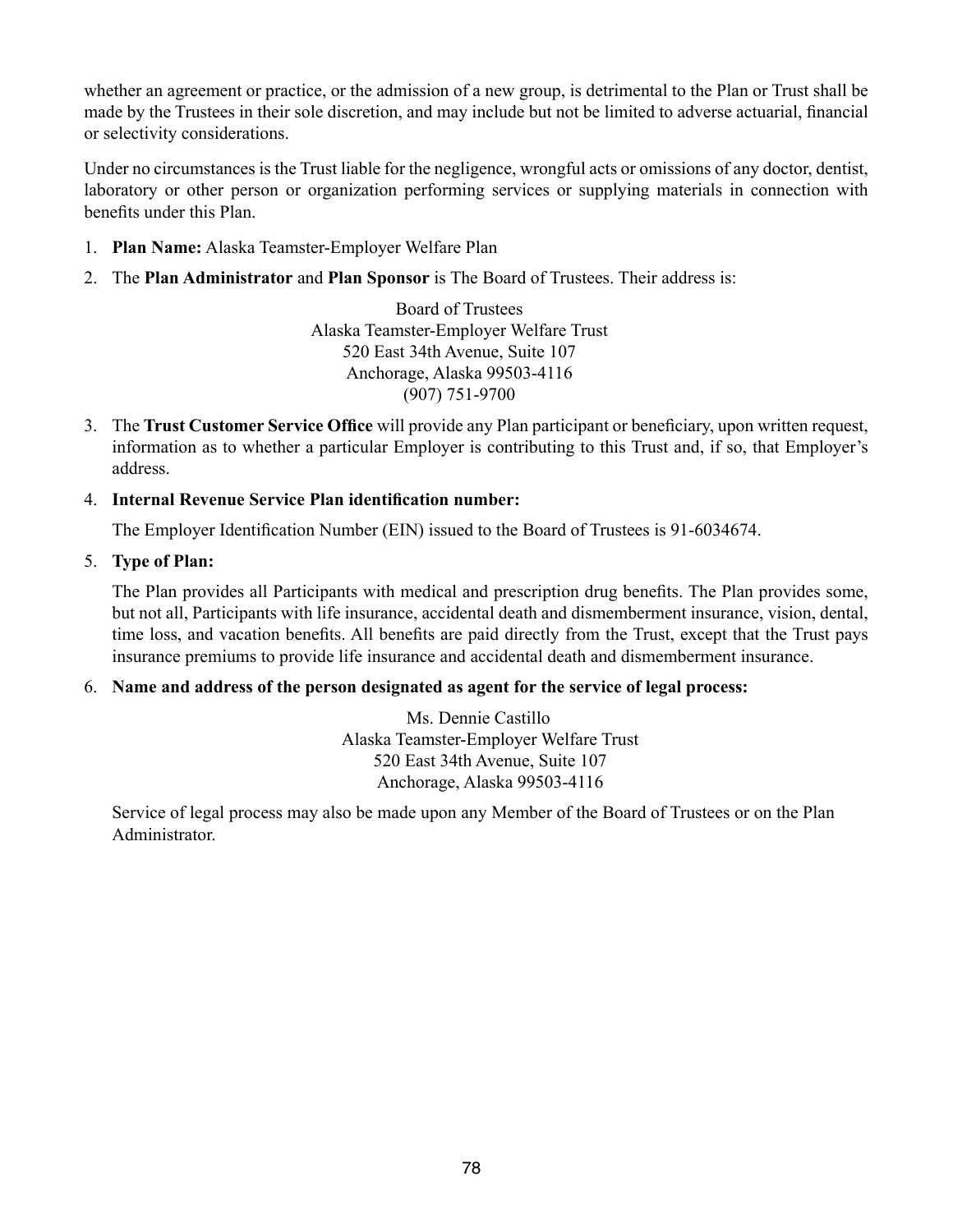whether an agreement or practice, or the admission of a new group, is detrimental to the Plan or Trust shall be made by the Trustees in their sole discretion, and may include but not be limited to adverse actuarial, financial or selectivity considerations.

Under no circumstances is the Trust liable for the negligence, wrongful acts or omissions of any doctor, dentist, laboratory or other person or organization performing services or supplying materials in connection with benefits under this Plan.

1. **Plan Name:** Alaska Teamster-Employer Welfare Plan
2. The **Plan Administrator** and **Plan Sponsor** is The Board of Trustees. Their address is:

   Board of Trustees
   Alaska Teamster-Employer Welfare Trust
   520 East 34th Avenue, Suite 107
   Anchorage, Alaska 99503-4116
   (907) 751-9700

3. The **Trust Customer Service Office** will provide any Plan participant or beneficiary, upon written request, information as to whether a particular Employer is contributing to this Trust and, if so, that Employer's address.
4. **Internal Revenue Service Plan identification number:**

   The Employer Identification Number (EIN) issued to the Board of Trustees is 91-6034674.

5. **Type of Plan:**

   The Plan provides all Participants with medical and prescription drug benefits. The Plan provides some, but not all, Participants with life insurance, accidental death and dismemberment insurance, vision, dental, time loss, and vacation benefits. All benefits are paid directly from the Trust, except that the Trust pays insurance premiums to provide life insurance and accidental death and dismemberment insurance.

6. **Name and address of the person designated as agent for the service of legal process:**

   Ms. Dennie Castillo
   Alaska Teamster-Employer Welfare Trust
   520 East 34th Avenue, Suite 107
   Anchorage, Alaska 99503-4116

   Service of legal process may also be made upon any Member of the Board of Trustees or on the Plan Administrator.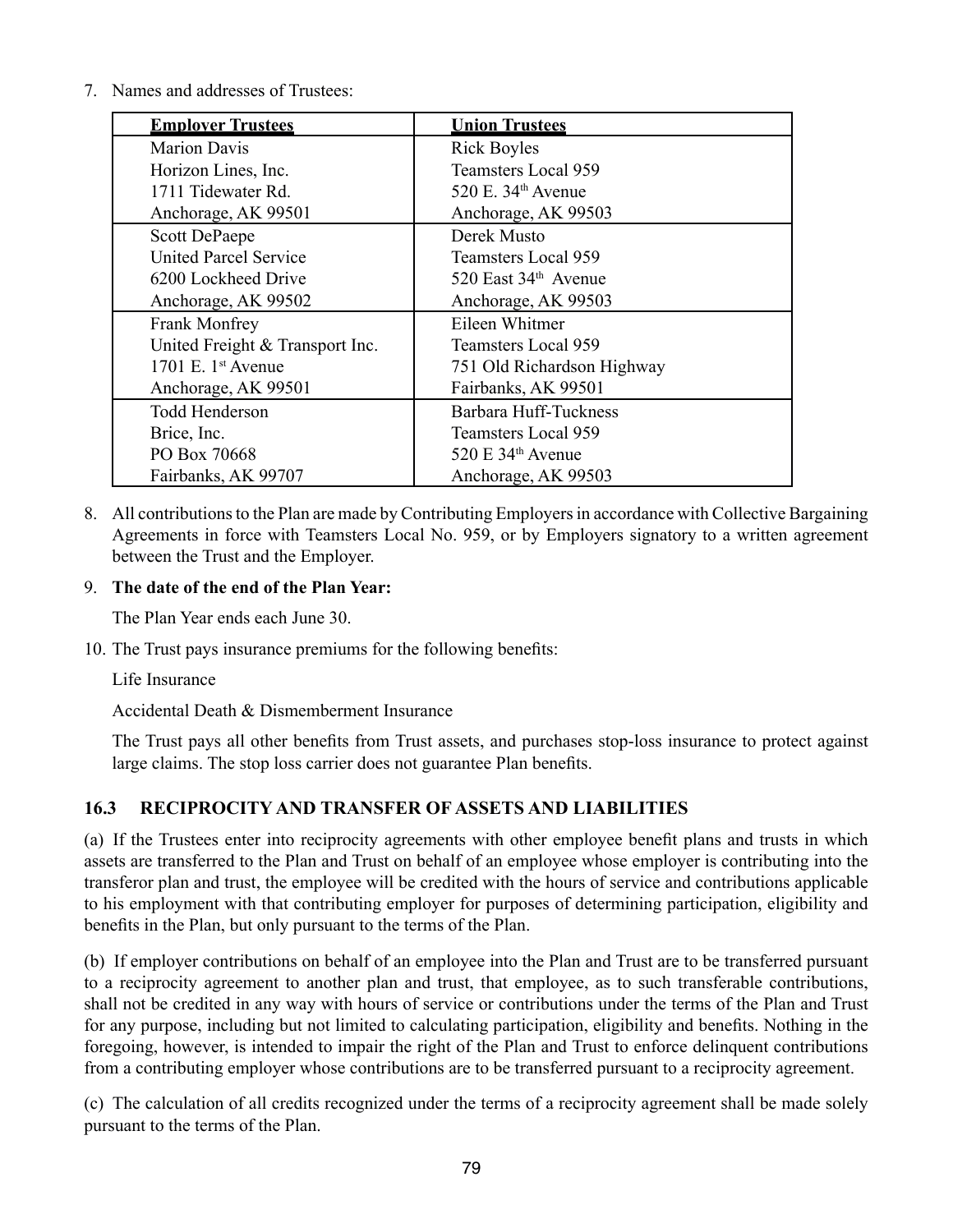7. Names and addresses of Trustees:

| Employer Trustees | Union Trustees |
|---|---|
| Marion Davis<br>Horizon Lines, Inc.<br>1711 Tidewater Rd.<br>Anchorage, AK 99501 | Rick Boyles<br>Teamsters Local 959<br>520 E. 34th Avenue<br>Anchorage, AK 99503 |
| Scott DePaepe<br>United Parcel Service<br>6200 Lockheed Drive<br>Anchorage, AK 99502 | Derek Musto<br>Teamsters Local 959<br>520 East 34th Avenue<br>Anchorage, AK 99503 |
| Frank Monfrey<br>United Freight & Transport Inc.<br>1701 E. 1st Avenue<br>Anchorage, AK 99501 | Eileen Whitmer<br>Teamsters Local 959<br>751 Old Richardson Highway<br>Fairbanks, AK 99501 |
| Todd Henderson<br>Brice, Inc.<br>PO Box 70668<br>Fairbanks, AK 99707 | Barbara Huff-Tuckness<br>Teamsters Local 959<br>520 E 34th Avenue<br>Anchorage, AK 99503 |

8. All contributions to the Plan are made by Contributing Employers in accordance with Collective Bargaining Agreements in force with Teamsters Local No. 959, or by Employers signatory to a written agreement between the Trust and the Employer.

9. **The date of the end of the Plan Year:**

   The Plan Year ends each June 30.

10. The Trust pays insurance premiums for the following benefits:

    Life Insurance

    Accidental Death & Dismemberment Insurance

    The Trust pays all other benefits from Trust assets, and purchases stop-loss insurance to protect against large claims. The stop loss carrier does not guarantee Plan benefits.

### 16.3 RECIPROCITY AND TRANSFER OF ASSETS AND LIABILITIES

(a) If the Trustees enter into reciprocity agreements with other employee benefit plans and trusts in which assets are transferred to the Plan and Trust on behalf of an employee whose employer is contributing into the transferor plan and trust, the employee will be credited with the hours of service and contributions applicable to his employment with that contributing employer for purposes of determining participation, eligibility and benefits in the Plan, but only pursuant to the terms of the Plan.

(b) If employer contributions on behalf of an employee into the Plan and Trust are to be transferred pursuant to a reciprocity agreement to another plan and trust, that employee, as to such transferable contributions, shall not be credited in any way with hours of service or contributions under the terms of the Plan and Trust for any purpose, including but not limited to calculating participation, eligibility and benefits. Nothing in the foregoing, however, is intended to impair the right of the Plan and Trust to enforce delinquent contributions from a contributing employer whose contributions are to be transferred pursuant to a reciprocity agreement.

(c) The calculation of all credits recognized under the terms of a reciprocity agreement shall be made solely pursuant to the terms of the Plan.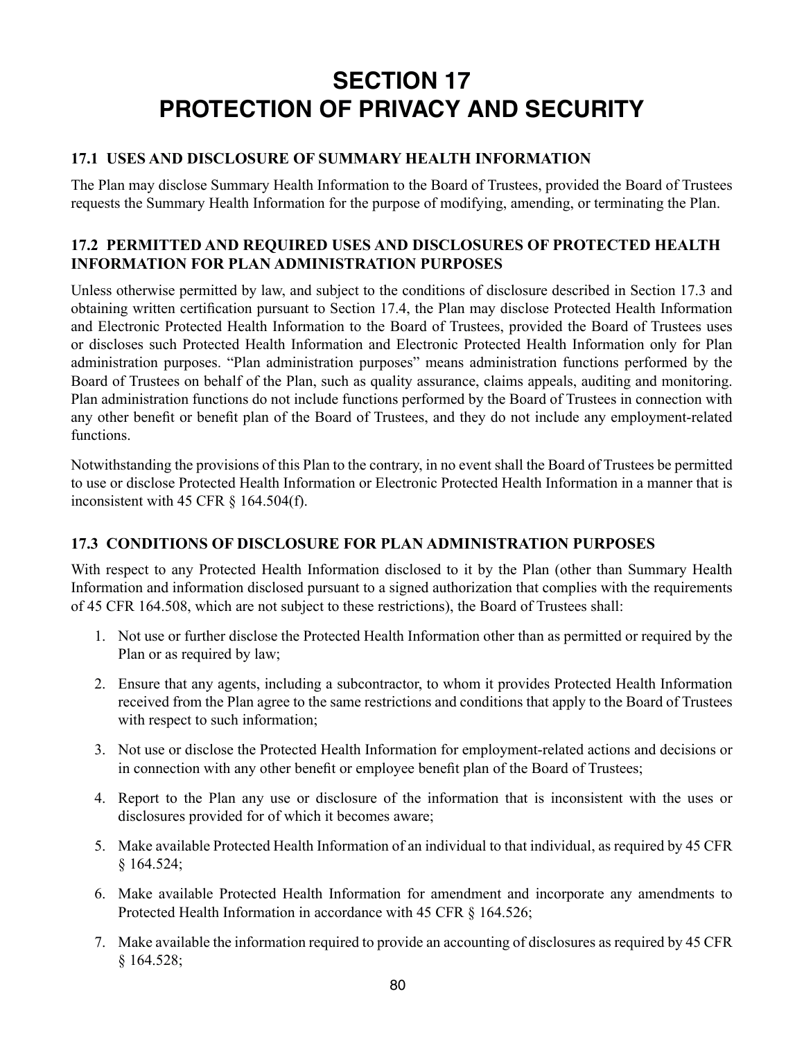# SECTION 17
# PROTECTION OF PRIVACY AND SECURITY

## 17.1 USES AND DISCLOSURE OF SUMMARY HEALTH INFORMATION

The Plan may disclose Summary Health Information to the Board of Trustees, provided the Board of Trustees requests the Summary Health Information for the purpose of modifying, amending, or terminating the Plan.

## 17.2 PERMITTED AND REQUIRED USES AND DISCLOSURES OF PROTECTED HEALTH INFORMATION FOR PLAN ADMINISTRATION PURPOSES

Unless otherwise permitted by law, and subject to the conditions of disclosure described in Section 17.3 and obtaining written certification pursuant to Section 17.4, the Plan may disclose Protected Health Information and Electronic Protected Health Information to the Board of Trustees, provided the Board of Trustees uses or discloses such Protected Health Information and Electronic Protected Health Information only for Plan administration purposes. "Plan administration purposes" means administration functions performed by the Board of Trustees on behalf of the Plan, such as quality assurance, claims appeals, auditing and monitoring. Plan administration functions do not include functions performed by the Board of Trustees in connection with any other benefit or benefit plan of the Board of Trustees, and they do not include any employment-related functions.

Notwithstanding the provisions of this Plan to the contrary, in no event shall the Board of Trustees be permitted to use or disclose Protected Health Information or Electronic Protected Health Information in a manner that is inconsistent with 45 CFR § 164.504(f).

## 17.3 CONDITIONS OF DISCLOSURE FOR PLAN ADMINISTRATION PURPOSES

With respect to any Protected Health Information disclosed to it by the Plan (other than Summary Health Information and information disclosed pursuant to a signed authorization that complies with the requirements of 45 CFR 164.508, which are not subject to these restrictions), the Board of Trustees shall:

1. Not use or further disclose the Protected Health Information other than as permitted or required by the Plan or as required by law;
2. Ensure that any agents, including a subcontractor, to whom it provides Protected Health Information received from the Plan agree to the same restrictions and conditions that apply to the Board of Trustees with respect to such information;
3. Not use or disclose the Protected Health Information for employment-related actions and decisions or in connection with any other benefit or employee benefit plan of the Board of Trustees;
4. Report to the Plan any use or disclosure of the information that is inconsistent with the uses or disclosures provided for of which it becomes aware;
5. Make available Protected Health Information of an individual to that individual, as required by 45 CFR § 164.524;
6. Make available Protected Health Information for amendment and incorporate any amendments to Protected Health Information in accordance with 45 CFR § 164.526;
7. Make available the information required to provide an accounting of disclosures as required by 45 CFR § 164.528;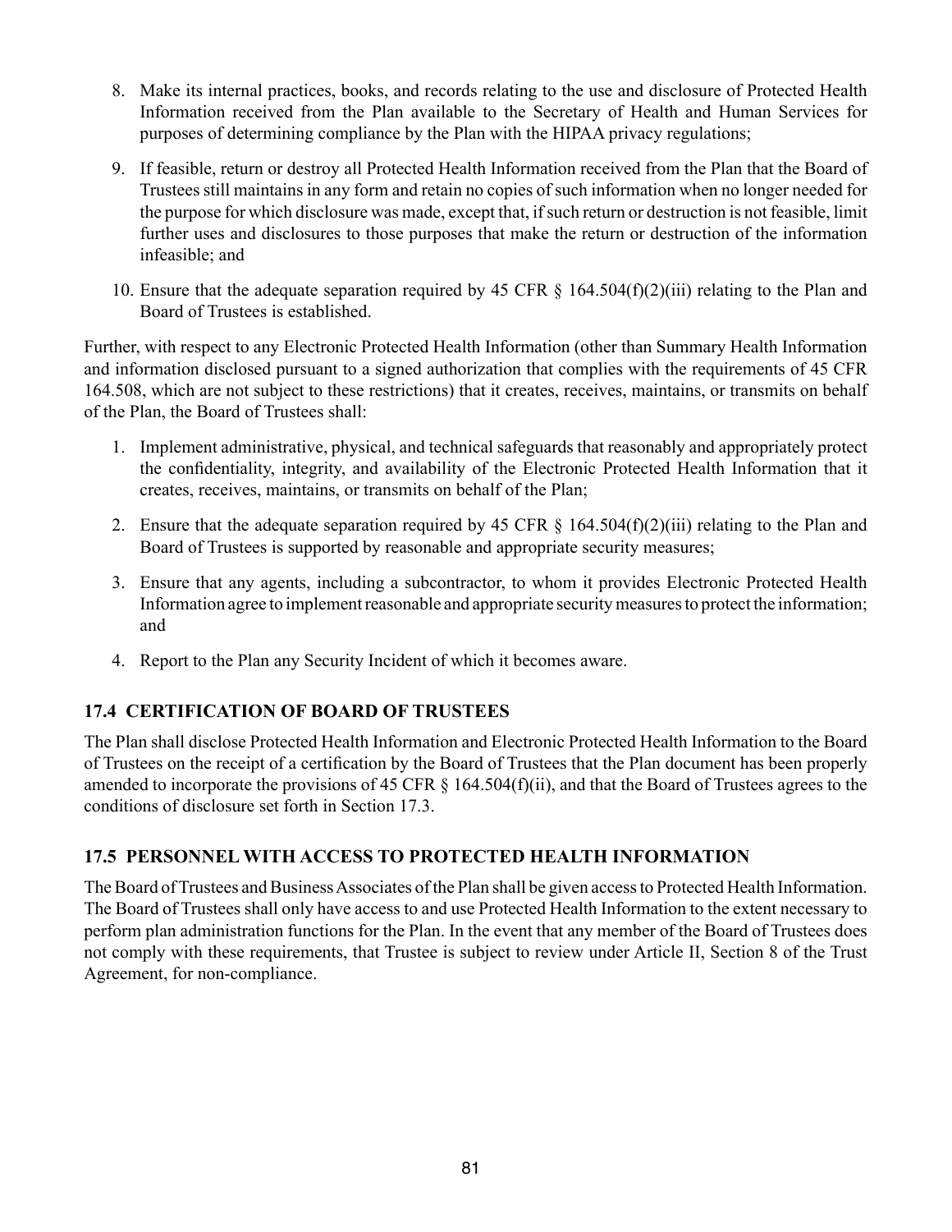8. Make its internal practices, books, and records relating to the use and disclosure of Protected Health Information received from the Plan available to the Secretary of Health and Human Services for purposes of determining compliance by the Plan with the HIPAA privacy regulations;

9. If feasible, return or destroy all Protected Health Information received from the Plan that the Board of Trustees still maintains in any form and retain no copies of such information when no longer needed for the purpose for which disclosure was made, except that, if such return or destruction is not feasible, limit further uses and disclosures to those purposes that make the return or destruction of the information infeasible; and

10. Ensure that the adequate separation required by 45 CFR § 164.504(f)(2)(iii) relating to the Plan and Board of Trustees is established.

Further, with respect to any Electronic Protected Health Information (other than Summary Health Information and information disclosed pursuant to a signed authorization that complies with the requirements of 45 CFR 164.508, which are not subject to these restrictions) that it creates, receives, maintains, or transmits on behalf of the Plan, the Board of Trustees shall:

1. Implement administrative, physical, and technical safeguards that reasonably and appropriately protect the confidentiality, integrity, and availability of the Electronic Protected Health Information that it creates, receives, maintains, or transmits on behalf of the Plan;

2. Ensure that the adequate separation required by 45 CFR § 164.504(f)(2)(iii) relating to the Plan and Board of Trustees is supported by reasonable and appropriate security measures;

3. Ensure that any agents, including a subcontractor, to whom it provides Electronic Protected Health Information agree to implement reasonable and appropriate security measures to protect the information; and

4. Report to the Plan any Security Incident of which it becomes aware.

## 17.4 CERTIFICATION OF BOARD OF TRUSTEES

The Plan shall disclose Protected Health Information and Electronic Protected Health Information to the Board of Trustees on the receipt of a certification by the Board of Trustees that the Plan document has been properly amended to incorporate the provisions of 45 CFR § 164.504(f)(ii), and that the Board of Trustees agrees to the conditions of disclosure set forth in Section 17.3.

## 17.5 PERSONNEL WITH ACCESS TO PROTECTED HEALTH INFORMATION

The Board of Trustees and Business Associates of the Plan shall be given access to Protected Health Information. The Board of Trustees shall only have access to and use Protected Health Information to the extent necessary to perform plan administration functions for the Plan. In the event that any member of the Board of Trustees does not comply with these requirements, that Trustee is subject to review under Article II, Section 8 of the Trust Agreement, for non-compliance.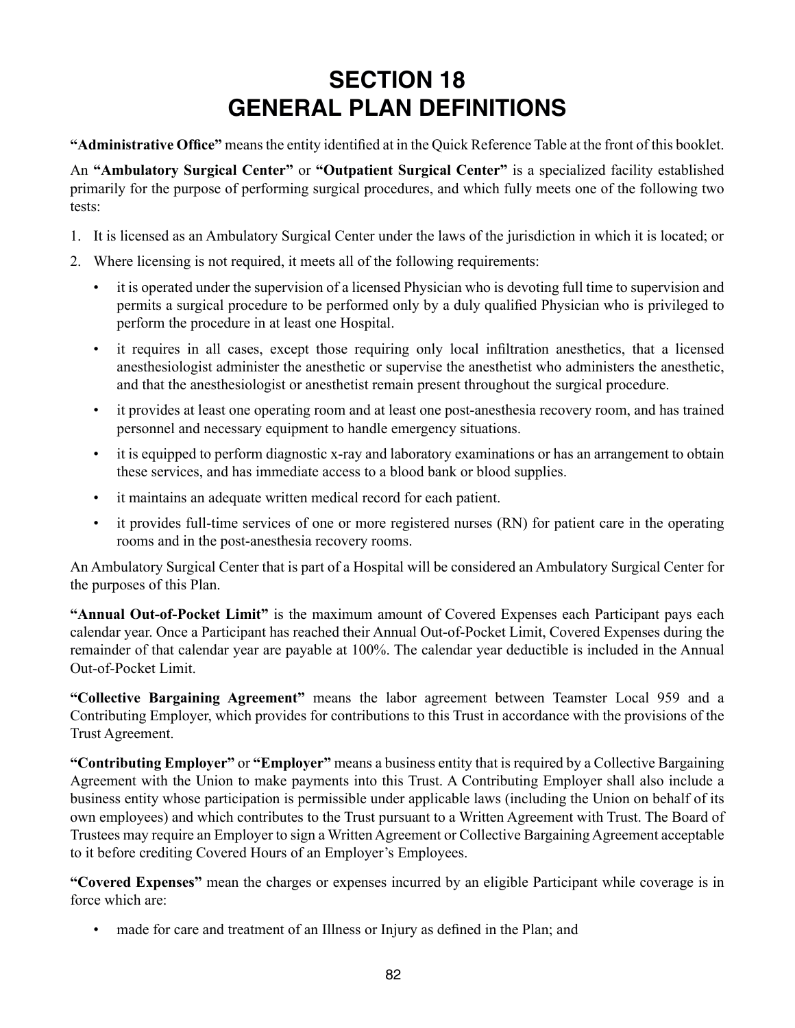# SECTION 18
# GENERAL PLAN DEFINITIONS

**"Administrative Office"** means the entity identified at in the Quick Reference Table at the front of this booklet.

An **"Ambulatory Surgical Center"** or **"Outpatient Surgical Center"** is a specialized facility established primarily for the purpose of performing surgical procedures, and which fully meets one of the following two tests:

1. It is licensed as an Ambulatory Surgical Center under the laws of the jurisdiction in which it is located; or
2. Where licensing is not required, it meets all of the following requirements:
   - it is operated under the supervision of a licensed Physician who is devoting full time to supervision and permits a surgical procedure to be performed only by a duly qualified Physician who is privileged to perform the procedure in at least one Hospital.
   - it requires in all cases, except those requiring only local infiltration anesthetics, that a licensed anesthesiologist administer the anesthetic or supervise the anesthetist who administers the anesthetic, and that the anesthesiologist or anesthetist remain present throughout the surgical procedure.
   - it provides at least one operating room and at least one post-anesthesia recovery room, and has trained personnel and necessary equipment to handle emergency situations.
   - it is equipped to perform diagnostic x-ray and laboratory examinations or has an arrangement to obtain these services, and has immediate access to a blood bank or blood supplies.
   - it maintains an adequate written medical record for each patient.
   - it provides full-time services of one or more registered nurses (RN) for patient care in the operating rooms and in the post-anesthesia recovery rooms.

An Ambulatory Surgical Center that is part of a Hospital will be considered an Ambulatory Surgical Center for the purposes of this Plan.

**"Annual Out-of-Pocket Limit"** is the maximum amount of Covered Expenses each Participant pays each calendar year. Once a Participant has reached their Annual Out-of-Pocket Limit, Covered Expenses during the remainder of that calendar year are payable at 100%. The calendar year deductible is included in the Annual Out-of-Pocket Limit.

**"Collective Bargaining Agreement"** means the labor agreement between Teamster Local 959 and a Contributing Employer, which provides for contributions to this Trust in accordance with the provisions of the Trust Agreement.

**"Contributing Employer"** or **"Employer"** means a business entity that is required by a Collective Bargaining Agreement with the Union to make payments into this Trust. A Contributing Employer shall also include a business entity whose participation is permissible under applicable laws (including the Union on behalf of its own employees) and which contributes to the Trust pursuant to a Written Agreement with Trust. The Board of Trustees may require an Employer to sign a Written Agreement or Collective Bargaining Agreement acceptable to it before crediting Covered Hours of an Employer's Employees.

**"Covered Expenses"** mean the charges or expenses incurred by an eligible Participant while coverage is in force which are:

- made for care and treatment of an Illness or Injury as defined in the Plan; and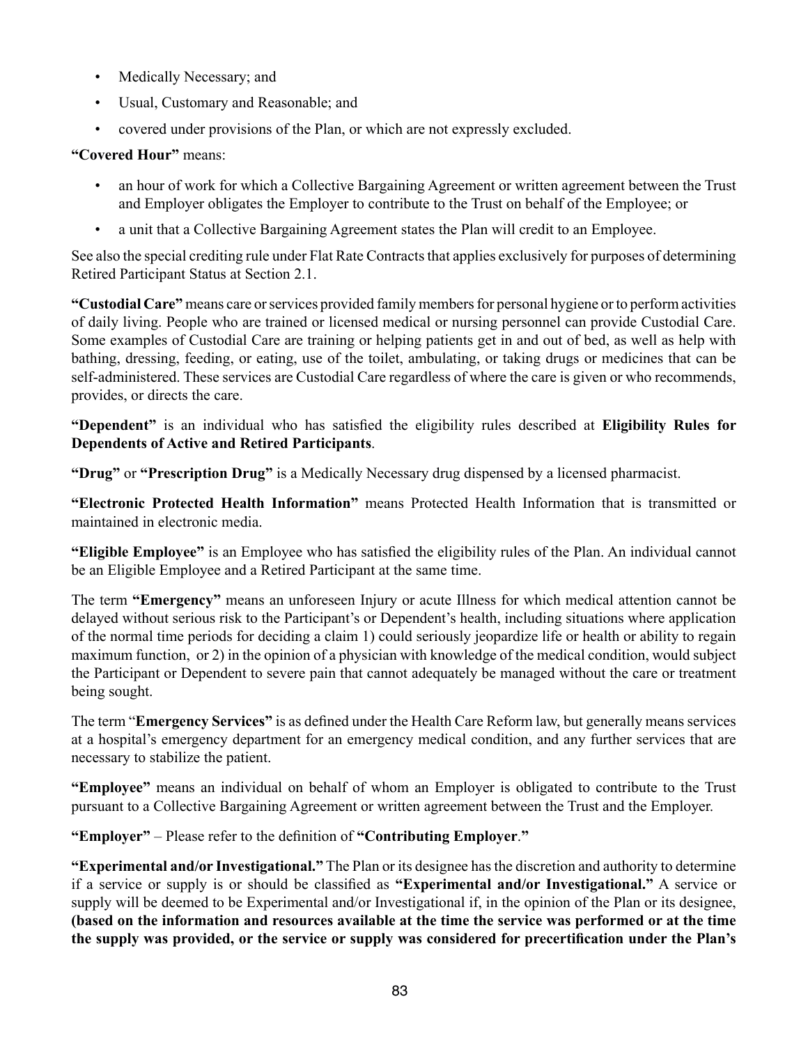- Medically Necessary; and
- Usual, Customary and Reasonable; and
- covered under provisions of the Plan, or which are not expressly excluded.

**"Covered Hour"** means:

- an hour of work for which a Collective Bargaining Agreement or written agreement between the Trust and Employer obligates the Employer to contribute to the Trust on behalf of the Employee; or
- a unit that a Collective Bargaining Agreement states the Plan will credit to an Employee.

See also the special crediting rule under Flat Rate Contracts that applies exclusively for purposes of determining Retired Participant Status at Section 2.1.

**"Custodial Care"** means care or services provided family members for personal hygiene or to perform activities of daily living. People who are trained or licensed medical or nursing personnel can provide Custodial Care. Some examples of Custodial Care are training or helping patients get in and out of bed, as well as help with bathing, dressing, feeding, or eating, use of the toilet, ambulating, or taking drugs or medicines that can be self-administered. These services are Custodial Care regardless of where the care is given or who recommends, provides, or directs the care.

**"Dependent"** is an individual who has satisfied the eligibility rules described at **Eligibility Rules for Dependents of Active and Retired Participants**.

**"Drug"** or **"Prescription Drug"** is a Medically Necessary drug dispensed by a licensed pharmacist.

**"Electronic Protected Health Information"** means Protected Health Information that is transmitted or maintained in electronic media.

**"Eligible Employee"** is an Employee who has satisfied the eligibility rules of the Plan. An individual cannot be an Eligible Employee and a Retired Participant at the same time.

The term **"Emergency"** means an unforeseen Injury or acute Illness for which medical attention cannot be delayed without serious risk to the Participant's or Dependent's health, including situations where application of the normal time periods for deciding a claim 1) could seriously jeopardize life or health or ability to regain maximum function, or 2) in the opinion of a physician with knowledge of the medical condition, would subject the Participant or Dependent to severe pain that cannot adequately be managed without the care or treatment being sought.

The term "**Emergency Services"** is as defined under the Health Care Reform law, but generally means services at a hospital's emergency department for an emergency medical condition, and any further services that are necessary to stabilize the patient.

**"Employee"** means an individual on behalf of whom an Employer is obligated to contribute to the Trust pursuant to a Collective Bargaining Agreement or written agreement between the Trust and the Employer.

**"Employer"** – Please refer to the definition of **"Contributing Employer."**

**"Experimental and/or Investigational."** The Plan or its designee has the discretion and authority to determine if a service or supply is or should be classified as **"Experimental and/or Investigational."** A service or supply will be deemed to be Experimental and/or Investigational if, in the opinion of the Plan or its designee, **(based on the information and resources available at the time the service was performed or at the time the supply was provided, or the service or supply was considered for precertification under the Plan's**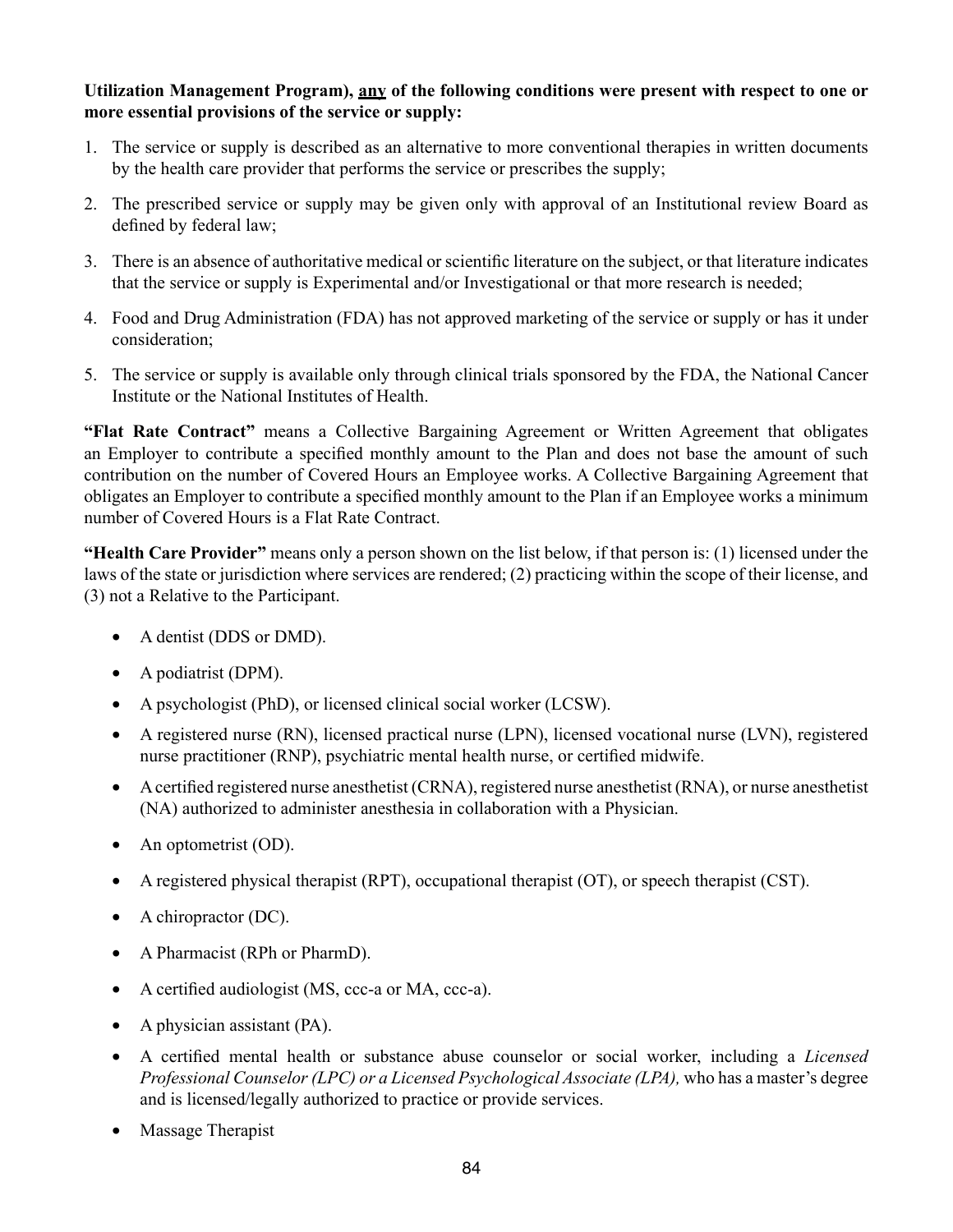**Utilization Management Program), <u>any</u> of the following conditions were present with respect to one or more essential provisions of the service or supply:**

1. The service or supply is described as an alternative to more conventional therapies in written documents by the health care provider that performs the service or prescribes the supply;
2. The prescribed service or supply may be given only with approval of an Institutional review Board as defined by federal law;
3. There is an absence of authoritative medical or scientific literature on the subject, or that literature indicates that the service or supply is Experimental and/or Investigational or that more research is needed;
4. Food and Drug Administration (FDA) has not approved marketing of the service or supply or has it under consideration;
5. The service or supply is available only through clinical trials sponsored by the FDA, the National Cancer Institute or the National Institutes of Health.

**"Flat Rate Contract"** means a Collective Bargaining Agreement or Written Agreement that obligates an Employer to contribute a specified monthly amount to the Plan and does not base the amount of such contribution on the number of Covered Hours an Employee works. A Collective Bargaining Agreement that obligates an Employer to contribute a specified monthly amount to the Plan if an Employee works a minimum number of Covered Hours is a Flat Rate Contract.

**"Health Care Provider"** means only a person shown on the list below, if that person is: (1) licensed under the laws of the state or jurisdiction where services are rendered; (2) practicing within the scope of their license, and (3) not a Relative to the Participant.

- A dentist (DDS or DMD).
- A podiatrist (DPM).
- A psychologist (PhD), or licensed clinical social worker (LCSW).
- A registered nurse (RN), licensed practical nurse (LPN), licensed vocational nurse (LVN), registered nurse practitioner (RNP), psychiatric mental health nurse, or certified midwife.
- A certified registered nurse anesthetist (CRNA), registered nurse anesthetist (RNA), or nurse anesthetist (NA) authorized to administer anesthesia in collaboration with a Physician.
- An optometrist (OD).
- A registered physical therapist (RPT), occupational therapist (OT), or speech therapist (CST).
- A chiropractor (DC).
- A Pharmacist (RPh or PharmD).
- A certified audiologist (MS, ccc-a or MA, ccc-a).
- A physician assistant (PA).
- A certified mental health or substance abuse counselor or social worker, including a *Licensed Professional Counselor (LPC) or a Licensed Psychological Associate (LPA),* who has a master's degree and is licensed/legally authorized to practice or provide services.
- Massage Therapist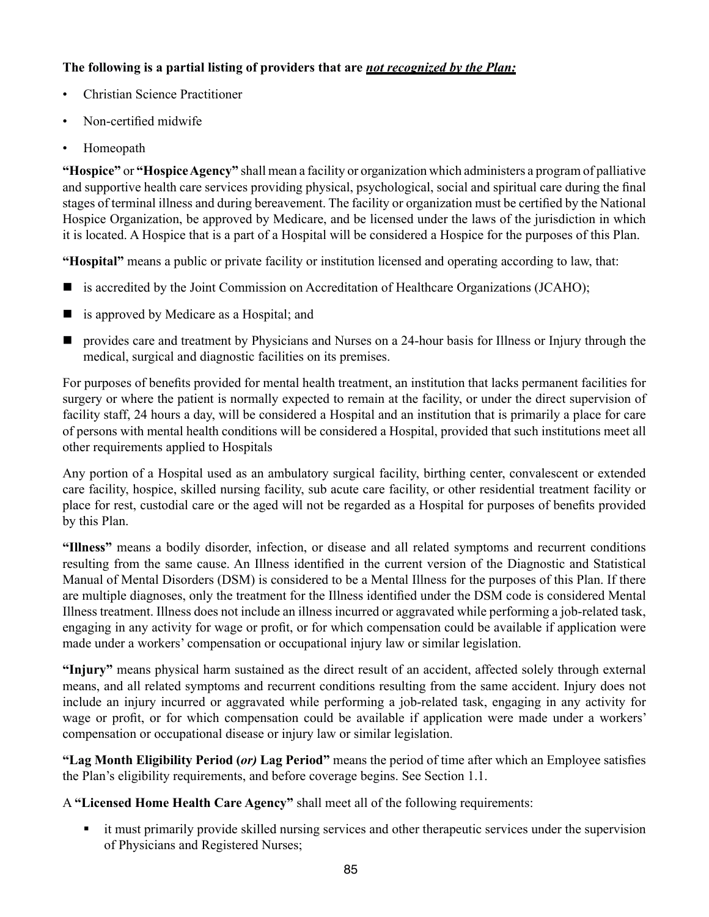**The following is a partial listing of providers that are *not recognized by the Plan:***

- Christian Science Practitioner
- Non-certified midwife
- Homeopath

**"Hospice"** or **"Hospice Agency"** shall mean a facility or organization which administers a program of palliative and supportive health care services providing physical, psychological, social and spiritual care during the final stages of terminal illness and during bereavement. The facility or organization must be certified by the National Hospice Organization, be approved by Medicare, and be licensed under the laws of the jurisdiction in which it is located. A Hospice that is a part of a Hospital will be considered a Hospice for the purposes of this Plan.

**"Hospital"** means a public or private facility or institution licensed and operating according to law, that:

- is accredited by the Joint Commission on Accreditation of Healthcare Organizations (JCAHO);
- is approved by Medicare as a Hospital; and
- provides care and treatment by Physicians and Nurses on a 24-hour basis for Illness or Injury through the medical, surgical and diagnostic facilities on its premises.

For purposes of benefits provided for mental health treatment, an institution that lacks permanent facilities for surgery or where the patient is normally expected to remain at the facility, or under the direct supervision of facility staff, 24 hours a day, will be considered a Hospital and an institution that is primarily a place for care of persons with mental health conditions will be considered a Hospital, provided that such institutions meet all other requirements applied to Hospitals

Any portion of a Hospital used as an ambulatory surgical facility, birthing center, convalescent or extended care facility, hospice, skilled nursing facility, sub acute care facility, or other residential treatment facility or place for rest, custodial care or the aged will not be regarded as a Hospital for purposes of benefits provided by this Plan.

**"Illness"** means a bodily disorder, infection, or disease and all related symptoms and recurrent conditions resulting from the same cause. An Illness identified in the current version of the Diagnostic and Statistical Manual of Mental Disorders (DSM) is considered to be a Mental Illness for the purposes of this Plan. If there are multiple diagnoses, only the treatment for the Illness identified under the DSM code is considered Mental Illness treatment. Illness does not include an illness incurred or aggravated while performing a job-related task, engaging in any activity for wage or profit, or for which compensation could be available if application were made under a workers' compensation or occupational injury law or similar legislation.

**"Injury"** means physical harm sustained as the direct result of an accident, affected solely through external means, and all related symptoms and recurrent conditions resulting from the same accident. Injury does not include an injury incurred or aggravated while performing a job-related task, engaging in any activity for wage or profit, or for which compensation could be available if application were made under a workers' compensation or occupational disease or injury law or similar legislation.

**"Lag Month Eligibility Period (*or*) Lag Period"** means the period of time after which an Employee satisfies the Plan's eligibility requirements, and before coverage begins. See Section 1.1.

A **"Licensed Home Health Care Agency"** shall meet all of the following requirements:

- it must primarily provide skilled nursing services and other therapeutic services under the supervision of Physicians and Registered Nurses;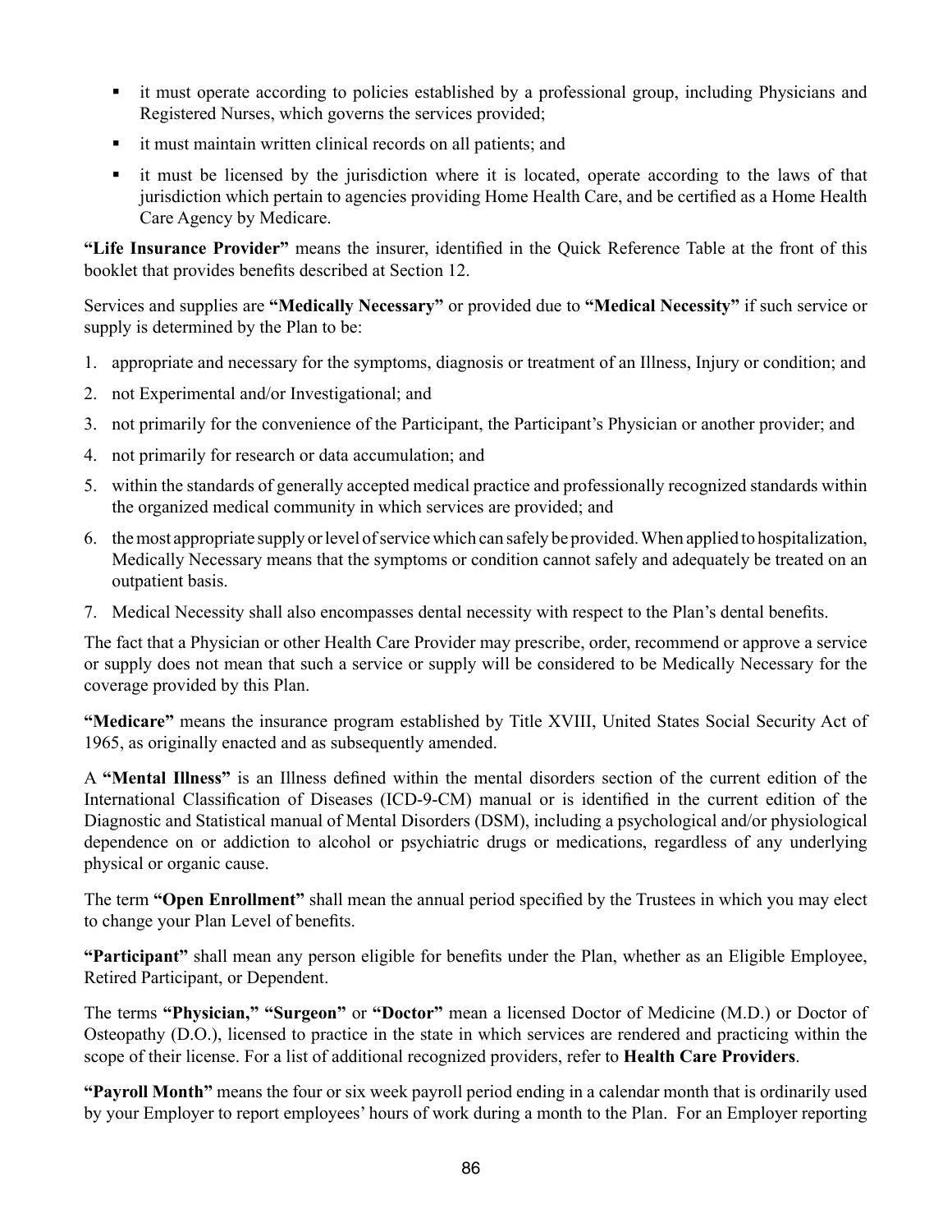- it must operate according to policies established by a professional group, including Physicians and Registered Nurses, which governs the services provided;
- it must maintain written clinical records on all patients; and
- it must be licensed by the jurisdiction where it is located, operate according to the laws of that jurisdiction which pertain to agencies providing Home Health Care, and be certified as a Home Health Care Agency by Medicare.

**"Life Insurance Provider"** means the insurer, identified in the Quick Reference Table at the front of this booklet that provides benefits described at Section 12.

Services and supplies are **"Medically Necessary"** or provided due to **"Medical Necessity"** if such service or supply is determined by the Plan to be:

1. appropriate and necessary for the symptoms, diagnosis or treatment of an Illness, Injury or condition; and
2. not Experimental and/or Investigational; and
3. not primarily for the convenience of the Participant, the Participant's Physician or another provider; and
4. not primarily for research or data accumulation; and
5. within the standards of generally accepted medical practice and professionally recognized standards within the organized medical community in which services are provided; and
6. the most appropriate supply or level of service which can safely be provided. When applied to hospitalization, Medically Necessary means that the symptoms or condition cannot safely and adequately be treated on an outpatient basis.
7. Medical Necessity shall also encompasses dental necessity with respect to the Plan's dental benefits.

The fact that a Physician or other Health Care Provider may prescribe, order, recommend or approve a service or supply does not mean that such a service or supply will be considered to be Medically Necessary for the coverage provided by this Plan.

**"Medicare"** means the insurance program established by Title XVIII, United States Social Security Act of 1965, as originally enacted and as subsequently amended.

A **"Mental Illness"** is an Illness defined within the mental disorders section of the current edition of the International Classification of Diseases (ICD-9-CM) manual or is identified in the current edition of the Diagnostic and Statistical manual of Mental Disorders (DSM), including a psychological and/or physiological dependence on or addiction to alcohol or psychiatric drugs or medications, regardless of any underlying physical or organic cause.

The term **"Open Enrollment"** shall mean the annual period specified by the Trustees in which you may elect to change your Plan Level of benefits.

**"Participant"** shall mean any person eligible for benefits under the Plan, whether as an Eligible Employee, Retired Participant, or Dependent.

The terms **"Physician," "Surgeon"** or **"Doctor"** mean a licensed Doctor of Medicine (M.D.) or Doctor of Osteopathy (D.O.), licensed to practice in the state in which services are rendered and practicing within the scope of their license. For a list of additional recognized providers, refer to **Health Care Providers**.

**"Payroll Month"** means the four or six week payroll period ending in a calendar month that is ordinarily used by your Employer to report employees' hours of work during a month to the Plan. For an Employer reporting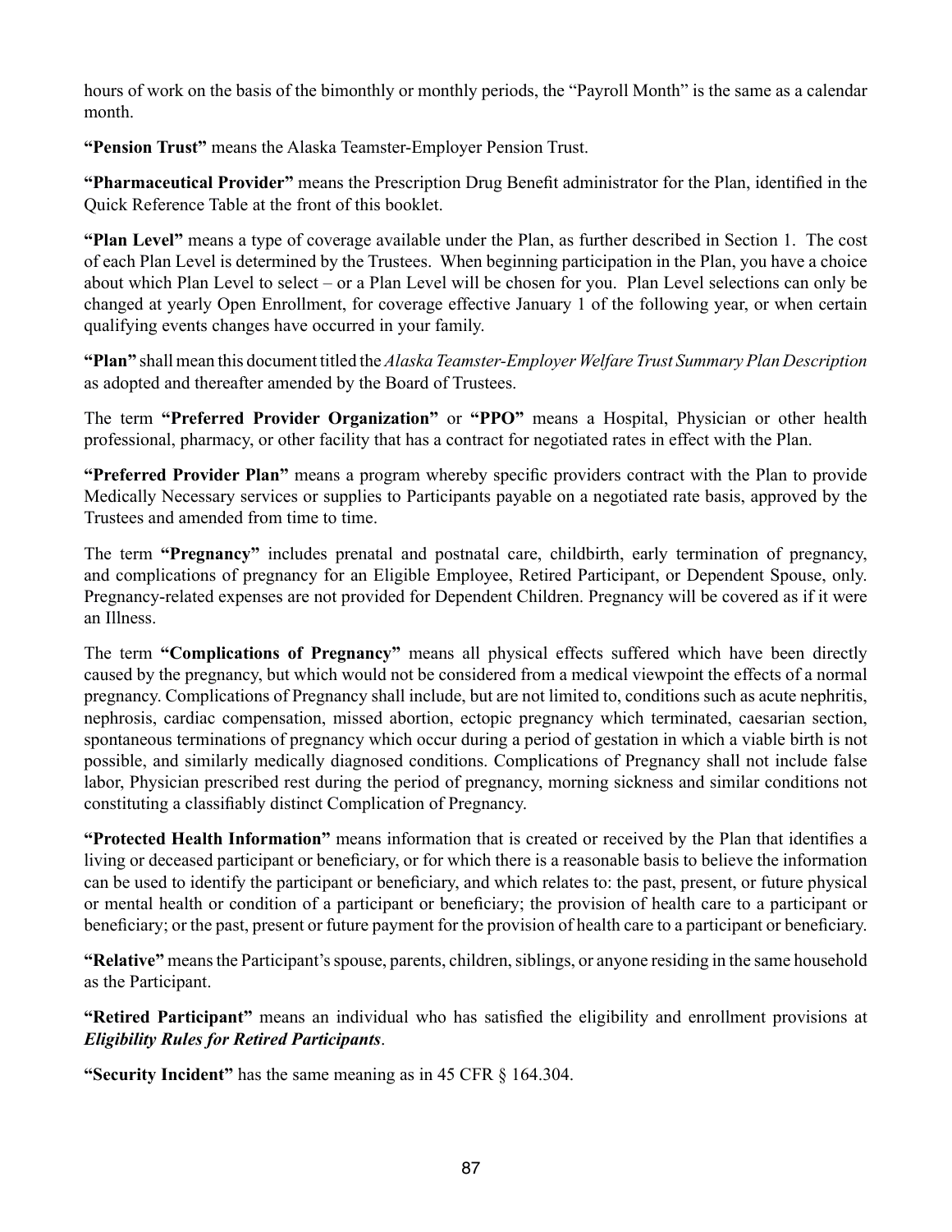hours of work on the basis of the bimonthly or monthly periods, the "Payroll Month" is the same as a calendar month.

**"Pension Trust"** means the Alaska Teamster-Employer Pension Trust.

**"Pharmaceutical Provider"** means the Prescription Drug Benefit administrator for the Plan, identified in the Quick Reference Table at the front of this booklet.

**"Plan Level"** means a type of coverage available under the Plan, as further described in Section 1. The cost of each Plan Level is determined by the Trustees. When beginning participation in the Plan, you have a choice about which Plan Level to select – or a Plan Level will be chosen for you. Plan Level selections can only be changed at yearly Open Enrollment, for coverage effective January 1 of the following year, or when certain qualifying events changes have occurred in your family.

**"Plan"** shall mean this document titled the *Alaska Teamster-Employer Welfare Trust Summary Plan Description* as adopted and thereafter amended by the Board of Trustees.

The term **"Preferred Provider Organization"** or **"PPO"** means a Hospital, Physician or other health professional, pharmacy, or other facility that has a contract for negotiated rates in effect with the Plan.

**"Preferred Provider Plan"** means a program whereby specific providers contract with the Plan to provide Medically Necessary services or supplies to Participants payable on a negotiated rate basis, approved by the Trustees and amended from time to time.

The term **"Pregnancy"** includes prenatal and postnatal care, childbirth, early termination of pregnancy, and complications of pregnancy for an Eligible Employee, Retired Participant, or Dependent Spouse, only. Pregnancy-related expenses are not provided for Dependent Children. Pregnancy will be covered as if it were an Illness.

The term **"Complications of Pregnancy"** means all physical effects suffered which have been directly caused by the pregnancy, but which would not be considered from a medical viewpoint the effects of a normal pregnancy. Complications of Pregnancy shall include, but are not limited to, conditions such as acute nephritis, nephrosis, cardiac compensation, missed abortion, ectopic pregnancy which terminated, caesarian section, spontaneous terminations of pregnancy which occur during a period of gestation in which a viable birth is not possible, and similarly medically diagnosed conditions. Complications of Pregnancy shall not include false labor, Physician prescribed rest during the period of pregnancy, morning sickness and similar conditions not constituting a classifiably distinct Complication of Pregnancy.

**"Protected Health Information"** means information that is created or received by the Plan that identifies a living or deceased participant or beneficiary, or for which there is a reasonable basis to believe the information can be used to identify the participant or beneficiary, and which relates to: the past, present, or future physical or mental health or condition of a participant or beneficiary; the provision of health care to a participant or beneficiary; or the past, present or future payment for the provision of health care to a participant or beneficiary.

**"Relative"** means the Participant's spouse, parents, children, siblings, or anyone residing in the same household as the Participant.

**"Retired Participant"** means an individual who has satisfied the eligibility and enrollment provisions at ***Eligibility Rules for Retired Participants***.

**"Security Incident"** has the same meaning as in 45 CFR § 164.304.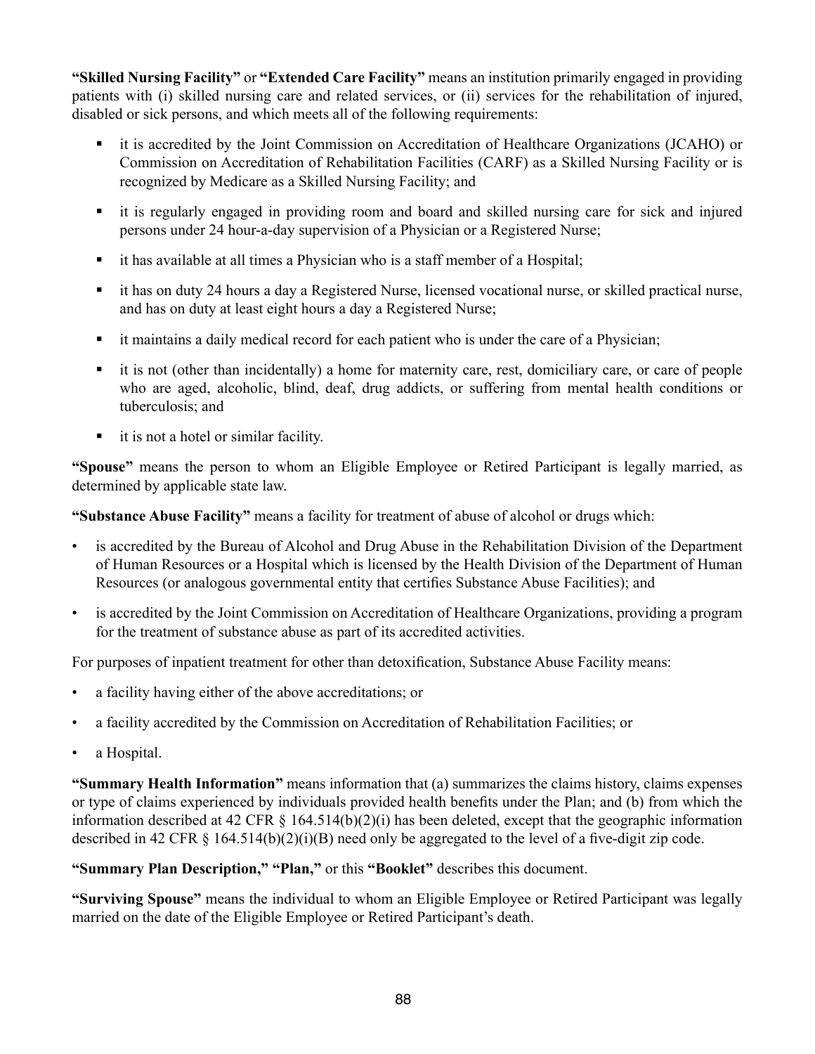**"Skilled Nursing Facility"** or **"Extended Care Facility"** means an institution primarily engaged in providing patients with (i) skilled nursing care and related services, or (ii) services for the rehabilitation of injured, disabled or sick persons, and which meets all of the following requirements:

- it is accredited by the Joint Commission on Accreditation of Healthcare Organizations (JCAHO) or Commission on Accreditation of Rehabilitation Facilities (CARF) as a Skilled Nursing Facility or is recognized by Medicare as a Skilled Nursing Facility; and
- it is regularly engaged in providing room and board and skilled nursing care for sick and injured persons under 24 hour-a-day supervision of a Physician or a Registered Nurse;
- it has available at all times a Physician who is a staff member of a Hospital;
- it has on duty 24 hours a day a Registered Nurse, licensed vocational nurse, or skilled practical nurse, and has on duty at least eight hours a day a Registered Nurse;
- it maintains a daily medical record for each patient who is under the care of a Physician;
- it is not (other than incidentally) a home for maternity care, rest, domiciliary care, or care of people who are aged, alcoholic, blind, deaf, drug addicts, or suffering from mental health conditions or tuberculosis; and
- it is not a hotel or similar facility.

**"Spouse"** means the person to whom an Eligible Employee or Retired Participant is legally married, as determined by applicable state law.

**"Substance Abuse Facility"** means a facility for treatment of abuse of alcohol or drugs which:

- is accredited by the Bureau of Alcohol and Drug Abuse in the Rehabilitation Division of the Department of Human Resources or a Hospital which is licensed by the Health Division of the Department of Human Resources (or analogous governmental entity that certifies Substance Abuse Facilities); and
- is accredited by the Joint Commission on Accreditation of Healthcare Organizations, providing a program for the treatment of substance abuse as part of its accredited activities.

For purposes of inpatient treatment for other than detoxification, Substance Abuse Facility means:

- a facility having either of the above accreditations; or
- a facility accredited by the Commission on Accreditation of Rehabilitation Facilities; or
- a Hospital.

**"Summary Health Information"** means information that (a) summarizes the claims history, claims expenses or type of claims experienced by individuals provided health benefits under the Plan; and (b) from which the information described at 42 CFR § 164.514(b)(2)(i) has been deleted, except that the geographic information described in 42 CFR § 164.514(b)(2)(i)(B) need only be aggregated to the level of a five-digit zip code.

**"Summary Plan Description," "Plan,"** or this **"Booklet"** describes this document.

**"Surviving Spouse"** means the individual to whom an Eligible Employee or Retired Participant was legally married on the date of the Eligible Employee or Retired Participant's death.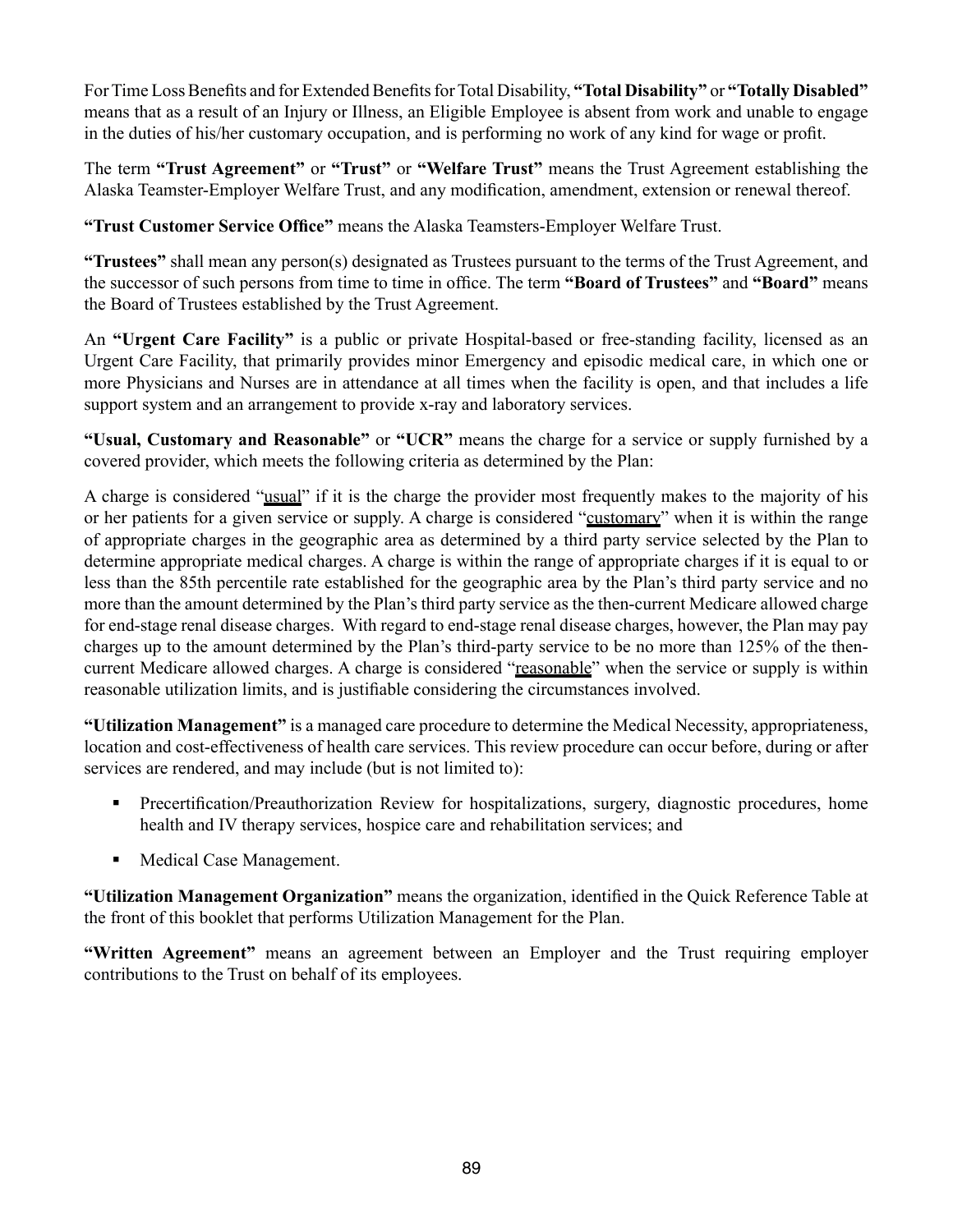For Time Loss Benefits and for Extended Benefits for Total Disability, **"Total Disability"** or **"Totally Disabled"** means that as a result of an Injury or Illness, an Eligible Employee is absent from work and unable to engage in the duties of his/her customary occupation, and is performing no work of any kind for wage or profit.

The term **"Trust Agreement"** or **"Trust"** or **"Welfare Trust"** means the Trust Agreement establishing the Alaska Teamster-Employer Welfare Trust, and any modification, amendment, extension or renewal thereof.

**"Trust Customer Service Office"** means the Alaska Teamsters-Employer Welfare Trust.

**"Trustees"** shall mean any person(s) designated as Trustees pursuant to the terms of the Trust Agreement, and the successor of such persons from time to time in office. The term **"Board of Trustees"** and **"Board"** means the Board of Trustees established by the Trust Agreement.

An **"Urgent Care Facility"** is a public or private Hospital-based or free-standing facility, licensed as an Urgent Care Facility, that primarily provides minor Emergency and episodic medical care, in which one or more Physicians and Nurses are in attendance at all times when the facility is open, and that includes a life support system and an arrangement to provide x-ray and laboratory services.

**"Usual, Customary and Reasonable"** or **"UCR"** means the charge for a service or supply furnished by a covered provider, which meets the following criteria as determined by the Plan:

A charge is considered "usual" if it is the charge the provider most frequently makes to the majority of his or her patients for a given service or supply. A charge is considered "customary" when it is within the range of appropriate charges in the geographic area as determined by a third party service selected by the Plan to determine appropriate medical charges. A charge is within the range of appropriate charges if it is equal to or less than the 85th percentile rate established for the geographic area by the Plan's third party service and no more than the amount determined by the Plan's third party service as the then-current Medicare allowed charge for end-stage renal disease charges. With regard to end-stage renal disease charges, however, the Plan may pay charges up to the amount determined by the Plan's third-party service to be no more than 125% of the then-current Medicare allowed charges. A charge is considered "reasonable" when the service or supply is within reasonable utilization limits, and is justifiable considering the circumstances involved.

**"Utilization Management"** is a managed care procedure to determine the Medical Necessity, appropriateness, location and cost-effectiveness of health care services. This review procedure can occur before, during or after services are rendered, and may include (but is not limited to):

- Precertification/Preauthorization Review for hospitalizations, surgery, diagnostic procedures, home health and IV therapy services, hospice care and rehabilitation services; and
- Medical Case Management.

**"Utilization Management Organization"** means the organization, identified in the Quick Reference Table at the front of this booklet that performs Utilization Management for the Plan.

**"Written Agreement"** means an agreement between an Employer and the Trust requiring employer contributions to the Trust on behalf of its employees.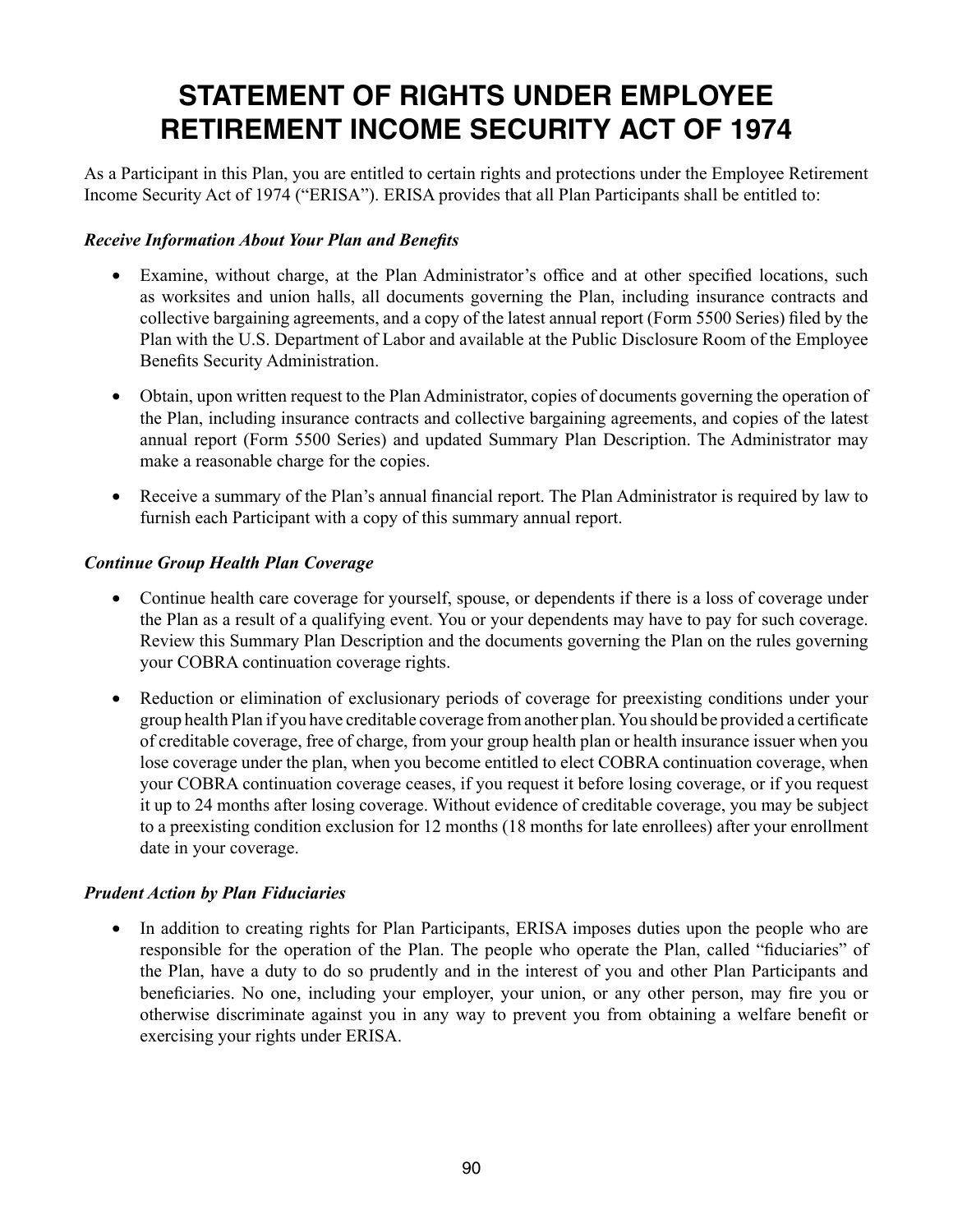# STATEMENT OF RIGHTS UNDER EMPLOYEE RETIREMENT INCOME SECURITY ACT OF 1974

As a Participant in this Plan, you are entitled to certain rights and protections under the Employee Retirement Income Security Act of 1974 ("ERISA"). ERISA provides that all Plan Participants shall be entitled to:

***Receive Information About Your Plan and Benefits***

- Examine, without charge, at the Plan Administrator's office and at other specified locations, such as worksites and union halls, all documents governing the Plan, including insurance contracts and collective bargaining agreements, and a copy of the latest annual report (Form 5500 Series) filed by the Plan with the U.S. Department of Labor and available at the Public Disclosure Room of the Employee Benefits Security Administration.

- Obtain, upon written request to the Plan Administrator, copies of documents governing the operation of the Plan, including insurance contracts and collective bargaining agreements, and copies of the latest annual report (Form 5500 Series) and updated Summary Plan Description. The Administrator may make a reasonable charge for the copies.

- Receive a summary of the Plan's annual financial report. The Plan Administrator is required by law to furnish each Participant with a copy of this summary annual report.

***Continue Group Health Plan Coverage***

- Continue health care coverage for yourself, spouse, or dependents if there is a loss of coverage under the Plan as a result of a qualifying event. You or your dependents may have to pay for such coverage. Review this Summary Plan Description and the documents governing the Plan on the rules governing your COBRA continuation coverage rights.

- Reduction or elimination of exclusionary periods of coverage for preexisting conditions under your group health Plan if you have creditable coverage from another plan. You should be provided a certificate of creditable coverage, free of charge, from your group health plan or health insurance issuer when you lose coverage under the plan, when you become entitled to elect COBRA continuation coverage, when your COBRA continuation coverage ceases, if you request it before losing coverage, or if you request it up to 24 months after losing coverage. Without evidence of creditable coverage, you may be subject to a preexisting condition exclusion for 12 months (18 months for late enrollees) after your enrollment date in your coverage.

***Prudent Action by Plan Fiduciaries***

- In addition to creating rights for Plan Participants, ERISA imposes duties upon the people who are responsible for the operation of the Plan. The people who operate the Plan, called "fiduciaries" of the Plan, have a duty to do so prudently and in the interest of you and other Plan Participants and beneficiaries. No one, including your employer, your union, or any other person, may fire you or otherwise discriminate against you in any way to prevent you from obtaining a welfare benefit or exercising your rights under ERISA.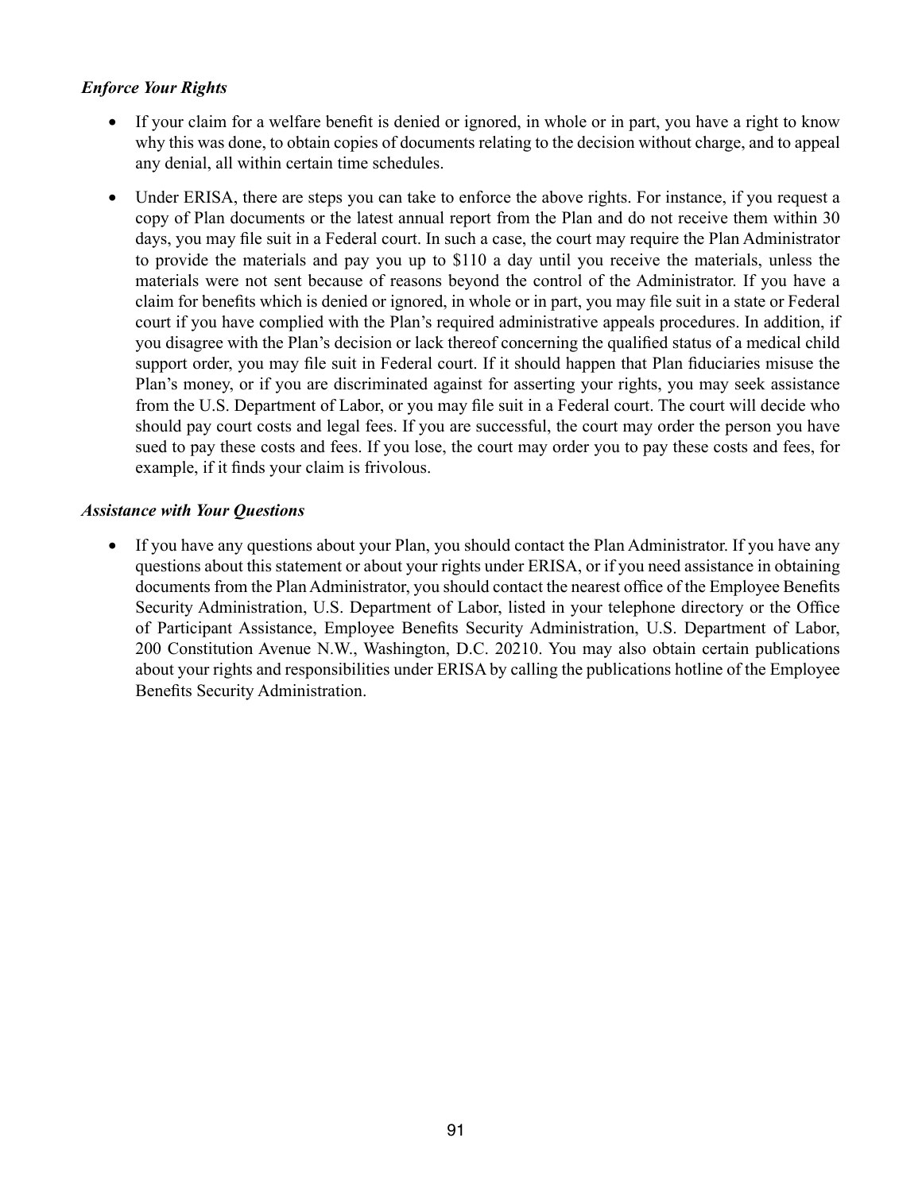***Enforce Your Rights***

- If your claim for a welfare benefit is denied or ignored, in whole or in part, you have a right to know why this was done, to obtain copies of documents relating to the decision without charge, and to appeal any denial, all within certain time schedules.

- Under ERISA, there are steps you can take to enforce the above rights. For instance, if you request a copy of Plan documents or the latest annual report from the Plan and do not receive them within 30 days, you may file suit in a Federal court. In such a case, the court may require the Plan Administrator to provide the materials and pay you up to $110 a day until you receive the materials, unless the materials were not sent because of reasons beyond the control of the Administrator. If you have a claim for benefits which is denied or ignored, in whole or in part, you may file suit in a state or Federal court if you have complied with the Plan's required administrative appeals procedures. In addition, if you disagree with the Plan's decision or lack thereof concerning the qualified status of a medical child support order, you may file suit in Federal court. If it should happen that Plan fiduciaries misuse the Plan's money, or if you are discriminated against for asserting your rights, you may seek assistance from the U.S. Department of Labor, or you may file suit in a Federal court. The court will decide who should pay court costs and legal fees. If you are successful, the court may order the person you have sued to pay these costs and fees. If you lose, the court may order you to pay these costs and fees, for example, if it finds your claim is frivolous.

***Assistance with Your Questions***

- If you have any questions about your Plan, you should contact the Plan Administrator. If you have any questions about this statement or about your rights under ERISA, or if you need assistance in obtaining documents from the Plan Administrator, you should contact the nearest office of the Employee Benefits Security Administration, U.S. Department of Labor, listed in your telephone directory or the Office of Participant Assistance, Employee Benefits Security Administration, U.S. Department of Labor, 200 Constitution Avenue N.W., Washington, D.C. 20210. You may also obtain certain publications about your rights and responsibilities under ERISA by calling the publications hotline of the Employee Benefits Security Administration.